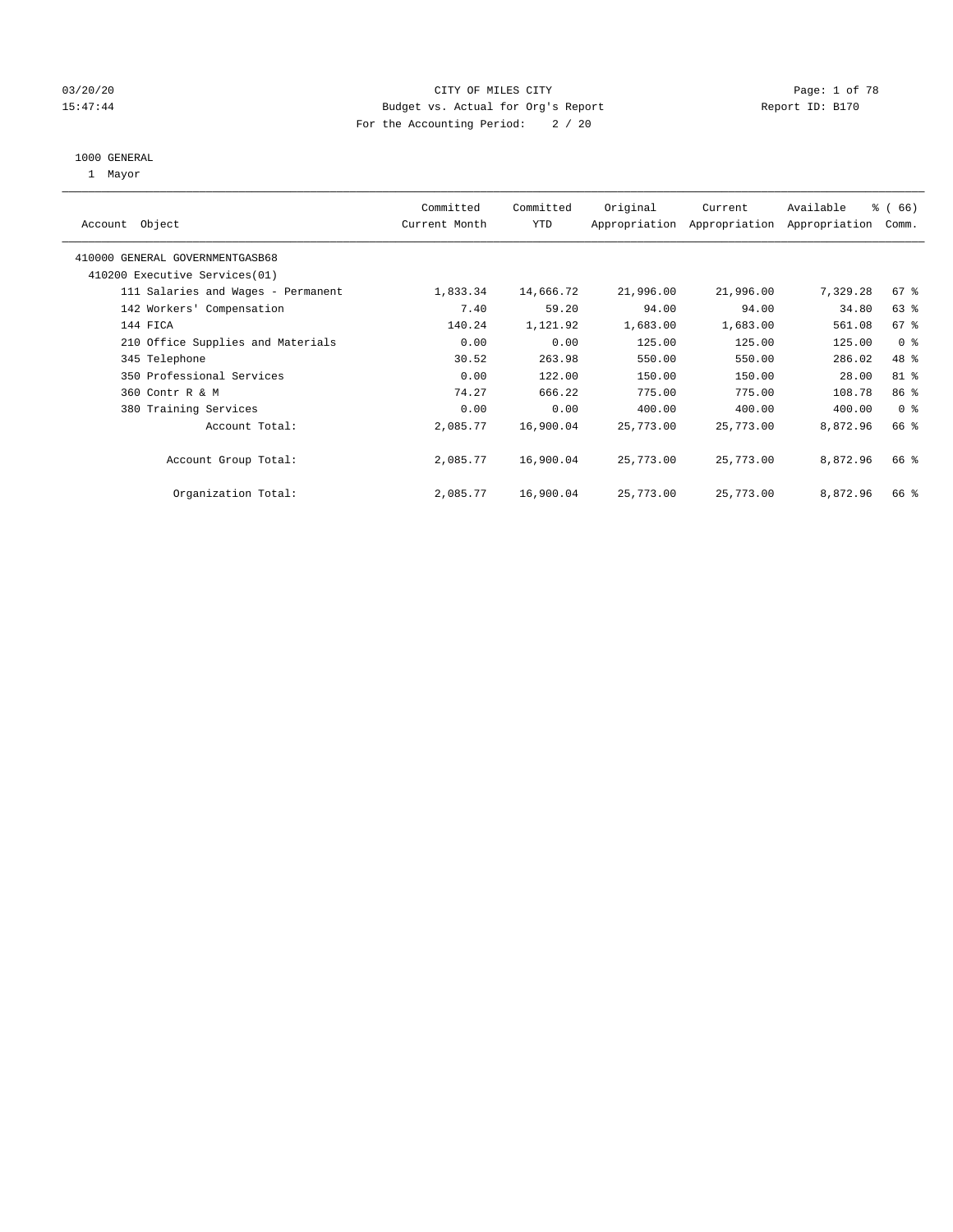# CITY OF MILES CITY

## Budget vs. Actual for Org's Report

For the Accounting Period: 2 / 20

03/20/20 15:47:44 — Report ID: B170

### 1000 GENERAL

1 Mayor

| Account Object | Committed Current Month | Committed YTD | Original Appropriation | Current Appropriation | Available Appropriation | % ( 66) Comm. |
|---|---|---|---|---|---|---|
| 410000 GENERAL GOVERNMENTGASB68 | | | | | | |
| 410200 Executive Services(01) | | | | | | |
| 111 Salaries and Wages - Permanent | 1,833.34 | 14,666.72 | 21,996.00 | 21,996.00 | 7,329.28 | 67 % |
| 142 Workers' Compensation | 7.40 | 59.20 | 94.00 | 94.00 | 34.80 | 63 % |
| 144 FICA | 140.24 | 1,121.92 | 1,683.00 | 1,683.00 | 561.08 | 67 % |
| 210 Office Supplies and Materials | 0.00 | 0.00 | 125.00 | 125.00 | 125.00 | 0 % |
| 345 Telephone | 30.52 | 263.98 | 550.00 | 550.00 | 286.02 | 48 % |
| 350 Professional Services | 0.00 | 122.00 | 150.00 | 150.00 | 28.00 | 81 % |
| 360 Contr R & M | 74.27 | 666.22 | 775.00 | 775.00 | 108.78 | 86 % |
| 380 Training Services | 0.00 | 0.00 | 400.00 | 400.00 | 400.00 | 0 % |
| Account Total: | 2,085.77 | 16,900.04 | 25,773.00 | 25,773.00 | 8,872.96 | 66 % |
| Account Group Total: | 2,085.77 | 16,900.04 | 25,773.00 | 25,773.00 | 8,872.96 | 66 % |
| Organization Total: | 2,085.77 | 16,900.04 | 25,773.00 | 25,773.00 | 8,872.96 | 66 % |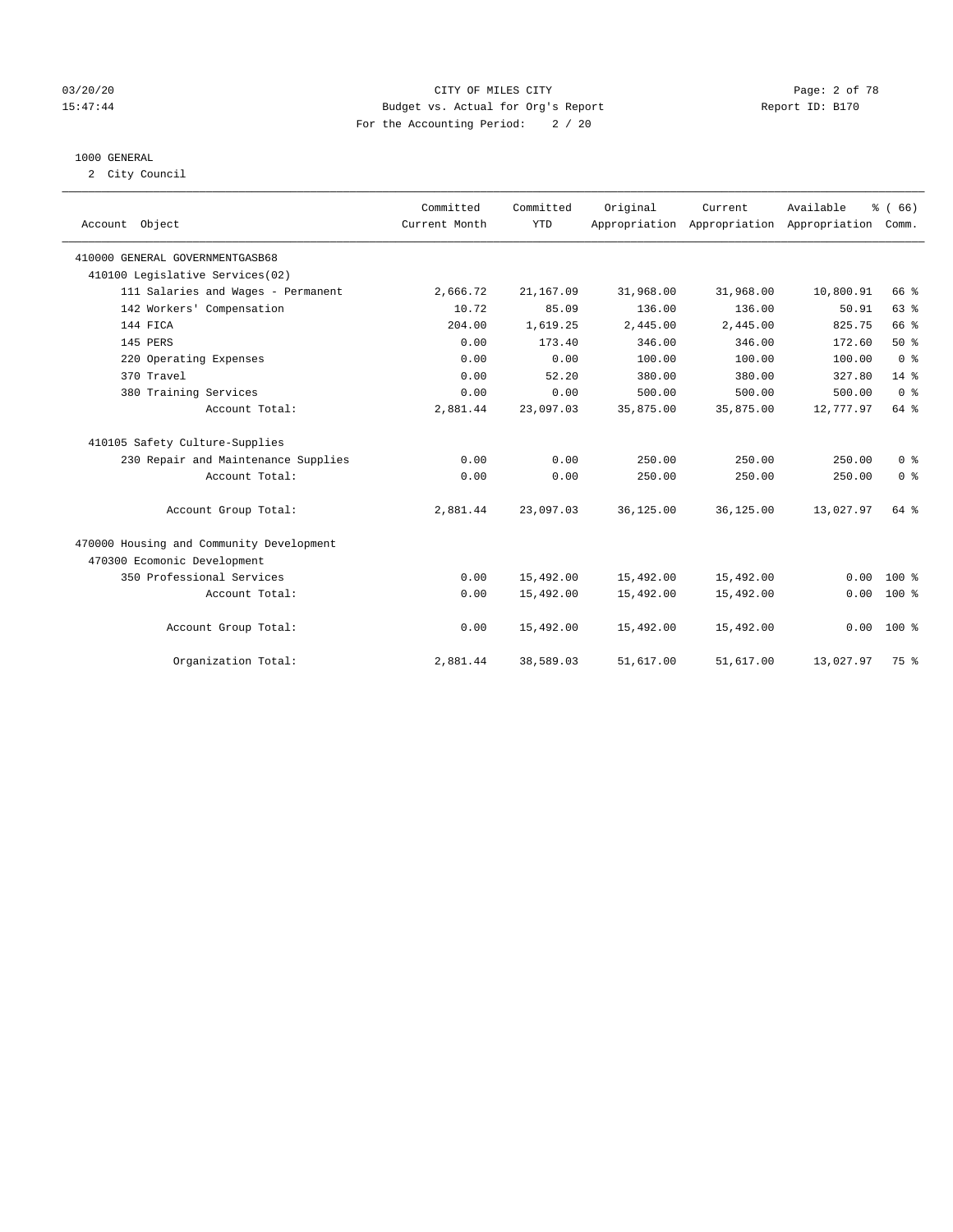CITY OF MILES CITY
Budget vs. Actual for Org's Report
For the Accounting Period: 2 / 20

03/20/20
15:47:44

Report ID: B170

## 1000 GENERAL

2 City Council

| Account Object | Committed Current Month | Committed YTD | Original Appropriation | Current Appropriation | Available Appropriation | % ( 66) Comm. |
|---|---|---|---|---|---|---|
| 410000 GENERAL GOVERNMENTGASB68 | | | | | | |
| 410100 Legislative Services(02) | | | | | | |
| 111 Salaries and Wages - Permanent | 2,666.72 | 21,167.09 | 31,968.00 | 31,968.00 | 10,800.91 | 66 % |
| 142 Workers' Compensation | 10.72 | 85.09 | 136.00 | 136.00 | 50.91 | 63 % |
| 144 FICA | 204.00 | 1,619.25 | 2,445.00 | 2,445.00 | 825.75 | 66 % |
| 145 PERS | 0.00 | 173.40 | 346.00 | 346.00 | 172.60 | 50 % |
| 220 Operating Expenses | 0.00 | 0.00 | 100.00 | 100.00 | 100.00 | 0 % |
| 370 Travel | 0.00 | 52.20 | 380.00 | 380.00 | 327.80 | 14 % |
| 380 Training Services | 0.00 | 0.00 | 500.00 | 500.00 | 500.00 | 0 % |
| Account Total: | 2,881.44 | 23,097.03 | 35,875.00 | 35,875.00 | 12,777.97 | 64 % |
| 410105 Safety Culture-Supplies | | | | | | |
| 230 Repair and Maintenance Supplies | 0.00 | 0.00 | 250.00 | 250.00 | 250.00 | 0 % |
| Account Total: | 0.00 | 0.00 | 250.00 | 250.00 | 250.00 | 0 % |
| Account Group Total: | 2,881.44 | 23,097.03 | 36,125.00 | 36,125.00 | 13,027.97 | 64 % |
| 470000 Housing and Community Development | | | | | | |
| 470300 Ecomonic Development | | | | | | |
| 350 Professional Services | 0.00 | 15,492.00 | 15,492.00 | 15,492.00 | 0.00 | 100 % |
| Account Total: | 0.00 | 15,492.00 | 15,492.00 | 15,492.00 | 0.00 | 100 % |
| Account Group Total: | 0.00 | 15,492.00 | 15,492.00 | 15,492.00 | 0.00 | 100 % |
| Organization Total: | 2,881.44 | 38,589.03 | 51,617.00 | 51,617.00 | 13,027.97 | 75 % |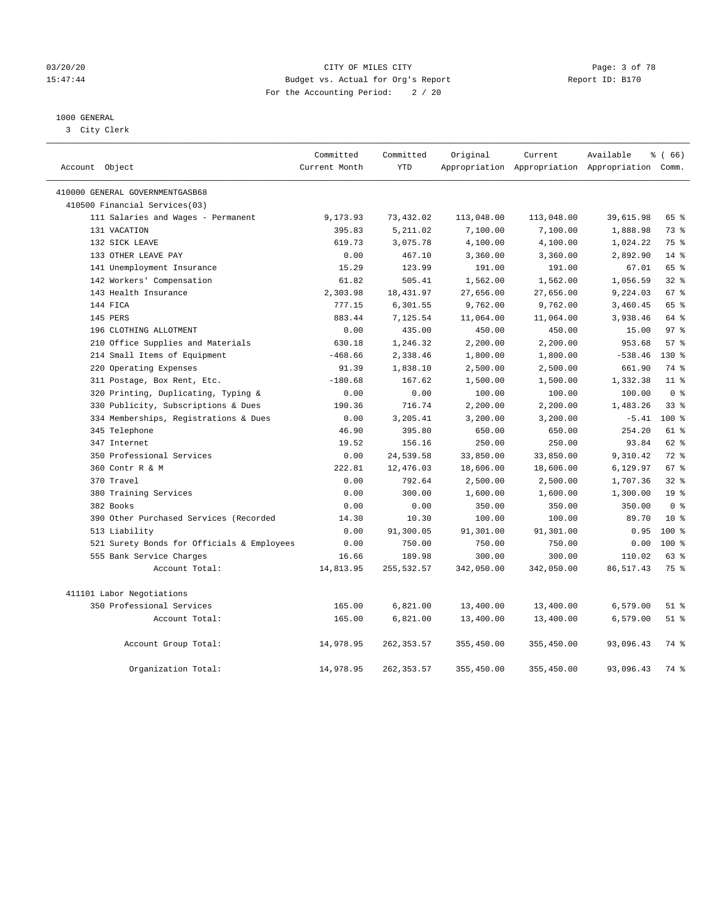CITY OF MILES CITY
Budget vs. Actual for Org's Report
For the Accounting Period: 2 / 20

1000 GENERAL
3 City Clerk

| Account Object | Committed Current Month | Committed YTD | Original Appropriation | Current Appropriation | Available Appropriation | % ( 66) Comm. |
|---|---|---|---|---|---|---|
| 410000 GENERAL GOVERNMENTGASB68 | | | | | | |
| 410500 Financial Services(03) | | | | | | |
| 111 Salaries and Wages - Permanent | 9,173.93 | 73,432.02 | 113,048.00 | 113,048.00 | 39,615.98 | 65 % |
| 131 VACATION | 395.83 | 5,211.02 | 7,100.00 | 7,100.00 | 1,888.98 | 73 % |
| 132 SICK LEAVE | 619.73 | 3,075.78 | 4,100.00 | 4,100.00 | 1,024.22 | 75 % |
| 133 OTHER LEAVE PAY | 0.00 | 467.10 | 3,360.00 | 3,360.00 | 2,892.90 | 14 % |
| 141 Unemployment Insurance | 15.29 | 123.99 | 191.00 | 191.00 | 67.01 | 65 % |
| 142 Workers' Compensation | 61.82 | 505.41 | 1,562.00 | 1,562.00 | 1,056.59 | 32 % |
| 143 Health Insurance | 2,303.98 | 18,431.97 | 27,656.00 | 27,656.00 | 9,224.03 | 67 % |
| 144 FICA | 777.15 | 6,301.55 | 9,762.00 | 9,762.00 | 3,460.45 | 65 % |
| 145 PERS | 883.44 | 7,125.54 | 11,064.00 | 11,064.00 | 3,938.46 | 64 % |
| 196 CLOTHING ALLOTMENT | 0.00 | 435.00 | 450.00 | 450.00 | 15.00 | 97 % |
| 210 Office Supplies and Materials | 630.18 | 1,246.32 | 2,200.00 | 2,200.00 | 953.68 | 57 % |
| 214 Small Items of Equipment | -468.66 | 2,338.46 | 1,800.00 | 1,800.00 | -538.46 | 130 % |
| 220 Operating Expenses | 91.39 | 1,838.10 | 2,500.00 | 2,500.00 | 661.90 | 74 % |
| 311 Postage, Box Rent, Etc. | -180.68 | 167.62 | 1,500.00 | 1,500.00 | 1,332.38 | 11 % |
| 320 Printing, Duplicating, Typing & | 0.00 | 0.00 | 100.00 | 100.00 | 100.00 | 0 % |
| 330 Publicity, Subscriptions & Dues | 190.36 | 716.74 | 2,200.00 | 2,200.00 | 1,483.26 | 33 % |
| 334 Memberships, Registrations & Dues | 0.00 | 3,205.41 | 3,200.00 | 3,200.00 | -5.41 | 100 % |
| 345 Telephone | 46.90 | 395.80 | 650.00 | 650.00 | 254.20 | 61 % |
| 347 Internet | 19.52 | 156.16 | 250.00 | 250.00 | 93.84 | 62 % |
| 350 Professional Services | 0.00 | 24,539.58 | 33,850.00 | 33,850.00 | 9,310.42 | 72 % |
| 360 Contr R & M | 222.81 | 12,476.03 | 18,606.00 | 18,606.00 | 6,129.97 | 67 % |
| 370 Travel | 0.00 | 792.64 | 2,500.00 | 2,500.00 | 1,707.36 | 32 % |
| 380 Training Services | 0.00 | 300.00 | 1,600.00 | 1,600.00 | 1,300.00 | 19 % |
| 382 Books | 0.00 | 0.00 | 350.00 | 350.00 | 350.00 | 0 % |
| 390 Other Purchased Services (Recorded | 14.30 | 10.30 | 100.00 | 100.00 | 89.70 | 10 % |
| 513 Liability | 0.00 | 91,300.05 | 91,301.00 | 91,301.00 | 0.95 | 100 % |
| 521 Surety Bonds for Officials & Employees | 0.00 | 750.00 | 750.00 | 750.00 | 0.00 | 100 % |
| 555 Bank Service Charges | 16.66 | 189.98 | 300.00 | 300.00 | 110.02 | 63 % |
| Account Total: | 14,813.95 | 255,532.57 | 342,050.00 | 342,050.00 | 86,517.43 | 75 % |
| 411101 Labor Negotiations | | | | | | |
| 350 Professional Services | 165.00 | 6,821.00 | 13,400.00 | 13,400.00 | 6,579.00 | 51 % |
| Account Total: | 165.00 | 6,821.00 | 13,400.00 | 13,400.00 | 6,579.00 | 51 % |
| Account Group Total: | 14,978.95 | 262,353.57 | 355,450.00 | 355,450.00 | 93,096.43 | 74 % |
| Organization Total: | 14,978.95 | 262,353.57 | 355,450.00 | 355,450.00 | 93,096.43 | 74 % |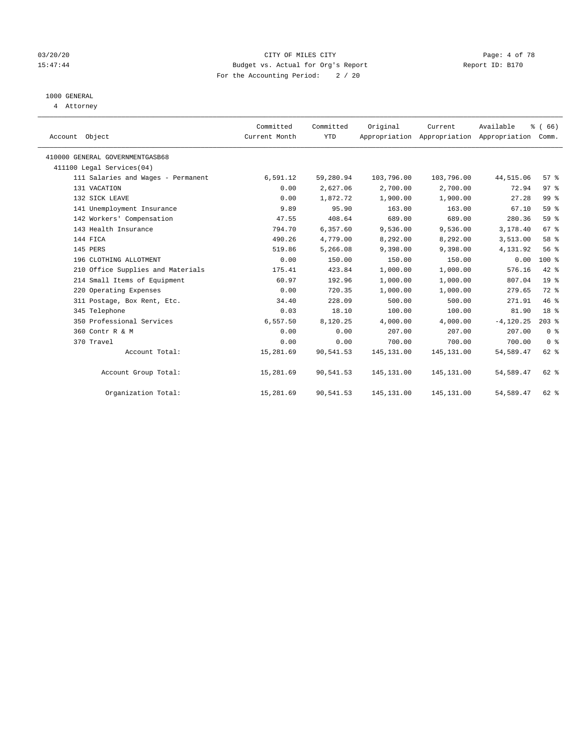CITY OF MILES CITY

Budget vs. Actual for Org's Report

For the Accounting Period: 2 / 20

03/20/20 15:47:44 — Report ID: B170

1000 GENERAL

4 Attorney

| Account Object | Committed Current Month | Committed YTD | Original Appropriation | Current Appropriation | Available Appropriation | % ( 66) Comm. |
|---|---|---|---|---|---|---|
| 410000 GENERAL GOVERNMENTGASB68 | | | | | | |
| 411100 Legal Services(04) | | | | | | |
| 111 Salaries and Wages - Permanent | 6,591.12 | 59,280.94 | 103,796.00 | 103,796.00 | 44,515.06 | 57 % |
| 131 VACATION | 0.00 | 2,627.06 | 2,700.00 | 2,700.00 | 72.94 | 97 % |
| 132 SICK LEAVE | 0.00 | 1,872.72 | 1,900.00 | 1,900.00 | 27.28 | 99 % |
| 141 Unemployment Insurance | 9.89 | 95.90 | 163.00 | 163.00 | 67.10 | 59 % |
| 142 Workers' Compensation | 47.55 | 408.64 | 689.00 | 689.00 | 280.36 | 59 % |
| 143 Health Insurance | 794.70 | 6,357.60 | 9,536.00 | 9,536.00 | 3,178.40 | 67 % |
| 144 FICA | 490.26 | 4,779.00 | 8,292.00 | 8,292.00 | 3,513.00 | 58 % |
| 145 PERS | 519.86 | 5,266.08 | 9,398.00 | 9,398.00 | 4,131.92 | 56 % |
| 196 CLOTHING ALLOTMENT | 0.00 | 150.00 | 150.00 | 150.00 | 0.00 | 100 % |
| 210 Office Supplies and Materials | 175.41 | 423.84 | 1,000.00 | 1,000.00 | 576.16 | 42 % |
| 214 Small Items of Equipment | 60.97 | 192.96 | 1,000.00 | 1,000.00 | 807.04 | 19 % |
| 220 Operating Expenses | 0.00 | 720.35 | 1,000.00 | 1,000.00 | 279.65 | 72 % |
| 311 Postage, Box Rent, Etc. | 34.40 | 228.09 | 500.00 | 500.00 | 271.91 | 46 % |
| 345 Telephone | 0.03 | 18.10 | 100.00 | 100.00 | 81.90 | 18 % |
| 350 Professional Services | 6,557.50 | 8,120.25 | 4,000.00 | 4,000.00 | -4,120.25 | 203 % |
| 360 Contr R & M | 0.00 | 0.00 | 207.00 | 207.00 | 207.00 | 0 % |
| 370 Travel | 0.00 | 0.00 | 700.00 | 700.00 | 700.00 | 0 % |
| Account Total: | 15,281.69 | 90,541.53 | 145,131.00 | 145,131.00 | 54,589.47 | 62 % |
| Account Group Total: | 15,281.69 | 90,541.53 | 145,131.00 | 145,131.00 | 54,589.47 | 62 % |
| Organization Total: | 15,281.69 | 90,541.53 | 145,131.00 | 145,131.00 | 54,589.47 | 62 % |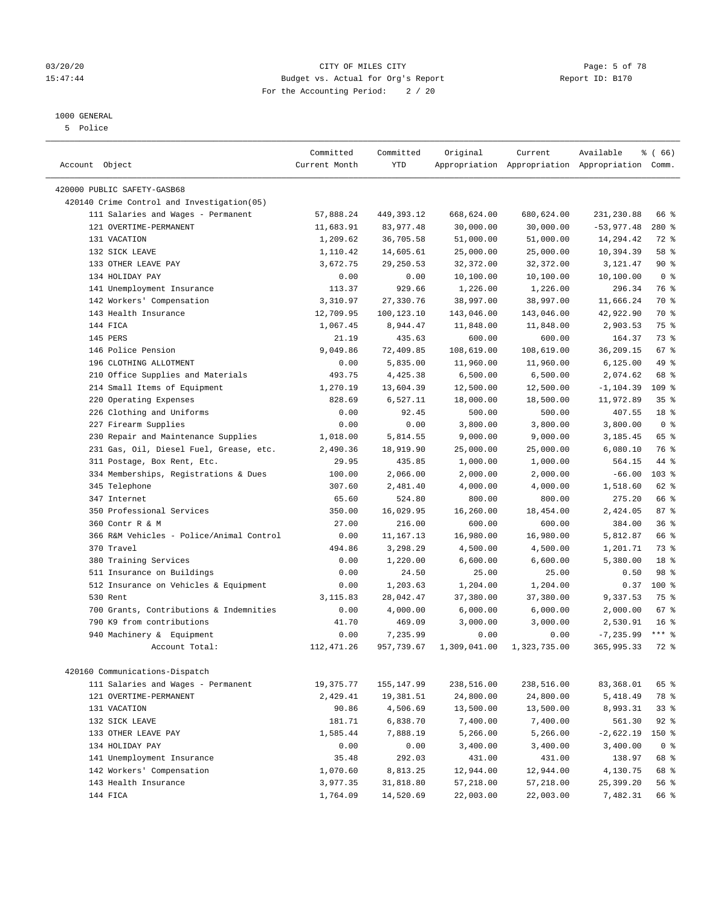1000 GENERAL
5 Police

| Account Object | Committed Current Month | Committed YTD | Original Appropriation | Current Appropriation | Available Appropriation | % ( 66) Comm. |
|---|---|---|---|---|---|---|
| 420000 PUBLIC SAFETY-GASB68 | | | | | | |
| 420140 Crime Control and Investigation(05) | | | | | | |
| 111 Salaries and Wages - Permanent | 57,888.24 | 449,393.12 | 668,624.00 | 680,624.00 | 231,230.88 | 66 % |
| 121 OVERTIME-PERMANENT | 11,683.91 | 83,977.48 | 30,000.00 | 30,000.00 | -53,977.48 | 280 % |
| 131 VACATION | 1,209.62 | 36,705.58 | 51,000.00 | 51,000.00 | 14,294.42 | 72 % |
| 132 SICK LEAVE | 1,110.42 | 14,605.61 | 25,000.00 | 25,000.00 | 10,394.39 | 58 % |
| 133 OTHER LEAVE PAY | 3,672.75 | 29,250.53 | 32,372.00 | 32,372.00 | 3,121.47 | 90 % |
| 134 HOLIDAY PAY | 0.00 | 0.00 | 10,100.00 | 10,100.00 | 10,100.00 | 0 % |
| 141 Unemployment Insurance | 113.37 | 929.66 | 1,226.00 | 1,226.00 | 296.34 | 76 % |
| 142 Workers' Compensation | 3,310.97 | 27,330.76 | 38,997.00 | 38,997.00 | 11,666.24 | 70 % |
| 143 Health Insurance | 12,709.95 | 100,123.10 | 143,046.00 | 143,046.00 | 42,922.90 | 70 % |
| 144 FICA | 1,067.45 | 8,944.47 | 11,848.00 | 11,848.00 | 2,903.53 | 75 % |
| 145 PERS | 21.19 | 435.63 | 600.00 | 600.00 | 164.37 | 73 % |
| 146 Police Pension | 9,049.86 | 72,409.85 | 108,619.00 | 108,619.00 | 36,209.15 | 67 % |
| 196 CLOTHING ALLOTMENT | 0.00 | 5,835.00 | 11,960.00 | 11,960.00 | 6,125.00 | 49 % |
| 210 Office Supplies and Materials | 493.75 | 4,425.38 | 6,500.00 | 6,500.00 | 2,074.62 | 68 % |
| 214 Small Items of Equipment | 1,270.19 | 13,604.39 | 12,500.00 | 12,500.00 | -1,104.39 | 109 % |
| 220 Operating Expenses | 828.69 | 6,527.11 | 18,000.00 | 18,500.00 | 11,972.89 | 35 % |
| 226 Clothing and Uniforms | 0.00 | 92.45 | 500.00 | 500.00 | 407.55 | 18 % |
| 227 Firearm Supplies | 0.00 | 0.00 | 3,800.00 | 3,800.00 | 3,800.00 | 0 % |
| 230 Repair and Maintenance Supplies | 1,018.00 | 5,814.55 | 9,000.00 | 9,000.00 | 3,185.45 | 65 % |
| 231 Gas, Oil, Diesel Fuel, Grease, etc. | 2,490.36 | 18,919.90 | 25,000.00 | 25,000.00 | 6,080.10 | 76 % |
| 311 Postage, Box Rent, Etc. | 29.95 | 435.85 | 1,000.00 | 1,000.00 | 564.15 | 44 % |
| 334 Memberships, Registrations & Dues | 100.00 | 2,066.00 | 2,000.00 | 2,000.00 | -66.00 | 103 % |
| 345 Telephone | 307.60 | 2,481.40 | 4,000.00 | 4,000.00 | 1,518.60 | 62 % |
| 347 Internet | 65.60 | 524.80 | 800.00 | 800.00 | 275.20 | 66 % |
| 350 Professional Services | 350.00 | 16,029.95 | 16,260.00 | 18,454.00 | 2,424.05 | 87 % |
| 360 Contr R & M | 27.00 | 216.00 | 600.00 | 600.00 | 384.00 | 36 % |
| 366 R&M Vehicles - Police/Animal Control | 0.00 | 11,167.13 | 16,980.00 | 16,980.00 | 5,812.87 | 66 % |
| 370 Travel | 494.86 | 3,298.29 | 4,500.00 | 4,500.00 | 1,201.71 | 73 % |
| 380 Training Services | 0.00 | 1,220.00 | 6,600.00 | 6,600.00 | 5,380.00 | 18 % |
| 511 Insurance on Buildings | 0.00 | 24.50 | 25.00 | 25.00 | 0.50 | 98 % |
| 512 Insurance on Vehicles & Equipment | 0.00 | 1,203.63 | 1,204.00 | 1,204.00 | 0.37 | 100 % |
| 530 Rent | 3,115.83 | 28,042.47 | 37,380.00 | 37,380.00 | 9,337.53 | 75 % |
| 700 Grants, Contributions & Indemnities | 0.00 | 4,000.00 | 6,000.00 | 6,000.00 | 2,000.00 | 67 % |
| 790 K9 from contributions | 41.70 | 469.09 | 3,000.00 | 3,000.00 | 2,530.91 | 16 % |
| 940 Machinery & Equipment | 0.00 | 7,235.99 | 0.00 | 0.00 | -7,235.99 | *** % |
| Account Total: | 112,471.26 | 957,739.67 | 1,309,041.00 | 1,323,735.00 | 365,995.33 | 72 % |
| 420160 Communications-Dispatch | | | | | | |
| 111 Salaries and Wages - Permanent | 19,375.77 | 155,147.99 | 238,516.00 | 238,516.00 | 83,368.01 | 65 % |
| 121 OVERTIME-PERMANENT | 2,429.41 | 19,381.51 | 24,800.00 | 24,800.00 | 5,418.49 | 78 % |
| 131 VACATION | 90.86 | 4,506.69 | 13,500.00 | 13,500.00 | 8,993.31 | 33 % |
| 132 SICK LEAVE | 181.71 | 6,838.70 | 7,400.00 | 7,400.00 | 561.30 | 92 % |
| 133 OTHER LEAVE PAY | 1,585.44 | 7,888.19 | 5,266.00 | 5,266.00 | -2,622.19 | 150 % |
| 134 HOLIDAY PAY | 0.00 | 0.00 | 3,400.00 | 3,400.00 | 3,400.00 | 0 % |
| 141 Unemployment Insurance | 35.48 | 292.03 | 431.00 | 431.00 | 138.97 | 68 % |
| 142 Workers' Compensation | 1,070.60 | 8,813.25 | 12,944.00 | 12,944.00 | 4,130.75 | 68 % |
| 143 Health Insurance | 3,977.35 | 31,818.80 | 57,218.00 | 57,218.00 | 25,399.20 | 56 % |
| 144 FICA | 1,764.09 | 14,520.69 | 22,003.00 | 22,003.00 | 7,482.31 | 66 % |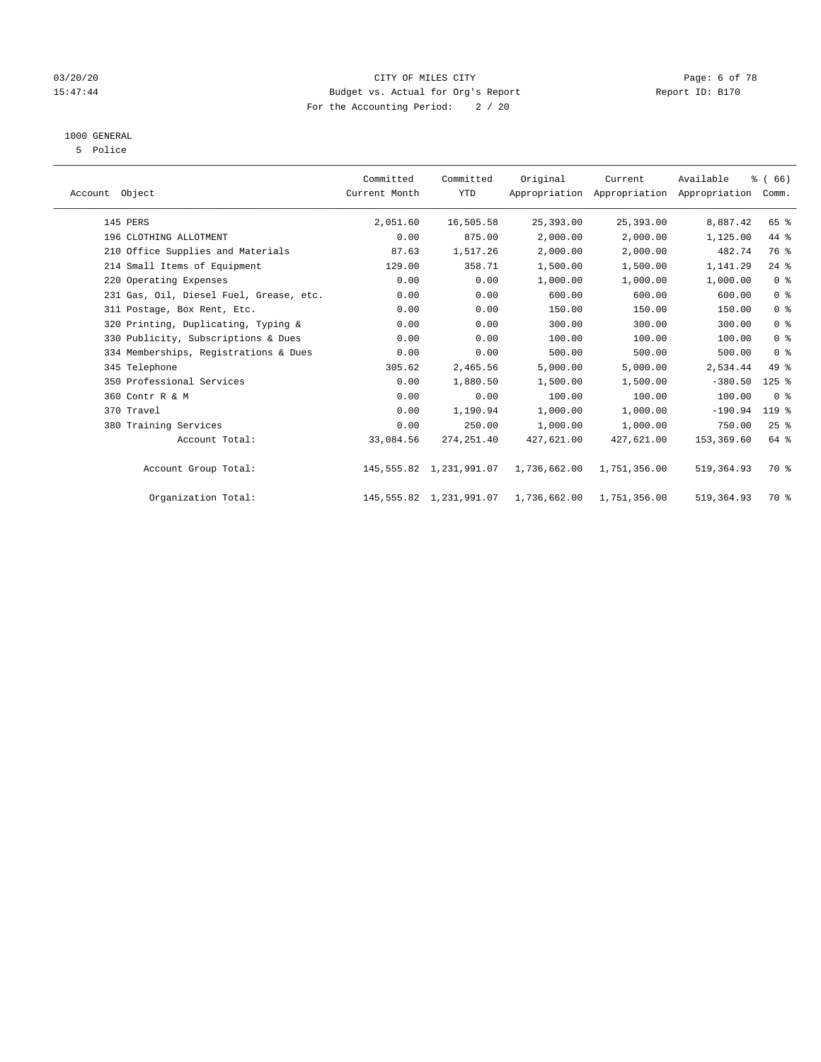CITY OF MILES CITY
Budget vs. Actual for Org's Report
For the Accounting Period: 2 / 20

1000 GENERAL
5 Police

| Account Object | Committed Current Month | Committed YTD | Original Appropriation | Current Appropriation | Available Appropriation | % ( 66) Comm. |
|---|---|---|---|---|---|---|
| 145 PERS | 2,051.60 | 16,505.58 | 25,393.00 | 25,393.00 | 8,887.42 | 65 % |
| 196 CLOTHING ALLOTMENT | 0.00 | 875.00 | 2,000.00 | 2,000.00 | 1,125.00 | 44 % |
| 210 Office Supplies and Materials | 87.63 | 1,517.26 | 2,000.00 | 2,000.00 | 482.74 | 76 % |
| 214 Small Items of Equipment | 129.00 | 358.71 | 1,500.00 | 1,500.00 | 1,141.29 | 24 % |
| 220 Operating Expenses | 0.00 | 0.00 | 1,000.00 | 1,000.00 | 1,000.00 | 0 % |
| 231 Gas, Oil, Diesel Fuel, Grease, etc. | 0.00 | 0.00 | 600.00 | 600.00 | 600.00 | 0 % |
| 311 Postage, Box Rent, Etc. | 0.00 | 0.00 | 150.00 | 150.00 | 150.00 | 0 % |
| 320 Printing, Duplicating, Typing & | 0.00 | 0.00 | 300.00 | 300.00 | 300.00 | 0 % |
| 330 Publicity, Subscriptions & Dues | 0.00 | 0.00 | 100.00 | 100.00 | 100.00 | 0 % |
| 334 Memberships, Registrations & Dues | 0.00 | 0.00 | 500.00 | 500.00 | 500.00 | 0 % |
| 345 Telephone | 305.62 | 2,465.56 | 5,000.00 | 5,000.00 | 2,534.44 | 49 % |
| 350 Professional Services | 0.00 | 1,880.50 | 1,500.00 | 1,500.00 | -380.50 | 125 % |
| 360 Contr R & M | 0.00 | 0.00 | 100.00 | 100.00 | 100.00 | 0 % |
| 370 Travel | 0.00 | 1,190.94 | 1,000.00 | 1,000.00 | -190.94 | 119 % |
| 380 Training Services | 0.00 | 250.00 | 1,000.00 | 1,000.00 | 750.00 | 25 % |
| Account Total: | 33,084.56 | 274,251.40 | 427,621.00 | 427,621.00 | 153,369.60 | 64 % |
| Account Group Total: | 145,555.82 | 1,231,991.07 | 1,736,662.00 | 1,751,356.00 | 519,364.93 | 70 % |
| Organization Total: | 145,555.82 | 1,231,991.07 | 1,736,662.00 | 1,751,356.00 | 519,364.93 | 70 % |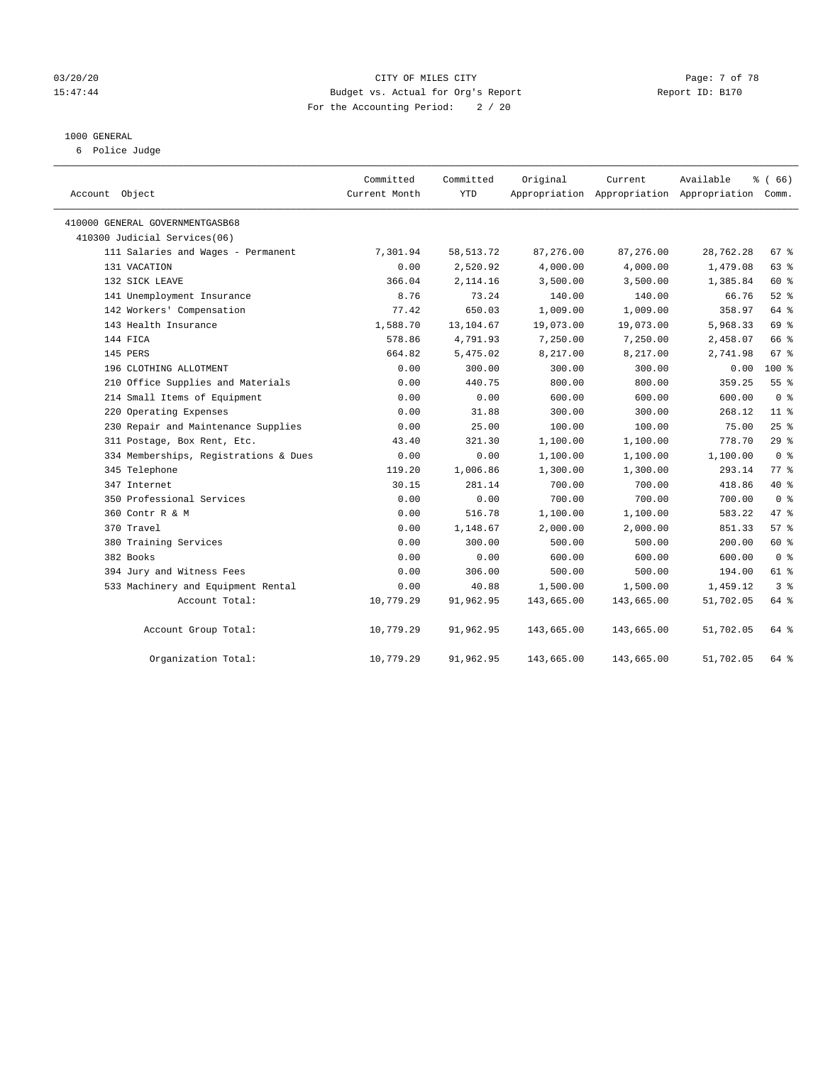CITY OF MILES CITY
Budget vs. Actual for Org's Report
For the Accounting Period: 2 / 20

03/20/20
15:47:44

Report ID: B170

1000 GENERAL
6 Police Judge

| Account Object | Committed Current Month | Committed YTD | Original Appropriation | Current Appropriation | Available Appropriation | % ( 66) Comm. |
|---|---|---|---|---|---|---|
| 410000 GENERAL GOVERNMENTGASB68 | | | | | | |
| 410300 Judicial Services(06) | | | | | | |
| 111 Salaries and Wages - Permanent | 7,301.94 | 58,513.72 | 87,276.00 | 87,276.00 | 28,762.28 | 67 % |
| 131 VACATION | 0.00 | 2,520.92 | 4,000.00 | 4,000.00 | 1,479.08 | 63 % |
| 132 SICK LEAVE | 366.04 | 2,114.16 | 3,500.00 | 3,500.00 | 1,385.84 | 60 % |
| 141 Unemployment Insurance | 8.76 | 73.24 | 140.00 | 140.00 | 66.76 | 52 % |
| 142 Workers' Compensation | 77.42 | 650.03 | 1,009.00 | 1,009.00 | 358.97 | 64 % |
| 143 Health Insurance | 1,588.70 | 13,104.67 | 19,073.00 | 19,073.00 | 5,968.33 | 69 % |
| 144 FICA | 578.86 | 4,791.93 | 7,250.00 | 7,250.00 | 2,458.07 | 66 % |
| 145 PERS | 664.82 | 5,475.02 | 8,217.00 | 8,217.00 | 2,741.98 | 67 % |
| 196 CLOTHING ALLOTMENT | 0.00 | 300.00 | 300.00 | 300.00 | 0.00 | 100 % |
| 210 Office Supplies and Materials | 0.00 | 440.75 | 800.00 | 800.00 | 359.25 | 55 % |
| 214 Small Items of Equipment | 0.00 | 0.00 | 600.00 | 600.00 | 600.00 | 0 % |
| 220 Operating Expenses | 0.00 | 31.88 | 300.00 | 300.00 | 268.12 | 11 % |
| 230 Repair and Maintenance Supplies | 0.00 | 25.00 | 100.00 | 100.00 | 75.00 | 25 % |
| 311 Postage, Box Rent, Etc. | 43.40 | 321.30 | 1,100.00 | 1,100.00 | 778.70 | 29 % |
| 334 Memberships, Registrations & Dues | 0.00 | 0.00 | 1,100.00 | 1,100.00 | 1,100.00 | 0 % |
| 345 Telephone | 119.20 | 1,006.86 | 1,300.00 | 1,300.00 | 293.14 | 77 % |
| 347 Internet | 30.15 | 281.14 | 700.00 | 700.00 | 418.86 | 40 % |
| 350 Professional Services | 0.00 | 0.00 | 700.00 | 700.00 | 700.00 | 0 % |
| 360 Contr R & M | 0.00 | 516.78 | 1,100.00 | 1,100.00 | 583.22 | 47 % |
| 370 Travel | 0.00 | 1,148.67 | 2,000.00 | 2,000.00 | 851.33 | 57 % |
| 380 Training Services | 0.00 | 300.00 | 500.00 | 500.00 | 200.00 | 60 % |
| 382 Books | 0.00 | 0.00 | 600.00 | 600.00 | 600.00 | 0 % |
| 394 Jury and Witness Fees | 0.00 | 306.00 | 500.00 | 500.00 | 194.00 | 61 % |
| 533 Machinery and Equipment Rental | 0.00 | 40.88 | 1,500.00 | 1,500.00 | 1,459.12 | 3 % |
| Account Total: | 10,779.29 | 91,962.95 | 143,665.00 | 143,665.00 | 51,702.05 | 64 % |
| Account Group Total: | 10,779.29 | 91,962.95 | 143,665.00 | 143,665.00 | 51,702.05 | 64 % |
| Organization Total: | 10,779.29 | 91,962.95 | 143,665.00 | 143,665.00 | 51,702.05 | 64 % |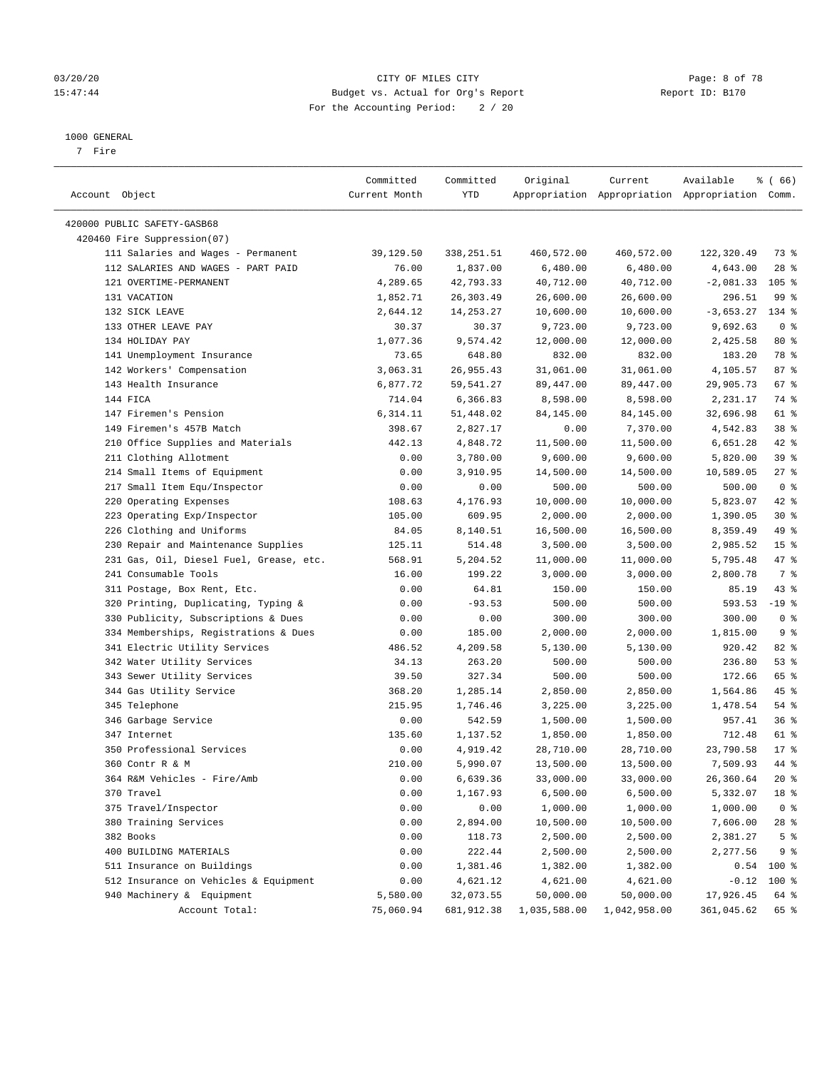1000 GENERAL

7 Fire

| Account Object | Committed Current Month | Committed YTD | Original Appropriation | Current Appropriation | Available Appropriation | % ( 66) Comm. |
|---|---|---|---|---|---|---|
| 420000 PUBLIC SAFETY-GASB68 | | | | | | |
| 420460 Fire Suppression(07) | | | | | | |
| 111 Salaries and Wages - Permanent | 39,129.50 | 338,251.51 | 460,572.00 | 460,572.00 | 122,320.49 | 73 % |
| 112 SALARIES AND WAGES - PART PAID | 76.00 | 1,837.00 | 6,480.00 | 6,480.00 | 4,643.00 | 28 % |
| 121 OVERTIME-PERMANENT | 4,289.65 | 42,793.33 | 40,712.00 | 40,712.00 | -2,081.33 | 105 % |
| 131 VACATION | 1,852.71 | 26,303.49 | 26,600.00 | 26,600.00 | 296.51 | 99 % |
| 132 SICK LEAVE | 2,644.12 | 14,253.27 | 10,600.00 | 10,600.00 | -3,653.27 | 134 % |
| 133 OTHER LEAVE PAY | 30.37 | 30.37 | 9,723.00 | 9,723.00 | 9,692.63 | 0 % |
| 134 HOLIDAY PAY | 1,077.36 | 9,574.42 | 12,000.00 | 12,000.00 | 2,425.58 | 80 % |
| 141 Unemployment Insurance | 73.65 | 648.80 | 832.00 | 832.00 | 183.20 | 78 % |
| 142 Workers' Compensation | 3,063.31 | 26,955.43 | 31,061.00 | 31,061.00 | 4,105.57 | 87 % |
| 143 Health Insurance | 6,877.72 | 59,541.27 | 89,447.00 | 89,447.00 | 29,905.73 | 67 % |
| 144 FICA | 714.04 | 6,366.83 | 8,598.00 | 8,598.00 | 2,231.17 | 74 % |
| 147 Firemen's Pension | 6,314.11 | 51,448.02 | 84,145.00 | 84,145.00 | 32,696.98 | 61 % |
| 149 Firemen's 457B Match | 398.67 | 2,827.17 | 0.00 | 7,370.00 | 4,542.83 | 38 % |
| 210 Office Supplies and Materials | 442.13 | 4,848.72 | 11,500.00 | 11,500.00 | 6,651.28 | 42 % |
| 211 Clothing Allotment | 0.00 | 3,780.00 | 9,600.00 | 9,600.00 | 5,820.00 | 39 % |
| 214 Small Items of Equipment | 0.00 | 3,910.95 | 14,500.00 | 14,500.00 | 10,589.05 | 27 % |
| 217 Small Item Equ/Inspector | 0.00 | 0.00 | 500.00 | 500.00 | 500.00 | 0 % |
| 220 Operating Expenses | 108.63 | 4,176.93 | 10,000.00 | 10,000.00 | 5,823.07 | 42 % |
| 223 Operating Exp/Inspector | 105.00 | 609.95 | 2,000.00 | 2,000.00 | 1,390.05 | 30 % |
| 226 Clothing and Uniforms | 84.05 | 8,140.51 | 16,500.00 | 16,500.00 | 8,359.49 | 49 % |
| 230 Repair and Maintenance Supplies | 125.11 | 514.48 | 3,500.00 | 3,500.00 | 2,985.52 | 15 % |
| 231 Gas, Oil, Diesel Fuel, Grease, etc. | 568.91 | 5,204.52 | 11,000.00 | 11,000.00 | 5,795.48 | 47 % |
| 241 Consumable Tools | 16.00 | 199.22 | 3,000.00 | 3,000.00 | 2,800.78 | 7 % |
| 311 Postage, Box Rent, Etc. | 0.00 | 64.81 | 150.00 | 150.00 | 85.19 | 43 % |
| 320 Printing, Duplicating, Typing & | 0.00 | -93.53 | 500.00 | 500.00 | 593.53 | -19 % |
| 330 Publicity, Subscriptions & Dues | 0.00 | 0.00 | 300.00 | 300.00 | 300.00 | 0 % |
| 334 Memberships, Registrations & Dues | 0.00 | 185.00 | 2,000.00 | 2,000.00 | 1,815.00 | 9 % |
| 341 Electric Utility Services | 486.52 | 4,209.58 | 5,130.00 | 5,130.00 | 920.42 | 82 % |
| 342 Water Utility Services | 34.13 | 263.20 | 500.00 | 500.00 | 236.80 | 53 % |
| 343 Sewer Utility Services | 39.50 | 327.34 | 500.00 | 500.00 | 172.66 | 65 % |
| 344 Gas Utility Service | 368.20 | 1,285.14 | 2,850.00 | 2,850.00 | 1,564.86 | 45 % |
| 345 Telephone | 215.95 | 1,746.46 | 3,225.00 | 3,225.00 | 1,478.54 | 54 % |
| 346 Garbage Service | 0.00 | 542.59 | 1,500.00 | 1,500.00 | 957.41 | 36 % |
| 347 Internet | 135.60 | 1,137.52 | 1,850.00 | 1,850.00 | 712.48 | 61 % |
| 350 Professional Services | 0.00 | 4,919.42 | 28,710.00 | 28,710.00 | 23,790.58 | 17 % |
| 360 Contr R & M | 210.00 | 5,990.07 | 13,500.00 | 13,500.00 | 7,509.93 | 44 % |
| 364 R&M Vehicles - Fire/Amb | 0.00 | 6,639.36 | 33,000.00 | 33,000.00 | 26,360.64 | 20 % |
| 370 Travel | 0.00 | 1,167.93 | 6,500.00 | 6,500.00 | 5,332.07 | 18 % |
| 375 Travel/Inspector | 0.00 | 0.00 | 1,000.00 | 1,000.00 | 1,000.00 | 0 % |
| 380 Training Services | 0.00 | 2,894.00 | 10,500.00 | 10,500.00 | 7,606.00 | 28 % |
| 382 Books | 0.00 | 118.73 | 2,500.00 | 2,500.00 | 2,381.27 | 5 % |
| 400 BUILDING MATERIALS | 0.00 | 222.44 | 2,500.00 | 2,500.00 | 2,277.56 | 9 % |
| 511 Insurance on Buildings | 0.00 | 1,381.46 | 1,382.00 | 1,382.00 | 0.54 | 100 % |
| 512 Insurance on Vehicles & Equipment | 0.00 | 4,621.12 | 4,621.00 | 4,621.00 | -0.12 | 100 % |
| 940 Machinery & Equipment | 5,580.00 | 32,073.55 | 50,000.00 | 50,000.00 | 17,926.45 | 64 % |
| Account Total: | 75,060.94 | 681,912.38 | 1,035,588.00 | 1,042,958.00 | 361,045.62 | 65 % |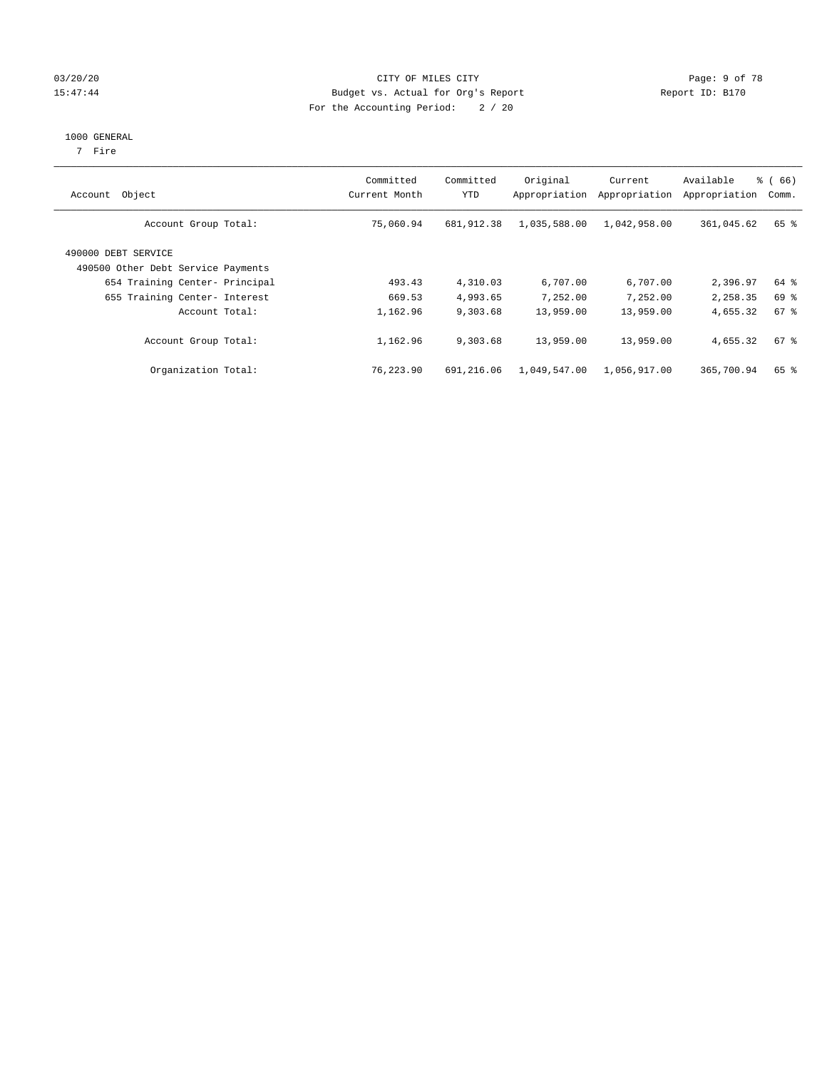CITY OF MILES CITY
Budget vs. Actual for Org's Report
For the Accounting Period: 2 / 20

03/20/20
15:47:44

Report ID: B170

1000 GENERAL
7 Fire

| Account Object | Committed Current Month | Committed YTD | Original Appropriation | Current Appropriation | Available Appropriation | % ( 66) Comm. |
|---|---|---|---|---|---|---|
| Account Group Total: | 75,060.94 | 681,912.38 | 1,035,588.00 | 1,042,958.00 | 361,045.62 | 65 % |
| 490000 DEBT SERVICE | | | | | | |
| 490500 Other Debt Service Payments | | | | | | |
| 654 Training Center- Principal | 493.43 | 4,310.03 | 6,707.00 | 6,707.00 | 2,396.97 | 64 % |
| 655 Training Center- Interest | 669.53 | 4,993.65 | 7,252.00 | 7,252.00 | 2,258.35 | 69 % |
| Account Total: | 1,162.96 | 9,303.68 | 13,959.00 | 13,959.00 | 4,655.32 | 67 % |
| Account Group Total: | 1,162.96 | 9,303.68 | 13,959.00 | 13,959.00 | 4,655.32 | 67 % |
| Organization Total: | 76,223.90 | 691,216.06 | 1,049,547.00 | 1,056,917.00 | 365,700.94 | 65 % |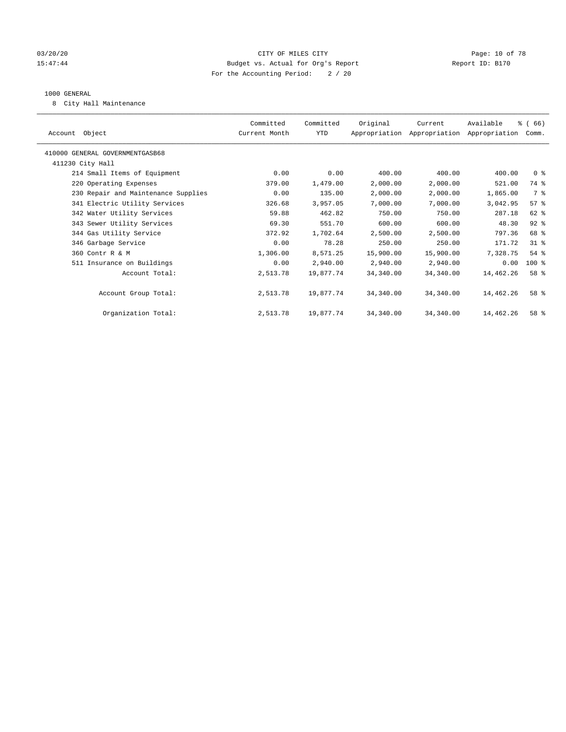CITY OF MILES CITY
Budget vs. Actual for Org's Report
For the Accounting Period: 2 / 20

03/20/20
15:47:44

Report ID: B170

1000 GENERAL

8 City Hall Maintenance

| Account Object | Committed Current Month | Committed YTD | Original Appropriation | Current Appropriation | Available Appropriation | % ( 66) Comm. |
|---|---|---|---|---|---|---|
| 410000 GENERAL GOVERNMENTGASB68 | | | | | | |
| 411230 City Hall | | | | | | |
| 214 Small Items of Equipment | 0.00 | 0.00 | 400.00 | 400.00 | 400.00 | 0 % |
| 220 Operating Expenses | 379.00 | 1,479.00 | 2,000.00 | 2,000.00 | 521.00 | 74 % |
| 230 Repair and Maintenance Supplies | 0.00 | 135.00 | 2,000.00 | 2,000.00 | 1,865.00 | 7 % |
| 341 Electric Utility Services | 326.68 | 3,957.05 | 7,000.00 | 7,000.00 | 3,042.95 | 57 % |
| 342 Water Utility Services | 59.88 | 462.82 | 750.00 | 750.00 | 287.18 | 62 % |
| 343 Sewer Utility Services | 69.30 | 551.70 | 600.00 | 600.00 | 48.30 | 92 % |
| 344 Gas Utility Service | 372.92 | 1,702.64 | 2,500.00 | 2,500.00 | 797.36 | 68 % |
| 346 Garbage Service | 0.00 | 78.28 | 250.00 | 250.00 | 171.72 | 31 % |
| 360 Contr R & M | 1,306.00 | 8,571.25 | 15,900.00 | 15,900.00 | 7,328.75 | 54 % |
| 511 Insurance on Buildings | 0.00 | 2,940.00 | 2,940.00 | 2,940.00 | 0.00 | 100 % |
| Account Total: | 2,513.78 | 19,877.74 | 34,340.00 | 34,340.00 | 14,462.26 | 58 % |
| Account Group Total: | 2,513.78 | 19,877.74 | 34,340.00 | 34,340.00 | 14,462.26 | 58 % |
| Organization Total: | 2,513.78 | 19,877.74 | 34,340.00 | 34,340.00 | 14,462.26 | 58 % |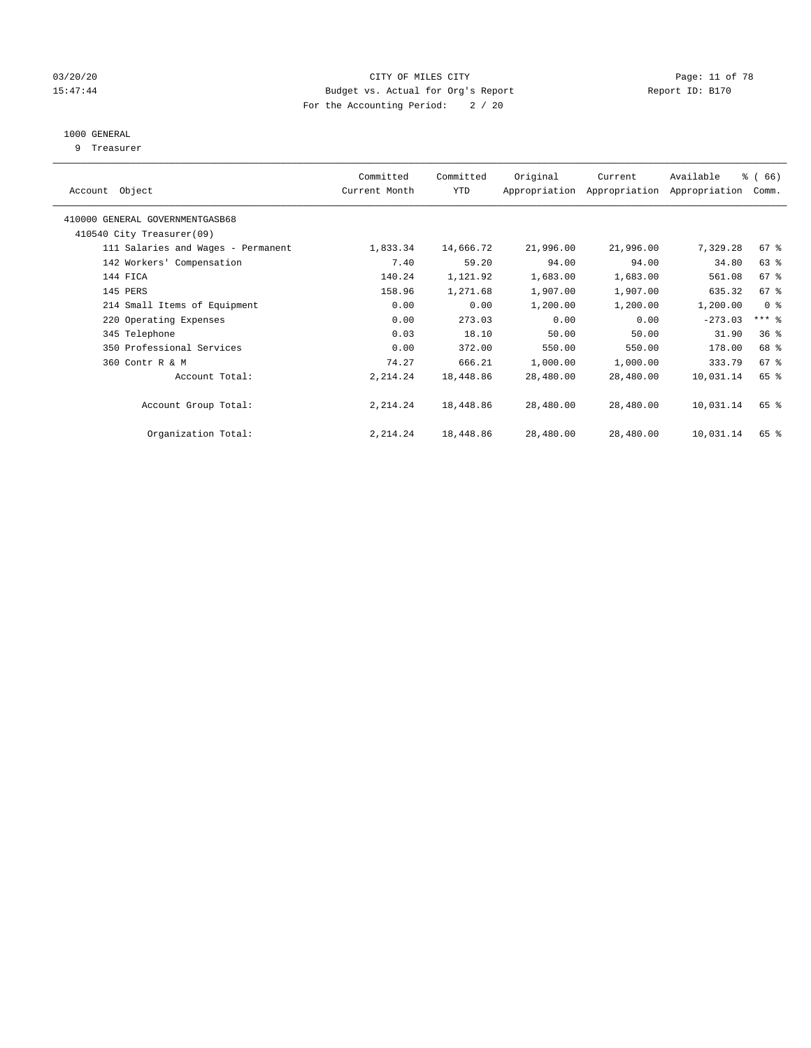CITY OF MILES CITY
Budget vs. Actual for Org's Report
For the Accounting Period: 2 / 20

03/20/20
15:47:44

Report ID: B170

1000 GENERAL
9 Treasurer

| Account Object | Committed Current Month | Committed YTD | Original Appropriation | Current Appropriation | Available Appropriation | % ( 66) Comm. |
|---|---|---|---|---|---|---|
| 410000 GENERAL GOVERNMENTGASB68 | | | | | | |
| 410540 City Treasurer(09) | | | | | | |
| 111 Salaries and Wages - Permanent | 1,833.34 | 14,666.72 | 21,996.00 | 21,996.00 | 7,329.28 | 67 % |
| 142 Workers' Compensation | 7.40 | 59.20 | 94.00 | 94.00 | 34.80 | 63 % |
| 144 FICA | 140.24 | 1,121.92 | 1,683.00 | 1,683.00 | 561.08 | 67 % |
| 145 PERS | 158.96 | 1,271.68 | 1,907.00 | 1,907.00 | 635.32 | 67 % |
| 214 Small Items of Equipment | 0.00 | 0.00 | 1,200.00 | 1,200.00 | 1,200.00 | 0 % |
| 220 Operating Expenses | 0.00 | 273.03 | 0.00 | 0.00 | -273.03 | *** % |
| 345 Telephone | 0.03 | 18.10 | 50.00 | 50.00 | 31.90 | 36 % |
| 350 Professional Services | 0.00 | 372.00 | 550.00 | 550.00 | 178.00 | 68 % |
| 360 Contr R & M | 74.27 | 666.21 | 1,000.00 | 1,000.00 | 333.79 | 67 % |
| Account Total: | 2,214.24 | 18,448.86 | 28,480.00 | 28,480.00 | 10,031.14 | 65 % |
| Account Group Total: | 2,214.24 | 18,448.86 | 28,480.00 | 28,480.00 | 10,031.14 | 65 % |
| Organization Total: | 2,214.24 | 18,448.86 | 28,480.00 | 28,480.00 | 10,031.14 | 65 % |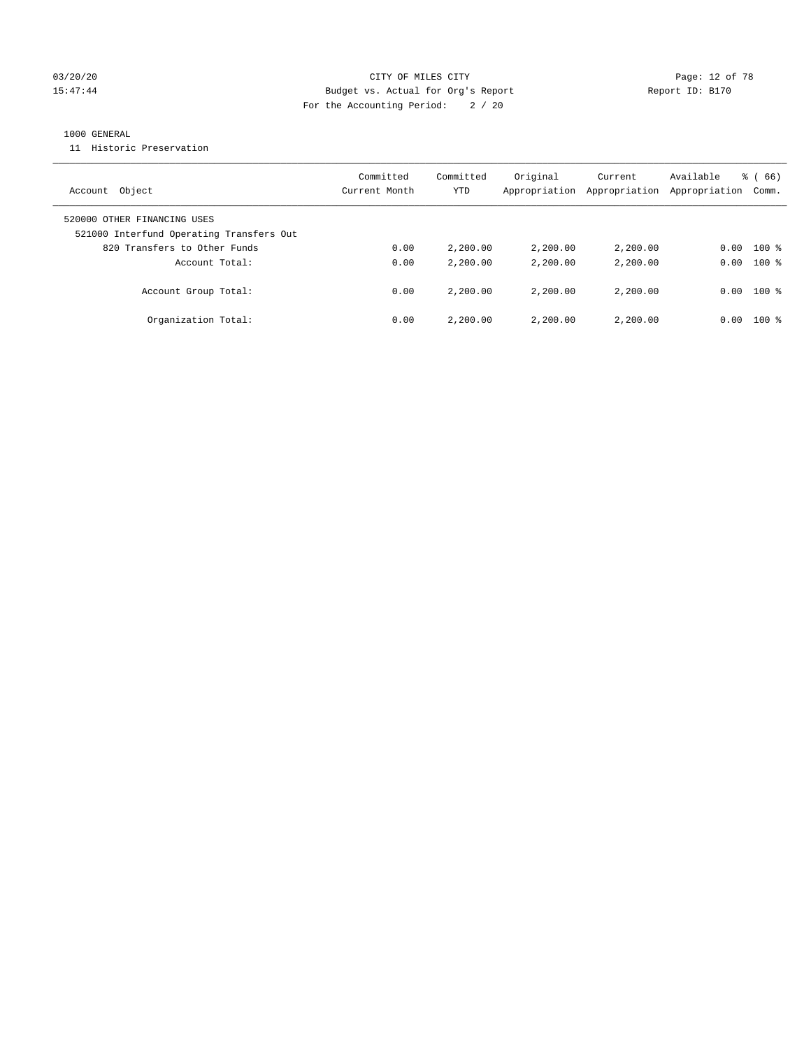1000 GENERAL

11 Historic Preservation

| Account Object | Committed Current Month | Committed YTD | Original Appropriation | Current Appropriation | Available Appropriation | % ( 66) Comm. |
|---|---|---|---|---|---|---|
| 520000 OTHER FINANCING USES | | | | | | |
| 521000 Interfund Operating Transfers Out | | | | | | |
| 820 Transfers to Other Funds | 0.00 | 2,200.00 | 2,200.00 | 2,200.00 | 0.00 | 100 % |
| Account Total: | 0.00 | 2,200.00 | 2,200.00 | 2,200.00 | 0.00 | 100 % |
| Account Group Total: | 0.00 | 2,200.00 | 2,200.00 | 2,200.00 | 0.00 | 100 % |
| Organization Total: | 0.00 | 2,200.00 | 2,200.00 | 2,200.00 | 0.00 | 100 % |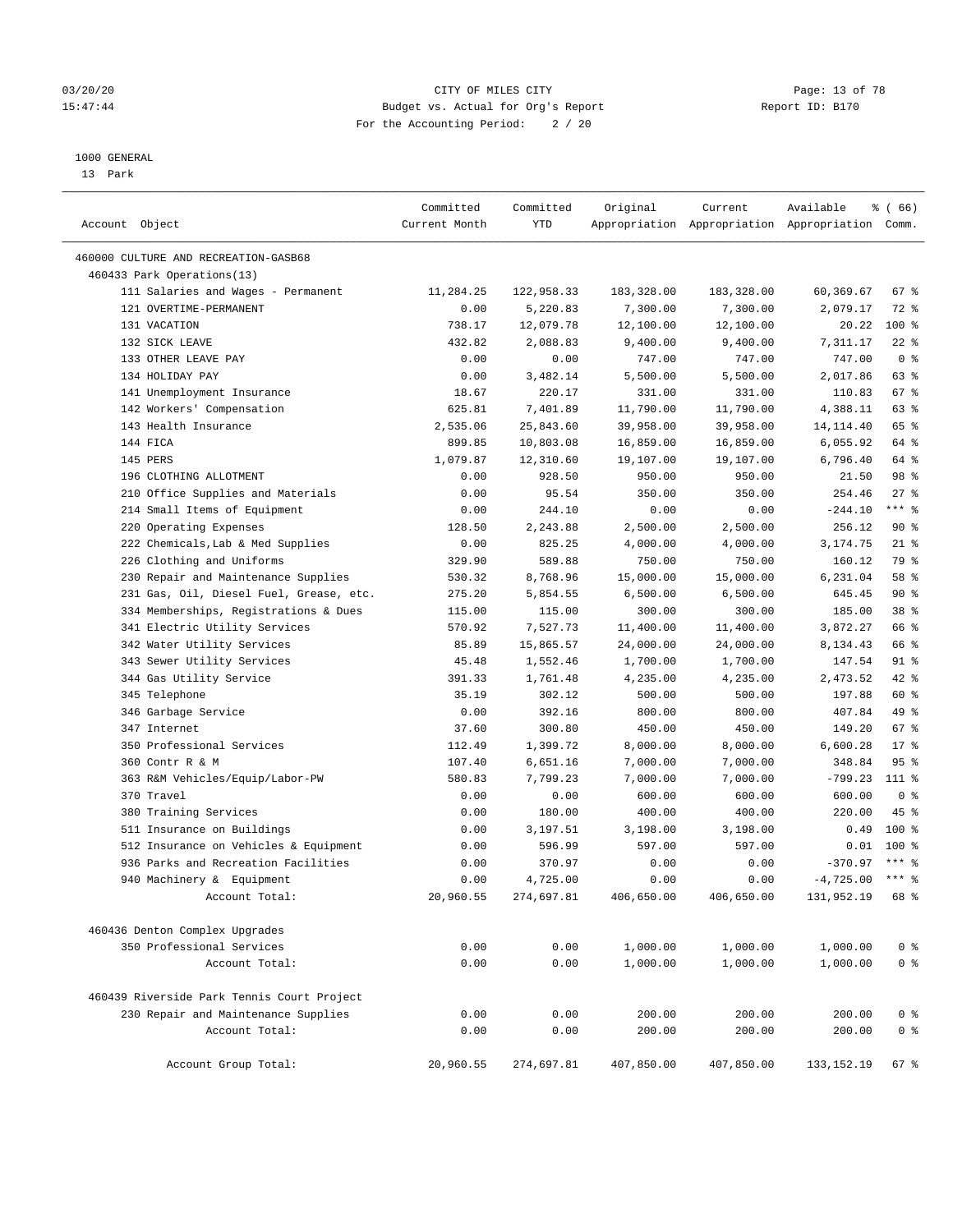CITY OF MILES CITY
Budget vs. Actual for Org's Report
For the Accounting Period: 2 / 20

1000 GENERAL
13 Park

| Account Object | Committed Current Month | Committed YTD | Original Appropriation | Current Appropriation | Available Appropriation | % ( 66) Comm. |
|---|---|---|---|---|---|---|
| 460000 CULTURE AND RECREATION-GASB68 | | | | | | |
| 460433 Park Operations(13) | | | | | | |
| 111 Salaries and Wages - Permanent | 11,284.25 | 122,958.33 | 183,328.00 | 183,328.00 | 60,369.67 | 67 % |
| 121 OVERTIME-PERMANENT | 0.00 | 5,220.83 | 7,300.00 | 7,300.00 | 2,079.17 | 72 % |
| 131 VACATION | 738.17 | 12,079.78 | 12,100.00 | 12,100.00 | 20.22 | 100 % |
| 132 SICK LEAVE | 432.82 | 2,088.83 | 9,400.00 | 9,400.00 | 7,311.17 | 22 % |
| 133 OTHER LEAVE PAY | 0.00 | 0.00 | 747.00 | 747.00 | 747.00 | 0 % |
| 134 HOLIDAY PAY | 0.00 | 3,482.14 | 5,500.00 | 5,500.00 | 2,017.86 | 63 % |
| 141 Unemployment Insurance | 18.67 | 220.17 | 331.00 | 331.00 | 110.83 | 67 % |
| 142 Workers' Compensation | 625.81 | 7,401.89 | 11,790.00 | 11,790.00 | 4,388.11 | 63 % |
| 143 Health Insurance | 2,535.06 | 25,843.60 | 39,958.00 | 39,958.00 | 14,114.40 | 65 % |
| 144 FICA | 899.85 | 10,803.08 | 16,859.00 | 16,859.00 | 6,055.92 | 64 % |
| 145 PERS | 1,079.87 | 12,310.60 | 19,107.00 | 19,107.00 | 6,796.40 | 64 % |
| 196 CLOTHING ALLOTMENT | 0.00 | 928.50 | 950.00 | 950.00 | 21.50 | 98 % |
| 210 Office Supplies and Materials | 0.00 | 95.54 | 350.00 | 350.00 | 254.46 | 27 % |
| 214 Small Items of Equipment | 0.00 | 244.10 | 0.00 | 0.00 | -244.10 | *** % |
| 220 Operating Expenses | 128.50 | 2,243.88 | 2,500.00 | 2,500.00 | 256.12 | 90 % |
| 222 Chemicals,Lab & Med Supplies | 0.00 | 825.25 | 4,000.00 | 4,000.00 | 3,174.75 | 21 % |
| 226 Clothing and Uniforms | 329.90 | 589.88 | 750.00 | 750.00 | 160.12 | 79 % |
| 230 Repair and Maintenance Supplies | 530.32 | 8,768.96 | 15,000.00 | 15,000.00 | 6,231.04 | 58 % |
| 231 Gas, Oil, Diesel Fuel, Grease, etc. | 275.20 | 5,854.55 | 6,500.00 | 6,500.00 | 645.45 | 90 % |
| 334 Memberships, Registrations & Dues | 115.00 | 115.00 | 300.00 | 300.00 | 185.00 | 38 % |
| 341 Electric Utility Services | 570.92 | 7,527.73 | 11,400.00 | 11,400.00 | 3,872.27 | 66 % |
| 342 Water Utility Services | 85.89 | 15,865.57 | 24,000.00 | 24,000.00 | 8,134.43 | 66 % |
| 343 Sewer Utility Services | 45.48 | 1,552.46 | 1,700.00 | 1,700.00 | 147.54 | 91 % |
| 344 Gas Utility Service | 391.33 | 1,761.48 | 4,235.00 | 4,235.00 | 2,473.52 | 42 % |
| 345 Telephone | 35.19 | 302.12 | 500.00 | 500.00 | 197.88 | 60 % |
| 346 Garbage Service | 0.00 | 392.16 | 800.00 | 800.00 | 407.84 | 49 % |
| 347 Internet | 37.60 | 300.80 | 450.00 | 450.00 | 149.20 | 67 % |
| 350 Professional Services | 112.49 | 1,399.72 | 8,000.00 | 8,000.00 | 6,600.28 | 17 % |
| 360 Contr R & M | 107.40 | 6,651.16 | 7,000.00 | 7,000.00 | 348.84 | 95 % |
| 363 R&M Vehicles/Equip/Labor-PW | 580.83 | 7,799.23 | 7,000.00 | 7,000.00 | -799.23 | 111 % |
| 370 Travel | 0.00 | 0.00 | 600.00 | 600.00 | 600.00 | 0 % |
| 380 Training Services | 0.00 | 180.00 | 400.00 | 400.00 | 220.00 | 45 % |
| 511 Insurance on Buildings | 0.00 | 3,197.51 | 3,198.00 | 3,198.00 | 0.49 | 100 % |
| 512 Insurance on Vehicles & Equipment | 0.00 | 596.99 | 597.00 | 597.00 | 0.01 | 100 % |
| 936 Parks and Recreation Facilities | 0.00 | 370.97 | 0.00 | 0.00 | -370.97 | *** % |
| 940 Machinery & Equipment | 0.00 | 4,725.00 | 0.00 | 0.00 | -4,725.00 | *** % |
| Account Total: | 20,960.55 | 274,697.81 | 406,650.00 | 406,650.00 | 131,952.19 | 68 % |
| 460436 Denton Complex Upgrades | | | | | | |
| 350 Professional Services | 0.00 | 0.00 | 1,000.00 | 1,000.00 | 1,000.00 | 0 % |
| Account Total: | 0.00 | 0.00 | 1,000.00 | 1,000.00 | 1,000.00 | 0 % |
| 460439 Riverside Park Tennis Court Project | | | | | | |
| 230 Repair and Maintenance Supplies | 0.00 | 0.00 | 200.00 | 200.00 | 200.00 | 0 % |
| Account Total: | 0.00 | 0.00 | 200.00 | 200.00 | 200.00 | 0 % |
| Account Group Total: | 20,960.55 | 274,697.81 | 407,850.00 | 407,850.00 | 133,152.19 | 67 % |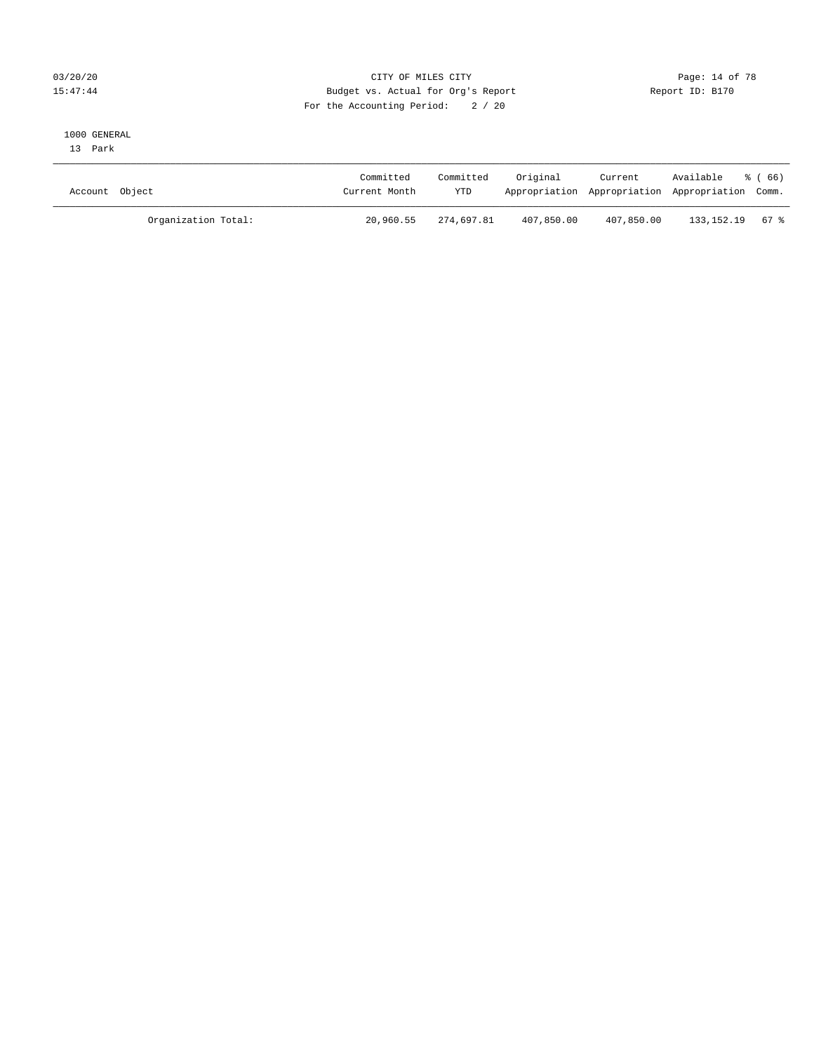CITY OF MILES CITY
Budget vs. Actual for Org's Report
For the Accounting Period: 2 / 20

03/20/20
15:47:44

Report ID: B170

1000 GENERAL
13 Park

| Account Object | Committed Current Month | Committed YTD | Original Appropriation | Current Appropriation | Available Appropriation | % ( 66) Comm. |
|---|---|---|---|---|---|---|
| Organization Total: | 20,960.55 | 274,697.81 | 407,850.00 | 407,850.00 | 133,152.19 | 67 % |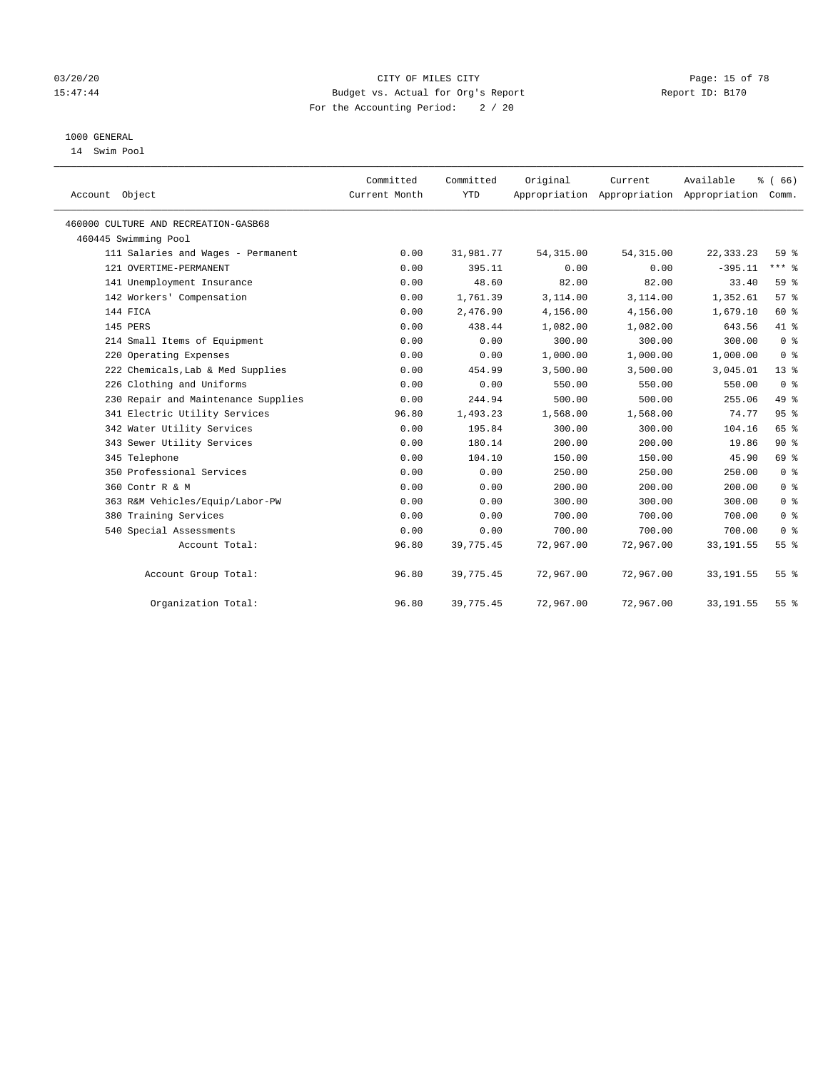CITY OF MILES CITY
Budget vs. Actual for Org's Report
For the Accounting Period: 2 / 20

Report ID: B170

1000 GENERAL
14 Swim Pool

| Account Object | Committed Current Month | Committed YTD | Original Appropriation | Current Appropriation | Available Appropriation | % ( 66) Comm. |
|---|---|---|---|---|---|---|
| 460000 CULTURE AND RECREATION-GASB68 | | | | | | |
| 460445 Swimming Pool | | | | | | |
| 111 Salaries and Wages - Permanent | 0.00 | 31,981.77 | 54,315.00 | 54,315.00 | 22,333.23 | 59 % |
| 121 OVERTIME-PERMANENT | 0.00 | 395.11 | 0.00 | 0.00 | -395.11 | *** % |
| 141 Unemployment Insurance | 0.00 | 48.60 | 82.00 | 82.00 | 33.40 | 59 % |
| 142 Workers' Compensation | 0.00 | 1,761.39 | 3,114.00 | 3,114.00 | 1,352.61 | 57 % |
| 144 FICA | 0.00 | 2,476.90 | 4,156.00 | 4,156.00 | 1,679.10 | 60 % |
| 145 PERS | 0.00 | 438.44 | 1,082.00 | 1,082.00 | 643.56 | 41 % |
| 214 Small Items of Equipment | 0.00 | 0.00 | 300.00 | 300.00 | 300.00 | 0 % |
| 220 Operating Expenses | 0.00 | 0.00 | 1,000.00 | 1,000.00 | 1,000.00 | 0 % |
| 222 Chemicals,Lab & Med Supplies | 0.00 | 454.99 | 3,500.00 | 3,500.00 | 3,045.01 | 13 % |
| 226 Clothing and Uniforms | 0.00 | 0.00 | 550.00 | 550.00 | 550.00 | 0 % |
| 230 Repair and Maintenance Supplies | 0.00 | 244.94 | 500.00 | 500.00 | 255.06 | 49 % |
| 341 Electric Utility Services | 96.80 | 1,493.23 | 1,568.00 | 1,568.00 | 74.77 | 95 % |
| 342 Water Utility Services | 0.00 | 195.84 | 300.00 | 300.00 | 104.16 | 65 % |
| 343 Sewer Utility Services | 0.00 | 180.14 | 200.00 | 200.00 | 19.86 | 90 % |
| 345 Telephone | 0.00 | 104.10 | 150.00 | 150.00 | 45.90 | 69 % |
| 350 Professional Services | 0.00 | 0.00 | 250.00 | 250.00 | 250.00 | 0 % |
| 360 Contr R & M | 0.00 | 0.00 | 200.00 | 200.00 | 200.00 | 0 % |
| 363 R&M Vehicles/Equip/Labor-PW | 0.00 | 0.00 | 300.00 | 300.00 | 300.00 | 0 % |
| 380 Training Services | 0.00 | 0.00 | 700.00 | 700.00 | 700.00 | 0 % |
| 540 Special Assessments | 0.00 | 0.00 | 700.00 | 700.00 | 700.00 | 0 % |
| Account Total: | 96.80 | 39,775.45 | 72,967.00 | 72,967.00 | 33,191.55 | 55 % |
| Account Group Total: | 96.80 | 39,775.45 | 72,967.00 | 72,967.00 | 33,191.55 | 55 % |
| Organization Total: | 96.80 | 39,775.45 | 72,967.00 | 72,967.00 | 33,191.55 | 55 % |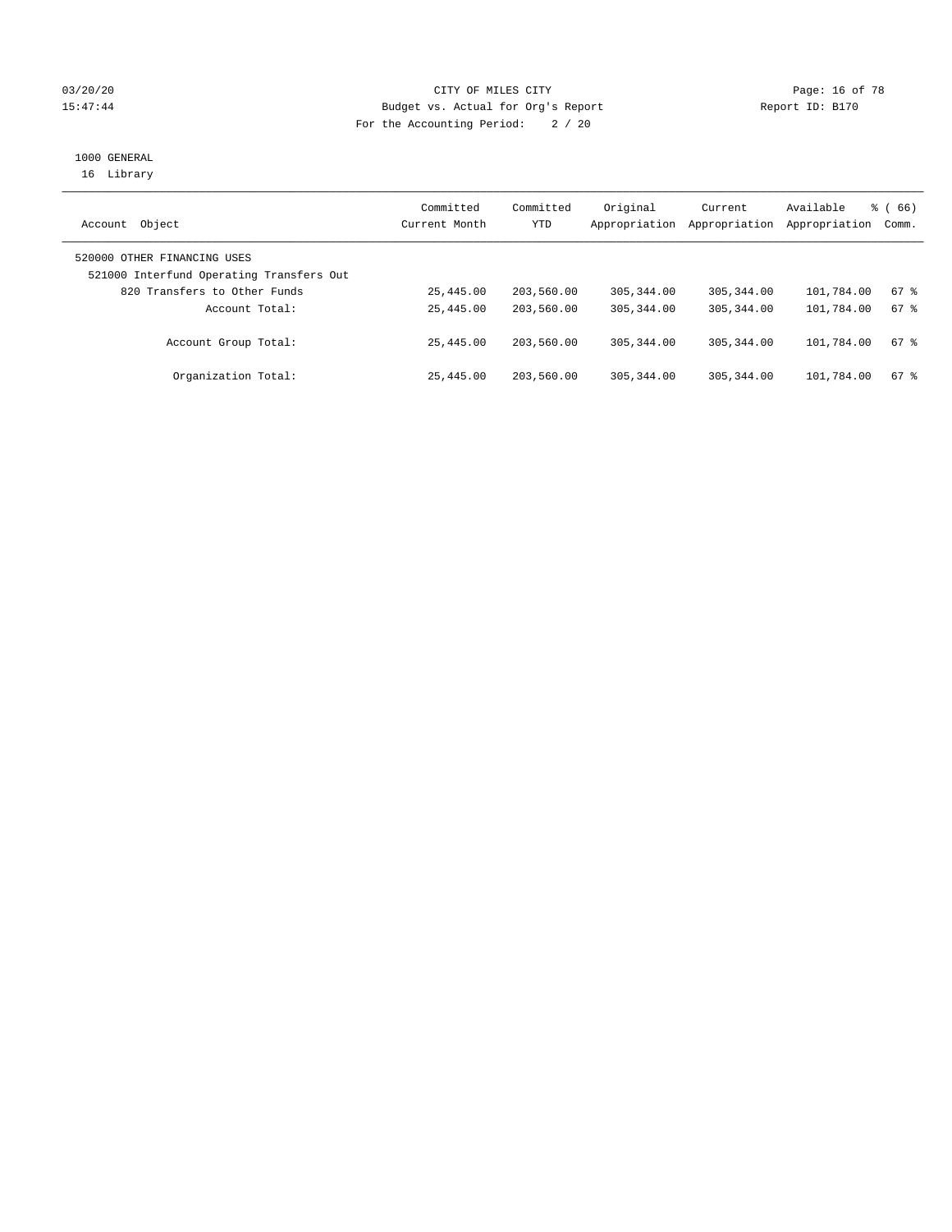CITY OF MILES CITY

Budget vs. Actual for Org's Report

For the Accounting Period: 2 / 20

Report ID: B170

1000 GENERAL

16 Library

| Account Object | Committed Current Month | Committed YTD | Original Appropriation | Current Appropriation | Available Appropriation | % ( 66) Comm. |
|---|---|---|---|---|---|---|
| 520000 OTHER FINANCING USES | | | | | | |
| 521000 Interfund Operating Transfers Out | | | | | | |
| 820 Transfers to Other Funds | 25,445.00 | 203,560.00 | 305,344.00 | 305,344.00 | 101,784.00 | 67 % |
| Account Total: | 25,445.00 | 203,560.00 | 305,344.00 | 305,344.00 | 101,784.00 | 67 % |
| Account Group Total: | 25,445.00 | 203,560.00 | 305,344.00 | 305,344.00 | 101,784.00 | 67 % |
| Organization Total: | 25,445.00 | 203,560.00 | 305,344.00 | 305,344.00 | 101,784.00 | 67 % |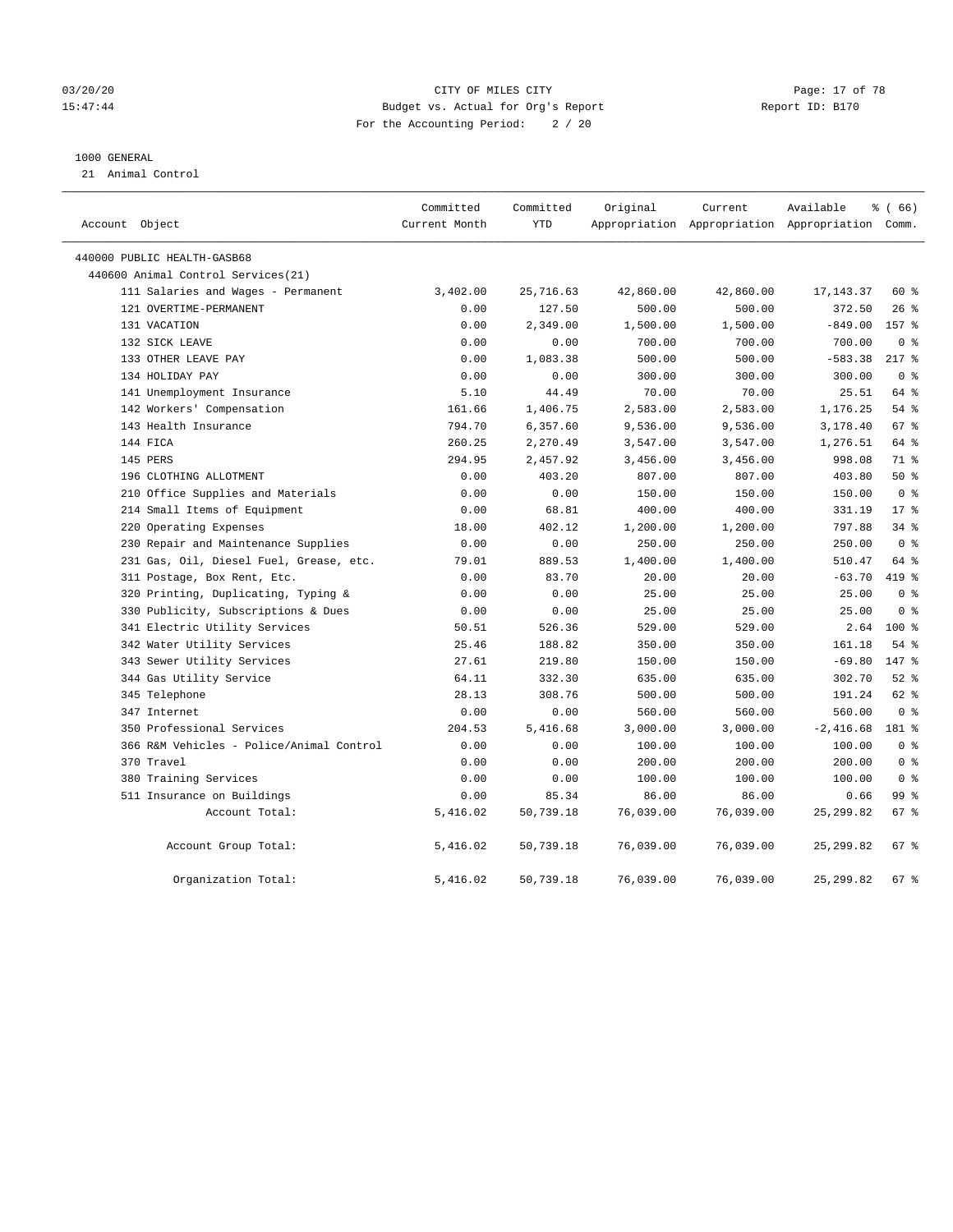CITY OF MILES CITY
Budget vs. Actual for Org's Report
For the Accounting Period: 2 / 20

1000 GENERAL
21 Animal Control

| Account Object | Committed Current Month | Committed YTD | Original Appropriation | Current Appropriation | Available Appropriation | % ( 66) Comm. |
|---|---|---|---|---|---|---|
| 440000 PUBLIC HEALTH-GASB68 | | | | | | |
| 440600 Animal Control Services(21) | | | | | | |
| 111 Salaries and Wages - Permanent | 3,402.00 | 25,716.63 | 42,860.00 | 42,860.00 | 17,143.37 | 60 % |
| 121 OVERTIME-PERMANENT | 0.00 | 127.50 | 500.00 | 500.00 | 372.50 | 26 % |
| 131 VACATION | 0.00 | 2,349.00 | 1,500.00 | 1,500.00 | -849.00 | 157 % |
| 132 SICK LEAVE | 0.00 | 0.00 | 700.00 | 700.00 | 700.00 | 0 % |
| 133 OTHER LEAVE PAY | 0.00 | 1,083.38 | 500.00 | 500.00 | -583.38 | 217 % |
| 134 HOLIDAY PAY | 0.00 | 0.00 | 300.00 | 300.00 | 300.00 | 0 % |
| 141 Unemployment Insurance | 5.10 | 44.49 | 70.00 | 70.00 | 25.51 | 64 % |
| 142 Workers' Compensation | 161.66 | 1,406.75 | 2,583.00 | 2,583.00 | 1,176.25 | 54 % |
| 143 Health Insurance | 794.70 | 6,357.60 | 9,536.00 | 9,536.00 | 3,178.40 | 67 % |
| 144 FICA | 260.25 | 2,270.49 | 3,547.00 | 3,547.00 | 1,276.51 | 64 % |
| 145 PERS | 294.95 | 2,457.92 | 3,456.00 | 3,456.00 | 998.08 | 71 % |
| 196 CLOTHING ALLOTMENT | 0.00 | 403.20 | 807.00 | 807.00 | 403.80 | 50 % |
| 210 Office Supplies and Materials | 0.00 | 0.00 | 150.00 | 150.00 | 150.00 | 0 % |
| 214 Small Items of Equipment | 0.00 | 68.81 | 400.00 | 400.00 | 331.19 | 17 % |
| 220 Operating Expenses | 18.00 | 402.12 | 1,200.00 | 1,200.00 | 797.88 | 34 % |
| 230 Repair and Maintenance Supplies | 0.00 | 0.00 | 250.00 | 250.00 | 250.00 | 0 % |
| 231 Gas, Oil, Diesel Fuel, Grease, etc. | 79.01 | 889.53 | 1,400.00 | 1,400.00 | 510.47 | 64 % |
| 311 Postage, Box Rent, Etc. | 0.00 | 83.70 | 20.00 | 20.00 | -63.70 | 419 % |
| 320 Printing, Duplicating, Typing & | 0.00 | 0.00 | 25.00 | 25.00 | 25.00 | 0 % |
| 330 Publicity, Subscriptions & Dues | 0.00 | 0.00 | 25.00 | 25.00 | 25.00 | 0 % |
| 341 Electric Utility Services | 50.51 | 526.36 | 529.00 | 529.00 | 2.64 | 100 % |
| 342 Water Utility Services | 25.46 | 188.82 | 350.00 | 350.00 | 161.18 | 54 % |
| 343 Sewer Utility Services | 27.61 | 219.80 | 150.00 | 150.00 | -69.80 | 147 % |
| 344 Gas Utility Service | 64.11 | 332.30 | 635.00 | 635.00 | 302.70 | 52 % |
| 345 Telephone | 28.13 | 308.76 | 500.00 | 500.00 | 191.24 | 62 % |
| 347 Internet | 0.00 | 0.00 | 560.00 | 560.00 | 560.00 | 0 % |
| 350 Professional Services | 204.53 | 5,416.68 | 3,000.00 | 3,000.00 | -2,416.68 | 181 % |
| 366 R&M Vehicles - Police/Animal Control | 0.00 | 0.00 | 100.00 | 100.00 | 100.00 | 0 % |
| 370 Travel | 0.00 | 0.00 | 200.00 | 200.00 | 200.00 | 0 % |
| 380 Training Services | 0.00 | 0.00 | 100.00 | 100.00 | 100.00 | 0 % |
| 511 Insurance on Buildings | 0.00 | 85.34 | 86.00 | 86.00 | 0.66 | 99 % |
| Account Total: | 5,416.02 | 50,739.18 | 76,039.00 | 76,039.00 | 25,299.82 | 67 % |
| Account Group Total: | 5,416.02 | 50,739.18 | 76,039.00 | 76,039.00 | 25,299.82 | 67 % |
| Organization Total: | 5,416.02 | 50,739.18 | 76,039.00 | 76,039.00 | 25,299.82 | 67 % |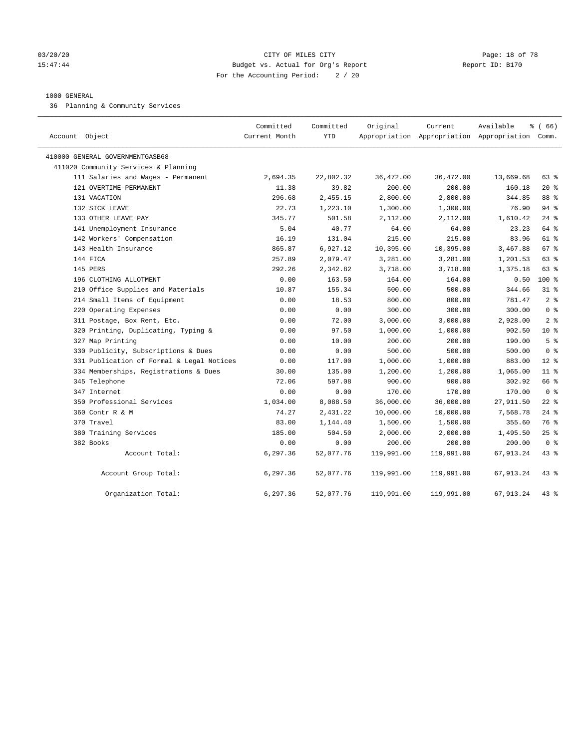03/20/20 CITY OF MILES CITY
15:47:44 Budget vs. Actual for Org's Report Report ID: B170
For the Accounting Period: 2 / 20

1000 GENERAL

36 Planning & Community Services

| Account Object | Committed Current Month | Committed YTD | Original Appropriation | Current Appropriation | Available Appropriation | % ( 66) Comm. |
|---|---|---|---|---|---|---|
| 410000 GENERAL GOVERNMENTGASB68 | | | | | | |
| 411020 Community Services & Planning | | | | | | |
| 111 Salaries and Wages - Permanent | 2,694.35 | 22,802.32 | 36,472.00 | 36,472.00 | 13,669.68 | 63 % |
| 121 OVERTIME-PERMANENT | 11.38 | 39.82 | 200.00 | 200.00 | 160.18 | 20 % |
| 131 VACATION | 296.68 | 2,455.15 | 2,800.00 | 2,800.00 | 344.85 | 88 % |
| 132 SICK LEAVE | 22.73 | 1,223.10 | 1,300.00 | 1,300.00 | 76.90 | 94 % |
| 133 OTHER LEAVE PAY | 345.77 | 501.58 | 2,112.00 | 2,112.00 | 1,610.42 | 24 % |
| 141 Unemployment Insurance | 5.04 | 40.77 | 64.00 | 64.00 | 23.23 | 64 % |
| 142 Workers' Compensation | 16.19 | 131.04 | 215.00 | 215.00 | 83.96 | 61 % |
| 143 Health Insurance | 865.87 | 6,927.12 | 10,395.00 | 10,395.00 | 3,467.88 | 67 % |
| 144 FICA | 257.89 | 2,079.47 | 3,281.00 | 3,281.00 | 1,201.53 | 63 % |
| 145 PERS | 292.26 | 2,342.82 | 3,718.00 | 3,718.00 | 1,375.18 | 63 % |
| 196 CLOTHING ALLOTMENT | 0.00 | 163.50 | 164.00 | 164.00 | 0.50 | 100 % |
| 210 Office Supplies and Materials | 10.87 | 155.34 | 500.00 | 500.00 | 344.66 | 31 % |
| 214 Small Items of Equipment | 0.00 | 18.53 | 800.00 | 800.00 | 781.47 | 2 % |
| 220 Operating Expenses | 0.00 | 0.00 | 300.00 | 300.00 | 300.00 | 0 % |
| 311 Postage, Box Rent, Etc. | 0.00 | 72.00 | 3,000.00 | 3,000.00 | 2,928.00 | 2 % |
| 320 Printing, Duplicating, Typing & | 0.00 | 97.50 | 1,000.00 | 1,000.00 | 902.50 | 10 % |
| 327 Map Printing | 0.00 | 10.00 | 200.00 | 200.00 | 190.00 | 5 % |
| 330 Publicity, Subscriptions & Dues | 0.00 | 0.00 | 500.00 | 500.00 | 500.00 | 0 % |
| 331 Publication of Formal & Legal Notices | 0.00 | 117.00 | 1,000.00 | 1,000.00 | 883.00 | 12 % |
| 334 Memberships, Registrations & Dues | 30.00 | 135.00 | 1,200.00 | 1,200.00 | 1,065.00 | 11 % |
| 345 Telephone | 72.06 | 597.08 | 900.00 | 900.00 | 302.92 | 66 % |
| 347 Internet | 0.00 | 0.00 | 170.00 | 170.00 | 170.00 | 0 % |
| 350 Professional Services | 1,034.00 | 8,088.50 | 36,000.00 | 36,000.00 | 27,911.50 | 22 % |
| 360 Contr R & M | 74.27 | 2,431.22 | 10,000.00 | 10,000.00 | 7,568.78 | 24 % |
| 370 Travel | 83.00 | 1,144.40 | 1,500.00 | 1,500.00 | 355.60 | 76 % |
| 380 Training Services | 185.00 | 504.50 | 2,000.00 | 2,000.00 | 1,495.50 | 25 % |
| 382 Books | 0.00 | 0.00 | 200.00 | 200.00 | 200.00 | 0 % |
| Account Total: | 6,297.36 | 52,077.76 | 119,991.00 | 119,991.00 | 67,913.24 | 43 % |
| Account Group Total: | 6,297.36 | 52,077.76 | 119,991.00 | 119,991.00 | 67,913.24 | 43 % |
| Organization Total: | 6,297.36 | 52,077.76 | 119,991.00 | 119,991.00 | 67,913.24 | 43 % |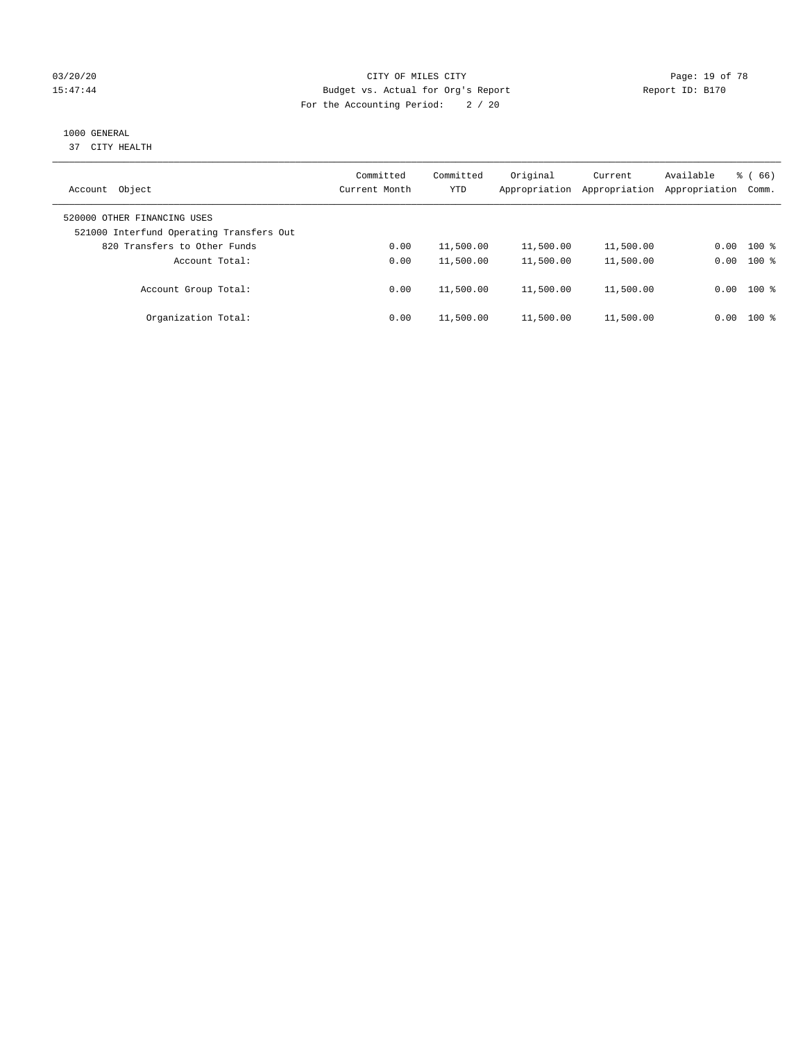03/20/20 CITY OF MILES CITY
15:47:44 Budget vs. Actual for Org's Report Report ID: B170
For the Accounting Period: 2 / 20

1000 GENERAL
37 CITY HEALTH

| Account Object | Committed Current Month | Committed YTD | Original Appropriation | Current Appropriation | Available Appropriation | % ( 66) Comm. |
|---|---|---|---|---|---|---|
| 520000 OTHER FINANCING USES | | | | | | |
| 521000 Interfund Operating Transfers Out | | | | | | |
| 820 Transfers to Other Funds | 0.00 | 11,500.00 | 11,500.00 | 11,500.00 | 0.00 | 100 % |
| Account Total: | 0.00 | 11,500.00 | 11,500.00 | 11,500.00 | 0.00 | 100 % |
| Account Group Total: | 0.00 | 11,500.00 | 11,500.00 | 11,500.00 | 0.00 | 100 % |
| Organization Total: | 0.00 | 11,500.00 | 11,500.00 | 11,500.00 | 0.00 | 100 % |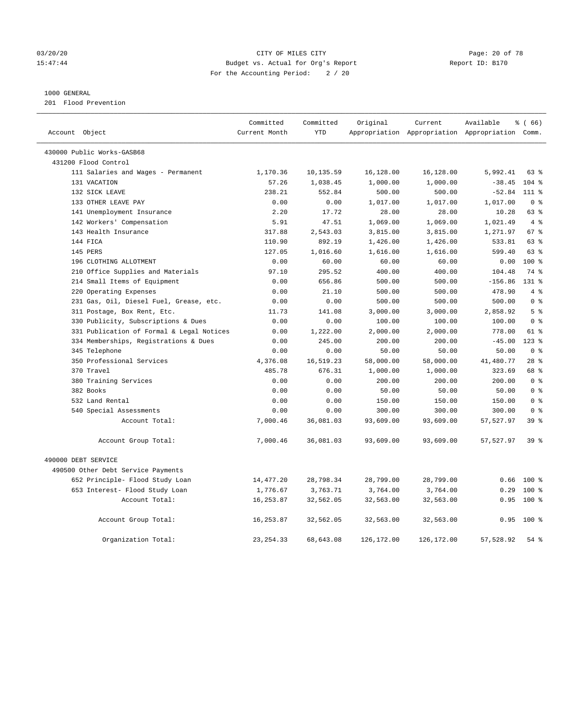03/20/20 CITY OF MILES CITY
15:47:44 Budget vs. Actual for Org's Report Report ID: B170
For the Accounting Period: 2 / 20

1000 GENERAL
201 Flood Prevention

| Account Object | Committed Current Month | Committed YTD | Original Appropriation | Current Appropriation | Available Appropriation | % ( 66) Comm. |
|---|---|---|---|---|---|---|
| 430000 Public Works-GASB68 | | | | | | |
| 431200 Flood Control | | | | | | |
| 111 Salaries and Wages - Permanent | 1,170.36 | 10,135.59 | 16,128.00 | 16,128.00 | 5,992.41 | 63 % |
| 131 VACATION | 57.26 | 1,038.45 | 1,000.00 | 1,000.00 | -38.45 | 104 % |
| 132 SICK LEAVE | 238.21 | 552.84 | 500.00 | 500.00 | -52.84 | 111 % |
| 133 OTHER LEAVE PAY | 0.00 | 0.00 | 1,017.00 | 1,017.00 | 1,017.00 | 0 % |
| 141 Unemployment Insurance | 2.20 | 17.72 | 28.00 | 28.00 | 10.28 | 63 % |
| 142 Workers' Compensation | 5.91 | 47.51 | 1,069.00 | 1,069.00 | 1,021.49 | 4 % |
| 143 Health Insurance | 317.88 | 2,543.03 | 3,815.00 | 3,815.00 | 1,271.97 | 67 % |
| 144 FICA | 110.90 | 892.19 | 1,426.00 | 1,426.00 | 533.81 | 63 % |
| 145 PERS | 127.05 | 1,016.60 | 1,616.00 | 1,616.00 | 599.40 | 63 % |
| 196 CLOTHING ALLOTMENT | 0.00 | 60.00 | 60.00 | 60.00 | 0.00 | 100 % |
| 210 Office Supplies and Materials | 97.10 | 295.52 | 400.00 | 400.00 | 104.48 | 74 % |
| 214 Small Items of Equipment | 0.00 | 656.86 | 500.00 | 500.00 | -156.86 | 131 % |
| 220 Operating Expenses | 0.00 | 21.10 | 500.00 | 500.00 | 478.90 | 4 % |
| 231 Gas, Oil, Diesel Fuel, Grease, etc. | 0.00 | 0.00 | 500.00 | 500.00 | 500.00 | 0 % |
| 311 Postage, Box Rent, Etc. | 11.73 | 141.08 | 3,000.00 | 3,000.00 | 2,858.92 | 5 % |
| 330 Publicity, Subscriptions & Dues | 0.00 | 0.00 | 100.00 | 100.00 | 100.00 | 0 % |
| 331 Publication of Formal & Legal Notices | 0.00 | 1,222.00 | 2,000.00 | 2,000.00 | 778.00 | 61 % |
| 334 Memberships, Registrations & Dues | 0.00 | 245.00 | 200.00 | 200.00 | -45.00 | 123 % |
| 345 Telephone | 0.00 | 0.00 | 50.00 | 50.00 | 50.00 | 0 % |
| 350 Professional Services | 4,376.08 | 16,519.23 | 58,000.00 | 58,000.00 | 41,480.77 | 28 % |
| 370 Travel | 485.78 | 676.31 | 1,000.00 | 1,000.00 | 323.69 | 68 % |
| 380 Training Services | 0.00 | 0.00 | 200.00 | 200.00 | 200.00 | 0 % |
| 382 Books | 0.00 | 0.00 | 50.00 | 50.00 | 50.00 | 0 % |
| 532 Land Rental | 0.00 | 0.00 | 150.00 | 150.00 | 150.00 | 0 % |
| 540 Special Assessments | 0.00 | 0.00 | 300.00 | 300.00 | 300.00 | 0 % |
| Account Total: | 7,000.46 | 36,081.03 | 93,609.00 | 93,609.00 | 57,527.97 | 39 % |
| Account Group Total: | 7,000.46 | 36,081.03 | 93,609.00 | 93,609.00 | 57,527.97 | 39 % |
| 490000 DEBT SERVICE | | | | | | |
| 490500 Other Debt Service Payments | | | | | | |
| 652 Principle- Flood Study Loan | 14,477.20 | 28,798.34 | 28,799.00 | 28,799.00 | 0.66 | 100 % |
| 653 Interest- Flood Study Loan | 1,776.67 | 3,763.71 | 3,764.00 | 3,764.00 | 0.29 | 100 % |
| Account Total: | 16,253.87 | 32,562.05 | 32,563.00 | 32,563.00 | 0.95 | 100 % |
| Account Group Total: | 16,253.87 | 32,562.05 | 32,563.00 | 32,563.00 | 0.95 | 100 % |
| Organization Total: | 23,254.33 | 68,643.08 | 126,172.00 | 126,172.00 | 57,528.92 | 54 % |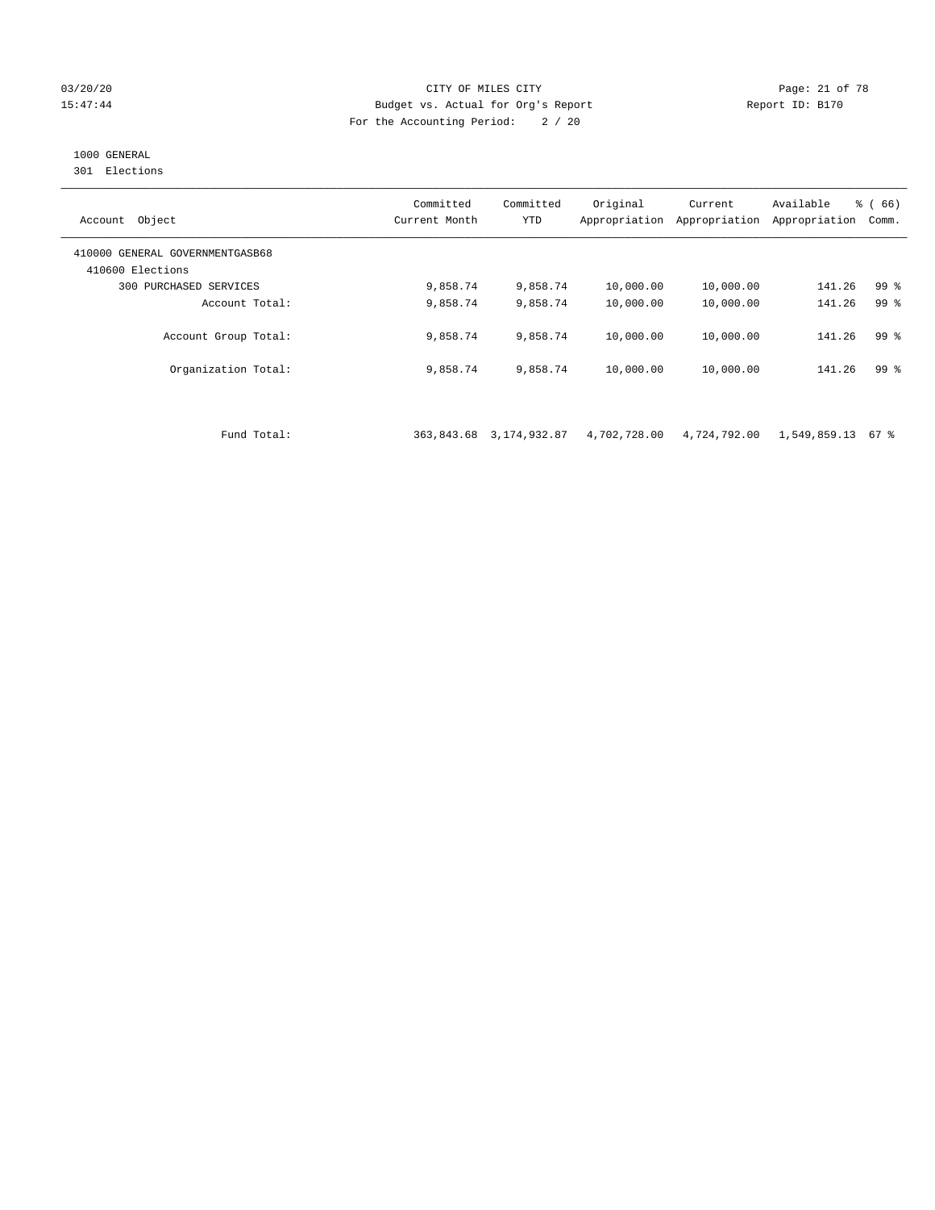03/20/20 CITY OF MILES CITY
15:47:44 Budget vs. Actual for Org's Report Report ID: B170
For the Accounting Period: 2 / 20

1000 GENERAL
301 Elections

| Account Object | Committed Current Month | Committed YTD | Original Appropriation | Current Appropriation | Available Appropriation | % ( 66) Comm. |
|---|---|---|---|---|---|---|
| 410000 GENERAL GOVERNMENTGASB68 | | | | | | |
| 410600 Elections | | | | | | |
| 300 PURCHASED SERVICES | 9,858.74 | 9,858.74 | 10,000.00 | 10,000.00 | 141.26 | 99 % |
| Account Total: | 9,858.74 | 9,858.74 | 10,000.00 | 10,000.00 | 141.26 | 99 % |
| Account Group Total: | 9,858.74 | 9,858.74 | 10,000.00 | 10,000.00 | 141.26 | 99 % |
| Organization Total: | 9,858.74 | 9,858.74 | 10,000.00 | 10,000.00 | 141.26 | 99 % |
| Fund Total: | 363,843.68 | 3,174,932.87 | 4,702,728.00 | 4,724,792.00 | 1,549,859.13 | 67 % |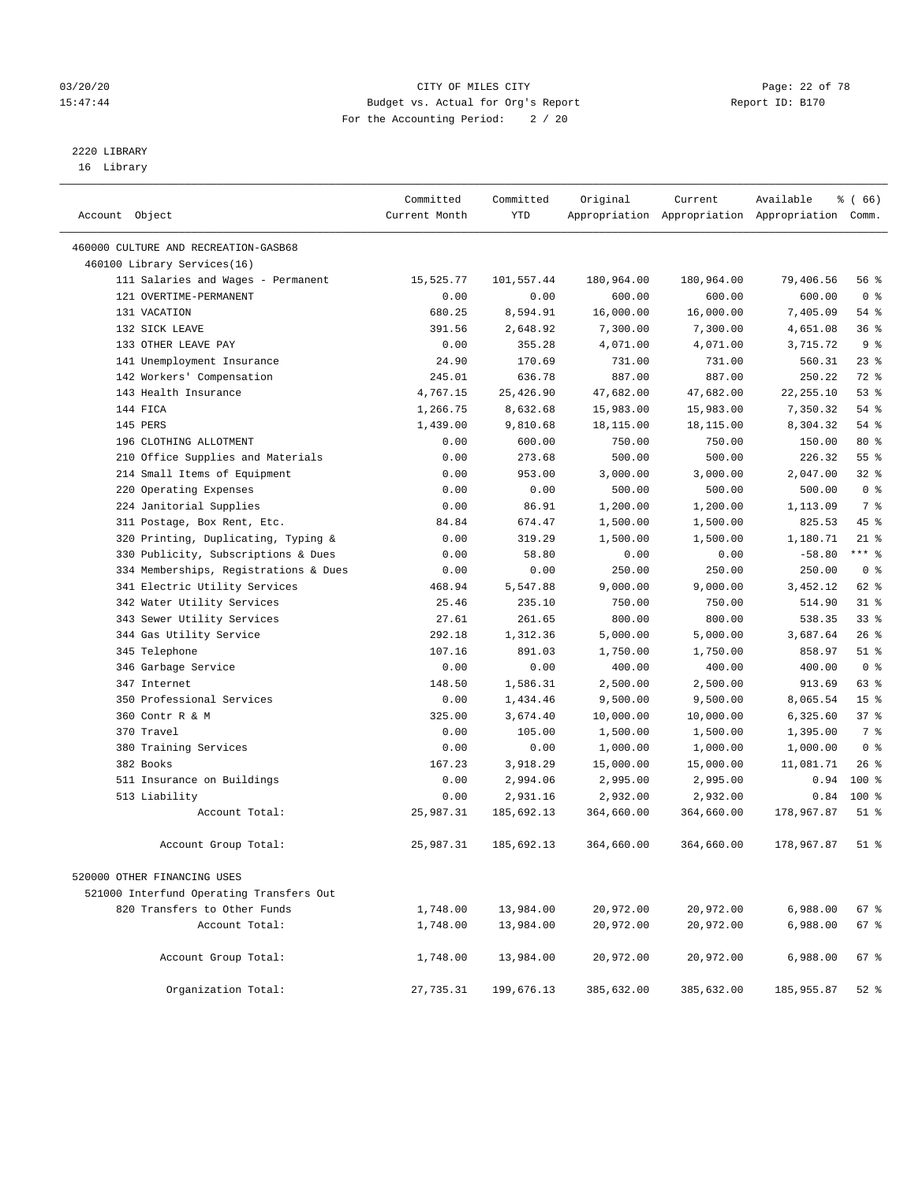03/20/20 CITY OF MILES CITY
15:47:44 Budget vs. Actual for Org's Report Report ID: B170
For the Accounting Period: 2 / 20

2220 LIBRARY
16 Library

| Account Object | Committed Current Month | Committed YTD | Original Appropriation | Current Appropriation | Available Appropriation | % ( 66) Comm. |
|---|---|---|---|---|---|---|
| 460000 CULTURE AND RECREATION-GASB68 | | | | | | |
| 460100 Library Services(16) | | | | | | |
| 111 Salaries and Wages - Permanent | 15,525.77 | 101,557.44 | 180,964.00 | 180,964.00 | 79,406.56 | 56 % |
| 121 OVERTIME-PERMANENT | 0.00 | 0.00 | 600.00 | 600.00 | 600.00 | 0 % |
| 131 VACATION | 680.25 | 8,594.91 | 16,000.00 | 16,000.00 | 7,405.09 | 54 % |
| 132 SICK LEAVE | 391.56 | 2,648.92 | 7,300.00 | 7,300.00 | 4,651.08 | 36 % |
| 133 OTHER LEAVE PAY | 0.00 | 355.28 | 4,071.00 | 4,071.00 | 3,715.72 | 9 % |
| 141 Unemployment Insurance | 24.90 | 170.69 | 731.00 | 731.00 | 560.31 | 23 % |
| 142 Workers' Compensation | 245.01 | 636.78 | 887.00 | 887.00 | 250.22 | 72 % |
| 143 Health Insurance | 4,767.15 | 25,426.90 | 47,682.00 | 47,682.00 | 22,255.10 | 53 % |
| 144 FICA | 1,266.75 | 8,632.68 | 15,983.00 | 15,983.00 | 7,350.32 | 54 % |
| 145 PERS | 1,439.00 | 9,810.68 | 18,115.00 | 18,115.00 | 8,304.32 | 54 % |
| 196 CLOTHING ALLOTMENT | 0.00 | 600.00 | 750.00 | 750.00 | 150.00 | 80 % |
| 210 Office Supplies and Materials | 0.00 | 273.68 | 500.00 | 500.00 | 226.32 | 55 % |
| 214 Small Items of Equipment | 0.00 | 953.00 | 3,000.00 | 3,000.00 | 2,047.00 | 32 % |
| 220 Operating Expenses | 0.00 | 0.00 | 500.00 | 500.00 | 500.00 | 0 % |
| 224 Janitorial Supplies | 0.00 | 86.91 | 1,200.00 | 1,200.00 | 1,113.09 | 7 % |
| 311 Postage, Box Rent, Etc. | 84.84 | 674.47 | 1,500.00 | 1,500.00 | 825.53 | 45 % |
| 320 Printing, Duplicating, Typing & | 0.00 | 319.29 | 1,500.00 | 1,500.00 | 1,180.71 | 21 % |
| 330 Publicity, Subscriptions & Dues | 0.00 | 58.80 | 0.00 | 0.00 | -58.80 | *** % |
| 334 Memberships, Registrations & Dues | 0.00 | 0.00 | 250.00 | 250.00 | 250.00 | 0 % |
| 341 Electric Utility Services | 468.94 | 5,547.88 | 9,000.00 | 9,000.00 | 3,452.12 | 62 % |
| 342 Water Utility Services | 25.46 | 235.10 | 750.00 | 750.00 | 514.90 | 31 % |
| 343 Sewer Utility Services | 27.61 | 261.65 | 800.00 | 800.00 | 538.35 | 33 % |
| 344 Gas Utility Service | 292.18 | 1,312.36 | 5,000.00 | 5,000.00 | 3,687.64 | 26 % |
| 345 Telephone | 107.16 | 891.03 | 1,750.00 | 1,750.00 | 858.97 | 51 % |
| 346 Garbage Service | 0.00 | 0.00 | 400.00 | 400.00 | 400.00 | 0 % |
| 347 Internet | 148.50 | 1,586.31 | 2,500.00 | 2,500.00 | 913.69 | 63 % |
| 350 Professional Services | 0.00 | 1,434.46 | 9,500.00 | 9,500.00 | 8,065.54 | 15 % |
| 360 Contr R & M | 325.00 | 3,674.40 | 10,000.00 | 10,000.00 | 6,325.60 | 37 % |
| 370 Travel | 0.00 | 105.00 | 1,500.00 | 1,500.00 | 1,395.00 | 7 % |
| 380 Training Services | 0.00 | 0.00 | 1,000.00 | 1,000.00 | 1,000.00 | 0 % |
| 382 Books | 167.23 | 3,918.29 | 15,000.00 | 15,000.00 | 11,081.71 | 26 % |
| 511 Insurance on Buildings | 0.00 | 2,994.06 | 2,995.00 | 2,995.00 | 0.94 | 100 % |
| 513 Liability | 0.00 | 2,931.16 | 2,932.00 | 2,932.00 | 0.84 | 100 % |
| Account Total: | 25,987.31 | 185,692.13 | 364,660.00 | 364,660.00 | 178,967.87 | 51 % |
| Account Group Total: | 25,987.31 | 185,692.13 | 364,660.00 | 364,660.00 | 178,967.87 | 51 % |
| 520000 OTHER FINANCING USES | | | | | | |
| 521000 Interfund Operating Transfers Out | | | | | | |
| 820 Transfers to Other Funds | 1,748.00 | 13,984.00 | 20,972.00 | 20,972.00 | 6,988.00 | 67 % |
| Account Total: | 1,748.00 | 13,984.00 | 20,972.00 | 20,972.00 | 6,988.00 | 67 % |
| Account Group Total: | 1,748.00 | 13,984.00 | 20,972.00 | 20,972.00 | 6,988.00 | 67 % |
| Organization Total: | 27,735.31 | 199,676.13 | 385,632.00 | 385,632.00 | 185,955.87 | 52 % |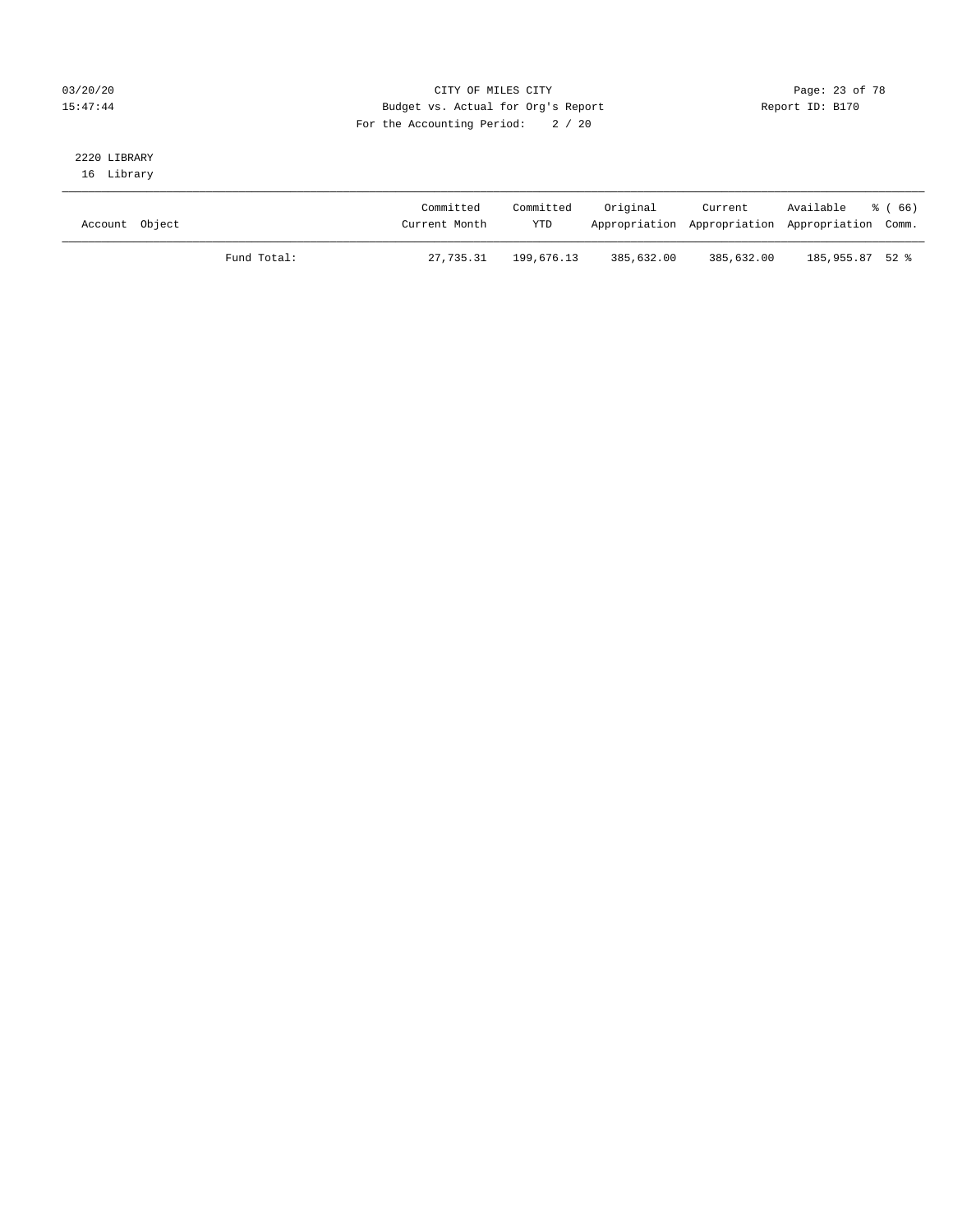CITY OF MILES CITY
Budget vs. Actual for Org's Report
For the Accounting Period: 2 / 20

Report ID: B170

2220 LIBRARY
16 Library

| Account Object | | Committed Current Month | Committed YTD | Original Appropriation | Current Appropriation | Available Appropriation | % ( 66) Comm. |
|---|---|---|---|---|---|---|---|
| | Fund Total: | 27,735.31 | 199,676.13 | 385,632.00 | 385,632.00 | 185,955.87 | 52 % |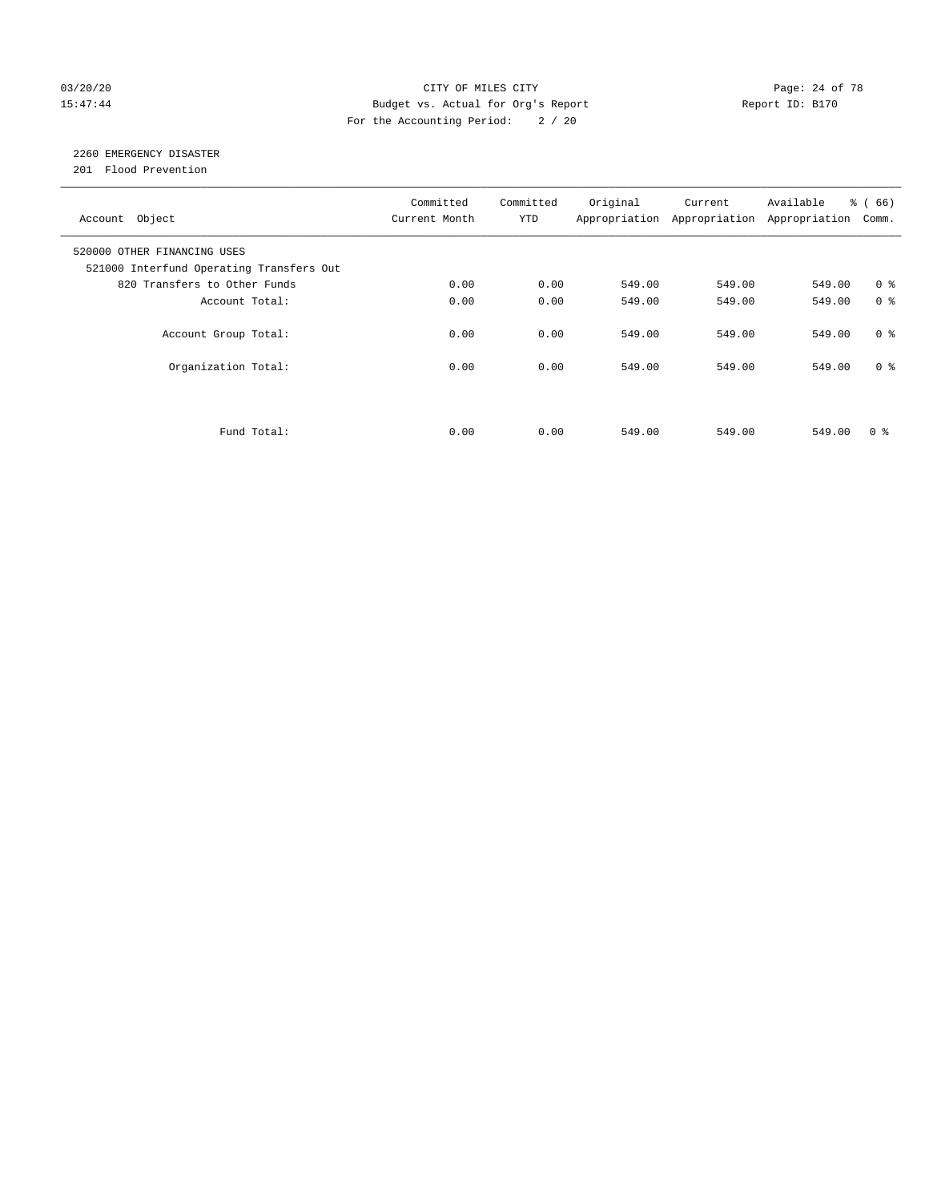CITY OF MILES CITY
Budget vs. Actual for Org's Report
For the Accounting Period: 2 / 20

Report ID: B170

03/20/20
15:47:44

## 2260 EMERGENCY DISASTER

201 Flood Prevention

| Account Object | Committed Current Month | Committed YTD | Original Appropriation | Current Appropriation | Available Appropriation | % ( 66) Comm. |
|---|---|---|---|---|---|---|
| 520000 OTHER FINANCING USES | | | | | | |
| 521000 Interfund Operating Transfers Out | | | | | | |
| 820 Transfers to Other Funds | 0.00 | 0.00 | 549.00 | 549.00 | 549.00 | 0 % |
| Account Total: | 0.00 | 0.00 | 549.00 | 549.00 | 549.00 | 0 % |
| Account Group Total: | 0.00 | 0.00 | 549.00 | 549.00 | 549.00 | 0 % |
| Organization Total: | 0.00 | 0.00 | 549.00 | 549.00 | 549.00 | 0 % |
| Fund Total: | 0.00 | 0.00 | 549.00 | 549.00 | 549.00 | 0 % |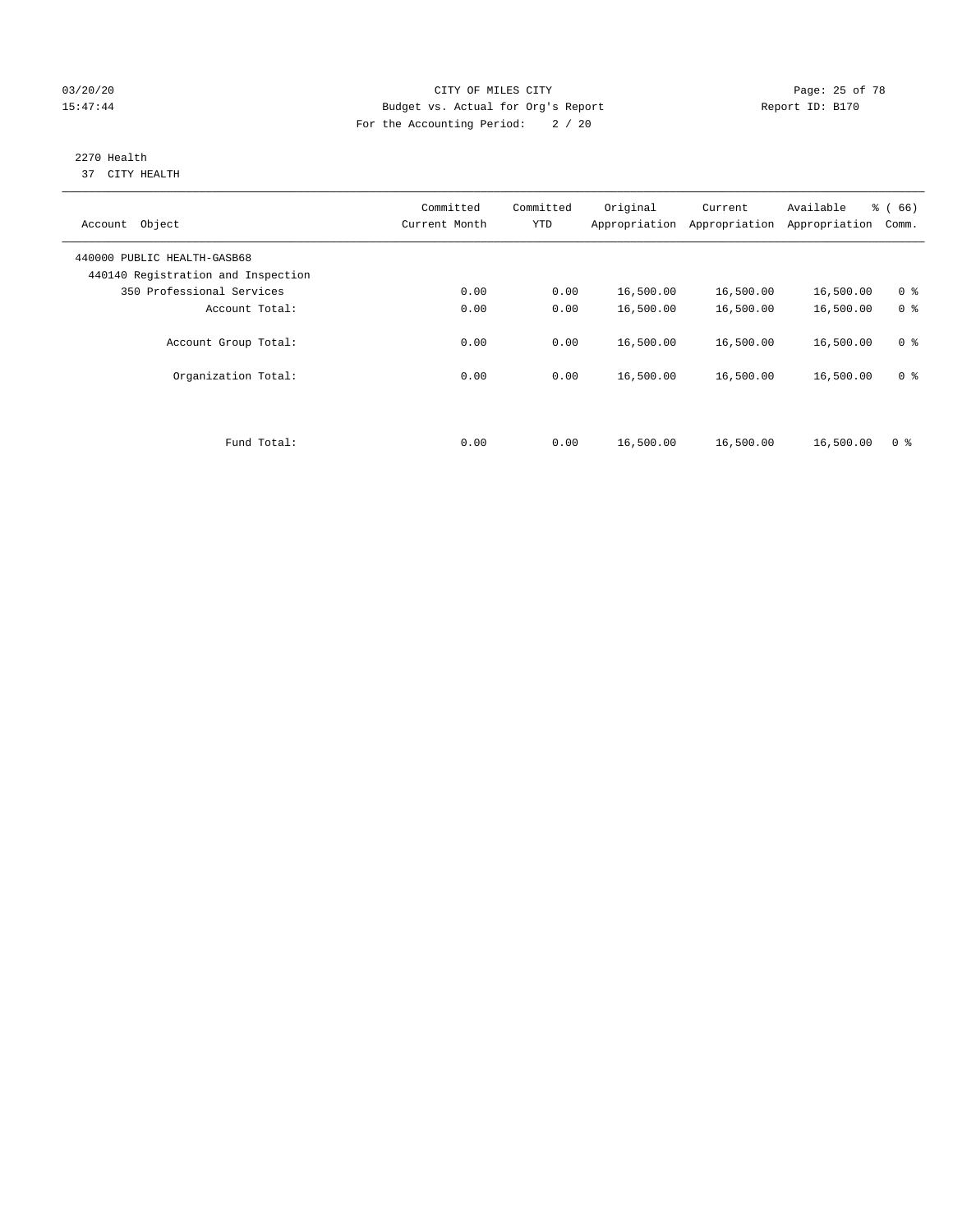CITY OF MILES CITY

Budget vs. Actual for Org's Report

For the Accounting Period: 2 / 20

03/20/20 15:47:44 Report ID: B170

## 2270 Health

37 CITY HEALTH

| Account Object | Committed Current Month | Committed YTD | Original Appropriation | Current Appropriation | Available Appropriation | % ( 66) Comm. |
|---|---|---|---|---|---|---|
| 440000 PUBLIC HEALTH-GASB68 | | | | | | |
| 440140 Registration and Inspection | | | | | | |
| 350 Professional Services | 0.00 | 0.00 | 16,500.00 | 16,500.00 | 16,500.00 | 0 % |
| Account Total: | 0.00 | 0.00 | 16,500.00 | 16,500.00 | 16,500.00 | 0 % |
| Account Group Total: | 0.00 | 0.00 | 16,500.00 | 16,500.00 | 16,500.00 | 0 % |
| Organization Total: | 0.00 | 0.00 | 16,500.00 | 16,500.00 | 16,500.00 | 0 % |
| Fund Total: | 0.00 | 0.00 | 16,500.00 | 16,500.00 | 16,500.00 | 0 % |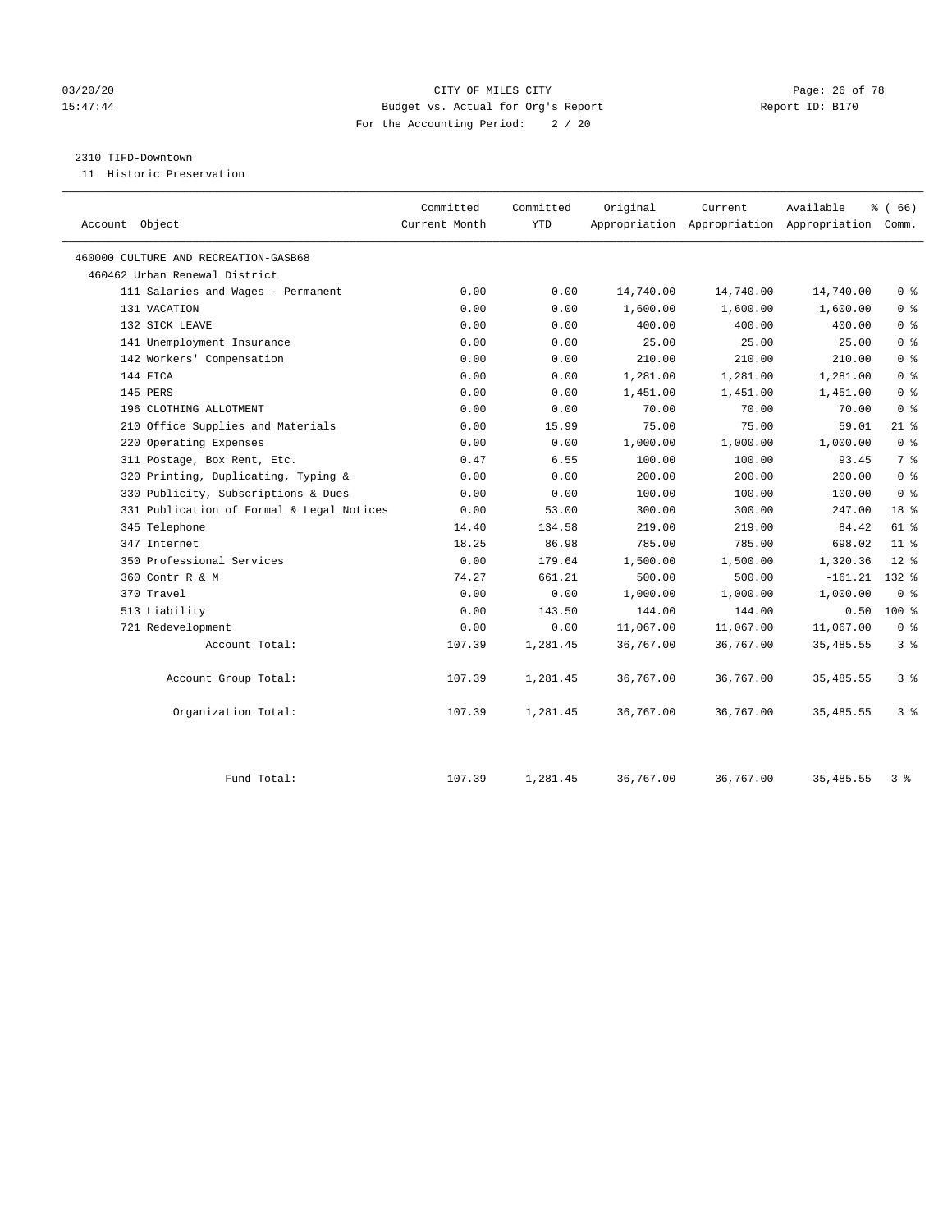03/20/20 CITY OF MILES CITY
15:47:44 Budget vs. Actual for Org's Report Report ID: B170
For the Accounting Period: 2 / 20

2310 TIFD-Downtown
11 Historic Preservation

| Account Object | Committed Current Month | Committed YTD | Original Appropriation | Current Appropriation | Available Appropriation | % ( 66) Comm. |
|---|---|---|---|---|---|---|
| 460000 CULTURE AND RECREATION-GASB68 | | | | | | |
| 460462 Urban Renewal District | | | | | | |
| 111 Salaries and Wages - Permanent | 0.00 | 0.00 | 14,740.00 | 14,740.00 | 14,740.00 | 0 % |
| 131 VACATION | 0.00 | 0.00 | 1,600.00 | 1,600.00 | 1,600.00 | 0 % |
| 132 SICK LEAVE | 0.00 | 0.00 | 400.00 | 400.00 | 400.00 | 0 % |
| 141 Unemployment Insurance | 0.00 | 0.00 | 25.00 | 25.00 | 25.00 | 0 % |
| 142 Workers' Compensation | 0.00 | 0.00 | 210.00 | 210.00 | 210.00 | 0 % |
| 144 FICA | 0.00 | 0.00 | 1,281.00 | 1,281.00 | 1,281.00 | 0 % |
| 145 PERS | 0.00 | 0.00 | 1,451.00 | 1,451.00 | 1,451.00 | 0 % |
| 196 CLOTHING ALLOTMENT | 0.00 | 0.00 | 70.00 | 70.00 | 70.00 | 0 % |
| 210 Office Supplies and Materials | 0.00 | 15.99 | 75.00 | 75.00 | 59.01 | 21 % |
| 220 Operating Expenses | 0.00 | 0.00 | 1,000.00 | 1,000.00 | 1,000.00 | 0 % |
| 311 Postage, Box Rent, Etc. | 0.47 | 6.55 | 100.00 | 100.00 | 93.45 | 7 % |
| 320 Printing, Duplicating, Typing & | 0.00 | 0.00 | 200.00 | 200.00 | 200.00 | 0 % |
| 330 Publicity, Subscriptions & Dues | 0.00 | 0.00 | 100.00 | 100.00 | 100.00 | 0 % |
| 331 Publication of Formal & Legal Notices | 0.00 | 53.00 | 300.00 | 300.00 | 247.00 | 18 % |
| 345 Telephone | 14.40 | 134.58 | 219.00 | 219.00 | 84.42 | 61 % |
| 347 Internet | 18.25 | 86.98 | 785.00 | 785.00 | 698.02 | 11 % |
| 350 Professional Services | 0.00 | 179.64 | 1,500.00 | 1,500.00 | 1,320.36 | 12 % |
| 360 Contr R & M | 74.27 | 661.21 | 500.00 | 500.00 | -161.21 | 132 % |
| 370 Travel | 0.00 | 0.00 | 1,000.00 | 1,000.00 | 1,000.00 | 0 % |
| 513 Liability | 0.00 | 143.50 | 144.00 | 144.00 | 0.50 | 100 % |
| 721 Redevelopment | 0.00 | 0.00 | 11,067.00 | 11,067.00 | 11,067.00 | 0 % |
| Account Total: | 107.39 | 1,281.45 | 36,767.00 | 36,767.00 | 35,485.55 | 3 % |
| Account Group Total: | 107.39 | 1,281.45 | 36,767.00 | 36,767.00 | 35,485.55 | 3 % |
| Organization Total: | 107.39 | 1,281.45 | 36,767.00 | 36,767.00 | 35,485.55 | 3 % |
| Fund Total: | 107.39 | 1,281.45 | 36,767.00 | 36,767.00 | 35,485.55 | 3 % |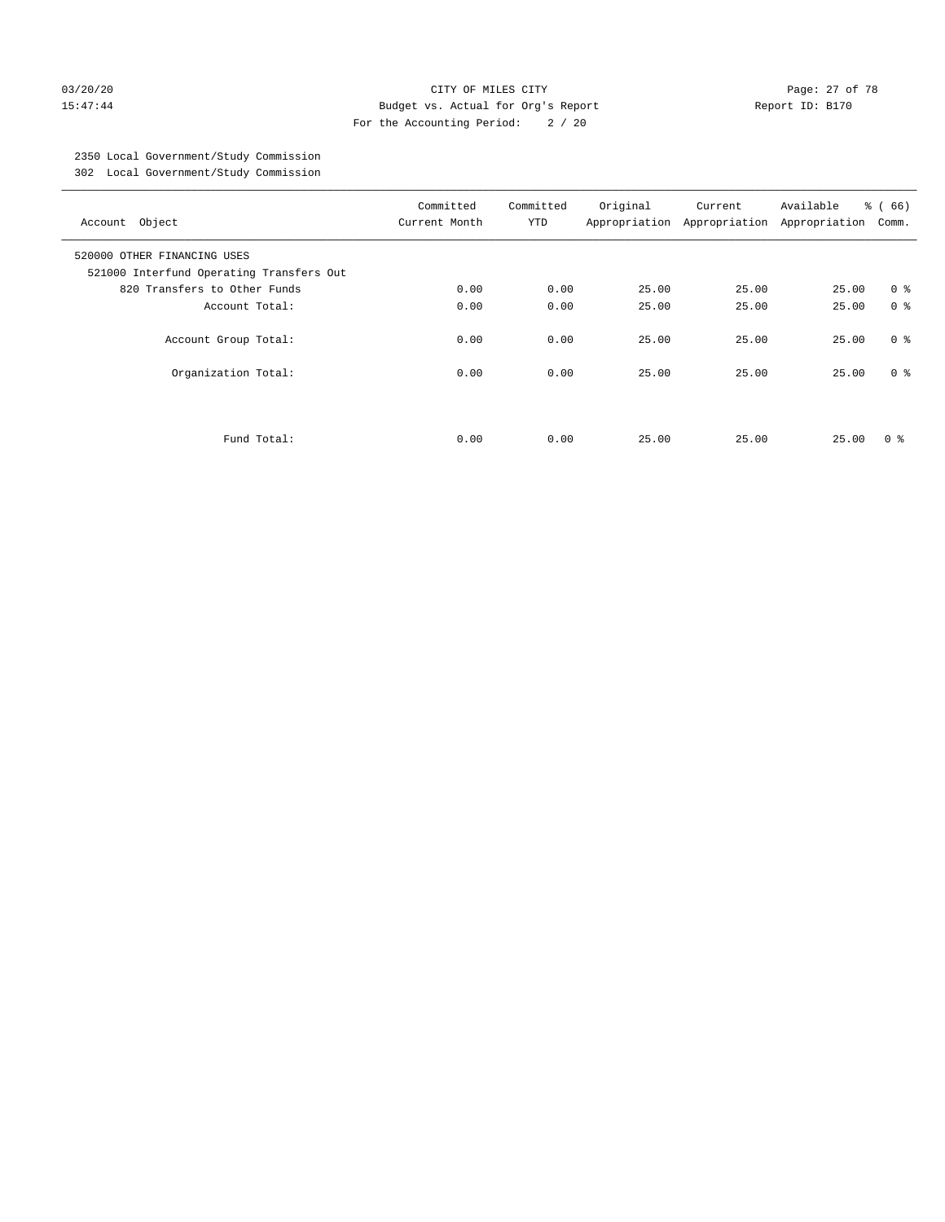CITY OF MILES CITY
Budget vs. Actual for Org's Report
For the Accounting Period: 2 / 20

03/20/20
15:47:44

Report ID: B170

2350 Local Government/Study Commission
302 Local Government/Study Commission

| Account Object | Committed Current Month | Committed YTD | Original Appropriation | Current Appropriation | Available Appropriation | % ( 66) Comm. |
|---|---|---|---|---|---|---|
| 520000 OTHER FINANCING USES | | | | | | |
| 521000 Interfund Operating Transfers Out | | | | | | |
| 820 Transfers to Other Funds | 0.00 | 0.00 | 25.00 | 25.00 | 25.00 | 0 % |
| Account Total: | 0.00 | 0.00 | 25.00 | 25.00 | 25.00 | 0 % |
| Account Group Total: | 0.00 | 0.00 | 25.00 | 25.00 | 25.00 | 0 % |
| Organization Total: | 0.00 | 0.00 | 25.00 | 25.00 | 25.00 | 0 % |
| Fund Total: | 0.00 | 0.00 | 25.00 | 25.00 | 25.00 | 0 % |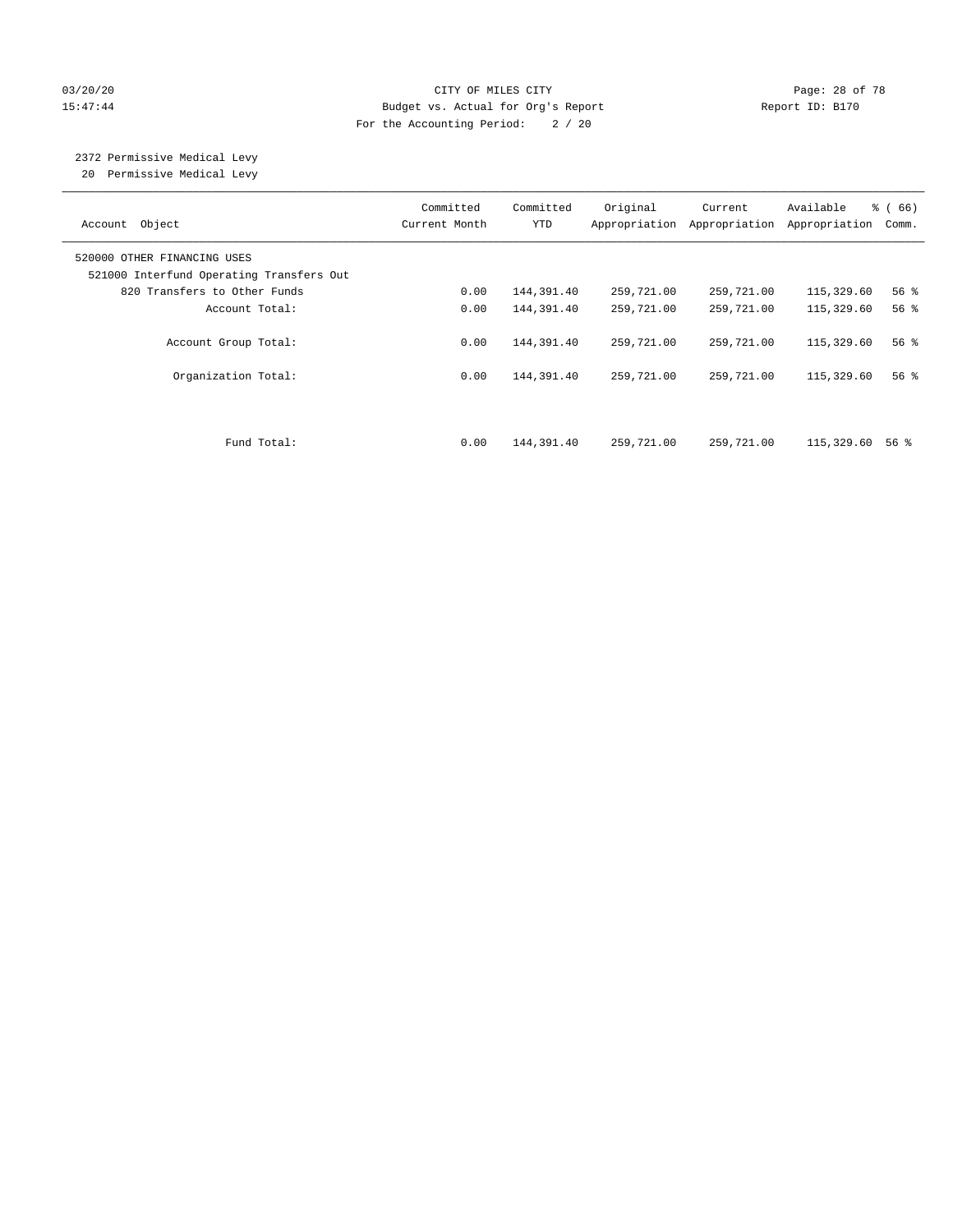CITY OF MILES CITY

Budget vs. Actual for Org's Report

For the Accounting Period: 2 / 20

03/20/20
15:47:44

Report ID: B170

2372 Permissive Medical Levy
20 Permissive Medical Levy

| Account Object | Committed Current Month | Committed YTD | Original Appropriation | Current Appropriation | Available Appropriation | % ( 66) Comm. |
|---|---|---|---|---|---|---|
| 520000 OTHER FINANCING USES | | | | | | |
| 521000 Interfund Operating Transfers Out | | | | | | |
| 820 Transfers to Other Funds | 0.00 | 144,391.40 | 259,721.00 | 259,721.00 | 115,329.60 | 56 % |
| Account Total: | 0.00 | 144,391.40 | 259,721.00 | 259,721.00 | 115,329.60 | 56 % |
| Account Group Total: | 0.00 | 144,391.40 | 259,721.00 | 259,721.00 | 115,329.60 | 56 % |
| Organization Total: | 0.00 | 144,391.40 | 259,721.00 | 259,721.00 | 115,329.60 | 56 % |
| Fund Total: | 0.00 | 144,391.40 | 259,721.00 | 259,721.00 | 115,329.60 | 56 % |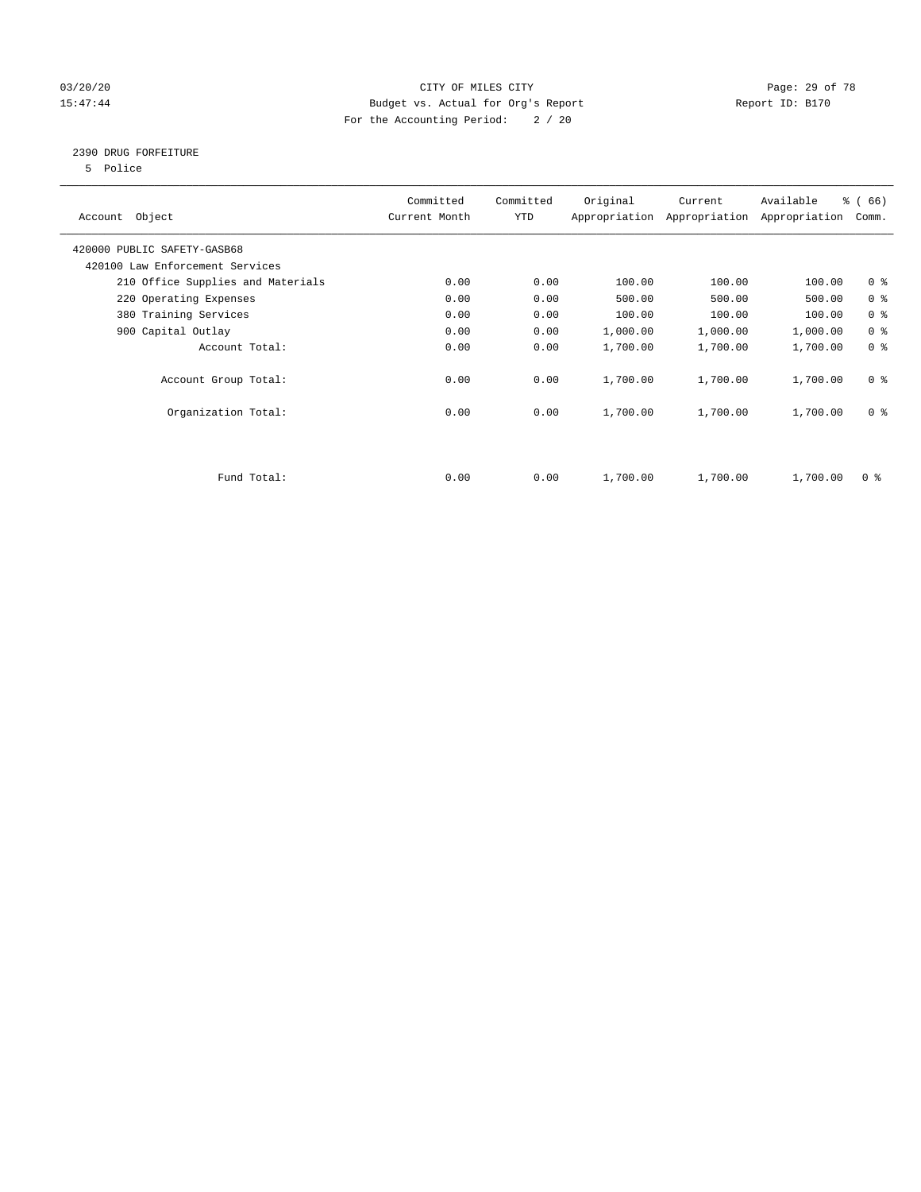CITY OF MILES CITY

Budget vs. Actual for Org's Report

For the Accounting Period: 2 / 20

03/20/20
15:47:44

Report ID: B170

## 2390 DRUG FORFEITURE

5 Police

| Account Object | Committed Current Month | Committed YTD | Original Appropriation | Current Appropriation | Available Appropriation | % ( 66) Comm. |
|---|---|---|---|---|---|---|
| 420000 PUBLIC SAFETY-GASB68 | | | | | | |
| 420100 Law Enforcement Services | | | | | | |
| 210 Office Supplies and Materials | 0.00 | 0.00 | 100.00 | 100.00 | 100.00 | 0 % |
| 220 Operating Expenses | 0.00 | 0.00 | 500.00 | 500.00 | 500.00 | 0 % |
| 380 Training Services | 0.00 | 0.00 | 100.00 | 100.00 | 100.00 | 0 % |
| 900 Capital Outlay | 0.00 | 0.00 | 1,000.00 | 1,000.00 | 1,000.00 | 0 % |
| Account Total: | 0.00 | 0.00 | 1,700.00 | 1,700.00 | 1,700.00 | 0 % |
| Account Group Total: | 0.00 | 0.00 | 1,700.00 | 1,700.00 | 1,700.00 | 0 % |
| Organization Total: | 0.00 | 0.00 | 1,700.00 | 1,700.00 | 1,700.00 | 0 % |
| Fund Total: | 0.00 | 0.00 | 1,700.00 | 1,700.00 | 1,700.00 | 0 % |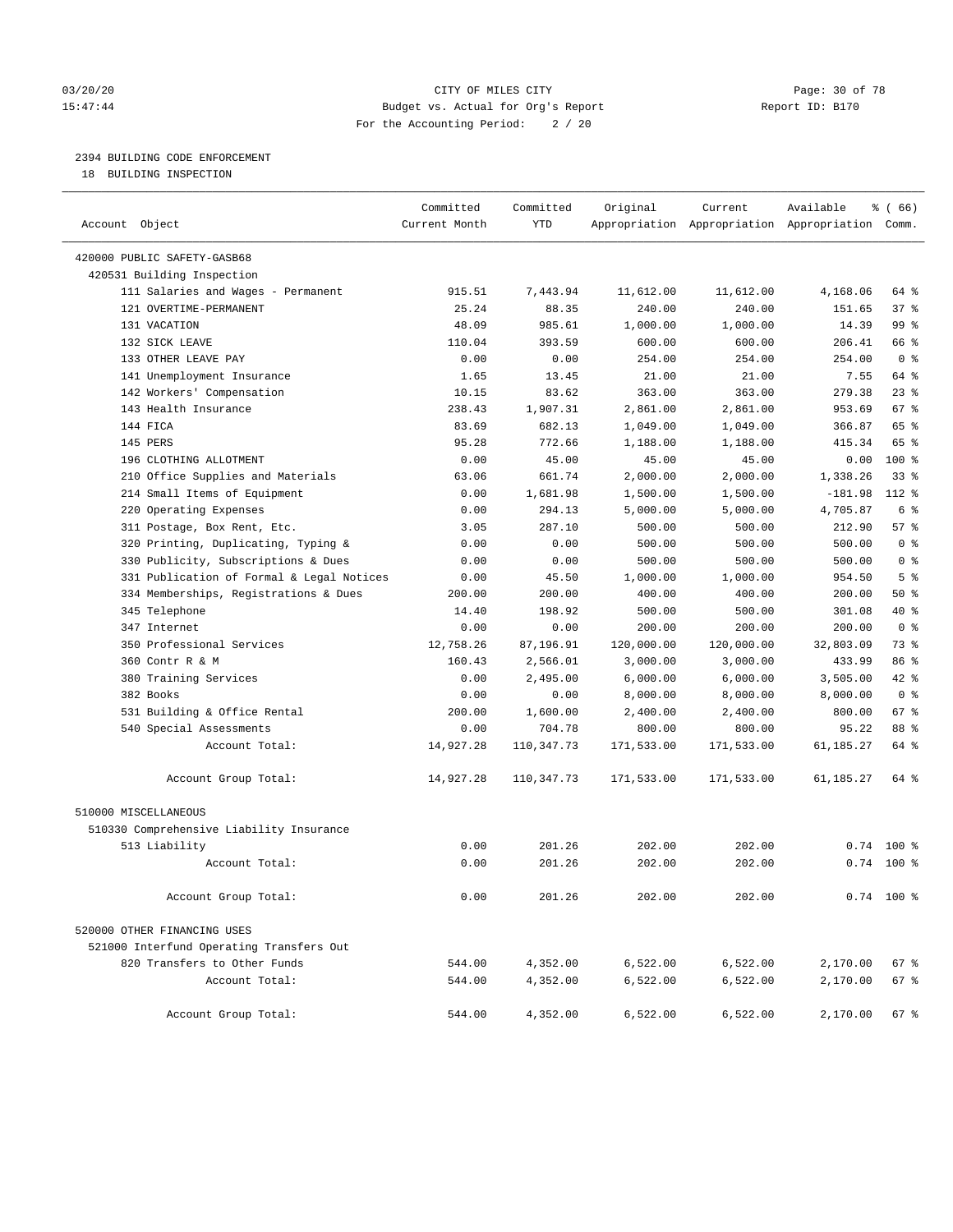CITY OF MILES CITY
Budget vs. Actual for Org's Report
For the Accounting Period: 2 / 20

03/20/20
15:47:44

Report ID: B170

## 2394 BUILDING CODE ENFORCEMENT

18 BUILDING INSPECTION

| Account Object | Committed Current Month | Committed YTD | Original Appropriation | Current Appropriation | Available Appropriation | % ( 66) Comm. |
|---|---|---|---|---|---|---|
| 420000 PUBLIC SAFETY-GASB68 | | | | | | |
| 420531 Building Inspection | | | | | | |
| 111 Salaries and Wages - Permanent | 915.51 | 7,443.94 | 11,612.00 | 11,612.00 | 4,168.06 | 64 % |
| 121 OVERTIME-PERMANENT | 25.24 | 88.35 | 240.00 | 240.00 | 151.65 | 37 % |
| 131 VACATION | 48.09 | 985.61 | 1,000.00 | 1,000.00 | 14.39 | 99 % |
| 132 SICK LEAVE | 110.04 | 393.59 | 600.00 | 600.00 | 206.41 | 66 % |
| 133 OTHER LEAVE PAY | 0.00 | 0.00 | 254.00 | 254.00 | 254.00 | 0 % |
| 141 Unemployment Insurance | 1.65 | 13.45 | 21.00 | 21.00 | 7.55 | 64 % |
| 142 Workers' Compensation | 10.15 | 83.62 | 363.00 | 363.00 | 279.38 | 23 % |
| 143 Health Insurance | 238.43 | 1,907.31 | 2,861.00 | 2,861.00 | 953.69 | 67 % |
| 144 FICA | 83.69 | 682.13 | 1,049.00 | 1,049.00 | 366.87 | 65 % |
| 145 PERS | 95.28 | 772.66 | 1,188.00 | 1,188.00 | 415.34 | 65 % |
| 196 CLOTHING ALLOTMENT | 0.00 | 45.00 | 45.00 | 45.00 | 0.00 | 100 % |
| 210 Office Supplies and Materials | 63.06 | 661.74 | 2,000.00 | 2,000.00 | 1,338.26 | 33 % |
| 214 Small Items of Equipment | 0.00 | 1,681.98 | 1,500.00 | 1,500.00 | -181.98 | 112 % |
| 220 Operating Expenses | 0.00 | 294.13 | 5,000.00 | 5,000.00 | 4,705.87 | 6 % |
| 311 Postage, Box Rent, Etc. | 3.05 | 287.10 | 500.00 | 500.00 | 212.90 | 57 % |
| 320 Printing, Duplicating, Typing & | 0.00 | 0.00 | 500.00 | 500.00 | 500.00 | 0 % |
| 330 Publicity, Subscriptions & Dues | 0.00 | 0.00 | 500.00 | 500.00 | 500.00 | 0 % |
| 331 Publication of Formal & Legal Notices | 0.00 | 45.50 | 1,000.00 | 1,000.00 | 954.50 | 5 % |
| 334 Memberships, Registrations & Dues | 200.00 | 200.00 | 400.00 | 400.00 | 200.00 | 50 % |
| 345 Telephone | 14.40 | 198.92 | 500.00 | 500.00 | 301.08 | 40 % |
| 347 Internet | 0.00 | 0.00 | 200.00 | 200.00 | 200.00 | 0 % |
| 350 Professional Services | 12,758.26 | 87,196.91 | 120,000.00 | 120,000.00 | 32,803.09 | 73 % |
| 360 Contr R & M | 160.43 | 2,566.01 | 3,000.00 | 3,000.00 | 433.99 | 86 % |
| 380 Training Services | 0.00 | 2,495.00 | 6,000.00 | 6,000.00 | 3,505.00 | 42 % |
| 382 Books | 0.00 | 0.00 | 8,000.00 | 8,000.00 | 8,000.00 | 0 % |
| 531 Building & Office Rental | 200.00 | 1,600.00 | 2,400.00 | 2,400.00 | 800.00 | 67 % |
| 540 Special Assessments | 0.00 | 704.78 | 800.00 | 800.00 | 95.22 | 88 % |
| Account Total: | 14,927.28 | 110,347.73 | 171,533.00 | 171,533.00 | 61,185.27 | 64 % |
| Account Group Total: | 14,927.28 | 110,347.73 | 171,533.00 | 171,533.00 | 61,185.27 | 64 % |
| 510000 MISCELLANEOUS | | | | | | |
| 510330 Comprehensive Liability Insurance | | | | | | |
| 513 Liability | 0.00 | 201.26 | 202.00 | 202.00 | 0.74 | 100 % |
| Account Total: | 0.00 | 201.26 | 202.00 | 202.00 | 0.74 | 100 % |
| Account Group Total: | 0.00 | 201.26 | 202.00 | 202.00 | 0.74 | 100 % |
| 520000 OTHER FINANCING USES | | | | | | |
| 521000 Interfund Operating Transfers Out | | | | | | |
| 820 Transfers to Other Funds | 544.00 | 4,352.00 | 6,522.00 | 6,522.00 | 2,170.00 | 67 % |
| Account Total: | 544.00 | 4,352.00 | 6,522.00 | 6,522.00 | 2,170.00 | 67 % |
| Account Group Total: | 544.00 | 4,352.00 | 6,522.00 | 6,522.00 | 2,170.00 | 67 % |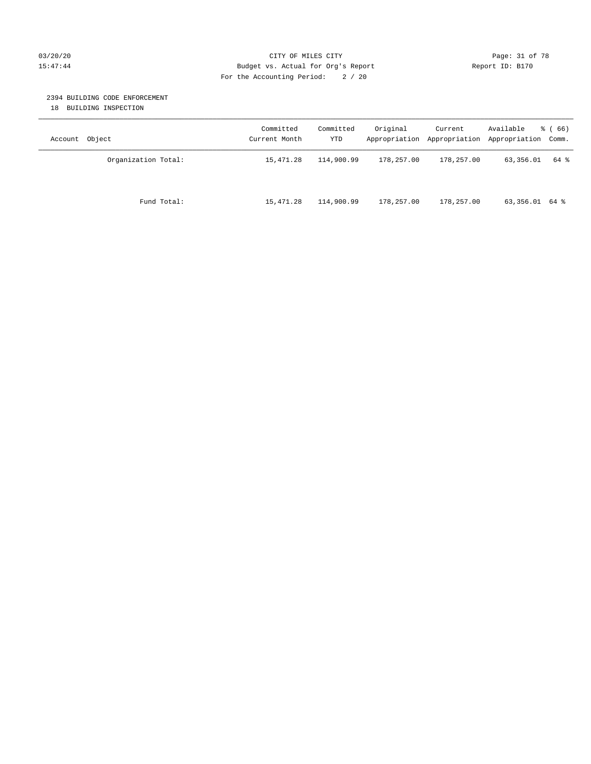CITY OF MILES CITY

Budget vs. Actual for Org's Report

For the Accounting Period: 2 / 20

2394 BUILDING CODE ENFORCEMENT

18 BUILDING INSPECTION

| Account Object | Committed Current Month | Committed YTD | Original Appropriation | Current Appropriation | Available Appropriation | % ( 66) Comm. |
|---|---|---|---|---|---|---|
| Organization Total: | 15,471.28 | 114,900.99 | 178,257.00 | 178,257.00 | 63,356.01 | 64 % |
| Fund Total: | 15,471.28 | 114,900.99 | 178,257.00 | 178,257.00 | 63,356.01 | 64 % |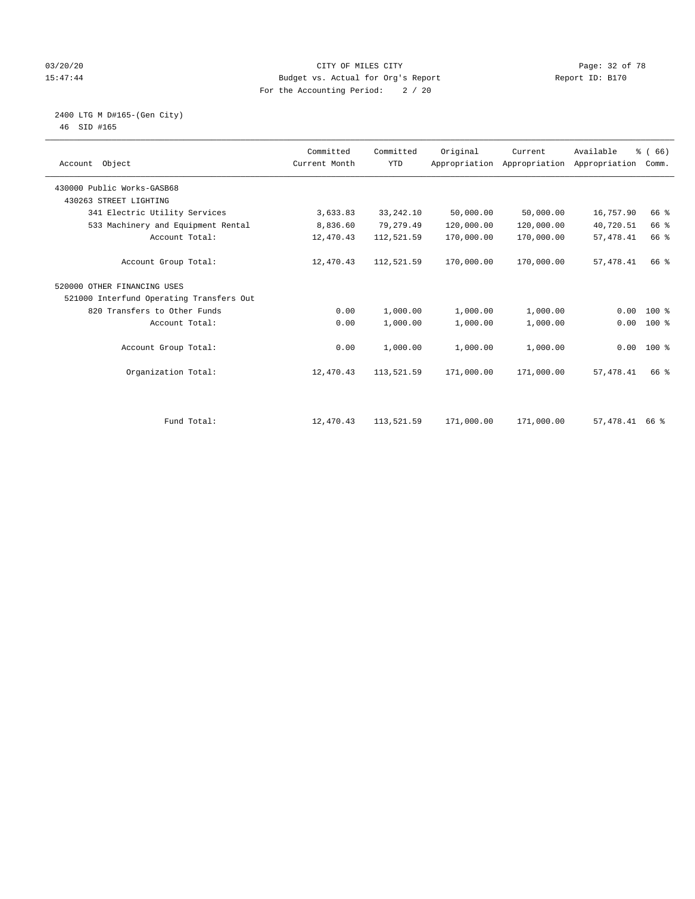CITY OF MILES CITY
Budget vs. Actual for Org's Report
For the Accounting Period: 2 / 20

03/20/20
15:47:44

Report ID: B170

2400 LTG M D#165-(Gen City)
46 SID #165

| Account Object | Committed Current Month | Committed YTD | Original Appropriation | Current Appropriation | Available Appropriation | % ( 66) Comm. |
|---|---|---|---|---|---|---|
| 430000 Public Works-GASB68 | | | | | | |
| 430263 STREET LIGHTING | | | | | | |
| 341 Electric Utility Services | 3,633.83 | 33,242.10 | 50,000.00 | 50,000.00 | 16,757.90 | 66 % |
| 533 Machinery and Equipment Rental | 8,836.60 | 79,279.49 | 120,000.00 | 120,000.00 | 40,720.51 | 66 % |
| Account Total: | 12,470.43 | 112,521.59 | 170,000.00 | 170,000.00 | 57,478.41 | 66 % |
| Account Group Total: | 12,470.43 | 112,521.59 | 170,000.00 | 170,000.00 | 57,478.41 | 66 % |
| 520000 OTHER FINANCING USES | | | | | | |
| 521000 Interfund Operating Transfers Out | | | | | | |
| 820 Transfers to Other Funds | 0.00 | 1,000.00 | 1,000.00 | 1,000.00 | 0.00 | 100 % |
| Account Total: | 0.00 | 1,000.00 | 1,000.00 | 1,000.00 | 0.00 | 100 % |
| Account Group Total: | 0.00 | 1,000.00 | 1,000.00 | 1,000.00 | 0.00 | 100 % |
| Organization Total: | 12,470.43 | 113,521.59 | 171,000.00 | 171,000.00 | 57,478.41 | 66 % |
| Fund Total: | 12,470.43 | 113,521.59 | 171,000.00 | 171,000.00 | 57,478.41 | 66 % |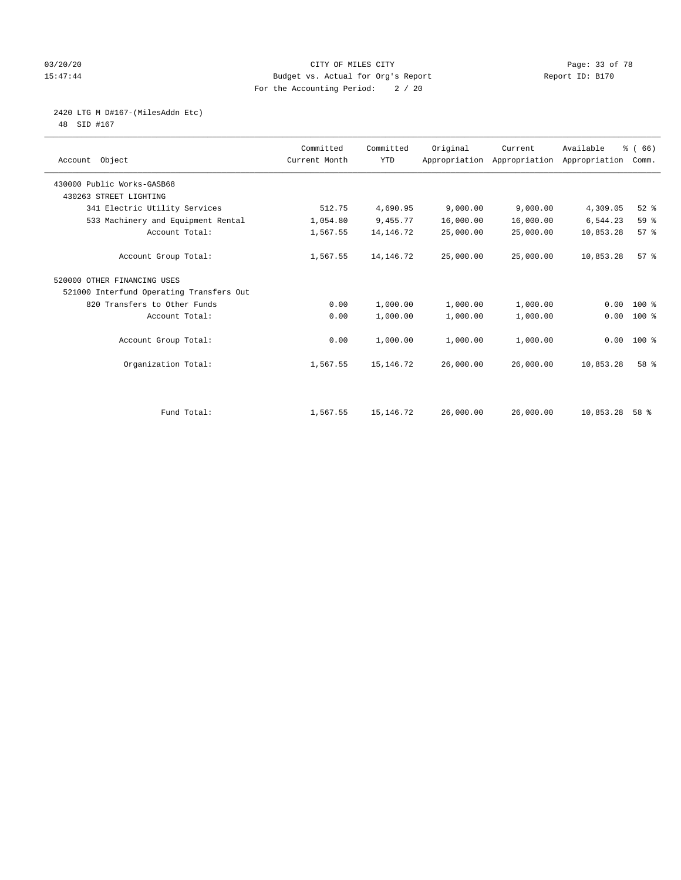CITY OF MILES CITY
Budget vs. Actual for Org's Report
For the Accounting Period: 2 / 20

03/20/20
15:47:44

Report ID: B170

2420 LTG M D#167-(MilesAddn Etc)
48 SID #167

| Account Object | Committed Current Month | Committed YTD | Original Appropriation | Current Appropriation | Available Appropriation | % ( 66) Comm. |
|---|---|---|---|---|---|---|
| 430000 Public Works-GASB68 | | | | | | |
| 430263 STREET LIGHTING | | | | | | |
| 341 Electric Utility Services | 512.75 | 4,690.95 | 9,000.00 | 9,000.00 | 4,309.05 | 52 % |
| 533 Machinery and Equipment Rental | 1,054.80 | 9,455.77 | 16,000.00 | 16,000.00 | 6,544.23 | 59 % |
| Account Total: | 1,567.55 | 14,146.72 | 25,000.00 | 25,000.00 | 10,853.28 | 57 % |
| Account Group Total: | 1,567.55 | 14,146.72 | 25,000.00 | 25,000.00 | 10,853.28 | 57 % |
| 520000 OTHER FINANCING USES | | | | | | |
| 521000 Interfund Operating Transfers Out | | | | | | |
| 820 Transfers to Other Funds | 0.00 | 1,000.00 | 1,000.00 | 1,000.00 | 0.00 | 100 % |
| Account Total: | 0.00 | 1,000.00 | 1,000.00 | 1,000.00 | 0.00 | 100 % |
| Account Group Total: | 0.00 | 1,000.00 | 1,000.00 | 1,000.00 | 0.00 | 100 % |
| Organization Total: | 1,567.55 | 15,146.72 | 26,000.00 | 26,000.00 | 10,853.28 | 58 % |
| Fund Total: | 1,567.55 | 15,146.72 | 26,000.00 | 26,000.00 | 10,853.28 | 58 % |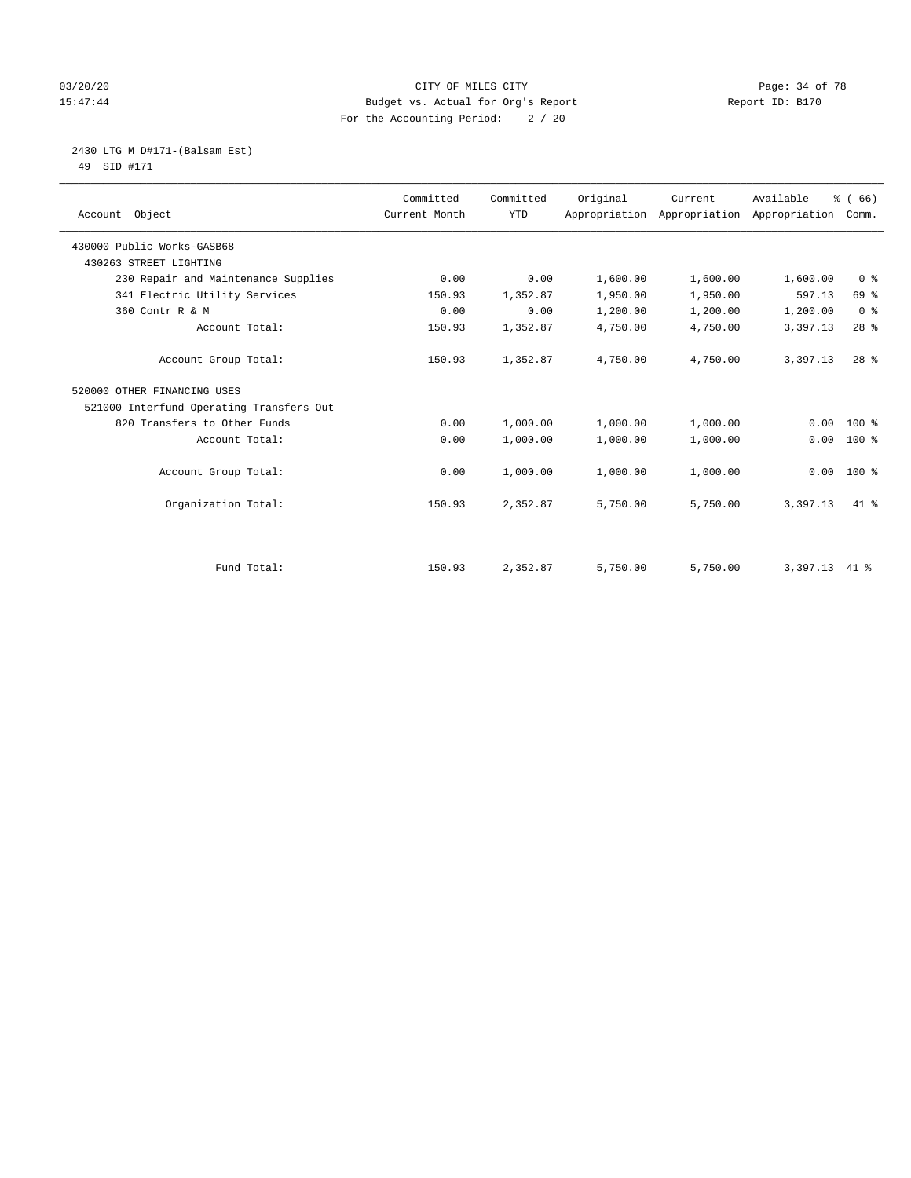CITY OF MILES CITY
Budget vs. Actual for Org's Report
For the Accounting Period: 2 / 20

03/20/20
15:47:44

Report ID: B170

2430 LTG M D#171-(Balsam Est)
49 SID #171

| Account Object | Committed Current Month | Committed YTD | Original Appropriation | Current Appropriation | Available Appropriation | % ( 66) Comm. |
|---|---|---|---|---|---|---|
| 430000 Public Works-GASB68 | | | | | | |
| 430263 STREET LIGHTING | | | | | | |
| 230 Repair and Maintenance Supplies | 0.00 | 0.00 | 1,600.00 | 1,600.00 | 1,600.00 | 0 % |
| 341 Electric Utility Services | 150.93 | 1,352.87 | 1,950.00 | 1,950.00 | 597.13 | 69 % |
| 360 Contr R & M | 0.00 | 0.00 | 1,200.00 | 1,200.00 | 1,200.00 | 0 % |
| Account Total: | 150.93 | 1,352.87 | 4,750.00 | 4,750.00 | 3,397.13 | 28 % |
| Account Group Total: | 150.93 | 1,352.87 | 4,750.00 | 4,750.00 | 3,397.13 | 28 % |
| 520000 OTHER FINANCING USES | | | | | | |
| 521000 Interfund Operating Transfers Out | | | | | | |
| 820 Transfers to Other Funds | 0.00 | 1,000.00 | 1,000.00 | 1,000.00 | 0.00 | 100 % |
| Account Total: | 0.00 | 1,000.00 | 1,000.00 | 1,000.00 | 0.00 | 100 % |
| Account Group Total: | 0.00 | 1,000.00 | 1,000.00 | 1,000.00 | 0.00 | 100 % |
| Organization Total: | 150.93 | 2,352.87 | 5,750.00 | 5,750.00 | 3,397.13 | 41 % |
| Fund Total: | 150.93 | 2,352.87 | 5,750.00 | 5,750.00 | 3,397.13 | 41 % |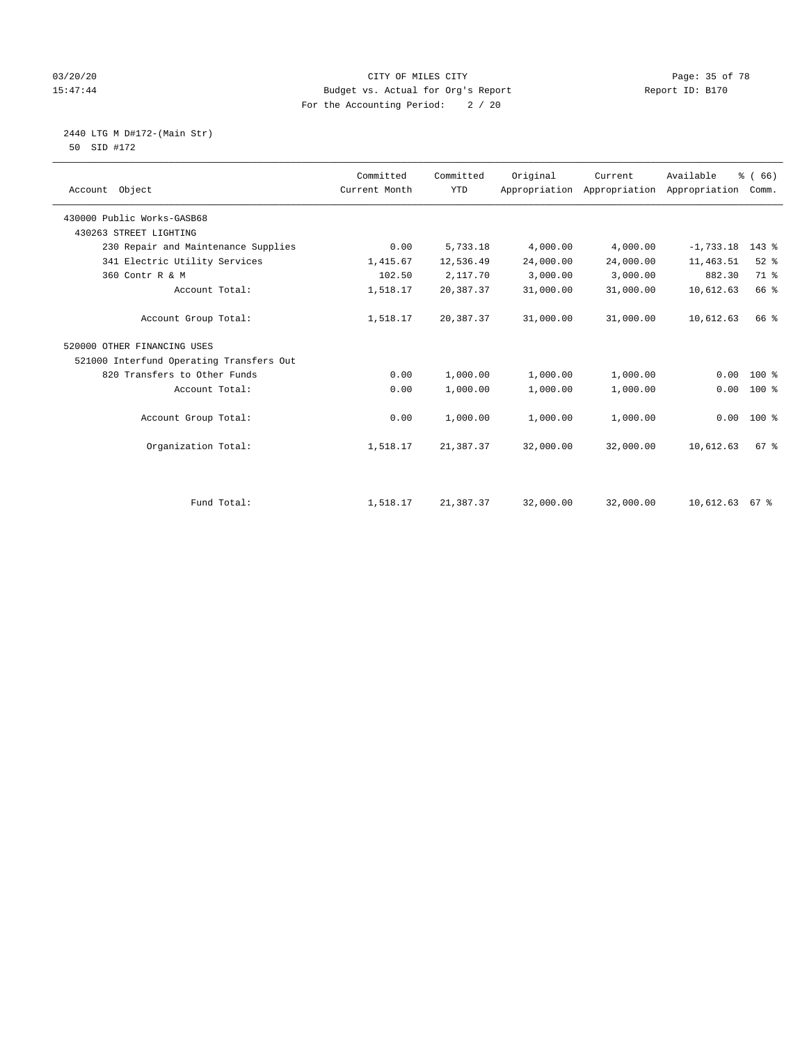CITY OF MILES CITY
Budget vs. Actual for Org's Report
For the Accounting Period: 2 / 20

03/20/20
15:47:44

Report ID: B170

2440 LTG M D#172-(Main Str)
50 SID #172

| Account Object | Committed Current Month | Committed YTD | Original Appropriation | Current Appropriation | Available Appropriation | % ( 66) Comm. |
|---|---|---|---|---|---|---|
| 430000 Public Works-GASB68 | | | | | | |
| 430263 STREET LIGHTING | | | | | | |
| 230 Repair and Maintenance Supplies | 0.00 | 5,733.18 | 4,000.00 | 4,000.00 | -1,733.18 | 143 % |
| 341 Electric Utility Services | 1,415.67 | 12,536.49 | 24,000.00 | 24,000.00 | 11,463.51 | 52 % |
| 360 Contr R & M | 102.50 | 2,117.70 | 3,000.00 | 3,000.00 | 882.30 | 71 % |
| Account Total: | 1,518.17 | 20,387.37 | 31,000.00 | 31,000.00 | 10,612.63 | 66 % |
| Account Group Total: | 1,518.17 | 20,387.37 | 31,000.00 | 31,000.00 | 10,612.63 | 66 % |
| 520000 OTHER FINANCING USES | | | | | | |
| 521000 Interfund Operating Transfers Out | | | | | | |
| 820 Transfers to Other Funds | 0.00 | 1,000.00 | 1,000.00 | 1,000.00 | 0.00 | 100 % |
| Account Total: | 0.00 | 1,000.00 | 1,000.00 | 1,000.00 | 0.00 | 100 % |
| Account Group Total: | 0.00 | 1,000.00 | 1,000.00 | 1,000.00 | 0.00 | 100 % |
| Organization Total: | 1,518.17 | 21,387.37 | 32,000.00 | 32,000.00 | 10,612.63 | 67 % |
| Fund Total: | 1,518.17 | 21,387.37 | 32,000.00 | 32,000.00 | 10,612.63 | 67 % |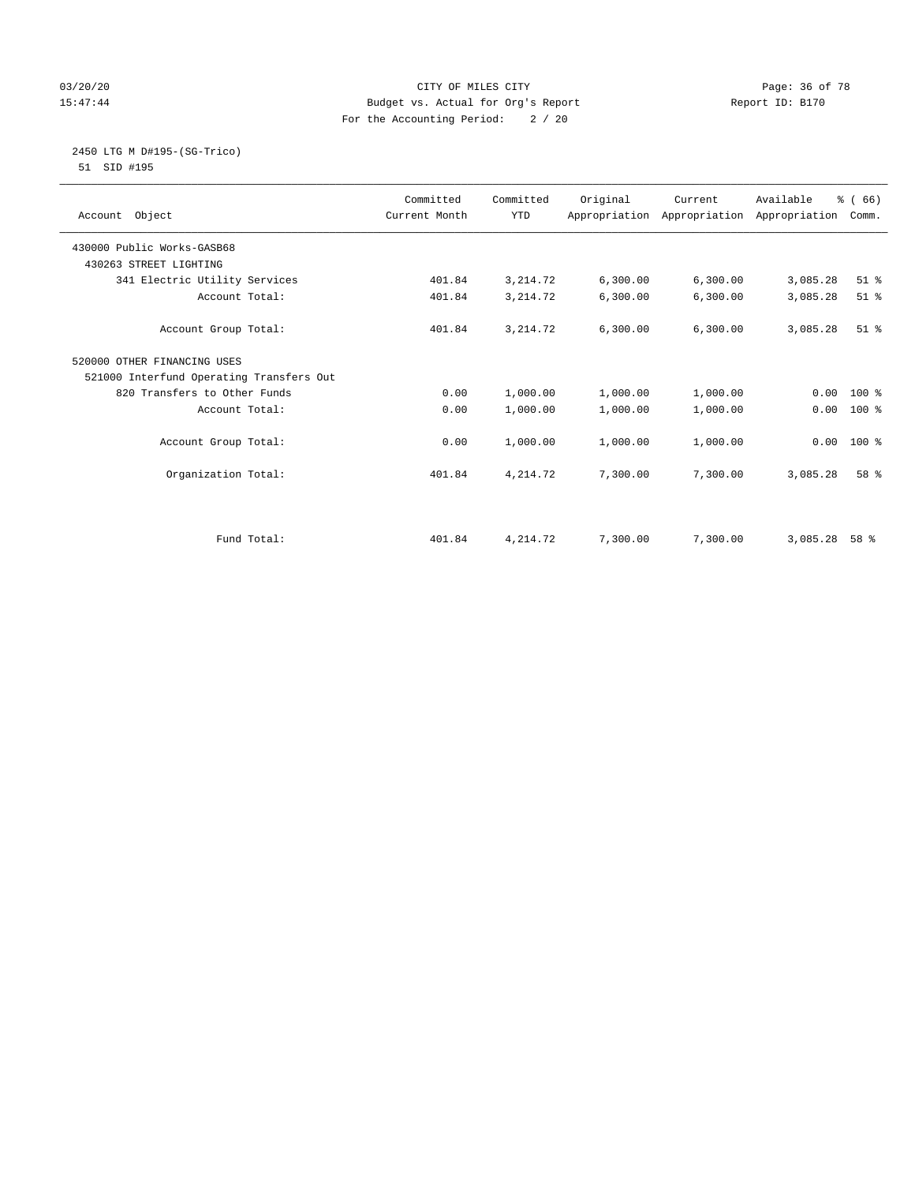CITY OF MILES CITY
Budget vs. Actual for Org's Report
For the Accounting Period: 2 / 20

03/20/20
15:47:44

Report ID: B170

2450 LTG M D#195-(SG-Trico)
51 SID #195

| Account Object | Committed Current Month | Committed YTD | Original Appropriation | Current Appropriation | Available Appropriation | % ( 66) Comm. |
|---|---|---|---|---|---|---|
| 430000 Public Works-GASB68 | | | | | | |
| 430263 STREET LIGHTING | | | | | | |
| 341 Electric Utility Services | 401.84 | 3,214.72 | 6,300.00 | 6,300.00 | 3,085.28 | 51 % |
| Account Total: | 401.84 | 3,214.72 | 6,300.00 | 6,300.00 | 3,085.28 | 51 % |
| Account Group Total: | 401.84 | 3,214.72 | 6,300.00 | 6,300.00 | 3,085.28 | 51 % |
| 520000 OTHER FINANCING USES | | | | | | |
| 521000 Interfund Operating Transfers Out | | | | | | |
| 820 Transfers to Other Funds | 0.00 | 1,000.00 | 1,000.00 | 1,000.00 | 0.00 | 100 % |
| Account Total: | 0.00 | 1,000.00 | 1,000.00 | 1,000.00 | 0.00 | 100 % |
| Account Group Total: | 0.00 | 1,000.00 | 1,000.00 | 1,000.00 | 0.00 | 100 % |
| Organization Total: | 401.84 | 4,214.72 | 7,300.00 | 7,300.00 | 3,085.28 | 58 % |
| Fund Total: | 401.84 | 4,214.72 | 7,300.00 | 7,300.00 | 3,085.28 | 58 % |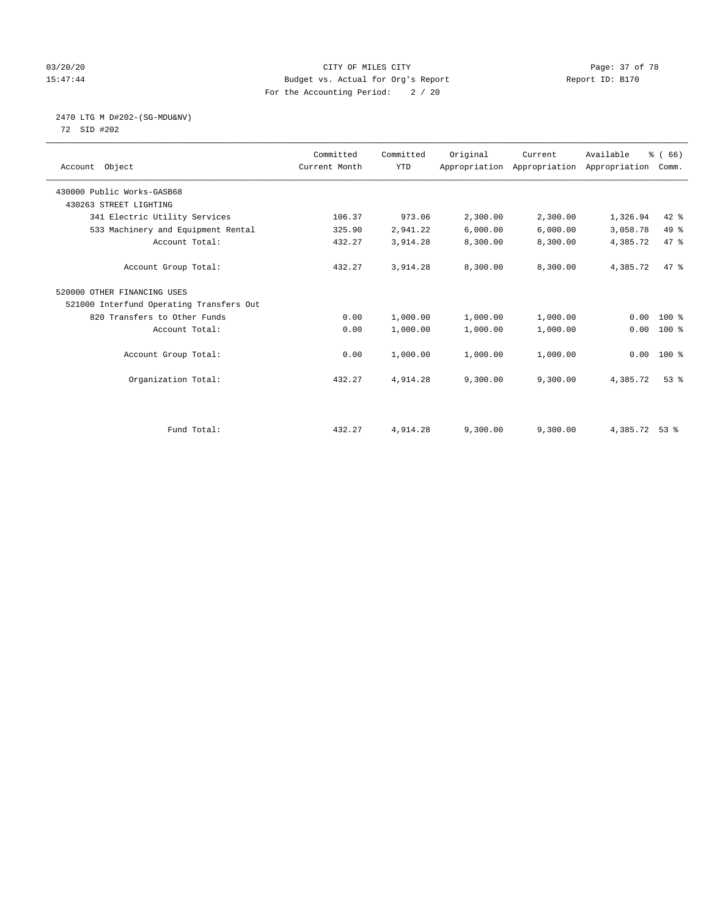CITY OF MILES CITY
Budget vs. Actual for Org's Report
For the Accounting Period: 2 / 20

03/20/20
15:47:44

Report ID: B170

2470 LTG M D#202-(SG-MDU&NV)
72 SID #202

| Account Object | Committed Current Month | Committed YTD | Original Appropriation | Current Appropriation | Available Appropriation | % ( 66) Comm. |
|---|---|---|---|---|---|---|
| 430000 Public Works-GASB68 | | | | | | |
| 430263 STREET LIGHTING | | | | | | |
| 341 Electric Utility Services | 106.37 | 973.06 | 2,300.00 | 2,300.00 | 1,326.94 | 42 % |
| 533 Machinery and Equipment Rental | 325.90 | 2,941.22 | 6,000.00 | 6,000.00 | 3,058.78 | 49 % |
| Account Total: | 432.27 | 3,914.28 | 8,300.00 | 8,300.00 | 4,385.72 | 47 % |
| Account Group Total: | 432.27 | 3,914.28 | 8,300.00 | 8,300.00 | 4,385.72 | 47 % |
| 520000 OTHER FINANCING USES | | | | | | |
| 521000 Interfund Operating Transfers Out | | | | | | |
| 820 Transfers to Other Funds | 0.00 | 1,000.00 | 1,000.00 | 1,000.00 | 0.00 | 100 % |
| Account Total: | 0.00 | 1,000.00 | 1,000.00 | 1,000.00 | 0.00 | 100 % |
| Account Group Total: | 0.00 | 1,000.00 | 1,000.00 | 1,000.00 | 0.00 | 100 % |
| Organization Total: | 432.27 | 4,914.28 | 9,300.00 | 9,300.00 | 4,385.72 | 53 % |
| Fund Total: | 432.27 | 4,914.28 | 9,300.00 | 9,300.00 | 4,385.72 | 53 % |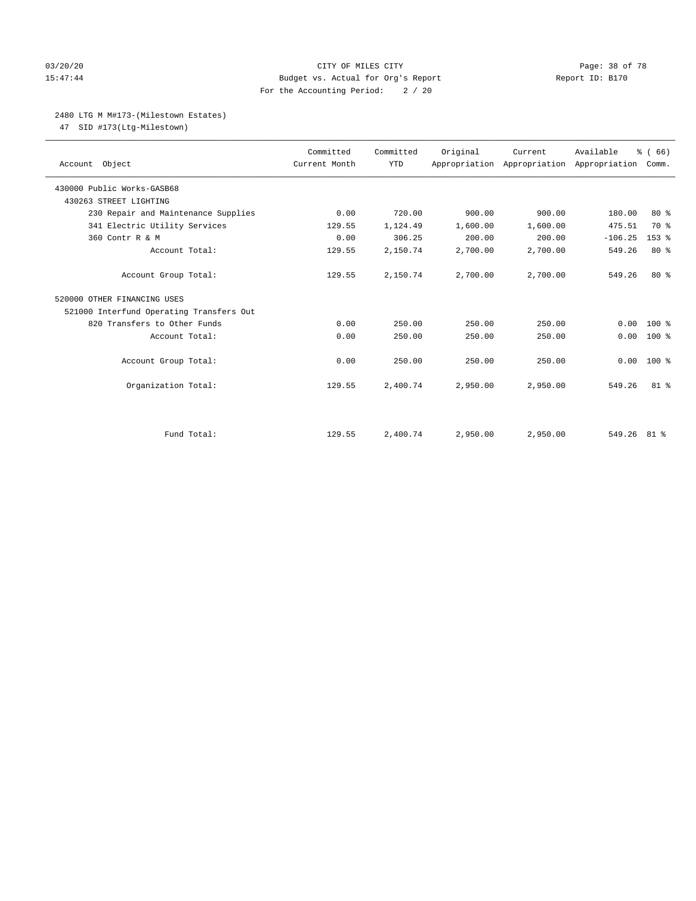CITY OF MILES CITY
Budget vs. Actual for Org's Report
For the Accounting Period: 2 / 20

03/20/20
15:47:44

Report ID: B170

2480 LTG M M#173-(Milestown Estates)
47 SID #173(Ltg-Milestown)

| Account Object | Committed Current Month | Committed YTD | Original Appropriation | Current Appropriation | Available Appropriation | % ( 66) Comm. |
|---|---|---|---|---|---|---|
| 430000 Public Works-GASB68 | | | | | | |
| 430263 STREET LIGHTING | | | | | | |
| 230 Repair and Maintenance Supplies | 0.00 | 720.00 | 900.00 | 900.00 | 180.00 | 80 % |
| 341 Electric Utility Services | 129.55 | 1,124.49 | 1,600.00 | 1,600.00 | 475.51 | 70 % |
| 360 Contr R & M | 0.00 | 306.25 | 200.00 | 200.00 | -106.25 | 153 % |
| Account Total: | 129.55 | 2,150.74 | 2,700.00 | 2,700.00 | 549.26 | 80 % |
| Account Group Total: | 129.55 | 2,150.74 | 2,700.00 | 2,700.00 | 549.26 | 80 % |
| 520000 OTHER FINANCING USES | | | | | | |
| 521000 Interfund Operating Transfers Out | | | | | | |
| 820 Transfers to Other Funds | 0.00 | 250.00 | 250.00 | 250.00 | 0.00 | 100 % |
| Account Total: | 0.00 | 250.00 | 250.00 | 250.00 | 0.00 | 100 % |
| Account Group Total: | 0.00 | 250.00 | 250.00 | 250.00 | 0.00 | 100 % |
| Organization Total: | 129.55 | 2,400.74 | 2,950.00 | 2,950.00 | 549.26 | 81 % |
| Fund Total: | 129.55 | 2,400.74 | 2,950.00 | 2,950.00 | 549.26 | 81 % |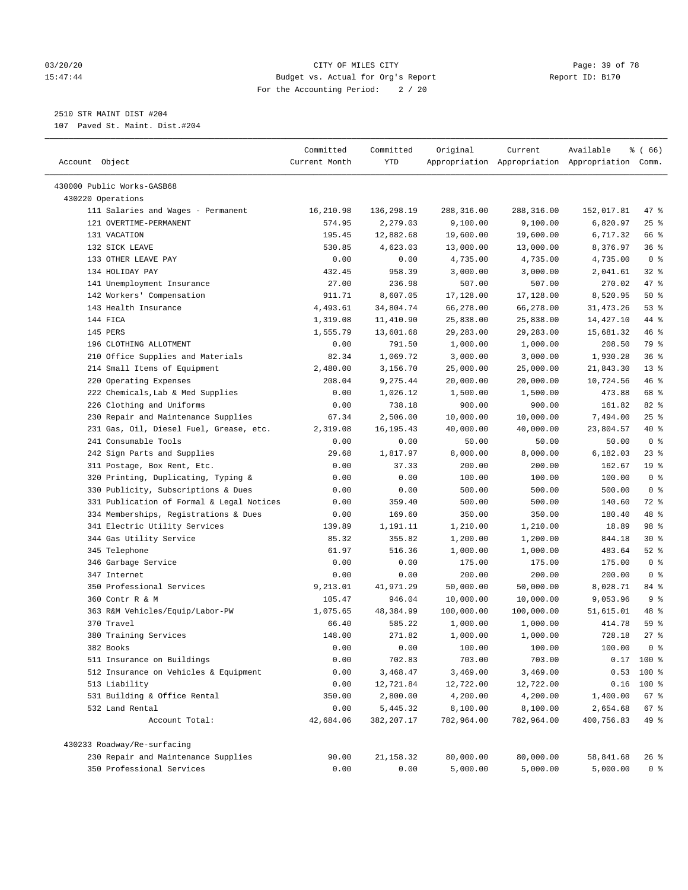2510 STR MAINT DIST #204
107 Paved St. Maint. Dist.#204

| Account Object | Committed Current Month | Committed YTD | Original Appropriation | Current Appropriation | Available Appropriation | % ( 66) Comm. |
|---|---|---|---|---|---|---|
| 430000 Public Works-GASB68 | | | | | | |
| 430220 Operations | | | | | | |
| 111 Salaries and Wages - Permanent | 16,210.98 | 136,298.19 | 288,316.00 | 288,316.00 | 152,017.81 | 47 % |
| 121 OVERTIME-PERMANENT | 574.95 | 2,279.03 | 9,100.00 | 9,100.00 | 6,820.97 | 25 % |
| 131 VACATION | 195.45 | 12,882.68 | 19,600.00 | 19,600.00 | 6,717.32 | 66 % |
| 132 SICK LEAVE | 530.85 | 4,623.03 | 13,000.00 | 13,000.00 | 8,376.97 | 36 % |
| 133 OTHER LEAVE PAY | 0.00 | 0.00 | 4,735.00 | 4,735.00 | 4,735.00 | 0 % |
| 134 HOLIDAY PAY | 432.45 | 958.39 | 3,000.00 | 3,000.00 | 2,041.61 | 32 % |
| 141 Unemployment Insurance | 27.00 | 236.98 | 507.00 | 507.00 | 270.02 | 47 % |
| 142 Workers' Compensation | 911.71 | 8,607.05 | 17,128.00 | 17,128.00 | 8,520.95 | 50 % |
| 143 Health Insurance | 4,493.61 | 34,804.74 | 66,278.00 | 66,278.00 | 31,473.26 | 53 % |
| 144 FICA | 1,319.08 | 11,410.90 | 25,838.00 | 25,838.00 | 14,427.10 | 44 % |
| 145 PERS | 1,555.79 | 13,601.68 | 29,283.00 | 29,283.00 | 15,681.32 | 46 % |
| 196 CLOTHING ALLOTMENT | 0.00 | 791.50 | 1,000.00 | 1,000.00 | 208.50 | 79 % |
| 210 Office Supplies and Materials | 82.34 | 1,069.72 | 3,000.00 | 3,000.00 | 1,930.28 | 36 % |
| 214 Small Items of Equipment | 2,480.00 | 3,156.70 | 25,000.00 | 25,000.00 | 21,843.30 | 13 % |
| 220 Operating Expenses | 208.04 | 9,275.44 | 20,000.00 | 20,000.00 | 10,724.56 | 46 % |
| 222 Chemicals,Lab & Med Supplies | 0.00 | 1,026.12 | 1,500.00 | 1,500.00 | 473.88 | 68 % |
| 226 Clothing and Uniforms | 0.00 | 738.18 | 900.00 | 900.00 | 161.82 | 82 % |
| 230 Repair and Maintenance Supplies | 67.34 | 2,506.00 | 10,000.00 | 10,000.00 | 7,494.00 | 25 % |
| 231 Gas, Oil, Diesel Fuel, Grease, etc. | 2,319.08 | 16,195.43 | 40,000.00 | 40,000.00 | 23,804.57 | 40 % |
| 241 Consumable Tools | 0.00 | 0.00 | 50.00 | 50.00 | 50.00 | 0 % |
| 242 Sign Parts and Supplies | 29.68 | 1,817.97 | 8,000.00 | 8,000.00 | 6,182.03 | 23 % |
| 311 Postage, Box Rent, Etc. | 0.00 | 37.33 | 200.00 | 200.00 | 162.67 | 19 % |
| 320 Printing, Duplicating, Typing & | 0.00 | 0.00 | 100.00 | 100.00 | 100.00 | 0 % |
| 330 Publicity, Subscriptions & Dues | 0.00 | 0.00 | 500.00 | 500.00 | 500.00 | 0 % |
| 331 Publication of Formal & Legal Notices | 0.00 | 359.40 | 500.00 | 500.00 | 140.60 | 72 % |
| 334 Memberships, Registrations & Dues | 0.00 | 169.60 | 350.00 | 350.00 | 180.40 | 48 % |
| 341 Electric Utility Services | 139.89 | 1,191.11 | 1,210.00 | 1,210.00 | 18.89 | 98 % |
| 344 Gas Utility Service | 85.32 | 355.82 | 1,200.00 | 1,200.00 | 844.18 | 30 % |
| 345 Telephone | 61.97 | 516.36 | 1,000.00 | 1,000.00 | 483.64 | 52 % |
| 346 Garbage Service | 0.00 | 0.00 | 175.00 | 175.00 | 175.00 | 0 % |
| 347 Internet | 0.00 | 0.00 | 200.00 | 200.00 | 200.00 | 0 % |
| 350 Professional Services | 9,213.01 | 41,971.29 | 50,000.00 | 50,000.00 | 8,028.71 | 84 % |
| 360 Contr R & M | 105.47 | 946.04 | 10,000.00 | 10,000.00 | 9,053.96 | 9 % |
| 363 R&M Vehicles/Equip/Labor-PW | 1,075.65 | 48,384.99 | 100,000.00 | 100,000.00 | 51,615.01 | 48 % |
| 370 Travel | 66.40 | 585.22 | 1,000.00 | 1,000.00 | 414.78 | 59 % |
| 380 Training Services | 148.00 | 271.82 | 1,000.00 | 1,000.00 | 728.18 | 27 % |
| 382 Books | 0.00 | 0.00 | 100.00 | 100.00 | 100.00 | 0 % |
| 511 Insurance on Buildings | 0.00 | 702.83 | 703.00 | 703.00 | 0.17 | 100 % |
| 512 Insurance on Vehicles & Equipment | 0.00 | 3,468.47 | 3,469.00 | 3,469.00 | 0.53 | 100 % |
| 513 Liability | 0.00 | 12,721.84 | 12,722.00 | 12,722.00 | 0.16 | 100 % |
| 531 Building & Office Rental | 350.00 | 2,800.00 | 4,200.00 | 4,200.00 | 1,400.00 | 67 % |
| 532 Land Rental | 0.00 | 5,445.32 | 8,100.00 | 8,100.00 | 2,654.68 | 67 % |
| Account Total: | 42,684.06 | 382,207.17 | 782,964.00 | 782,964.00 | 400,756.83 | 49 % |
| 430233 Roadway/Re-surfacing | | | | | | |
| 230 Repair and Maintenance Supplies | 90.00 | 21,158.32 | 80,000.00 | 80,000.00 | 58,841.68 | 26 % |
| 350 Professional Services | 0.00 | 0.00 | 5,000.00 | 5,000.00 | 5,000.00 | 0 % |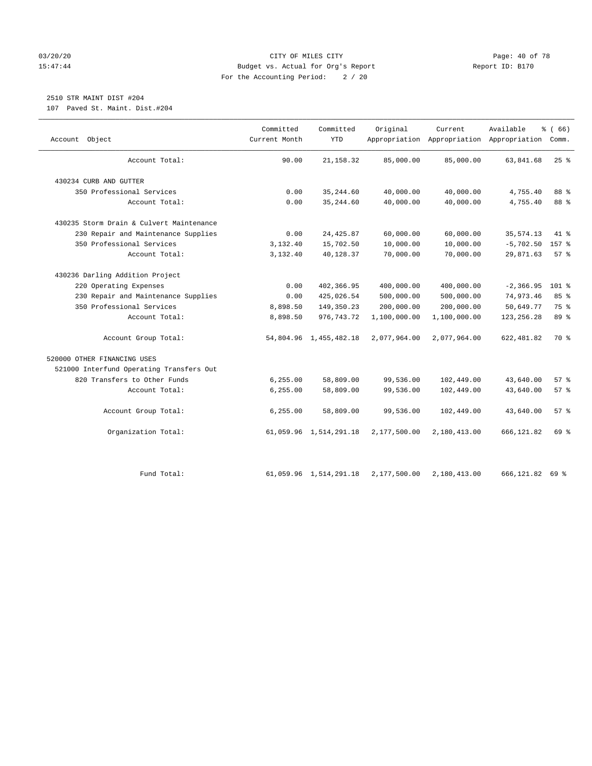CITY OF MILES CITY
Budget vs. Actual for Org's Report
For the Accounting Period: 2 / 20

2510 STR MAINT DIST #204
107 Paved St. Maint. Dist.#204

| Account Object | Committed Current Month | Committed YTD | Original Appropriation | Current Appropriation | Available Appropriation | % ( 66) Comm. |
|---|---|---|---|---|---|---|
| Account Total: | 90.00 | 21,158.32 | 85,000.00 | 85,000.00 | 63,841.68 | 25 % |
| 430234 CURB AND GUTTER | | | | | | |
| 350 Professional Services | 0.00 | 35,244.60 | 40,000.00 | 40,000.00 | 4,755.40 | 88 % |
| Account Total: | 0.00 | 35,244.60 | 40,000.00 | 40,000.00 | 4,755.40 | 88 % |
| 430235 Storm Drain & Culvert Maintenance | | | | | | |
| 230 Repair and Maintenance Supplies | 0.00 | 24,425.87 | 60,000.00 | 60,000.00 | 35,574.13 | 41 % |
| 350 Professional Services | 3,132.40 | 15,702.50 | 10,000.00 | 10,000.00 | -5,702.50 | 157 % |
| Account Total: | 3,132.40 | 40,128.37 | 70,000.00 | 70,000.00 | 29,871.63 | 57 % |
| 430236 Darling Addition Project | | | | | | |
| 220 Operating Expenses | 0.00 | 402,366.95 | 400,000.00 | 400,000.00 | -2,366.95 | 101 % |
| 230 Repair and Maintenance Supplies | 0.00 | 425,026.54 | 500,000.00 | 500,000.00 | 74,973.46 | 85 % |
| 350 Professional Services | 8,898.50 | 149,350.23 | 200,000.00 | 200,000.00 | 50,649.77 | 75 % |
| Account Total: | 8,898.50 | 976,743.72 | 1,100,000.00 | 1,100,000.00 | 123,256.28 | 89 % |
| Account Group Total: | 54,804.96 | 1,455,482.18 | 2,077,964.00 | 2,077,964.00 | 622,481.82 | 70 % |
| 520000 OTHER FINANCING USES | | | | | | |
| 521000 Interfund Operating Transfers Out | | | | | | |
| 820 Transfers to Other Funds | 6,255.00 | 58,809.00 | 99,536.00 | 102,449.00 | 43,640.00 | 57 % |
| Account Total: | 6,255.00 | 58,809.00 | 99,536.00 | 102,449.00 | 43,640.00 | 57 % |
| Account Group Total: | 6,255.00 | 58,809.00 | 99,536.00 | 102,449.00 | 43,640.00 | 57 % |
| Organization Total: | 61,059.96 | 1,514,291.18 | 2,177,500.00 | 2,180,413.00 | 666,121.82 | 69 % |
| Fund Total: | 61,059.96 | 1,514,291.18 | 2,177,500.00 | 2,180,413.00 | 666,121.82 | 69 % |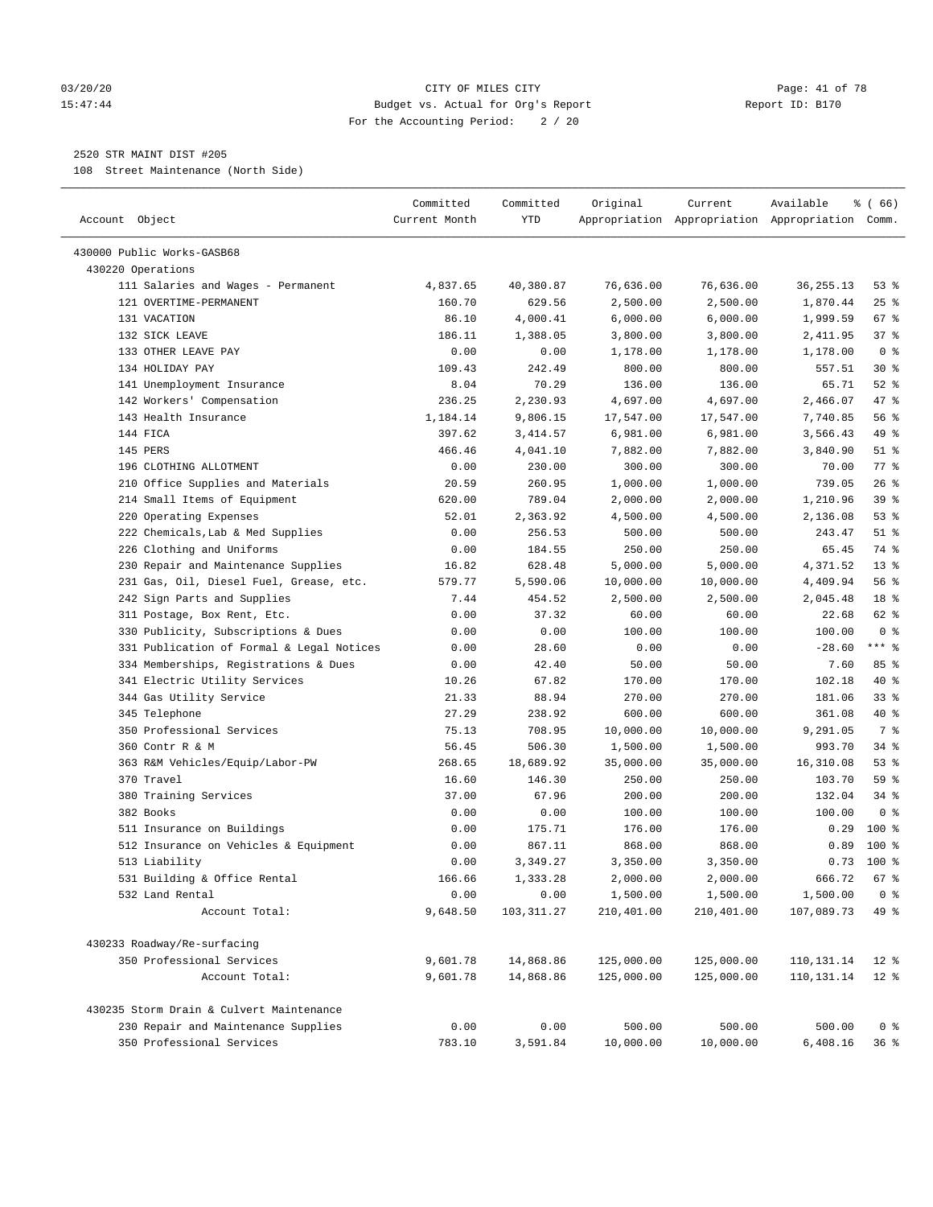CITY OF MILES CITY
Budget vs. Actual for Org's Report
For the Accounting Period: 2 / 20

2520 STR MAINT DIST #205

108 Street Maintenance (North Side)

| Account Object | Committed Current Month | Committed YTD | Original Appropriation | Current Appropriation | Available Appropriation | % ( 66) Comm. |
|---|---|---|---|---|---|---|
| 430000 Public Works-GASB68 | | | | | | |
| 430220 Operations | | | | | | |
| 111 Salaries and Wages - Permanent | 4,837.65 | 40,380.87 | 76,636.00 | 76,636.00 | 36,255.13 | 53 % |
| 121 OVERTIME-PERMANENT | 160.70 | 629.56 | 2,500.00 | 2,500.00 | 1,870.44 | 25 % |
| 131 VACATION | 86.10 | 4,000.41 | 6,000.00 | 6,000.00 | 1,999.59 | 67 % |
| 132 SICK LEAVE | 186.11 | 1,388.05 | 3,800.00 | 3,800.00 | 2,411.95 | 37 % |
| 133 OTHER LEAVE PAY | 0.00 | 0.00 | 1,178.00 | 1,178.00 | 1,178.00 | 0 % |
| 134 HOLIDAY PAY | 109.43 | 242.49 | 800.00 | 800.00 | 557.51 | 30 % |
| 141 Unemployment Insurance | 8.04 | 70.29 | 136.00 | 136.00 | 65.71 | 52 % |
| 142 Workers' Compensation | 236.25 | 2,230.93 | 4,697.00 | 4,697.00 | 2,466.07 | 47 % |
| 143 Health Insurance | 1,184.14 | 9,806.15 | 17,547.00 | 17,547.00 | 7,740.85 | 56 % |
| 144 FICA | 397.62 | 3,414.57 | 6,981.00 | 6,981.00 | 3,566.43 | 49 % |
| 145 PERS | 466.46 | 4,041.10 | 7,882.00 | 7,882.00 | 3,840.90 | 51 % |
| 196 CLOTHING ALLOTMENT | 0.00 | 230.00 | 300.00 | 300.00 | 70.00 | 77 % |
| 210 Office Supplies and Materials | 20.59 | 260.95 | 1,000.00 | 1,000.00 | 739.05 | 26 % |
| 214 Small Items of Equipment | 620.00 | 789.04 | 2,000.00 | 2,000.00 | 1,210.96 | 39 % |
| 220 Operating Expenses | 52.01 | 2,363.92 | 4,500.00 | 4,500.00 | 2,136.08 | 53 % |
| 222 Chemicals,Lab & Med Supplies | 0.00 | 256.53 | 500.00 | 500.00 | 243.47 | 51 % |
| 226 Clothing and Uniforms | 0.00 | 184.55 | 250.00 | 250.00 | 65.45 | 74 % |
| 230 Repair and Maintenance Supplies | 16.82 | 628.48 | 5,000.00 | 5,000.00 | 4,371.52 | 13 % |
| 231 Gas, Oil, Diesel Fuel, Grease, etc. | 579.77 | 5,590.06 | 10,000.00 | 10,000.00 | 4,409.94 | 56 % |
| 242 Sign Parts and Supplies | 7.44 | 454.52 | 2,500.00 | 2,500.00 | 2,045.48 | 18 % |
| 311 Postage, Box Rent, Etc. | 0.00 | 37.32 | 60.00 | 60.00 | 22.68 | 62 % |
| 330 Publicity, Subscriptions & Dues | 0.00 | 0.00 | 100.00 | 100.00 | 100.00 | 0 % |
| 331 Publication of Formal & Legal Notices | 0.00 | 28.60 | 0.00 | 0.00 | -28.60 | *** % |
| 334 Memberships, Registrations & Dues | 0.00 | 42.40 | 50.00 | 50.00 | 7.60 | 85 % |
| 341 Electric Utility Services | 10.26 | 67.82 | 170.00 | 170.00 | 102.18 | 40 % |
| 344 Gas Utility Service | 21.33 | 88.94 | 270.00 | 270.00 | 181.06 | 33 % |
| 345 Telephone | 27.29 | 238.92 | 600.00 | 600.00 | 361.08 | 40 % |
| 350 Professional Services | 75.13 | 708.95 | 10,000.00 | 10,000.00 | 9,291.05 | 7 % |
| 360 Contr R & M | 56.45 | 506.30 | 1,500.00 | 1,500.00 | 993.70 | 34 % |
| 363 R&M Vehicles/Equip/Labor-PW | 268.65 | 18,689.92 | 35,000.00 | 35,000.00 | 16,310.08 | 53 % |
| 370 Travel | 16.60 | 146.30 | 250.00 | 250.00 | 103.70 | 59 % |
| 380 Training Services | 37.00 | 67.96 | 200.00 | 200.00 | 132.04 | 34 % |
| 382 Books | 0.00 | 0.00 | 100.00 | 100.00 | 100.00 | 0 % |
| 511 Insurance on Buildings | 0.00 | 175.71 | 176.00 | 176.00 | 0.29 | 100 % |
| 512 Insurance on Vehicles & Equipment | 0.00 | 867.11 | 868.00 | 868.00 | 0.89 | 100 % |
| 513 Liability | 0.00 | 3,349.27 | 3,350.00 | 3,350.00 | 0.73 | 100 % |
| 531 Building & Office Rental | 166.66 | 1,333.28 | 2,000.00 | 2,000.00 | 666.72 | 67 % |
| 532 Land Rental | 0.00 | 0.00 | 1,500.00 | 1,500.00 | 1,500.00 | 0 % |
| Account Total: | 9,648.50 | 103,311.27 | 210,401.00 | 210,401.00 | 107,089.73 | 49 % |
| 430233 Roadway/Re-surfacing | | | | | | |
| 350 Professional Services | 9,601.78 | 14,868.86 | 125,000.00 | 125,000.00 | 110,131.14 | 12 % |
| Account Total: | 9,601.78 | 14,868.86 | 125,000.00 | 125,000.00 | 110,131.14 | 12 % |
| 430235 Storm Drain & Culvert Maintenance | | | | | | |
| 230 Repair and Maintenance Supplies | 0.00 | 0.00 | 500.00 | 500.00 | 500.00 | 0 % |
| 350 Professional Services | 783.10 | 3,591.84 | 10,000.00 | 10,000.00 | 6,408.16 | 36 % |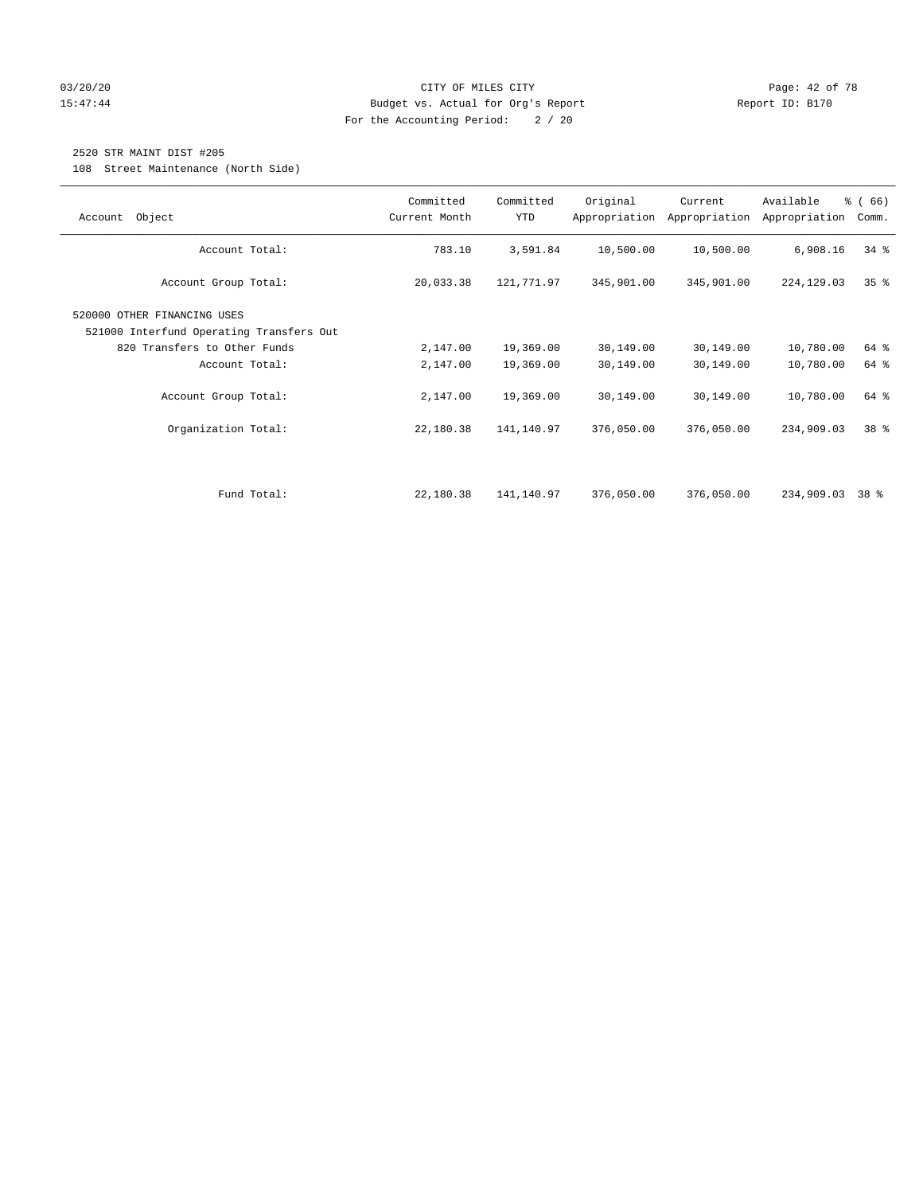CITY OF MILES CITY
Budget vs. Actual for Org's Report
For the Accounting Period: 2 / 20

03/20/20
15:47:44

Report ID: B170

2520 STR MAINT DIST #205
108 Street Maintenance (North Side)

| Account Object | Committed Current Month | Committed YTD | Original Appropriation | Current Appropriation | Available Appropriation | % ( 66) Comm. |
|---|---|---|---|---|---|---|
| Account Total: | 783.10 | 3,591.84 | 10,500.00 | 10,500.00 | 6,908.16 | 34 % |
| Account Group Total: | 20,033.38 | 121,771.97 | 345,901.00 | 345,901.00 | 224,129.03 | 35 % |
| 520000 OTHER FINANCING USES | | | | | | |
| 521000 Interfund Operating Transfers Out | | | | | | |
| 820 Transfers to Other Funds | 2,147.00 | 19,369.00 | 30,149.00 | 30,149.00 | 10,780.00 | 64 % |
| Account Total: | 2,147.00 | 19,369.00 | 30,149.00 | 30,149.00 | 10,780.00 | 64 % |
| Account Group Total: | 2,147.00 | 19,369.00 | 30,149.00 | 30,149.00 | 10,780.00 | 64 % |
| Organization Total: | 22,180.38 | 141,140.97 | 376,050.00 | 376,050.00 | 234,909.03 | 38 % |
| Fund Total: | 22,180.38 | 141,140.97 | 376,050.00 | 376,050.00 | 234,909.03 | 38 % |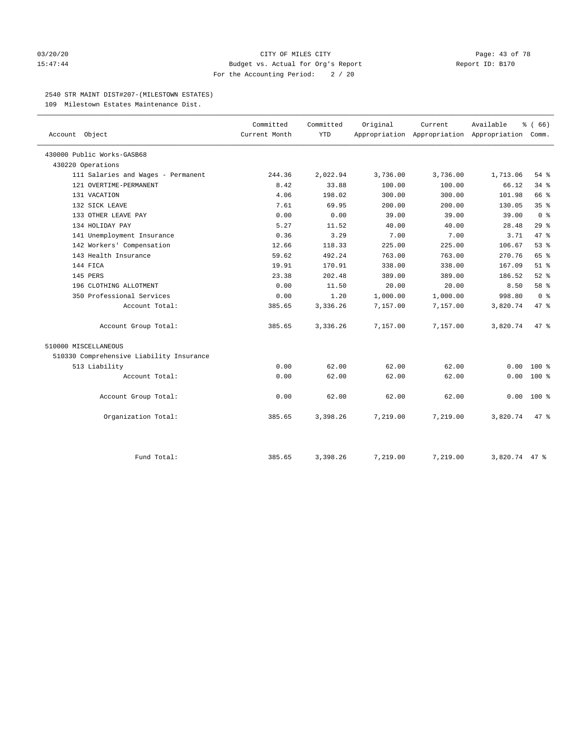CITY OF MILES CITY
Budget vs. Actual for Org's Report
For the Accounting Period: 2 / 20

2540 STR MAINT DIST#207-(MILESTOWN ESTATES)

109 Milestown Estates Maintenance Dist.

| Account Object | Committed Current Month | Committed YTD | Original Appropriation | Current Appropriation | Available Appropriation | % ( 66) Comm. |
|---|---|---|---|---|---|---|
| 430000 Public Works-GASB68 | | | | | | |
| 430220 Operations | | | | | | |
| 111 Salaries and Wages - Permanent | 244.36 | 2,022.94 | 3,736.00 | 3,736.00 | 1,713.06 | 54 % |
| 121 OVERTIME-PERMANENT | 8.42 | 33.88 | 100.00 | 100.00 | 66.12 | 34 % |
| 131 VACATION | 4.06 | 198.02 | 300.00 | 300.00 | 101.98 | 66 % |
| 132 SICK LEAVE | 7.61 | 69.95 | 200.00 | 200.00 | 130.05 | 35 % |
| 133 OTHER LEAVE PAY | 0.00 | 0.00 | 39.00 | 39.00 | 39.00 | 0 % |
| 134 HOLIDAY PAY | 5.27 | 11.52 | 40.00 | 40.00 | 28.48 | 29 % |
| 141 Unemployment Insurance | 0.36 | 3.29 | 7.00 | 7.00 | 3.71 | 47 % |
| 142 Workers' Compensation | 12.66 | 118.33 | 225.00 | 225.00 | 106.67 | 53 % |
| 143 Health Insurance | 59.62 | 492.24 | 763.00 | 763.00 | 270.76 | 65 % |
| 144 FICA | 19.91 | 170.91 | 338.00 | 338.00 | 167.09 | 51 % |
| 145 PERS | 23.38 | 202.48 | 389.00 | 389.00 | 186.52 | 52 % |
| 196 CLOTHING ALLOTMENT | 0.00 | 11.50 | 20.00 | 20.00 | 8.50 | 58 % |
| 350 Professional Services | 0.00 | 1.20 | 1,000.00 | 1,000.00 | 998.80 | 0 % |
| Account Total: | 385.65 | 3,336.26 | 7,157.00 | 7,157.00 | 3,820.74 | 47 % |
| Account Group Total: | 385.65 | 3,336.26 | 7,157.00 | 7,157.00 | 3,820.74 | 47 % |
| 510000 MISCELLANEOUS | | | | | | |
| 510330 Comprehensive Liability Insurance | | | | | | |
| 513 Liability | 0.00 | 62.00 | 62.00 | 62.00 | 0.00 | 100 % |
| Account Total: | 0.00 | 62.00 | 62.00 | 62.00 | 0.00 | 100 % |
| Account Group Total: | 0.00 | 62.00 | 62.00 | 62.00 | 0.00 | 100 % |
| Organization Total: | 385.65 | 3,398.26 | 7,219.00 | 7,219.00 | 3,820.74 | 47 % |
| Fund Total: | 385.65 | 3,398.26 | 7,219.00 | 7,219.00 | 3,820.74 | 47 % |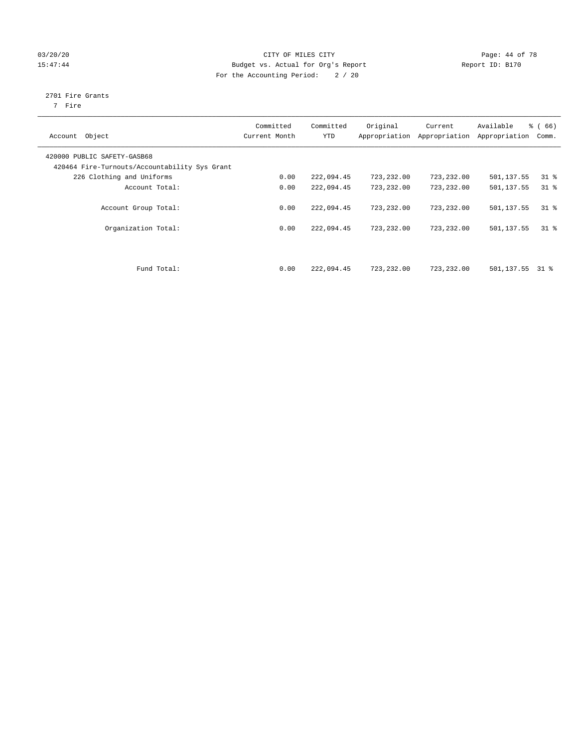CITY OF MILES CITY
Budget vs. Actual for Org's Report
For the Accounting Period: 2 / 20

03/20/20
15:47:44

Report ID: B170

2701 Fire Grants
7 Fire

| Account Object | Committed Current Month | Committed YTD | Original Appropriation | Current Appropriation | Available Appropriation | % ( 66) Comm. |
|---|---|---|---|---|---|---|
| 420000 PUBLIC SAFETY-GASB68 | | | | | | |
| 420464 Fire-Turnouts/Accountability Sys Grant | | | | | | |
| 226 Clothing and Uniforms | 0.00 | 222,094.45 | 723,232.00 | 723,232.00 | 501,137.55 | 31 % |
| Account Total: | 0.00 | 222,094.45 | 723,232.00 | 723,232.00 | 501,137.55 | 31 % |
| Account Group Total: | 0.00 | 222,094.45 | 723,232.00 | 723,232.00 | 501,137.55 | 31 % |
| Organization Total: | 0.00 | 222,094.45 | 723,232.00 | 723,232.00 | 501,137.55 | 31 % |
| Fund Total: | 0.00 | 222,094.45 | 723,232.00 | 723,232.00 | 501,137.55 | 31 % |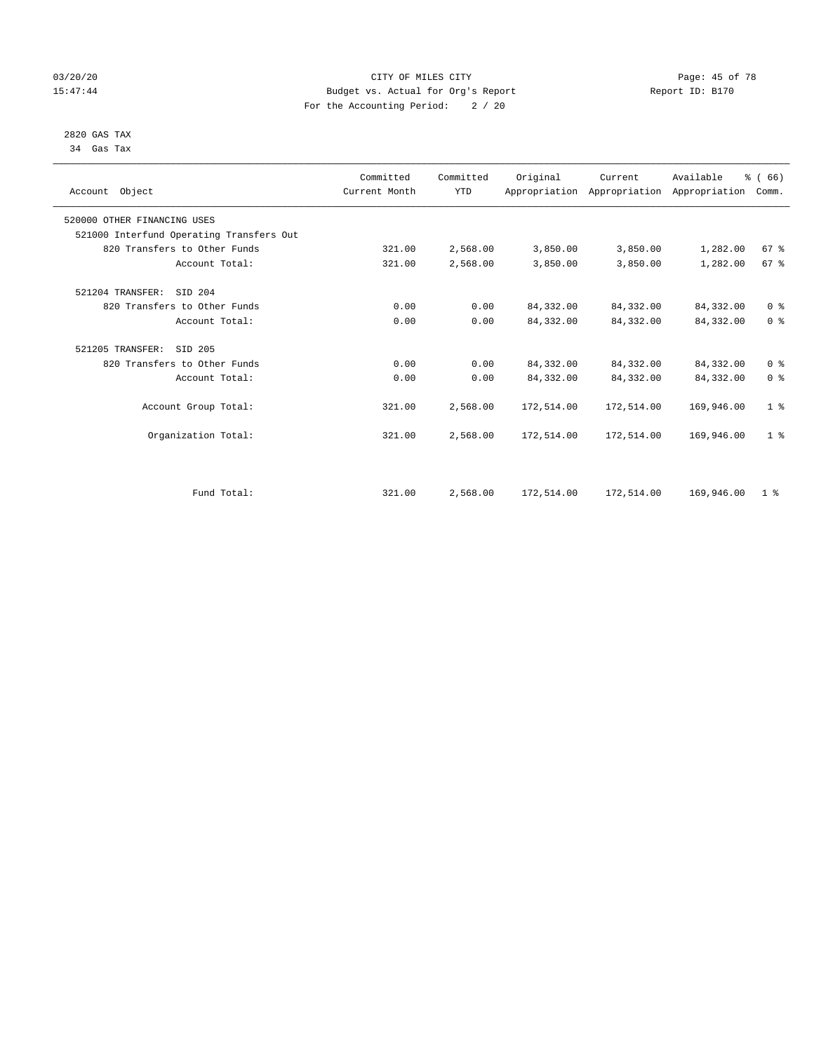CITY OF MILES CITY
Budget vs. Actual for Org's Report
For the Accounting Period: 2 / 20

03/20/20
15:47:44

Report ID: B170

2820 GAS TAX
34 Gas Tax

| Account Object | Committed Current Month | Committed YTD | Original Appropriation | Current Appropriation | Available Appropriation | % ( 66) Comm. |
|---|---|---|---|---|---|---|
| 520000 OTHER FINANCING USES | | | | | | |
| 521000 Interfund Operating Transfers Out | | | | | | |
| 820 Transfers to Other Funds | 321.00 | 2,568.00 | 3,850.00 | 3,850.00 | 1,282.00 | 67 % |
| Account Total: | 321.00 | 2,568.00 | 3,850.00 | 3,850.00 | 1,282.00 | 67 % |
| 521204 TRANSFER: SID 204 | | | | | | |
| 820 Transfers to Other Funds | 0.00 | 0.00 | 84,332.00 | 84,332.00 | 84,332.00 | 0 % |
| Account Total: | 0.00 | 0.00 | 84,332.00 | 84,332.00 | 84,332.00 | 0 % |
| 521205 TRANSFER: SID 205 | | | | | | |
| 820 Transfers to Other Funds | 0.00 | 0.00 | 84,332.00 | 84,332.00 | 84,332.00 | 0 % |
| Account Total: | 0.00 | 0.00 | 84,332.00 | 84,332.00 | 84,332.00 | 0 % |
| Account Group Total: | 321.00 | 2,568.00 | 172,514.00 | 172,514.00 | 169,946.00 | 1 % |
| Organization Total: | 321.00 | 2,568.00 | 172,514.00 | 172,514.00 | 169,946.00 | 1 % |
| Fund Total: | 321.00 | 2,568.00 | 172,514.00 | 172,514.00 | 169,946.00 | 1 % |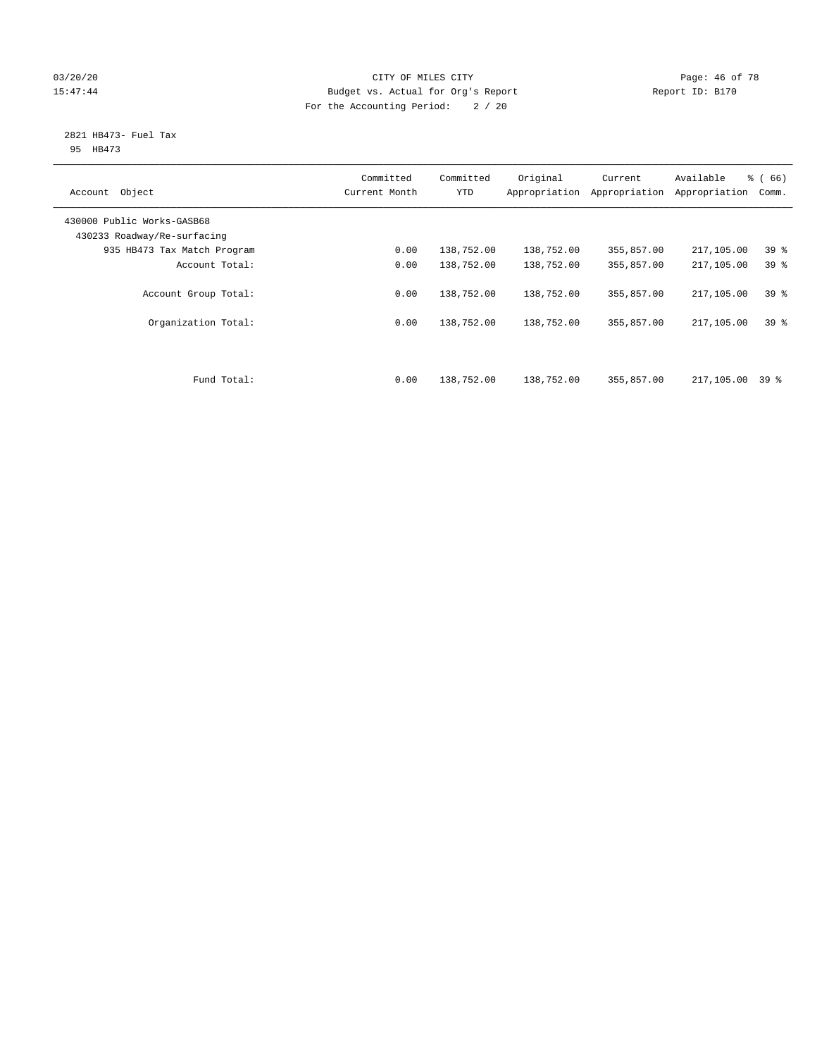2821 HB473- Fuel Tax
95 HB473

| Account Object | Committed Current Month | Committed YTD | Original Appropriation | Current Appropriation | Available Appropriation | % ( 66) Comm. |
|---|---|---|---|---|---|---|
| 430000 Public Works-GASB68 | | | | | | |
| 430233 Roadway/Re-surfacing | | | | | | |
| 935 HB473 Tax Match Program | 0.00 | 138,752.00 | 138,752.00 | 355,857.00 | 217,105.00 | 39 % |
| Account Total: | 0.00 | 138,752.00 | 138,752.00 | 355,857.00 | 217,105.00 | 39 % |
| Account Group Total: | 0.00 | 138,752.00 | 138,752.00 | 355,857.00 | 217,105.00 | 39 % |
| Organization Total: | 0.00 | 138,752.00 | 138,752.00 | 355,857.00 | 217,105.00 | 39 % |
| Fund Total: | 0.00 | 138,752.00 | 138,752.00 | 355,857.00 | 217,105.00 | 39 % |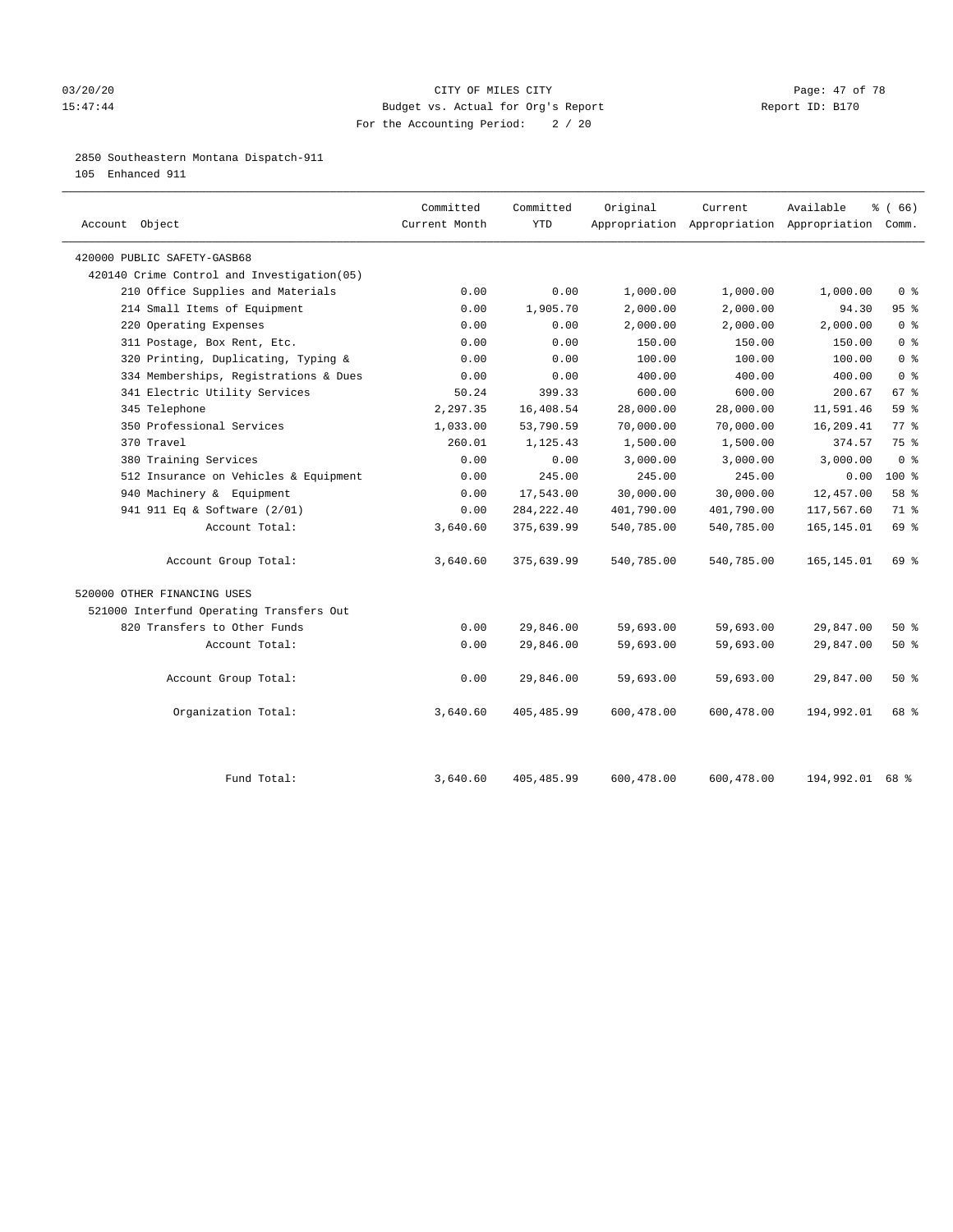CITY OF MILES CITY

Budget vs. Actual for Org's Report

For the Accounting Period: 2 / 20

03/20/20 15:47:44 — Report ID: B170

2850 Southeastern Montana Dispatch-911

105 Enhanced 911

| Account Object | Committed Current Month | Committed YTD | Original Appropriation | Current Appropriation | Available Appropriation | % ( 66) Comm. |
|---|---|---|---|---|---|---|
| 420000 PUBLIC SAFETY-GASB68 | | | | | | |
| 420140 Crime Control and Investigation(05) | | | | | | |
| 210 Office Supplies and Materials | 0.00 | 0.00 | 1,000.00 | 1,000.00 | 1,000.00 | 0 % |
| 214 Small Items of Equipment | 0.00 | 1,905.70 | 2,000.00 | 2,000.00 | 94.30 | 95 % |
| 220 Operating Expenses | 0.00 | 0.00 | 2,000.00 | 2,000.00 | 2,000.00 | 0 % |
| 311 Postage, Box Rent, Etc. | 0.00 | 0.00 | 150.00 | 150.00 | 150.00 | 0 % |
| 320 Printing, Duplicating, Typing & | 0.00 | 0.00 | 100.00 | 100.00 | 100.00 | 0 % |
| 334 Memberships, Registrations & Dues | 0.00 | 0.00 | 400.00 | 400.00 | 400.00 | 0 % |
| 341 Electric Utility Services | 50.24 | 399.33 | 600.00 | 600.00 | 200.67 | 67 % |
| 345 Telephone | 2,297.35 | 16,408.54 | 28,000.00 | 28,000.00 | 11,591.46 | 59 % |
| 350 Professional Services | 1,033.00 | 53,790.59 | 70,000.00 | 70,000.00 | 16,209.41 | 77 % |
| 370 Travel | 260.01 | 1,125.43 | 1,500.00 | 1,500.00 | 374.57 | 75 % |
| 380 Training Services | 0.00 | 0.00 | 3,000.00 | 3,000.00 | 3,000.00 | 0 % |
| 512 Insurance on Vehicles & Equipment | 0.00 | 245.00 | 245.00 | 245.00 | 0.00 | 100 % |
| 940 Machinery & Equipment | 0.00 | 17,543.00 | 30,000.00 | 30,000.00 | 12,457.00 | 58 % |
| 941 911 Eq & Software (2/01) | 0.00 | 284,222.40 | 401,790.00 | 401,790.00 | 117,567.60 | 71 % |
| Account Total: | 3,640.60 | 375,639.99 | 540,785.00 | 540,785.00 | 165,145.01 | 69 % |
| Account Group Total: | 3,640.60 | 375,639.99 | 540,785.00 | 540,785.00 | 165,145.01 | 69 % |
| 520000 OTHER FINANCING USES | | | | | | |
| 521000 Interfund Operating Transfers Out | | | | | | |
| 820 Transfers to Other Funds | 0.00 | 29,846.00 | 59,693.00 | 59,693.00 | 29,847.00 | 50 % |
| Account Total: | 0.00 | 29,846.00 | 59,693.00 | 59,693.00 | 29,847.00 | 50 % |
| Account Group Total: | 0.00 | 29,846.00 | 59,693.00 | 59,693.00 | 29,847.00 | 50 % |
| Organization Total: | 3,640.60 | 405,485.99 | 600,478.00 | 600,478.00 | 194,992.01 | 68 % |
| Fund Total: | 3,640.60 | 405,485.99 | 600,478.00 | 600,478.00 | 194,992.01 | 68 % |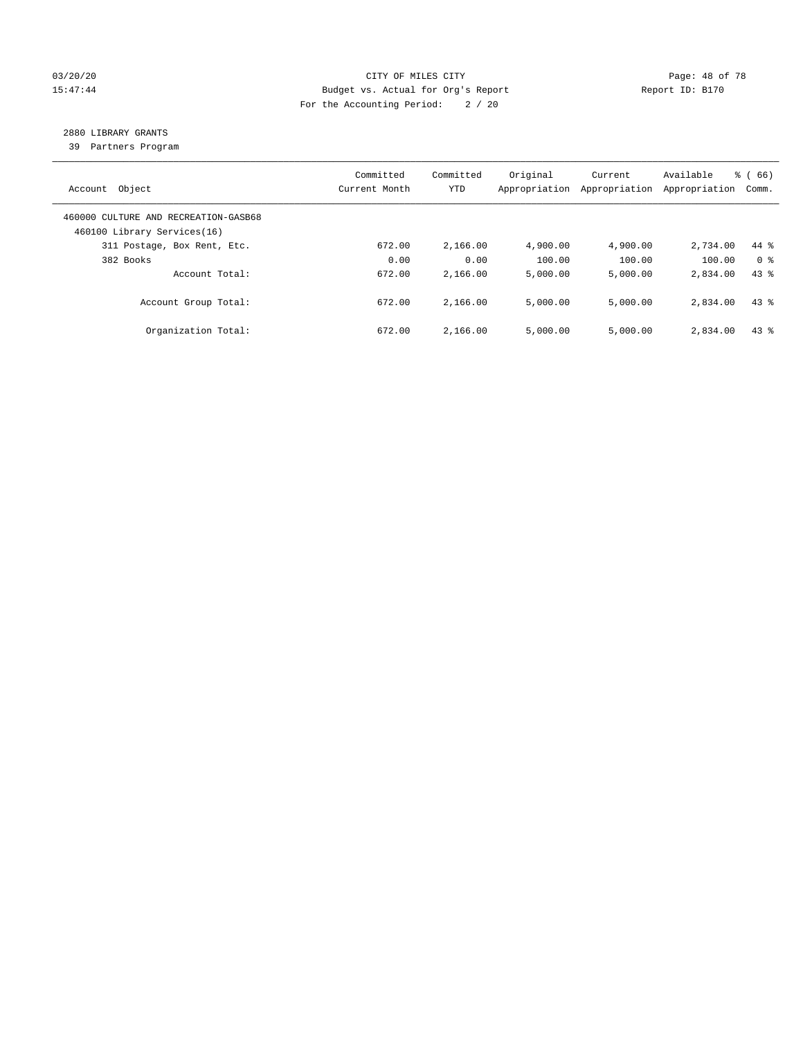CITY OF MILES CITY
Budget vs. Actual for Org's Report
For the Accounting Period: 2 / 20

03/20/20
15:47:44

Report ID: B170

2880 LIBRARY GRANTS
39 Partners Program

| Account Object | Committed Current Month | Committed YTD | Original Appropriation | Current Appropriation | Available Appropriation | % ( 66) Comm. |
|---|---|---|---|---|---|---|
| 460000 CULTURE AND RECREATION-GASB68 | | | | | | |
| 460100 Library Services(16) | | | | | | |
| 311 Postage, Box Rent, Etc. | 672.00 | 2,166.00 | 4,900.00 | 4,900.00 | 2,734.00 | 44 % |
| 382 Books | 0.00 | 0.00 | 100.00 | 100.00 | 100.00 | 0 % |
| Account Total: | 672.00 | 2,166.00 | 5,000.00 | 5,000.00 | 2,834.00 | 43 % |
| Account Group Total: | 672.00 | 2,166.00 | 5,000.00 | 5,000.00 | 2,834.00 | 43 % |
| Organization Total: | 672.00 | 2,166.00 | 5,000.00 | 5,000.00 | 2,834.00 | 43 % |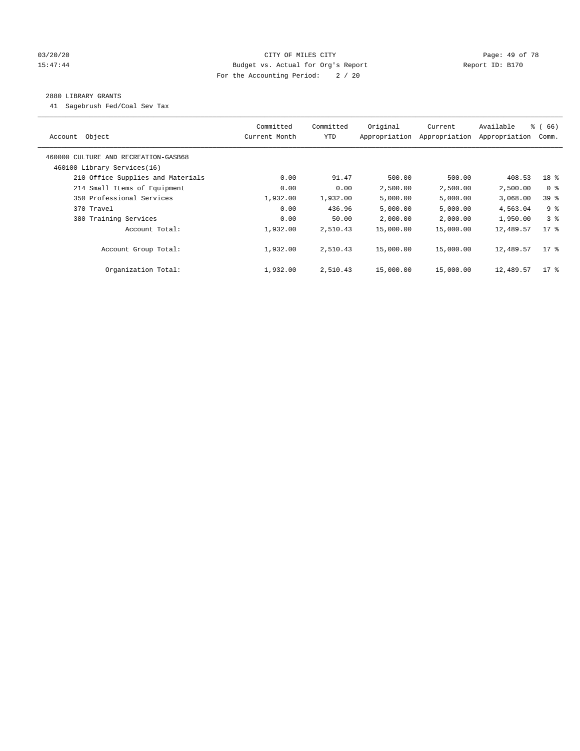CITY OF MILES CITY
Budget vs. Actual for Org's Report
For the Accounting Period: 2 / 20

03/20/20
15:47:44

Report ID: B170

## 2880 LIBRARY GRANTS

41 Sagebrush Fed/Coal Sev Tax

| Account Object | Committed Current Month | Committed YTD | Original Appropriation | Current Appropriation | Available Appropriation | % ( 66) Comm. |
|---|---|---|---|---|---|---|
| 460000 CULTURE AND RECREATION-GASB68 | | | | | | |
| 460100 Library Services(16) | | | | | | |
| 210 Office Supplies and Materials | 0.00 | 91.47 | 500.00 | 500.00 | 408.53 | 18 % |
| 214 Small Items of Equipment | 0.00 | 0.00 | 2,500.00 | 2,500.00 | 2,500.00 | 0 % |
| 350 Professional Services | 1,932.00 | 1,932.00 | 5,000.00 | 5,000.00 | 3,068.00 | 39 % |
| 370 Travel | 0.00 | 436.96 | 5,000.00 | 5,000.00 | 4,563.04 | 9 % |
| 380 Training Services | 0.00 | 50.00 | 2,000.00 | 2,000.00 | 1,950.00 | 3 % |
| Account Total: | 1,932.00 | 2,510.43 | 15,000.00 | 15,000.00 | 12,489.57 | 17 % |
| Account Group Total: | 1,932.00 | 2,510.43 | 15,000.00 | 15,000.00 | 12,489.57 | 17 % |
| Organization Total: | 1,932.00 | 2,510.43 | 15,000.00 | 15,000.00 | 12,489.57 | 17 % |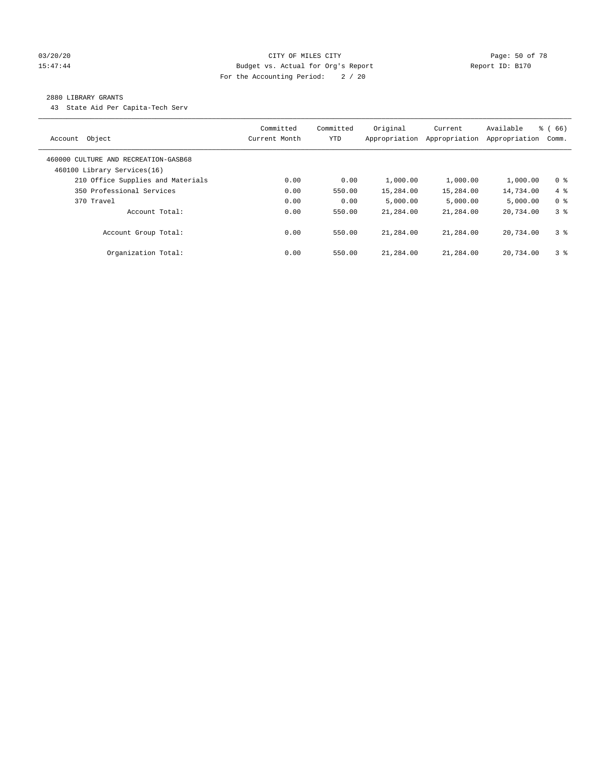CITY OF MILES CITY

Budget vs. Actual for Org's Report

For the Accounting Period: 2 / 20

2880 LIBRARY GRANTS

43 State Aid Per Capita-Tech Serv

| Account Object | Committed Current Month | Committed YTD | Original Appropriation | Current Appropriation | Available Appropriation | % ( 66) Comm. |
|---|---|---|---|---|---|---|
| 460000 CULTURE AND RECREATION-GASB68 | | | | | | |
| 460100 Library Services(16) | | | | | | |
| 210 Office Supplies and Materials | 0.00 | 0.00 | 1,000.00 | 1,000.00 | 1,000.00 | 0 % |
| 350 Professional Services | 0.00 | 550.00 | 15,284.00 | 15,284.00 | 14,734.00 | 4 % |
| 370 Travel | 0.00 | 0.00 | 5,000.00 | 5,000.00 | 5,000.00 | 0 % |
| Account Total: | 0.00 | 550.00 | 21,284.00 | 21,284.00 | 20,734.00 | 3 % |
| Account Group Total: | 0.00 | 550.00 | 21,284.00 | 21,284.00 | 20,734.00 | 3 % |
| Organization Total: | 0.00 | 550.00 | 21,284.00 | 21,284.00 | 20,734.00 | 3 % |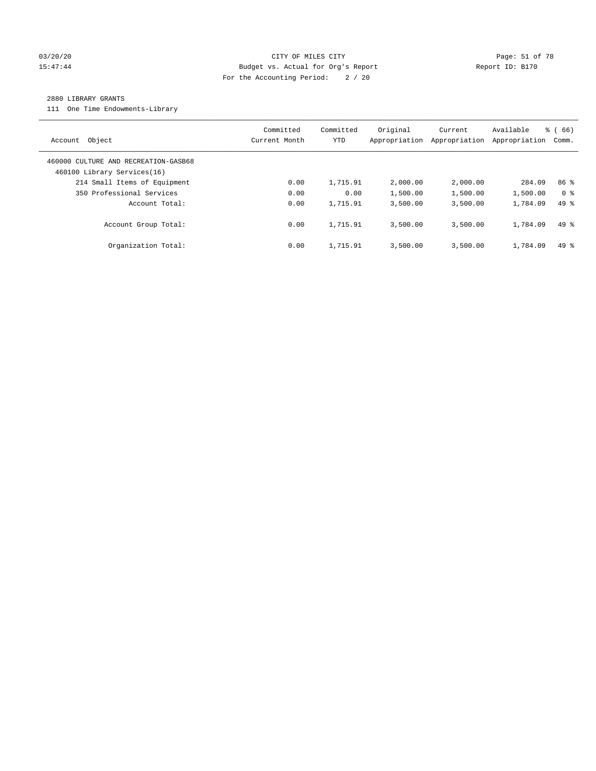CITY OF MILES CITY
Budget vs. Actual for Org's Report
For the Accounting Period: 2 / 20

03/20/20
15:47:44

Report ID: B170

2880 LIBRARY GRANTS
111 One Time Endowments-Library

| Account Object | Committed Current Month | Committed YTD | Original Appropriation | Current Appropriation | Available Appropriation | % ( 66) Comm. |
|---|---|---|---|---|---|---|
| 460000 CULTURE AND RECREATION-GASB68 | | | | | | |
| 460100 Library Services(16) | | | | | | |
| 214 Small Items of Equipment | 0.00 | 1,715.91 | 2,000.00 | 2,000.00 | 284.09 | 86 % |
| 350 Professional Services | 0.00 | 0.00 | 1,500.00 | 1,500.00 | 1,500.00 | 0 % |
| Account Total: | 0.00 | 1,715.91 | 3,500.00 | 3,500.00 | 1,784.09 | 49 % |
| Account Group Total: | 0.00 | 1,715.91 | 3,500.00 | 3,500.00 | 1,784.09 | 49 % |
| Organization Total: | 0.00 | 1,715.91 | 3,500.00 | 3,500.00 | 1,784.09 | 49 % |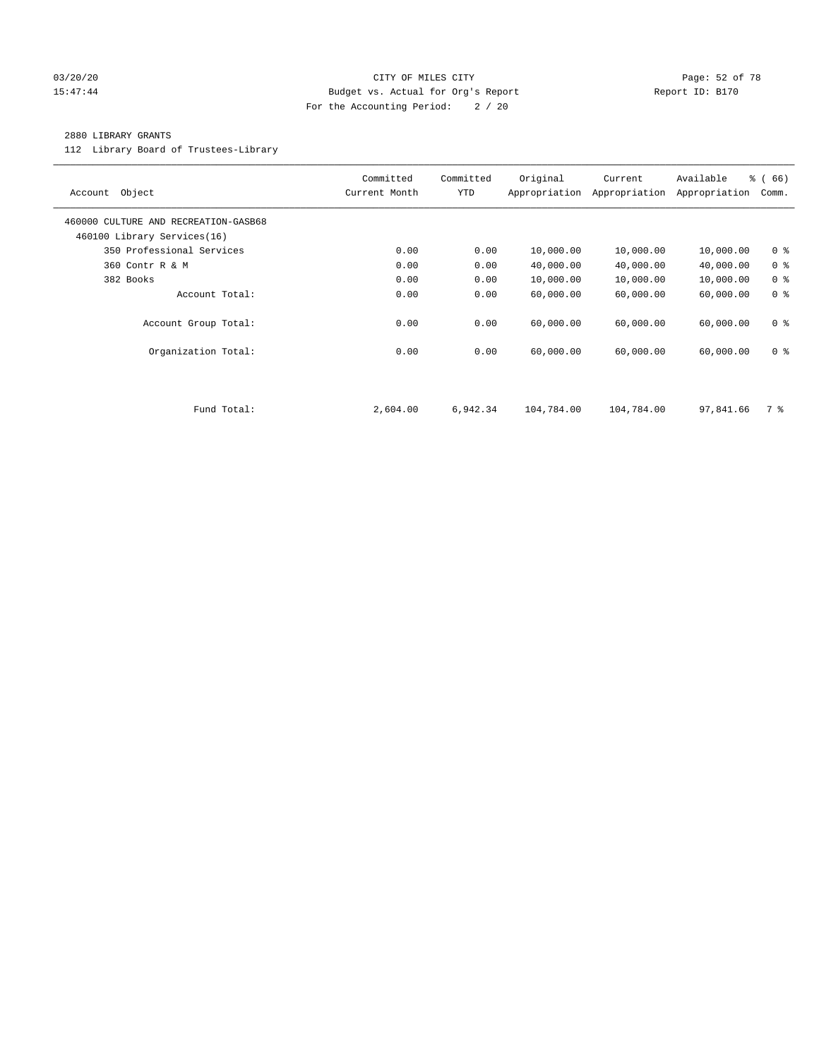CITY OF MILES CITY
Budget vs. Actual for Org's Report
For the Accounting Period: 2 / 20

03/20/20
15:47:44

Report ID: B170

2880 LIBRARY GRANTS

112 Library Board of Trustees-Library

| Account Object | Committed Current Month | Committed YTD | Original Appropriation | Current Appropriation | Available Appropriation | % ( 66) Comm. |
|---|---|---|---|---|---|---|
| 460000 CULTURE AND RECREATION-GASB68 | | | | | | |
| 460100 Library Services(16) | | | | | | |
| 350 Professional Services | 0.00 | 0.00 | 10,000.00 | 10,000.00 | 10,000.00 | 0 % |
| 360 Contr R & M | 0.00 | 0.00 | 40,000.00 | 40,000.00 | 40,000.00 | 0 % |
| 382 Books | 0.00 | 0.00 | 10,000.00 | 10,000.00 | 10,000.00 | 0 % |
| Account Total: | 0.00 | 0.00 | 60,000.00 | 60,000.00 | 60,000.00 | 0 % |
| Account Group Total: | 0.00 | 0.00 | 60,000.00 | 60,000.00 | 60,000.00 | 0 % |
| Organization Total: | 0.00 | 0.00 | 60,000.00 | 60,000.00 | 60,000.00 | 0 % |
| Fund Total: | 2,604.00 | 6,942.34 | 104,784.00 | 104,784.00 | 97,841.66 | 7 % |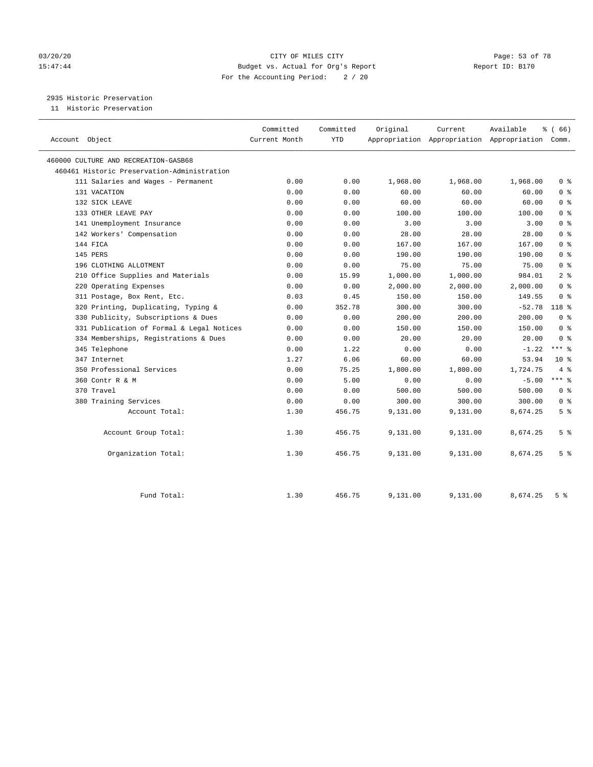CITY OF MILES CITY
Budget vs. Actual for Org's Report
For the Accounting Period: 2 / 20

03/20/20
15:47:44

Report ID: B170

## 2935 Historic Preservation

11 Historic Preservation

| Account Object | Committed Current Month | Committed YTD | Original Appropriation | Current Appropriation | Available Appropriation | % ( 66) Comm. |
|---|---|---|---|---|---|---|
| 460000 CULTURE AND RECREATION-GASB68 | | | | | | |
| 460461 Historic Preservation-Administration | | | | | | |
| 111 Salaries and Wages - Permanent | 0.00 | 0.00 | 1,968.00 | 1,968.00 | 1,968.00 | 0 % |
| 131 VACATION | 0.00 | 0.00 | 60.00 | 60.00 | 60.00 | 0 % |
| 132 SICK LEAVE | 0.00 | 0.00 | 60.00 | 60.00 | 60.00 | 0 % |
| 133 OTHER LEAVE PAY | 0.00 | 0.00 | 100.00 | 100.00 | 100.00 | 0 % |
| 141 Unemployment Insurance | 0.00 | 0.00 | 3.00 | 3.00 | 3.00 | 0 % |
| 142 Workers' Compensation | 0.00 | 0.00 | 28.00 | 28.00 | 28.00 | 0 % |
| 144 FICA | 0.00 | 0.00 | 167.00 | 167.00 | 167.00 | 0 % |
| 145 PERS | 0.00 | 0.00 | 190.00 | 190.00 | 190.00 | 0 % |
| 196 CLOTHING ALLOTMENT | 0.00 | 0.00 | 75.00 | 75.00 | 75.00 | 0 % |
| 210 Office Supplies and Materials | 0.00 | 15.99 | 1,000.00 | 1,000.00 | 984.01 | 2 % |
| 220 Operating Expenses | 0.00 | 0.00 | 2,000.00 | 2,000.00 | 2,000.00 | 0 % |
| 311 Postage, Box Rent, Etc. | 0.03 | 0.45 | 150.00 | 150.00 | 149.55 | 0 % |
| 320 Printing, Duplicating, Typing & | 0.00 | 352.78 | 300.00 | 300.00 | -52.78 | 118 % |
| 330 Publicity, Subscriptions & Dues | 0.00 | 0.00 | 200.00 | 200.00 | 200.00 | 0 % |
| 331 Publication of Formal & Legal Notices | 0.00 | 0.00 | 150.00 | 150.00 | 150.00 | 0 % |
| 334 Memberships, Registrations & Dues | 0.00 | 0.00 | 20.00 | 20.00 | 20.00 | 0 % |
| 345 Telephone | 0.00 | 1.22 | 0.00 | 0.00 | -1.22 | *** % |
| 347 Internet | 1.27 | 6.06 | 60.00 | 60.00 | 53.94 | 10 % |
| 350 Professional Services | 0.00 | 75.25 | 1,800.00 | 1,800.00 | 1,724.75 | 4 % |
| 360 Contr R & M | 0.00 | 5.00 | 0.00 | 0.00 | -5.00 | *** % |
| 370 Travel | 0.00 | 0.00 | 500.00 | 500.00 | 500.00 | 0 % |
| 380 Training Services | 0.00 | 0.00 | 300.00 | 300.00 | 300.00 | 0 % |
| Account Total: | 1.30 | 456.75 | 9,131.00 | 9,131.00 | 8,674.25 | 5 % |
| Account Group Total: | 1.30 | 456.75 | 9,131.00 | 9,131.00 | 8,674.25 | 5 % |
| Organization Total: | 1.30 | 456.75 | 9,131.00 | 9,131.00 | 8,674.25 | 5 % |
| Fund Total: | 1.30 | 456.75 | 9,131.00 | 9,131.00 | 8,674.25 | 5 % |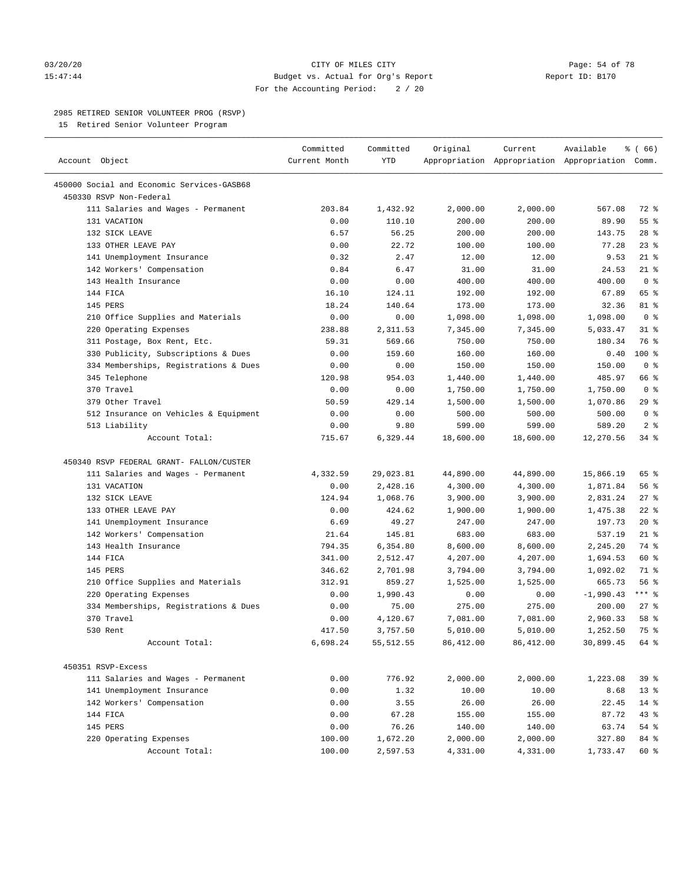03/20/20 CITY OF MILES CITY
15:47:44 Budget vs. Actual for Org's Report Report ID: B170
For the Accounting Period: 2 / 20

2985 RETIRED SENIOR VOLUNTEER PROG (RSVP)
15 Retired Senior Volunteer Program

| Account Object | Committed Current Month | Committed YTD | Original Appropriation | Current Appropriation | Available Appropriation | % ( 66) Comm. |
|---|---|---|---|---|---|---|
| 450000 Social and Economic Services-GASB68 | | | | | | |
| 450330 RSVP Non-Federal | | | | | | |
| 111 Salaries and Wages - Permanent | 203.84 | 1,432.92 | 2,000.00 | 2,000.00 | 567.08 | 72 % |
| 131 VACATION | 0.00 | 110.10 | 200.00 | 200.00 | 89.90 | 55 % |
| 132 SICK LEAVE | 6.57 | 56.25 | 200.00 | 200.00 | 143.75 | 28 % |
| 133 OTHER LEAVE PAY | 0.00 | 22.72 | 100.00 | 100.00 | 77.28 | 23 % |
| 141 Unemployment Insurance | 0.32 | 2.47 | 12.00 | 12.00 | 9.53 | 21 % |
| 142 Workers' Compensation | 0.84 | 6.47 | 31.00 | 31.00 | 24.53 | 21 % |
| 143 Health Insurance | 0.00 | 0.00 | 400.00 | 400.00 | 400.00 | 0 % |
| 144 FICA | 16.10 | 124.11 | 192.00 | 192.00 | 67.89 | 65 % |
| 145 PERS | 18.24 | 140.64 | 173.00 | 173.00 | 32.36 | 81 % |
| 210 Office Supplies and Materials | 0.00 | 0.00 | 1,098.00 | 1,098.00 | 1,098.00 | 0 % |
| 220 Operating Expenses | 238.88 | 2,311.53 | 7,345.00 | 7,345.00 | 5,033.47 | 31 % |
| 311 Postage, Box Rent, Etc. | 59.31 | 569.66 | 750.00 | 750.00 | 180.34 | 76 % |
| 330 Publicity, Subscriptions & Dues | 0.00 | 159.60 | 160.00 | 160.00 | 0.40 | 100 % |
| 334 Memberships, Registrations & Dues | 0.00 | 0.00 | 150.00 | 150.00 | 150.00 | 0 % |
| 345 Telephone | 120.98 | 954.03 | 1,440.00 | 1,440.00 | 485.97 | 66 % |
| 370 Travel | 0.00 | 0.00 | 1,750.00 | 1,750.00 | 1,750.00 | 0 % |
| 379 Other Travel | 50.59 | 429.14 | 1,500.00 | 1,500.00 | 1,070.86 | 29 % |
| 512 Insurance on Vehicles & Equipment | 0.00 | 0.00 | 500.00 | 500.00 | 500.00 | 0 % |
| 513 Liability | 0.00 | 9.80 | 599.00 | 599.00 | 589.20 | 2 % |
| Account Total: | 715.67 | 6,329.44 | 18,600.00 | 18,600.00 | 12,270.56 | 34 % |
| 450340 RSVP FEDERAL GRANT- FALLON/CUSTER | | | | | | |
| 111 Salaries and Wages - Permanent | 4,332.59 | 29,023.81 | 44,890.00 | 44,890.00 | 15,866.19 | 65 % |
| 131 VACATION | 0.00 | 2,428.16 | 4,300.00 | 4,300.00 | 1,871.84 | 56 % |
| 132 SICK LEAVE | 124.94 | 1,068.76 | 3,900.00 | 3,900.00 | 2,831.24 | 27 % |
| 133 OTHER LEAVE PAY | 0.00 | 424.62 | 1,900.00 | 1,900.00 | 1,475.38 | 22 % |
| 141 Unemployment Insurance | 6.69 | 49.27 | 247.00 | 247.00 | 197.73 | 20 % |
| 142 Workers' Compensation | 21.64 | 145.81 | 683.00 | 683.00 | 537.19 | 21 % |
| 143 Health Insurance | 794.35 | 6,354.80 | 8,600.00 | 8,600.00 | 2,245.20 | 74 % |
| 144 FICA | 341.00 | 2,512.47 | 4,207.00 | 4,207.00 | 1,694.53 | 60 % |
| 145 PERS | 346.62 | 2,701.98 | 3,794.00 | 3,794.00 | 1,092.02 | 71 % |
| 210 Office Supplies and Materials | 312.91 | 859.27 | 1,525.00 | 1,525.00 | 665.73 | 56 % |
| 220 Operating Expenses | 0.00 | 1,990.43 | 0.00 | 0.00 | -1,990.43 | *** % |
| 334 Memberships, Registrations & Dues | 0.00 | 75.00 | 275.00 | 275.00 | 200.00 | 27 % |
| 370 Travel | 0.00 | 4,120.67 | 7,081.00 | 7,081.00 | 2,960.33 | 58 % |
| 530 Rent | 417.50 | 3,757.50 | 5,010.00 | 5,010.00 | 1,252.50 | 75 % |
| Account Total: | 6,698.24 | 55,512.55 | 86,412.00 | 86,412.00 | 30,899.45 | 64 % |
| 450351 RSVP-Excess | | | | | | |
| 111 Salaries and Wages - Permanent | 0.00 | 776.92 | 2,000.00 | 2,000.00 | 1,223.08 | 39 % |
| 141 Unemployment Insurance | 0.00 | 1.32 | 10.00 | 10.00 | 8.68 | 13 % |
| 142 Workers' Compensation | 0.00 | 3.55 | 26.00 | 26.00 | 22.45 | 14 % |
| 144 FICA | 0.00 | 67.28 | 155.00 | 155.00 | 87.72 | 43 % |
| 145 PERS | 0.00 | 76.26 | 140.00 | 140.00 | 63.74 | 54 % |
| 220 Operating Expenses | 100.00 | 1,672.20 | 2,000.00 | 2,000.00 | 327.80 | 84 % |
| Account Total: | 100.00 | 2,597.53 | 4,331.00 | 4,331.00 | 1,733.47 | 60 % |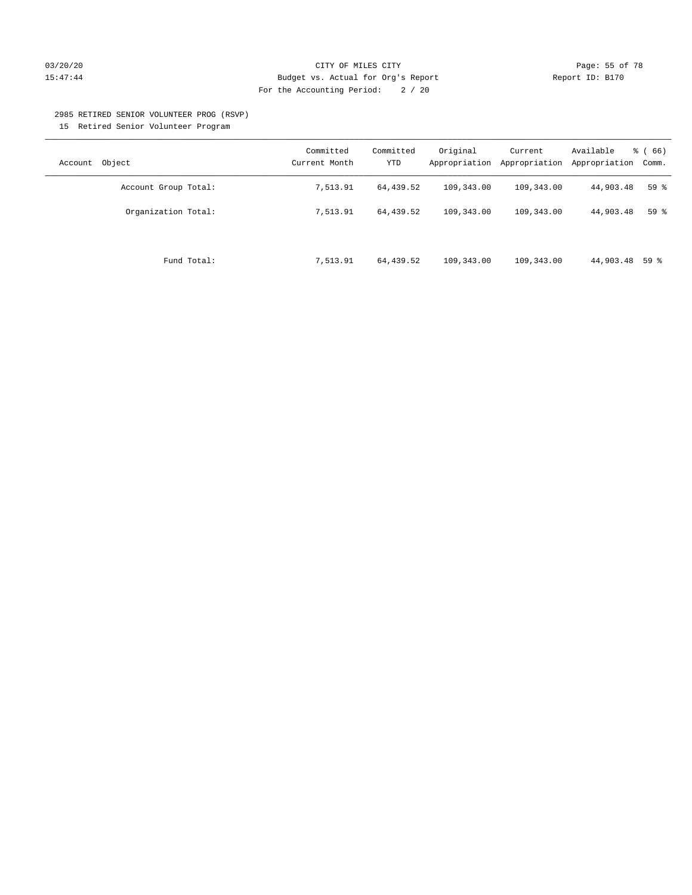2985 RETIRED SENIOR VOLUNTEER PROG (RSVP)

15 Retired Senior Volunteer Program

| Account Object | Committed Current Month | Committed YTD | Original Appropriation | Current Appropriation | Available Appropriation | % ( 66) Comm. |
|---|---|---|---|---|---|---|
| Account Group Total: | 7,513.91 | 64,439.52 | 109,343.00 | 109,343.00 | 44,903.48 | 59 % |
| Organization Total: | 7,513.91 | 64,439.52 | 109,343.00 | 109,343.00 | 44,903.48 | 59 % |
| Fund Total: | 7,513.91 | 64,439.52 | 109,343.00 | 109,343.00 | 44,903.48 | 59 % |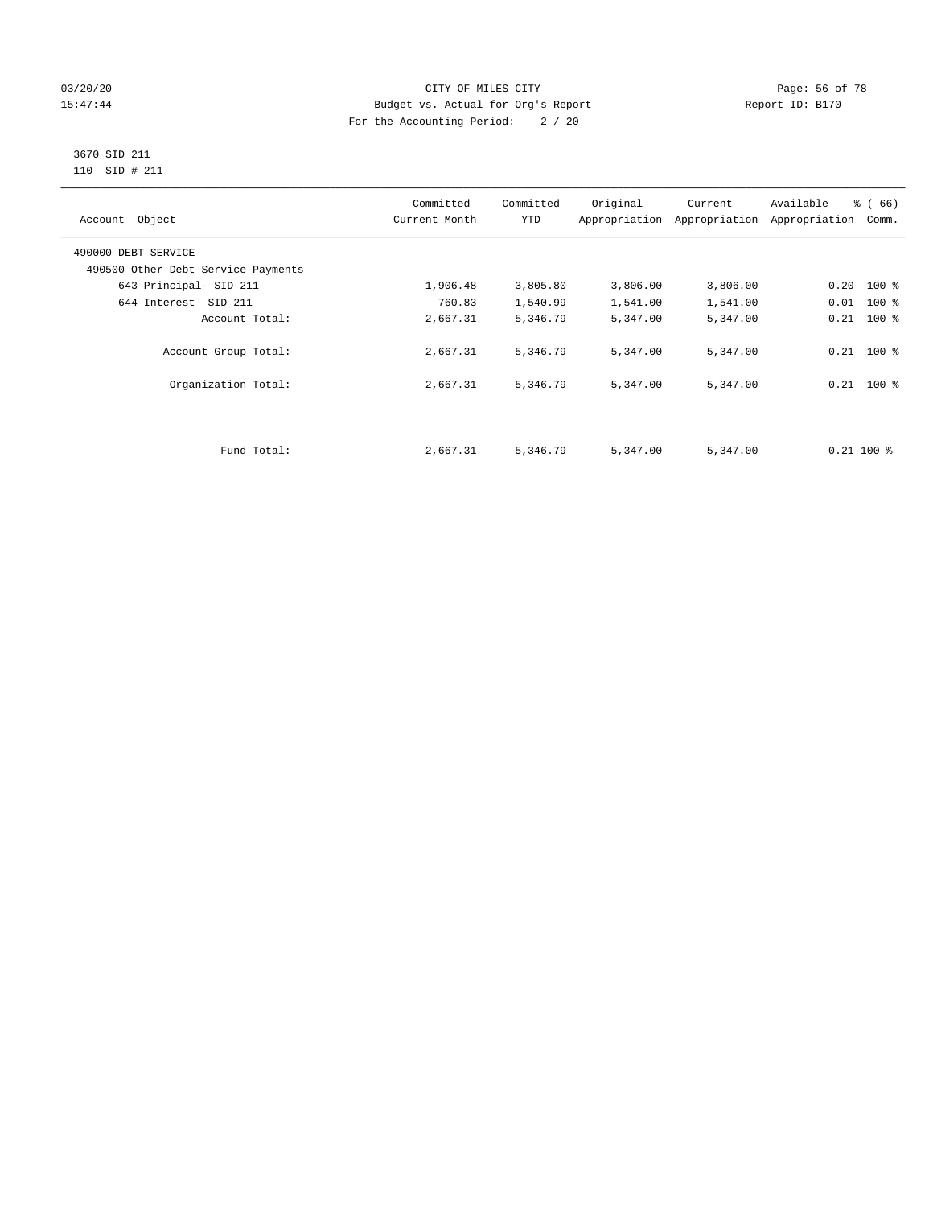CITY OF MILES CITY
Budget vs. Actual for Org's Report
For the Accounting Period: 2 / 20

03/20/20
15:47:44

Report ID: B170

3670 SID 211
110 SID # 211

| Account Object | Committed Current Month | Committed YTD | Original Appropriation | Current Appropriation | Available Appropriation | % ( 66) Comm. |
|---|---|---|---|---|---|---|
| 490000 DEBT SERVICE | | | | | | |
| 490500 Other Debt Service Payments | | | | | | |
| 643 Principal- SID 211 | 1,906.48 | 3,805.80 | 3,806.00 | 3,806.00 | 0.20 | 100 % |
| 644 Interest- SID 211 | 760.83 | 1,540.99 | 1,541.00 | 1,541.00 | 0.01 | 100 % |
| Account Total: | 2,667.31 | 5,346.79 | 5,347.00 | 5,347.00 | 0.21 | 100 % |
| Account Group Total: | 2,667.31 | 5,346.79 | 5,347.00 | 5,347.00 | 0.21 | 100 % |
| Organization Total: | 2,667.31 | 5,346.79 | 5,347.00 | 5,347.00 | 0.21 | 100 % |
| Fund Total: | 2,667.31 | 5,346.79 | 5,347.00 | 5,347.00 | 0.21 | 100 % |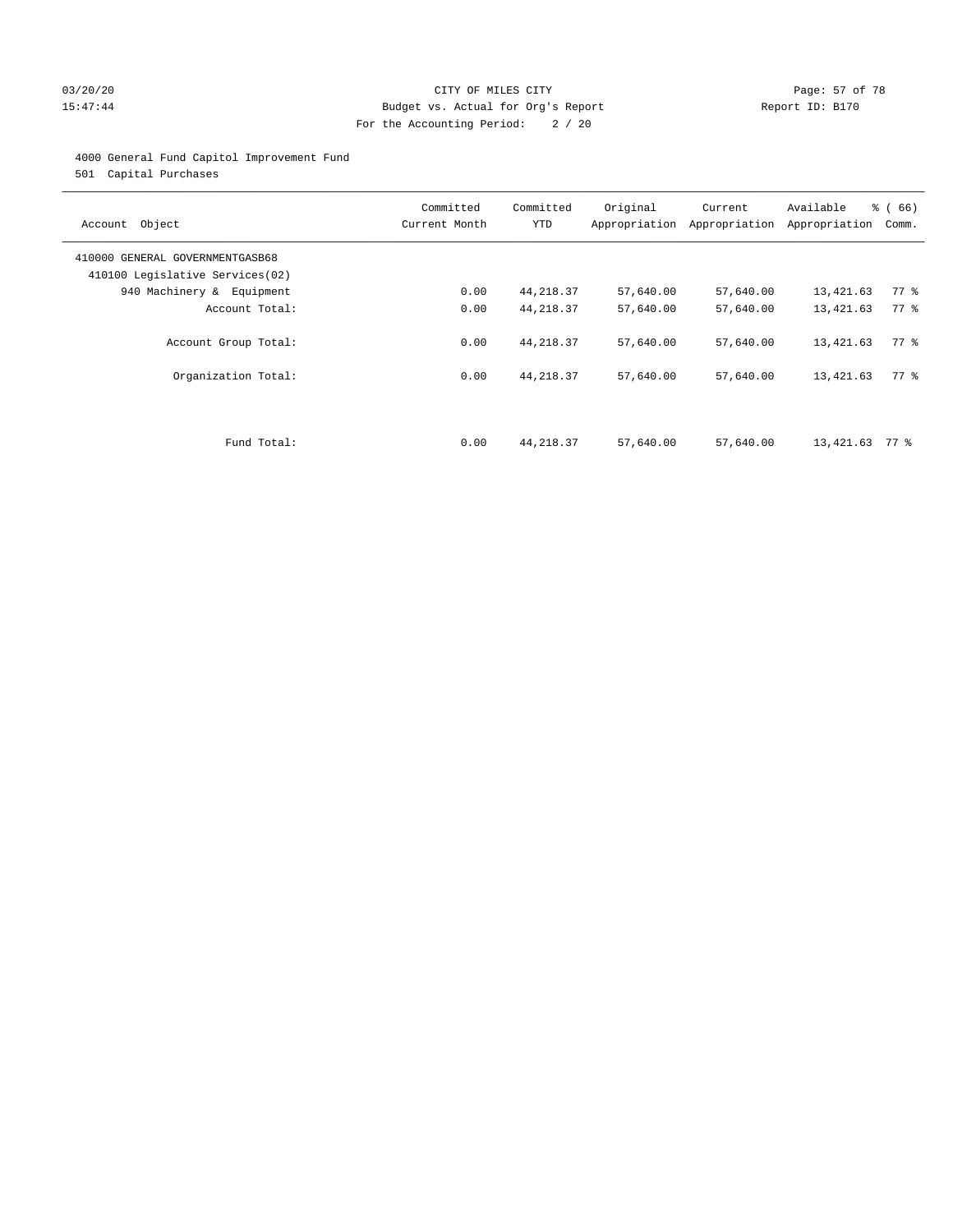CITY OF MILES CITY

Budget vs. Actual for Org's Report

For the Accounting Period: 2 / 20

03/20/20
15:47:44

Report ID: B170

4000 General Fund Capitol Improvement Fund

501 Capital Purchases

| Account Object | Committed Current Month | Committed YTD | Original Appropriation | Current Appropriation | Available Appropriation | % ( 66) Comm. |
|---|---|---|---|---|---|---|
| 410000 GENERAL GOVERNMENTGASB68 | | | | | | |
| 410100 Legislative Services(02) | | | | | | |
| 940 Machinery & Equipment | 0.00 | 44,218.37 | 57,640.00 | 57,640.00 | 13,421.63 | 77 % |
| Account Total: | 0.00 | 44,218.37 | 57,640.00 | 57,640.00 | 13,421.63 | 77 % |
| Account Group Total: | 0.00 | 44,218.37 | 57,640.00 | 57,640.00 | 13,421.63 | 77 % |
| Organization Total: | 0.00 | 44,218.37 | 57,640.00 | 57,640.00 | 13,421.63 | 77 % |
| Fund Total: | 0.00 | 44,218.37 | 57,640.00 | 57,640.00 | 13,421.63 | 77 % |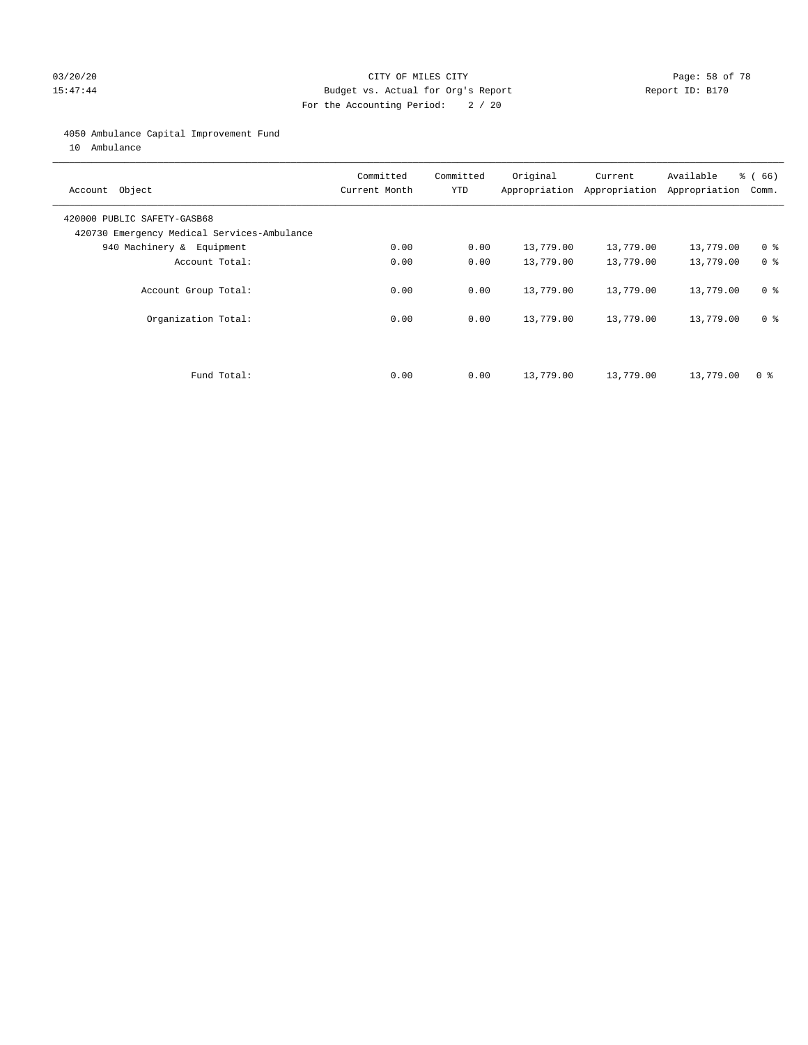CITY OF MILES CITY
Budget vs. Actual for Org's Report
For the Accounting Period: 2 / 20

03/20/20
15:47:44

Report ID: B170

4050 Ambulance Capital Improvement Fund
10 Ambulance

| Account Object | Committed Current Month | Committed YTD | Original Appropriation | Current Appropriation | Available Appropriation | % ( 66) Comm. |
|---|---|---|---|---|---|---|
| 420000 PUBLIC SAFETY-GASB68 | | | | | | |
| 420730 Emergency Medical Services-Ambulance | | | | | | |
| 940 Machinery & Equipment | 0.00 | 0.00 | 13,779.00 | 13,779.00 | 13,779.00 | 0 % |
| Account Total: | 0.00 | 0.00 | 13,779.00 | 13,779.00 | 13,779.00 | 0 % |
| Account Group Total: | 0.00 | 0.00 | 13,779.00 | 13,779.00 | 13,779.00 | 0 % |
| Organization Total: | 0.00 | 0.00 | 13,779.00 | 13,779.00 | 13,779.00 | 0 % |
| Fund Total: | 0.00 | 0.00 | 13,779.00 | 13,779.00 | 13,779.00 | 0 % |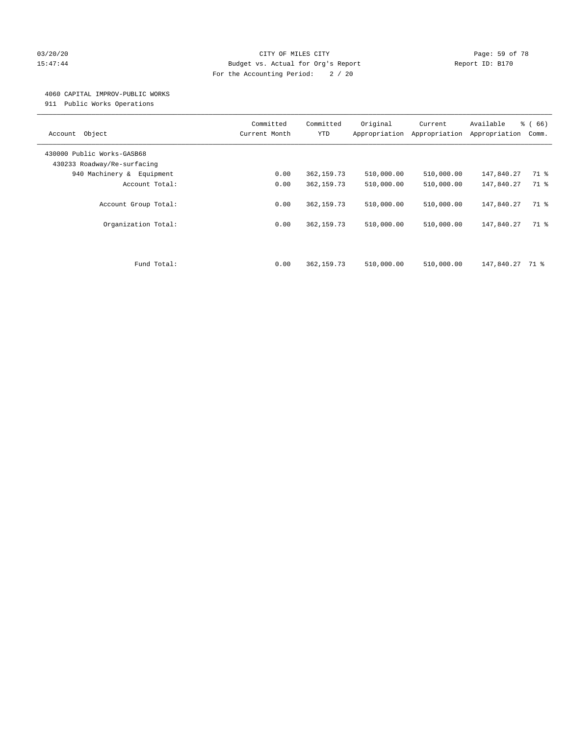CITY OF MILES CITY
Budget vs. Actual for Org's Report
For the Accounting Period: 2 / 20

03/20/20
15:47:44

Report ID: B170

4060 CAPITAL IMPROV-PUBLIC WORKS
911 Public Works Operations

| Account Object | Committed Current Month | Committed YTD | Original Appropriation | Current Appropriation | Available Appropriation | % ( 66) Comm. |
|---|---|---|---|---|---|---|
| 430000 Public Works-GASB68 | | | | | | |
| 430233 Roadway/Re-surfacing | | | | | | |
| 940 Machinery & Equipment | 0.00 | 362,159.73 | 510,000.00 | 510,000.00 | 147,840.27 | 71 % |
| Account Total: | 0.00 | 362,159.73 | 510,000.00 | 510,000.00 | 147,840.27 | 71 % |
| Account Group Total: | 0.00 | 362,159.73 | 510,000.00 | 510,000.00 | 147,840.27 | 71 % |
| Organization Total: | 0.00 | 362,159.73 | 510,000.00 | 510,000.00 | 147,840.27 | 71 % |
| Fund Total: | 0.00 | 362,159.73 | 510,000.00 | 510,000.00 | 147,840.27 | 71 % |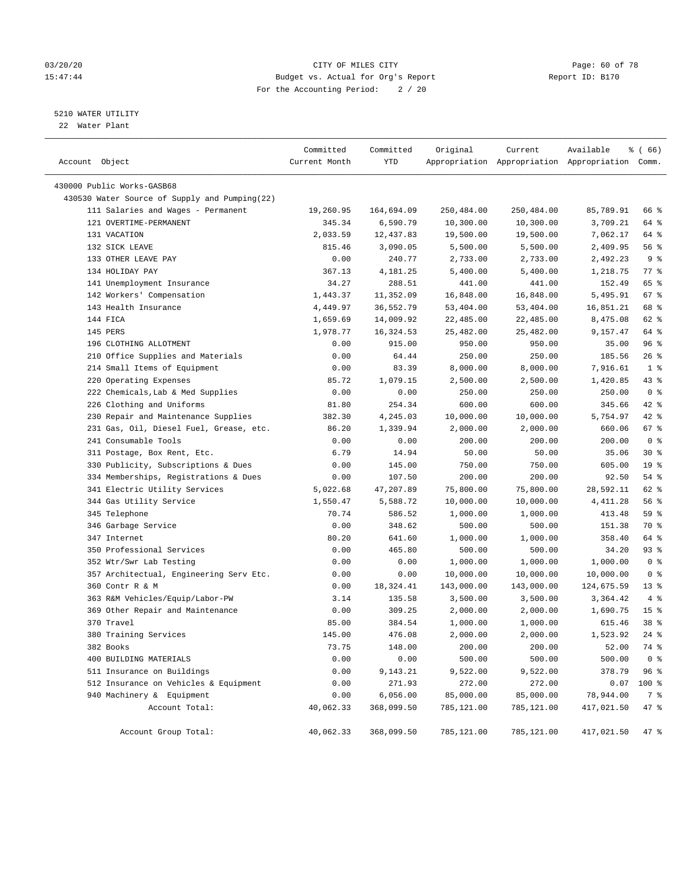CITY OF MILES CITY
Budget vs. Actual for Org's Report
For the Accounting Period: 2 / 20

5210 WATER UTILITY
22 Water Plant

| Account Object | Committed Current Month | Committed YTD | Original Appropriation | Current Appropriation | Available Appropriation | % ( 66) Comm. |
|---|---|---|---|---|---|---|
| 430000 Public Works-GASB68 | | | | | | |
| 430530 Water Source of Supply and Pumping(22) | | | | | | |
| 111 Salaries and Wages - Permanent | 19,260.95 | 164,694.09 | 250,484.00 | 250,484.00 | 85,789.91 | 66 % |
| 121 OVERTIME-PERMANENT | 345.34 | 6,590.79 | 10,300.00 | 10,300.00 | 3,709.21 | 64 % |
| 131 VACATION | 2,033.59 | 12,437.83 | 19,500.00 | 19,500.00 | 7,062.17 | 64 % |
| 132 SICK LEAVE | 815.46 | 3,090.05 | 5,500.00 | 5,500.00 | 2,409.95 | 56 % |
| 133 OTHER LEAVE PAY | 0.00 | 240.77 | 2,733.00 | 2,733.00 | 2,492.23 | 9 % |
| 134 HOLIDAY PAY | 367.13 | 4,181.25 | 5,400.00 | 5,400.00 | 1,218.75 | 77 % |
| 141 Unemployment Insurance | 34.27 | 288.51 | 441.00 | 441.00 | 152.49 | 65 % |
| 142 Workers' Compensation | 1,443.37 | 11,352.09 | 16,848.00 | 16,848.00 | 5,495.91 | 67 % |
| 143 Health Insurance | 4,449.97 | 36,552.79 | 53,404.00 | 53,404.00 | 16,851.21 | 68 % |
| 144 FICA | 1,659.69 | 14,009.92 | 22,485.00 | 22,485.00 | 8,475.08 | 62 % |
| 145 PERS | 1,978.77 | 16,324.53 | 25,482.00 | 25,482.00 | 9,157.47 | 64 % |
| 196 CLOTHING ALLOTMENT | 0.00 | 915.00 | 950.00 | 950.00 | 35.00 | 96 % |
| 210 Office Supplies and Materials | 0.00 | 64.44 | 250.00 | 250.00 | 185.56 | 26 % |
| 214 Small Items of Equipment | 0.00 | 83.39 | 8,000.00 | 8,000.00 | 7,916.61 | 1 % |
| 220 Operating Expenses | 85.72 | 1,079.15 | 2,500.00 | 2,500.00 | 1,420.85 | 43 % |
| 222 Chemicals,Lab & Med Supplies | 0.00 | 0.00 | 250.00 | 250.00 | 250.00 | 0 % |
| 226 Clothing and Uniforms | 81.80 | 254.34 | 600.00 | 600.00 | 345.66 | 42 % |
| 230 Repair and Maintenance Supplies | 382.30 | 4,245.03 | 10,000.00 | 10,000.00 | 5,754.97 | 42 % |
| 231 Gas, Oil, Diesel Fuel, Grease, etc. | 86.20 | 1,339.94 | 2,000.00 | 2,000.00 | 660.06 | 67 % |
| 241 Consumable Tools | 0.00 | 0.00 | 200.00 | 200.00 | 200.00 | 0 % |
| 311 Postage, Box Rent, Etc. | 6.79 | 14.94 | 50.00 | 50.00 | 35.06 | 30 % |
| 330 Publicity, Subscriptions & Dues | 0.00 | 145.00 | 750.00 | 750.00 | 605.00 | 19 % |
| 334 Memberships, Registrations & Dues | 0.00 | 107.50 | 200.00 | 200.00 | 92.50 | 54 % |
| 341 Electric Utility Services | 5,022.68 | 47,207.89 | 75,800.00 | 75,800.00 | 28,592.11 | 62 % |
| 344 Gas Utility Service | 1,550.47 | 5,588.72 | 10,000.00 | 10,000.00 | 4,411.28 | 56 % |
| 345 Telephone | 70.74 | 586.52 | 1,000.00 | 1,000.00 | 413.48 | 59 % |
| 346 Garbage Service | 0.00 | 348.62 | 500.00 | 500.00 | 151.38 | 70 % |
| 347 Internet | 80.20 | 641.60 | 1,000.00 | 1,000.00 | 358.40 | 64 % |
| 350 Professional Services | 0.00 | 465.80 | 500.00 | 500.00 | 34.20 | 93 % |
| 352 Wtr/Swr Lab Testing | 0.00 | 0.00 | 1,000.00 | 1,000.00 | 1,000.00 | 0 % |
| 357 Architectual, Engineering Serv Etc. | 0.00 | 0.00 | 10,000.00 | 10,000.00 | 10,000.00 | 0 % |
| 360 Contr R & M | 0.00 | 18,324.41 | 143,000.00 | 143,000.00 | 124,675.59 | 13 % |
| 363 R&M Vehicles/Equip/Labor-PW | 3.14 | 135.58 | 3,500.00 | 3,500.00 | 3,364.42 | 4 % |
| 369 Other Repair and Maintenance | 0.00 | 309.25 | 2,000.00 | 2,000.00 | 1,690.75 | 15 % |
| 370 Travel | 85.00 | 384.54 | 1,000.00 | 1,000.00 | 615.46 | 38 % |
| 380 Training Services | 145.00 | 476.08 | 2,000.00 | 2,000.00 | 1,523.92 | 24 % |
| 382 Books | 73.75 | 148.00 | 200.00 | 200.00 | 52.00 | 74 % |
| 400 BUILDING MATERIALS | 0.00 | 0.00 | 500.00 | 500.00 | 500.00 | 0 % |
| 511 Insurance on Buildings | 0.00 | 9,143.21 | 9,522.00 | 9,522.00 | 378.79 | 96 % |
| 512 Insurance on Vehicles & Equipment | 0.00 | 271.93 | 272.00 | 272.00 | 0.07 | 100 % |
| 940 Machinery & Equipment | 0.00 | 6,056.00 | 85,000.00 | 85,000.00 | 78,944.00 | 7 % |
| Account Total: | 40,062.33 | 368,099.50 | 785,121.00 | 785,121.00 | 417,021.50 | 47 % |
| Account Group Total: | 40,062.33 | 368,099.50 | 785,121.00 | 785,121.00 | 417,021.50 | 47 % |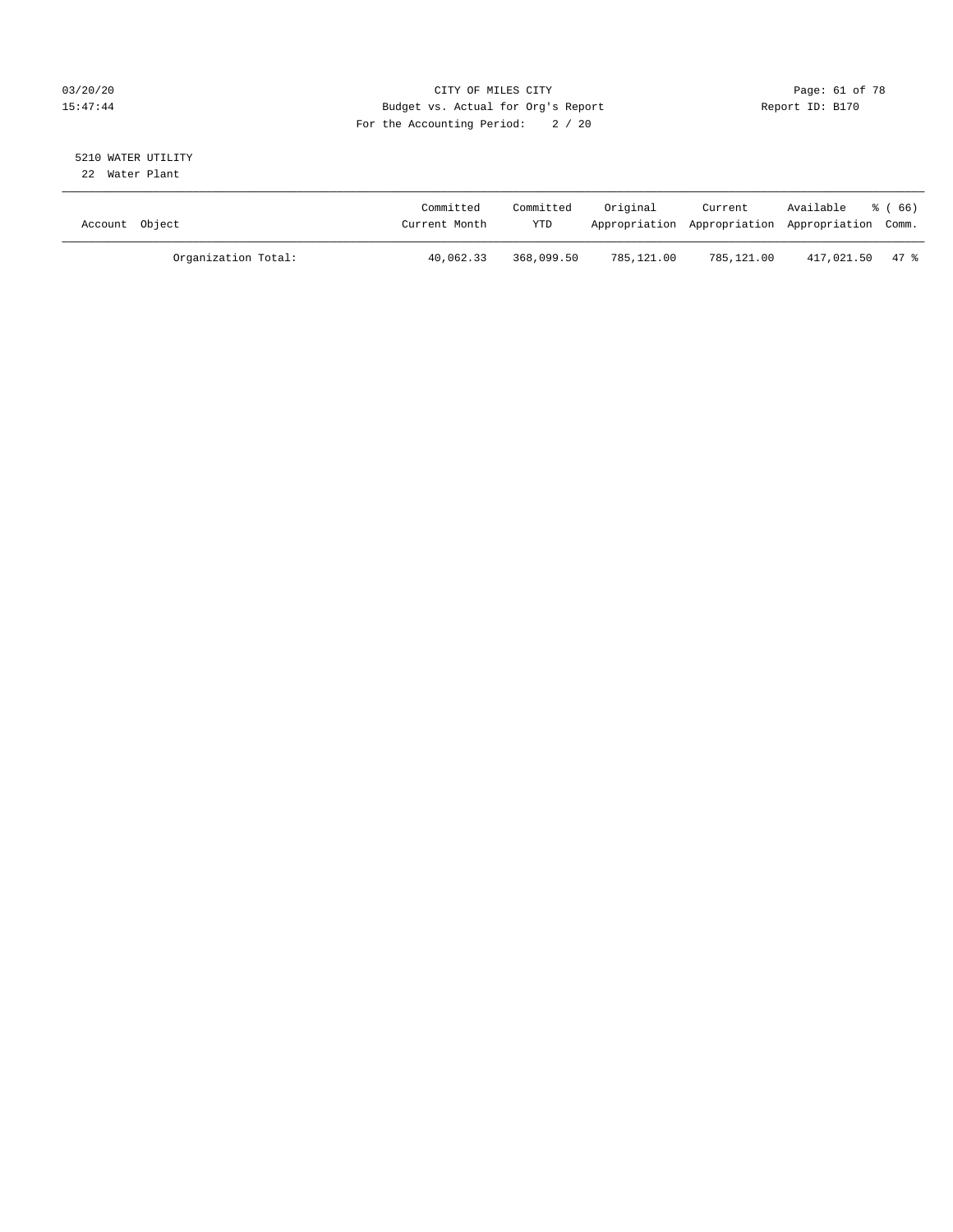CITY OF MILES CITY
Budget vs. Actual for Org's Report
For the Accounting Period: 2 / 20

03/20/20
15:47:44

Report ID: B170

5210 WATER UTILITY
22 Water Plant

| Account Object | Committed Current Month | Committed YTD | Original Appropriation | Current Appropriation | Available Appropriation | % ( 66) Comm. |
|---|---|---|---|---|---|---|
| Organization Total: | 40,062.33 | 368,099.50 | 785,121.00 | 785,121.00 | 417,021.50 | 47 % |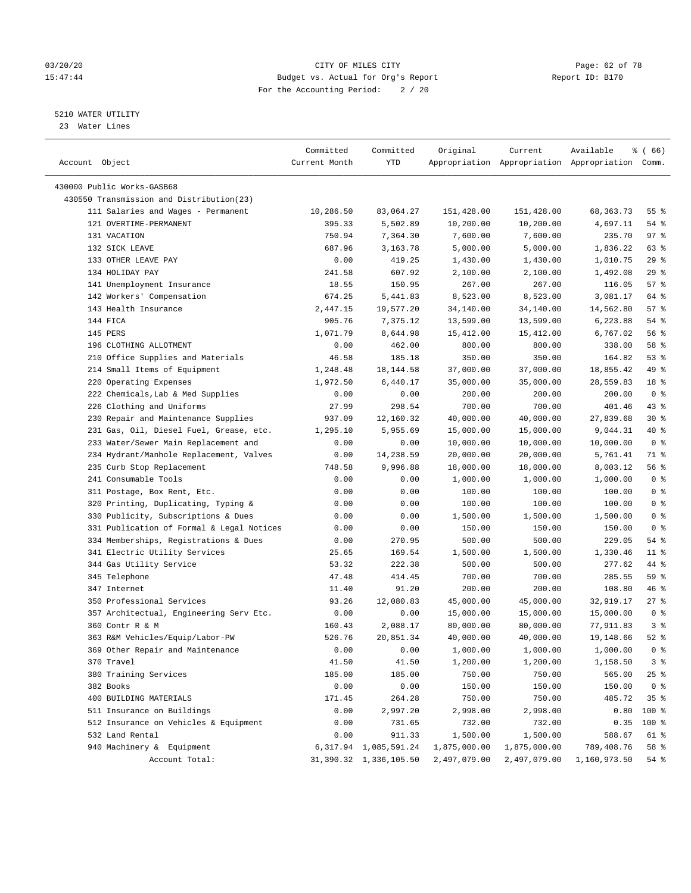5210 WATER UTILITY

23 Water Lines

| Account Object | Committed Current Month | Committed YTD | Original Appropriation | Current Appropriation | Available Appropriation | % ( 66) Comm. |
|---|---|---|---|---|---|---|
| 430000 Public Works-GASB68 | | | | | | |
| 430550 Transmission and Distribution(23) | | | | | | |
| 111 Salaries and Wages - Permanent | 10,286.50 | 83,064.27 | 151,428.00 | 151,428.00 | 68,363.73 | 55 % |
| 121 OVERTIME-PERMANENT | 395.33 | 5,502.89 | 10,200.00 | 10,200.00 | 4,697.11 | 54 % |
| 131 VACATION | 750.94 | 7,364.30 | 7,600.00 | 7,600.00 | 235.70 | 97 % |
| 132 SICK LEAVE | 687.96 | 3,163.78 | 5,000.00 | 5,000.00 | 1,836.22 | 63 % |
| 133 OTHER LEAVE PAY | 0.00 | 419.25 | 1,430.00 | 1,430.00 | 1,010.75 | 29 % |
| 134 HOLIDAY PAY | 241.58 | 607.92 | 2,100.00 | 2,100.00 | 1,492.08 | 29 % |
| 141 Unemployment Insurance | 18.55 | 150.95 | 267.00 | 267.00 | 116.05 | 57 % |
| 142 Workers' Compensation | 674.25 | 5,441.83 | 8,523.00 | 8,523.00 | 3,081.17 | 64 % |
| 143 Health Insurance | 2,447.15 | 19,577.20 | 34,140.00 | 34,140.00 | 14,562.80 | 57 % |
| 144 FICA | 905.76 | 7,375.12 | 13,599.00 | 13,599.00 | 6,223.88 | 54 % |
| 145 PERS | 1,071.79 | 8,644.98 | 15,412.00 | 15,412.00 | 6,767.02 | 56 % |
| 196 CLOTHING ALLOTMENT | 0.00 | 462.00 | 800.00 | 800.00 | 338.00 | 58 % |
| 210 Office Supplies and Materials | 46.58 | 185.18 | 350.00 | 350.00 | 164.82 | 53 % |
| 214 Small Items of Equipment | 1,248.48 | 18,144.58 | 37,000.00 | 37,000.00 | 18,855.42 | 49 % |
| 220 Operating Expenses | 1,972.50 | 6,440.17 | 35,000.00 | 35,000.00 | 28,559.83 | 18 % |
| 222 Chemicals,Lab & Med Supplies | 0.00 | 0.00 | 200.00 | 200.00 | 200.00 | 0 % |
| 226 Clothing and Uniforms | 27.99 | 298.54 | 700.00 | 700.00 | 401.46 | 43 % |
| 230 Repair and Maintenance Supplies | 937.09 | 12,160.32 | 40,000.00 | 40,000.00 | 27,839.68 | 30 % |
| 231 Gas, Oil, Diesel Fuel, Grease, etc. | 1,295.10 | 5,955.69 | 15,000.00 | 15,000.00 | 9,044.31 | 40 % |
| 233 Water/Sewer Main Replacement and | 0.00 | 0.00 | 10,000.00 | 10,000.00 | 10,000.00 | 0 % |
| 234 Hydrant/Manhole Replacement, Valves | 0.00 | 14,238.59 | 20,000.00 | 20,000.00 | 5,761.41 | 71 % |
| 235 Curb Stop Replacement | 748.58 | 9,996.88 | 18,000.00 | 18,000.00 | 8,003.12 | 56 % |
| 241 Consumable Tools | 0.00 | 0.00 | 1,000.00 | 1,000.00 | 1,000.00 | 0 % |
| 311 Postage, Box Rent, Etc. | 0.00 | 0.00 | 100.00 | 100.00 | 100.00 | 0 % |
| 320 Printing, Duplicating, Typing & | 0.00 | 0.00 | 100.00 | 100.00 | 100.00 | 0 % |
| 330 Publicity, Subscriptions & Dues | 0.00 | 0.00 | 1,500.00 | 1,500.00 | 1,500.00 | 0 % |
| 331 Publication of Formal & Legal Notices | 0.00 | 0.00 | 150.00 | 150.00 | 150.00 | 0 % |
| 334 Memberships, Registrations & Dues | 0.00 | 270.95 | 500.00 | 500.00 | 229.05 | 54 % |
| 341 Electric Utility Services | 25.65 | 169.54 | 1,500.00 | 1,500.00 | 1,330.46 | 11 % |
| 344 Gas Utility Service | 53.32 | 222.38 | 500.00 | 500.00 | 277.62 | 44 % |
| 345 Telephone | 47.48 | 414.45 | 700.00 | 700.00 | 285.55 | 59 % |
| 347 Internet | 11.40 | 91.20 | 200.00 | 200.00 | 108.80 | 46 % |
| 350 Professional Services | 93.26 | 12,080.83 | 45,000.00 | 45,000.00 | 32,919.17 | 27 % |
| 357 Architectual, Engineering Serv Etc. | 0.00 | 0.00 | 15,000.00 | 15,000.00 | 15,000.00 | 0 % |
| 360 Contr R & M | 160.43 | 2,088.17 | 80,000.00 | 80,000.00 | 77,911.83 | 3 % |
| 363 R&M Vehicles/Equip/Labor-PW | 526.76 | 20,851.34 | 40,000.00 | 40,000.00 | 19,148.66 | 52 % |
| 369 Other Repair and Maintenance | 0.00 | 0.00 | 1,000.00 | 1,000.00 | 1,000.00 | 0 % |
| 370 Travel | 41.50 | 41.50 | 1,200.00 | 1,200.00 | 1,158.50 | 3 % |
| 380 Training Services | 185.00 | 185.00 | 750.00 | 750.00 | 565.00 | 25 % |
| 382 Books | 0.00 | 0.00 | 150.00 | 150.00 | 150.00 | 0 % |
| 400 BUILDING MATERIALS | 171.45 | 264.28 | 750.00 | 750.00 | 485.72 | 35 % |
| 511 Insurance on Buildings | 0.00 | 2,997.20 | 2,998.00 | 2,998.00 | 0.80 | 100 % |
| 512 Insurance on Vehicles & Equipment | 0.00 | 731.65 | 732.00 | 732.00 | 0.35 | 100 % |
| 532 Land Rental | 0.00 | 911.33 | 1,500.00 | 1,500.00 | 588.67 | 61 % |
| 940 Machinery & Equipment | 6,317.94 | 1,085,591.24 | 1,875,000.00 | 1,875,000.00 | 789,408.76 | 58 % |
| Account Total: | 31,390.32 | 1,336,105.50 | 2,497,079.00 | 2,497,079.00 | 1,160,973.50 | 54 % |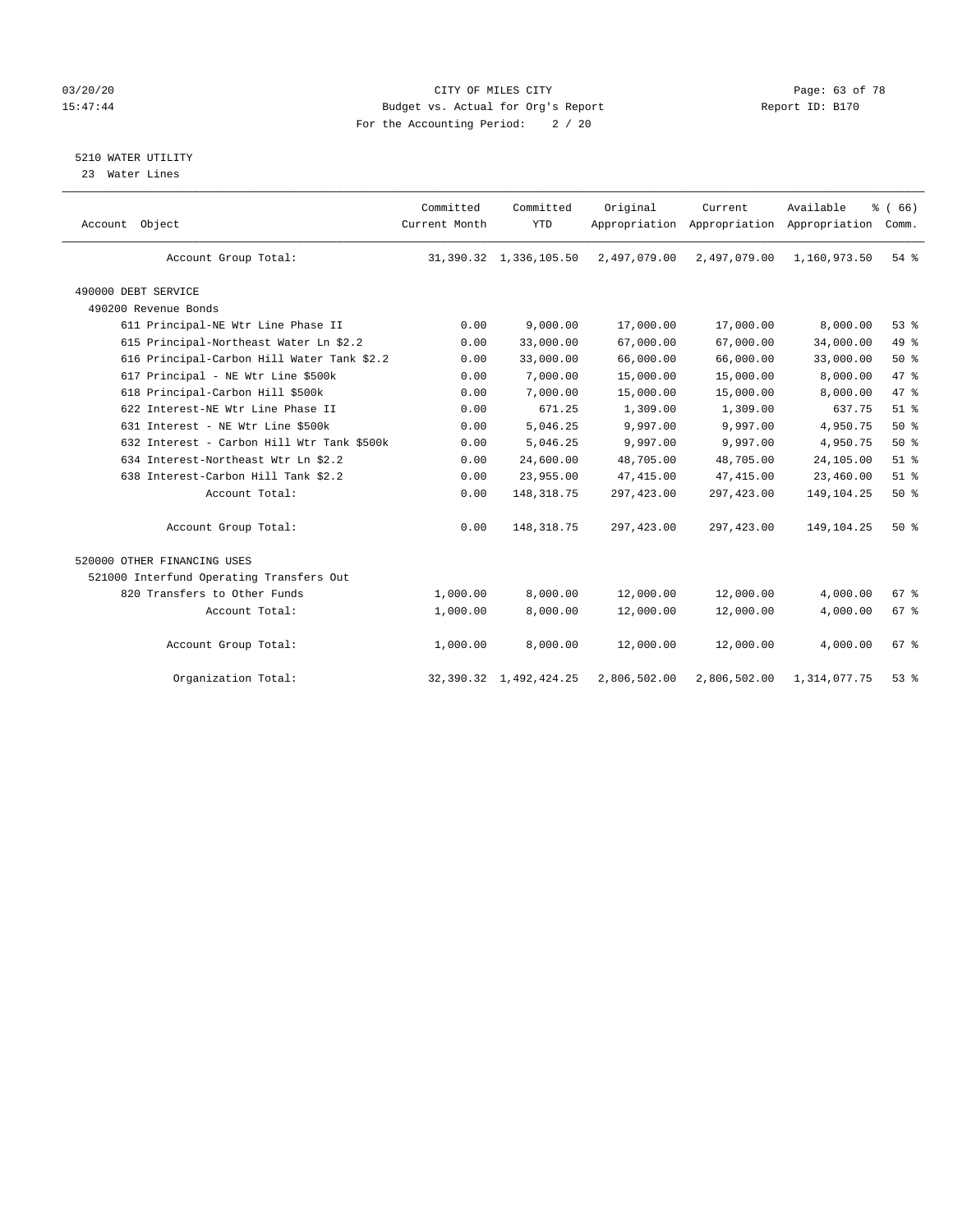# CITY OF MILES CITY

Budget vs. Actual for Org's Report

For the Accounting Period: 2 / 20

03/20/20 15:47:44 — Report ID: B170

## 5210 WATER UTILITY

23 Water Lines

| Account Object | Committed Current Month | Committed YTD | Original Appropriation | Current Appropriation | Available Appropriation | % ( 66) Comm. |
|---|---|---|---|---|---|---|
| Account Group Total: | 31,390.32 | 1,336,105.50 | 2,497,079.00 | 2,497,079.00 | 1,160,973.50 | 54 % |
| 490000 DEBT SERVICE | | | | | | |
| 490200 Revenue Bonds | | | | | | |
| 611 Principal-NE Wtr Line Phase II | 0.00 | 9,000.00 | 17,000.00 | 17,000.00 | 8,000.00 | 53 % |
| 615 Principal-Northeast Water Ln $2.2 | 0.00 | 33,000.00 | 67,000.00 | 67,000.00 | 34,000.00 | 49 % |
| 616 Principal-Carbon Hill Water Tank $2.2 | 0.00 | 33,000.00 | 66,000.00 | 66,000.00 | 33,000.00 | 50 % |
| 617 Principal - NE Wtr Line $500k | 0.00 | 7,000.00 | 15,000.00 | 15,000.00 | 8,000.00 | 47 % |
| 618 Principal-Carbon Hill $500k | 0.00 | 7,000.00 | 15,000.00 | 15,000.00 | 8,000.00 | 47 % |
| 622 Interest-NE Wtr Line Phase II | 0.00 | 671.25 | 1,309.00 | 1,309.00 | 637.75 | 51 % |
| 631 Interest - NE Wtr Line $500k | 0.00 | 5,046.25 | 9,997.00 | 9,997.00 | 4,950.75 | 50 % |
| 632 Interest - Carbon Hill Wtr Tank $500k | 0.00 | 5,046.25 | 9,997.00 | 9,997.00 | 4,950.75 | 50 % |
| 634 Interest-Northeast Wtr Ln $2.2 | 0.00 | 24,600.00 | 48,705.00 | 48,705.00 | 24,105.00 | 51 % |
| 638 Interest-Carbon Hill Tank $2.2 | 0.00 | 23,955.00 | 47,415.00 | 47,415.00 | 23,460.00 | 51 % |
| Account Total: | 0.00 | 148,318.75 | 297,423.00 | 297,423.00 | 149,104.25 | 50 % |
| Account Group Total: | 0.00 | 148,318.75 | 297,423.00 | 297,423.00 | 149,104.25 | 50 % |
| 520000 OTHER FINANCING USES | | | | | | |
| 521000 Interfund Operating Transfers Out | | | | | | |
| 820 Transfers to Other Funds | 1,000.00 | 8,000.00 | 12,000.00 | 12,000.00 | 4,000.00 | 67 % |
| Account Total: | 1,000.00 | 8,000.00 | 12,000.00 | 12,000.00 | 4,000.00 | 67 % |
| Account Group Total: | 1,000.00 | 8,000.00 | 12,000.00 | 12,000.00 | 4,000.00 | 67 % |
| Organization Total: | 32,390.32 | 1,492,424.25 | 2,806,502.00 | 2,806,502.00 | 1,314,077.75 | 53 % |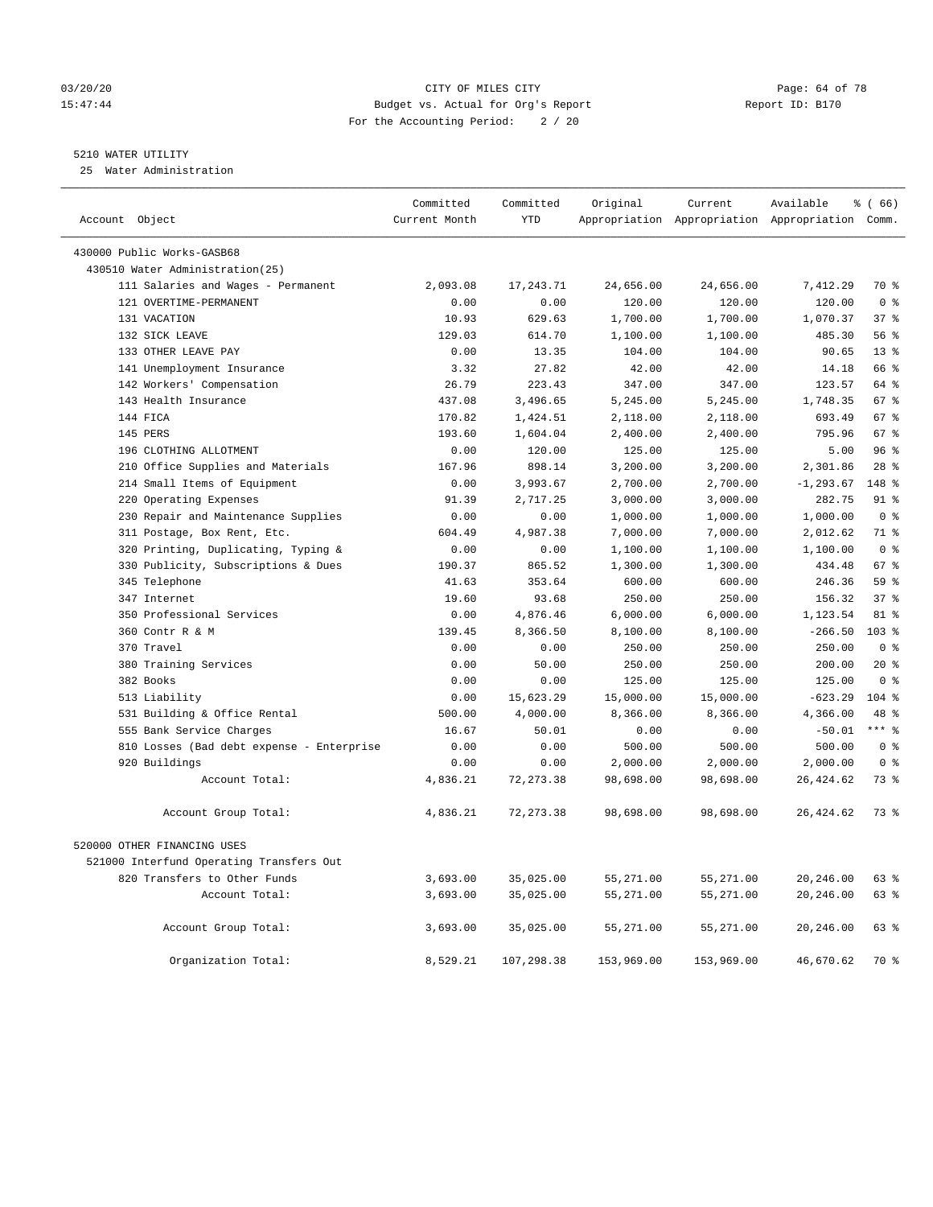CITY OF MILES CITY
Budget vs. Actual for Org's Report
For the Accounting Period: 2 / 20

03/20/20
15:47:44

Report ID: B170

## 5210 WATER UTILITY

25 Water Administration

| Account Object | Committed Current Month | Committed YTD | Original Appropriation | Current Appropriation | Available Appropriation | % ( 66) Comm. |
|---|---|---|---|---|---|---|
| 430000 Public Works-GASB68 | | | | | | |
| 430510 Water Administration(25) | | | | | | |
| 111 Salaries and Wages - Permanent | 2,093.08 | 17,243.71 | 24,656.00 | 24,656.00 | 7,412.29 | 70 % |
| 121 OVERTIME-PERMANENT | 0.00 | 0.00 | 120.00 | 120.00 | 120.00 | 0 % |
| 131 VACATION | 10.93 | 629.63 | 1,700.00 | 1,700.00 | 1,070.37 | 37 % |
| 132 SICK LEAVE | 129.03 | 614.70 | 1,100.00 | 1,100.00 | 485.30 | 56 % |
| 133 OTHER LEAVE PAY | 0.00 | 13.35 | 104.00 | 104.00 | 90.65 | 13 % |
| 141 Unemployment Insurance | 3.32 | 27.82 | 42.00 | 42.00 | 14.18 | 66 % |
| 142 Workers' Compensation | 26.79 | 223.43 | 347.00 | 347.00 | 123.57 | 64 % |
| 143 Health Insurance | 437.08 | 3,496.65 | 5,245.00 | 5,245.00 | 1,748.35 | 67 % |
| 144 FICA | 170.82 | 1,424.51 | 2,118.00 | 2,118.00 | 693.49 | 67 % |
| 145 PERS | 193.60 | 1,604.04 | 2,400.00 | 2,400.00 | 795.96 | 67 % |
| 196 CLOTHING ALLOTMENT | 0.00 | 120.00 | 125.00 | 125.00 | 5.00 | 96 % |
| 210 Office Supplies and Materials | 167.96 | 898.14 | 3,200.00 | 3,200.00 | 2,301.86 | 28 % |
| 214 Small Items of Equipment | 0.00 | 3,993.67 | 2,700.00 | 2,700.00 | -1,293.67 | 148 % |
| 220 Operating Expenses | 91.39 | 2,717.25 | 3,000.00 | 3,000.00 | 282.75 | 91 % |
| 230 Repair and Maintenance Supplies | 0.00 | 0.00 | 1,000.00 | 1,000.00 | 1,000.00 | 0 % |
| 311 Postage, Box Rent, Etc. | 604.49 | 4,987.38 | 7,000.00 | 7,000.00 | 2,012.62 | 71 % |
| 320 Printing, Duplicating, Typing & | 0.00 | 0.00 | 1,100.00 | 1,100.00 | 1,100.00 | 0 % |
| 330 Publicity, Subscriptions & Dues | 190.37 | 865.52 | 1,300.00 | 1,300.00 | 434.48 | 67 % |
| 345 Telephone | 41.63 | 353.64 | 600.00 | 600.00 | 246.36 | 59 % |
| 347 Internet | 19.60 | 93.68 | 250.00 | 250.00 | 156.32 | 37 % |
| 350 Professional Services | 0.00 | 4,876.46 | 6,000.00 | 6,000.00 | 1,123.54 | 81 % |
| 360 Contr R & M | 139.45 | 8,366.50 | 8,100.00 | 8,100.00 | -266.50 | 103 % |
| 370 Travel | 0.00 | 0.00 | 250.00 | 250.00 | 250.00 | 0 % |
| 380 Training Services | 0.00 | 50.00 | 250.00 | 250.00 | 200.00 | 20 % |
| 382 Books | 0.00 | 0.00 | 125.00 | 125.00 | 125.00 | 0 % |
| 513 Liability | 0.00 | 15,623.29 | 15,000.00 | 15,000.00 | -623.29 | 104 % |
| 531 Building & Office Rental | 500.00 | 4,000.00 | 8,366.00 | 8,366.00 | 4,366.00 | 48 % |
| 555 Bank Service Charges | 16.67 | 50.01 | 0.00 | 0.00 | -50.01 | *** % |
| 810 Losses (Bad debt expense - Enterprise | 0.00 | 0.00 | 500.00 | 500.00 | 500.00 | 0 % |
| 920 Buildings | 0.00 | 0.00 | 2,000.00 | 2,000.00 | 2,000.00 | 0 % |
| Account Total: | 4,836.21 | 72,273.38 | 98,698.00 | 98,698.00 | 26,424.62 | 73 % |
| Account Group Total: | 4,836.21 | 72,273.38 | 98,698.00 | 98,698.00 | 26,424.62 | 73 % |
| 520000 OTHER FINANCING USES | | | | | | |
| 521000 Interfund Operating Transfers Out | | | | | | |
| 820 Transfers to Other Funds | 3,693.00 | 35,025.00 | 55,271.00 | 55,271.00 | 20,246.00 | 63 % |
| Account Total: | 3,693.00 | 35,025.00 | 55,271.00 | 55,271.00 | 20,246.00 | 63 % |
| Account Group Total: | 3,693.00 | 35,025.00 | 55,271.00 | 55,271.00 | 20,246.00 | 63 % |
| Organization Total: | 8,529.21 | 107,298.38 | 153,969.00 | 153,969.00 | 46,670.62 | 70 % |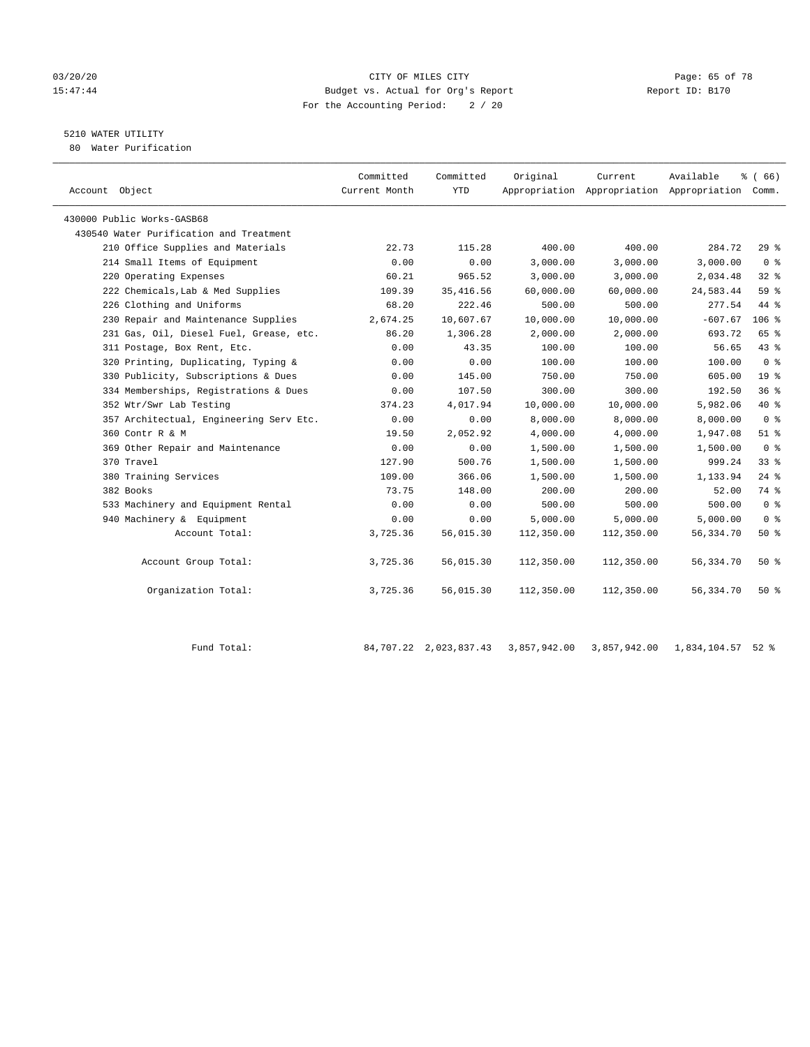CITY OF MILES CITY
Budget vs. Actual for Org's Report
For the Accounting Period: 2 / 20

03/20/20
15:47:44

Report ID: B170

## 5210 WATER UTILITY

80 Water Purification

| Account Object | Committed Current Month | Committed YTD | Original Appropriation | Current Appropriation | Available Appropriation | % ( 66) Comm. |
|---|---|---|---|---|---|---|
| 430000 Public Works-GASB68 | | | | | | |
| 430540 Water Purification and Treatment | | | | | | |
| 210 Office Supplies and Materials | 22.73 | 115.28 | 400.00 | 400.00 | 284.72 | 29 % |
| 214 Small Items of Equipment | 0.00 | 0.00 | 3,000.00 | 3,000.00 | 3,000.00 | 0 % |
| 220 Operating Expenses | 60.21 | 965.52 | 3,000.00 | 3,000.00 | 2,034.48 | 32 % |
| 222 Chemicals,Lab & Med Supplies | 109.39 | 35,416.56 | 60,000.00 | 60,000.00 | 24,583.44 | 59 % |
| 226 Clothing and Uniforms | 68.20 | 222.46 | 500.00 | 500.00 | 277.54 | 44 % |
| 230 Repair and Maintenance Supplies | 2,674.25 | 10,607.67 | 10,000.00 | 10,000.00 | -607.67 | 106 % |
| 231 Gas, Oil, Diesel Fuel, Grease, etc. | 86.20 | 1,306.28 | 2,000.00 | 2,000.00 | 693.72 | 65 % |
| 311 Postage, Box Rent, Etc. | 0.00 | 43.35 | 100.00 | 100.00 | 56.65 | 43 % |
| 320 Printing, Duplicating, Typing & | 0.00 | 0.00 | 100.00 | 100.00 | 100.00 | 0 % |
| 330 Publicity, Subscriptions & Dues | 0.00 | 145.00 | 750.00 | 750.00 | 605.00 | 19 % |
| 334 Memberships, Registrations & Dues | 0.00 | 107.50 | 300.00 | 300.00 | 192.50 | 36 % |
| 352 Wtr/Swr Lab Testing | 374.23 | 4,017.94 | 10,000.00 | 10,000.00 | 5,982.06 | 40 % |
| 357 Architectual, Engineering Serv Etc. | 0.00 | 0.00 | 8,000.00 | 8,000.00 | 8,000.00 | 0 % |
| 360 Contr R & M | 19.50 | 2,052.92 | 4,000.00 | 4,000.00 | 1,947.08 | 51 % |
| 369 Other Repair and Maintenance | 0.00 | 0.00 | 1,500.00 | 1,500.00 | 1,500.00 | 0 % |
| 370 Travel | 127.90 | 500.76 | 1,500.00 | 1,500.00 | 999.24 | 33 % |
| 380 Training Services | 109.00 | 366.06 | 1,500.00 | 1,500.00 | 1,133.94 | 24 % |
| 382 Books | 73.75 | 148.00 | 200.00 | 200.00 | 52.00 | 74 % |
| 533 Machinery and Equipment Rental | 0.00 | 0.00 | 500.00 | 500.00 | 500.00 | 0 % |
| 940 Machinery & Equipment | 0.00 | 0.00 | 5,000.00 | 5,000.00 | 5,000.00 | 0 % |
| Account Total: | 3,725.36 | 56,015.30 | 112,350.00 | 112,350.00 | 56,334.70 | 50 % |
| Account Group Total: | 3,725.36 | 56,015.30 | 112,350.00 | 112,350.00 | 56,334.70 | 50 % |
| Organization Total: | 3,725.36 | 56,015.30 | 112,350.00 | 112,350.00 | 56,334.70 | 50 % |
| Fund Total: | 84,707.22 | 2,023,837.43 | 3,857,942.00 | 3,857,942.00 | 1,834,104.57 | 52 % |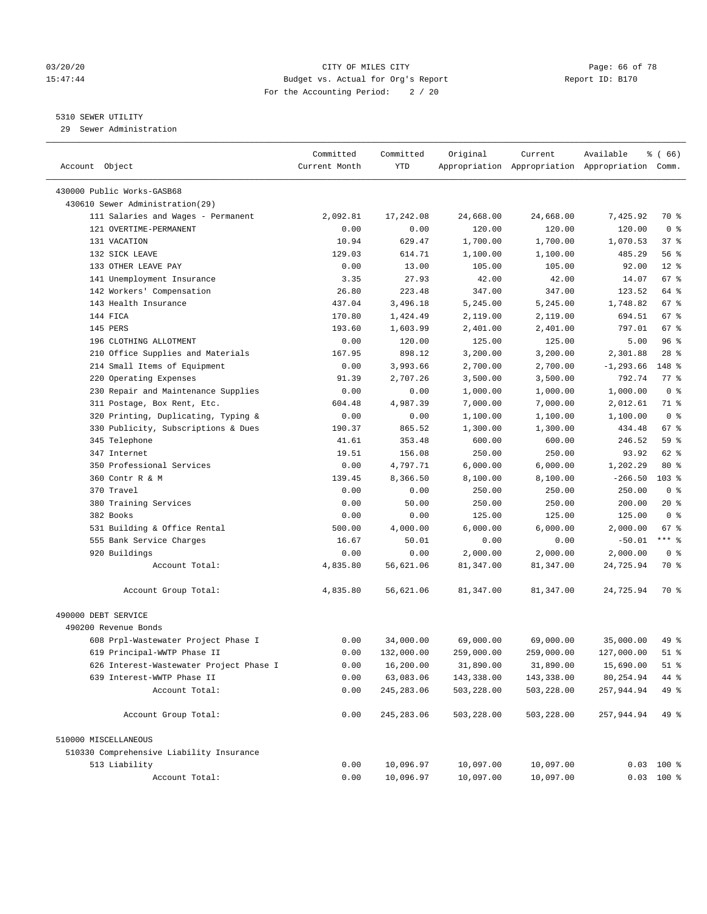03/20/20 CITY OF MILES CITY
15:47:44 Budget vs. Actual for Org's Report Report ID: B170
For the Accounting Period: 2 / 20

5310 SEWER UTILITY
29 Sewer Administration

| Account Object | Committed Current Month | Committed YTD | Original Appropriation | Current Appropriation | Available Appropriation | % ( 66) Comm. |
|---|---|---|---|---|---|---|
| 430000 Public Works-GASB68 | | | | | | |
| 430610 Sewer Administration(29) | | | | | | |
| 111 Salaries and Wages - Permanent | 2,092.81 | 17,242.08 | 24,668.00 | 24,668.00 | 7,425.92 | 70 % |
| 121 OVERTIME-PERMANENT | 0.00 | 0.00 | 120.00 | 120.00 | 120.00 | 0 % |
| 131 VACATION | 10.94 | 629.47 | 1,700.00 | 1,700.00 | 1,070.53 | 37 % |
| 132 SICK LEAVE | 129.03 | 614.71 | 1,100.00 | 1,100.00 | 485.29 | 56 % |
| 133 OTHER LEAVE PAY | 0.00 | 13.00 | 105.00 | 105.00 | 92.00 | 12 % |
| 141 Unemployment Insurance | 3.35 | 27.93 | 42.00 | 42.00 | 14.07 | 67 % |
| 142 Workers' Compensation | 26.80 | 223.48 | 347.00 | 347.00 | 123.52 | 64 % |
| 143 Health Insurance | 437.04 | 3,496.18 | 5,245.00 | 5,245.00 | 1,748.82 | 67 % |
| 144 FICA | 170.80 | 1,424.49 | 2,119.00 | 2,119.00 | 694.51 | 67 % |
| 145 PERS | 193.60 | 1,603.99 | 2,401.00 | 2,401.00 | 797.01 | 67 % |
| 196 CLOTHING ALLOTMENT | 0.00 | 120.00 | 125.00 | 125.00 | 5.00 | 96 % |
| 210 Office Supplies and Materials | 167.95 | 898.12 | 3,200.00 | 3,200.00 | 2,301.88 | 28 % |
| 214 Small Items of Equipment | 0.00 | 3,993.66 | 2,700.00 | 2,700.00 | -1,293.66 | 148 % |
| 220 Operating Expenses | 91.39 | 2,707.26 | 3,500.00 | 3,500.00 | 792.74 | 77 % |
| 230 Repair and Maintenance Supplies | 0.00 | 0.00 | 1,000.00 | 1,000.00 | 1,000.00 | 0 % |
| 311 Postage, Box Rent, Etc. | 604.48 | 4,987.39 | 7,000.00 | 7,000.00 | 2,012.61 | 71 % |
| 320 Printing, Duplicating, Typing & | 0.00 | 0.00 | 1,100.00 | 1,100.00 | 1,100.00 | 0 % |
| 330 Publicity, Subscriptions & Dues | 190.37 | 865.52 | 1,300.00 | 1,300.00 | 434.48 | 67 % |
| 345 Telephone | 41.61 | 353.48 | 600.00 | 600.00 | 246.52 | 59 % |
| 347 Internet | 19.51 | 156.08 | 250.00 | 250.00 | 93.92 | 62 % |
| 350 Professional Services | 0.00 | 4,797.71 | 6,000.00 | 6,000.00 | 1,202.29 | 80 % |
| 360 Contr R & M | 139.45 | 8,366.50 | 8,100.00 | 8,100.00 | -266.50 | 103 % |
| 370 Travel | 0.00 | 0.00 | 250.00 | 250.00 | 250.00 | 0 % |
| 380 Training Services | 0.00 | 50.00 | 250.00 | 250.00 | 200.00 | 20 % |
| 382 Books | 0.00 | 0.00 | 125.00 | 125.00 | 125.00 | 0 % |
| 531 Building & Office Rental | 500.00 | 4,000.00 | 6,000.00 | 6,000.00 | 2,000.00 | 67 % |
| 555 Bank Service Charges | 16.67 | 50.01 | 0.00 | 0.00 | -50.01 | *** % |
| 920 Buildings | 0.00 | 0.00 | 2,000.00 | 2,000.00 | 2,000.00 | 0 % |
| Account Total: | 4,835.80 | 56,621.06 | 81,347.00 | 81,347.00 | 24,725.94 | 70 % |
| Account Group Total: | 4,835.80 | 56,621.06 | 81,347.00 | 81,347.00 | 24,725.94 | 70 % |
| 490000 DEBT SERVICE | | | | | | |
| 490200 Revenue Bonds | | | | | | |
| 608 Prpl-Wastewater Project Phase I | 0.00 | 34,000.00 | 69,000.00 | 69,000.00 | 35,000.00 | 49 % |
| 619 Principal-WWTP Phase II | 0.00 | 132,000.00 | 259,000.00 | 259,000.00 | 127,000.00 | 51 % |
| 626 Interest-Wastewater Project Phase I | 0.00 | 16,200.00 | 31,890.00 | 31,890.00 | 15,690.00 | 51 % |
| 639 Interest-WWTP Phase II | 0.00 | 63,083.06 | 143,338.00 | 143,338.00 | 80,254.94 | 44 % |
| Account Total: | 0.00 | 245,283.06 | 503,228.00 | 503,228.00 | 257,944.94 | 49 % |
| Account Group Total: | 0.00 | 245,283.06 | 503,228.00 | 503,228.00 | 257,944.94 | 49 % |
| 510000 MISCELLANEOUS | | | | | | |
| 510330 Comprehensive Liability Insurance | | | | | | |
| 513 Liability | 0.00 | 10,096.97 | 10,097.00 | 10,097.00 | 0.03 | 100 % |
| Account Total: | 0.00 | 10,096.97 | 10,097.00 | 10,097.00 | 0.03 | 100 % |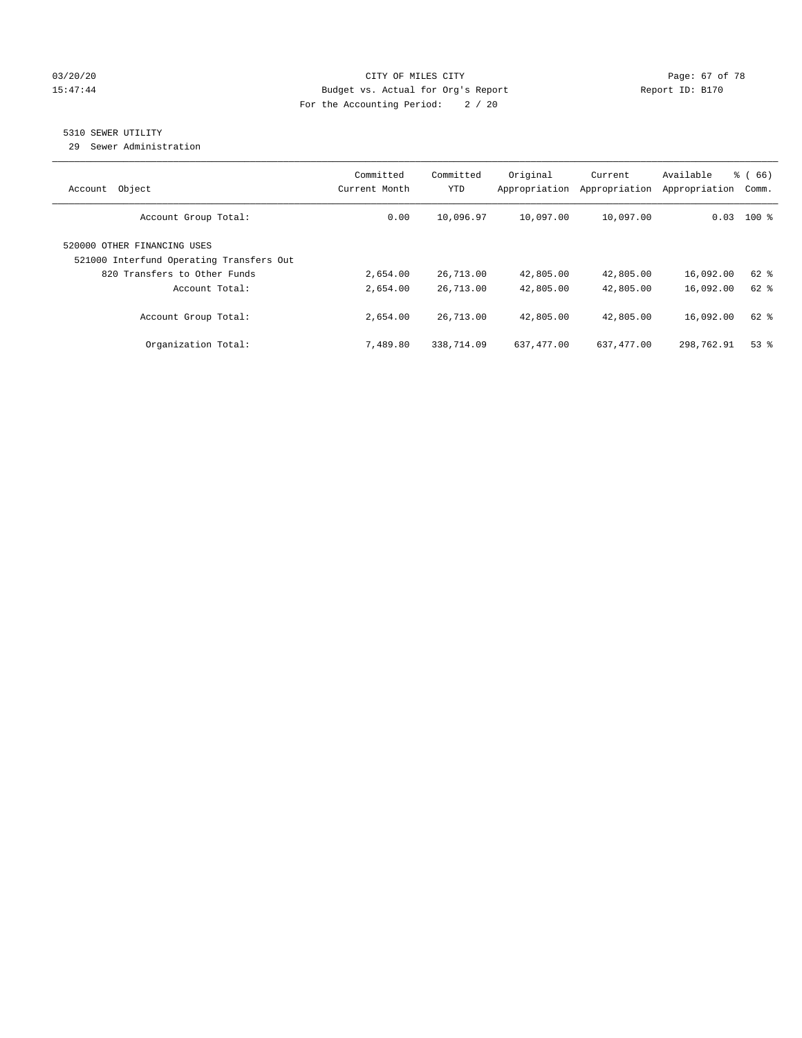CITY OF MILES CITY

Budget vs. Actual for Org's Report

For the Accounting Period: 2 / 20

03/20/20 15:47:44 Report ID: B170

## 5310 SEWER UTILITY

29 Sewer Administration

| Account Object | Committed Current Month | Committed YTD | Original Appropriation | Current Appropriation | Available Appropriation | % ( 66) Comm. |
|---|---|---|---|---|---|---|
| Account Group Total: | 0.00 | 10,096.97 | 10,097.00 | 10,097.00 | 0.03 | 100 % |
| 520000 OTHER FINANCING USES | | | | | | |
| 521000 Interfund Operating Transfers Out | | | | | | |
| 820 Transfers to Other Funds | 2,654.00 | 26,713.00 | 42,805.00 | 42,805.00 | 16,092.00 | 62 % |
| Account Total: | 2,654.00 | 26,713.00 | 42,805.00 | 42,805.00 | 16,092.00 | 62 % |
| Account Group Total: | 2,654.00 | 26,713.00 | 42,805.00 | 42,805.00 | 16,092.00 | 62 % |
| Organization Total: | 7,489.80 | 338,714.09 | 637,477.00 | 637,477.00 | 298,762.91 | 53 % |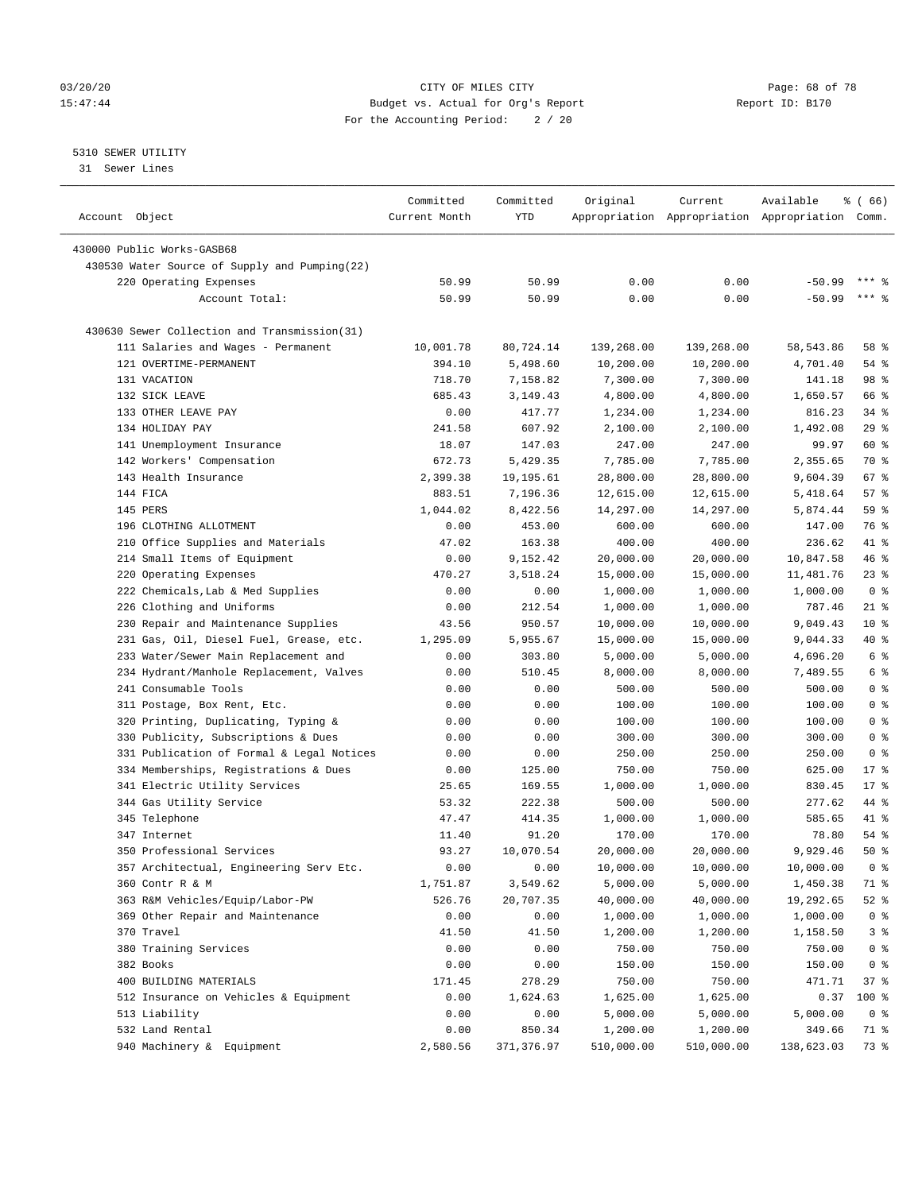CITY OF MILES CITY
Budget vs. Actual for Org's Report
For the Accounting Period: 2 / 20

03/20/20
15:47:44

Report ID: B170

5310 SEWER UTILITY
31 Sewer Lines

| Account Object | Committed Current Month | Committed YTD | Original Appropriation | Current Appropriation | Available Appropriation | % ( 66) Comm. |
|---|---|---|---|---|---|---|
| 430000 Public Works-GASB68 | | | | | | |
| 430530 Water Source of Supply and Pumping(22) | | | | | | |
| 220 Operating Expenses | 50.99 | 50.99 | 0.00 | 0.00 | -50.99 | *** % |
| Account Total: | 50.99 | 50.99 | 0.00 | 0.00 | -50.99 | *** % |
| 430630 Sewer Collection and Transmission(31) | | | | | | |
| 111 Salaries and Wages - Permanent | 10,001.78 | 80,724.14 | 139,268.00 | 139,268.00 | 58,543.86 | 58 % |
| 121 OVERTIME-PERMANENT | 394.10 | 5,498.60 | 10,200.00 | 10,200.00 | 4,701.40 | 54 % |
| 131 VACATION | 718.70 | 7,158.82 | 7,300.00 | 7,300.00 | 141.18 | 98 % |
| 132 SICK LEAVE | 685.43 | 3,149.43 | 4,800.00 | 4,800.00 | 1,650.57 | 66 % |
| 133 OTHER LEAVE PAY | 0.00 | 417.77 | 1,234.00 | 1,234.00 | 816.23 | 34 % |
| 134 HOLIDAY PAY | 241.58 | 607.92 | 2,100.00 | 2,100.00 | 1,492.08 | 29 % |
| 141 Unemployment Insurance | 18.07 | 147.03 | 247.00 | 247.00 | 99.97 | 60 % |
| 142 Workers' Compensation | 672.73 | 5,429.35 | 7,785.00 | 7,785.00 | 2,355.65 | 70 % |
| 143 Health Insurance | 2,399.38 | 19,195.61 | 28,800.00 | 28,800.00 | 9,604.39 | 67 % |
| 144 FICA | 883.51 | 7,196.36 | 12,615.00 | 12,615.00 | 5,418.64 | 57 % |
| 145 PERS | 1,044.02 | 8,422.56 | 14,297.00 | 14,297.00 | 5,874.44 | 59 % |
| 196 CLOTHING ALLOTMENT | 0.00 | 453.00 | 600.00 | 600.00 | 147.00 | 76 % |
| 210 Office Supplies and Materials | 47.02 | 163.38 | 400.00 | 400.00 | 236.62 | 41 % |
| 214 Small Items of Equipment | 0.00 | 9,152.42 | 20,000.00 | 20,000.00 | 10,847.58 | 46 % |
| 220 Operating Expenses | 470.27 | 3,518.24 | 15,000.00 | 15,000.00 | 11,481.76 | 23 % |
| 222 Chemicals,Lab & Med Supplies | 0.00 | 0.00 | 1,000.00 | 1,000.00 | 1,000.00 | 0 % |
| 226 Clothing and Uniforms | 0.00 | 212.54 | 1,000.00 | 1,000.00 | 787.46 | 21 % |
| 230 Repair and Maintenance Supplies | 43.56 | 950.57 | 10,000.00 | 10,000.00 | 9,049.43 | 10 % |
| 231 Gas, Oil, Diesel Fuel, Grease, etc. | 1,295.09 | 5,955.67 | 15,000.00 | 15,000.00 | 9,044.33 | 40 % |
| 233 Water/Sewer Main Replacement and | 0.00 | 303.80 | 5,000.00 | 5,000.00 | 4,696.20 | 6 % |
| 234 Hydrant/Manhole Replacement, Valves | 0.00 | 510.45 | 8,000.00 | 8,000.00 | 7,489.55 | 6 % |
| 241 Consumable Tools | 0.00 | 0.00 | 500.00 | 500.00 | 500.00 | 0 % |
| 311 Postage, Box Rent, Etc. | 0.00 | 0.00 | 100.00 | 100.00 | 100.00 | 0 % |
| 320 Printing, Duplicating, Typing & | 0.00 | 0.00 | 100.00 | 100.00 | 100.00 | 0 % |
| 330 Publicity, Subscriptions & Dues | 0.00 | 0.00 | 300.00 | 300.00 | 300.00 | 0 % |
| 331 Publication of Formal & Legal Notices | 0.00 | 0.00 | 250.00 | 250.00 | 250.00 | 0 % |
| 334 Memberships, Registrations & Dues | 0.00 | 125.00 | 750.00 | 750.00 | 625.00 | 17 % |
| 341 Electric Utility Services | 25.65 | 169.55 | 1,000.00 | 1,000.00 | 830.45 | 17 % |
| 344 Gas Utility Service | 53.32 | 222.38 | 500.00 | 500.00 | 277.62 | 44 % |
| 345 Telephone | 47.47 | 414.35 | 1,000.00 | 1,000.00 | 585.65 | 41 % |
| 347 Internet | 11.40 | 91.20 | 170.00 | 170.00 | 78.80 | 54 % |
| 350 Professional Services | 93.27 | 10,070.54 | 20,000.00 | 20,000.00 | 9,929.46 | 50 % |
| 357 Architectual, Engineering Serv Etc. | 0.00 | 0.00 | 10,000.00 | 10,000.00 | 10,000.00 | 0 % |
| 360 Contr R & M | 1,751.87 | 3,549.62 | 5,000.00 | 5,000.00 | 1,450.38 | 71 % |
| 363 R&M Vehicles/Equip/Labor-PW | 526.76 | 20,707.35 | 40,000.00 | 40,000.00 | 19,292.65 | 52 % |
| 369 Other Repair and Maintenance | 0.00 | 0.00 | 1,000.00 | 1,000.00 | 1,000.00 | 0 % |
| 370 Travel | 41.50 | 41.50 | 1,200.00 | 1,200.00 | 1,158.50 | 3 % |
| 380 Training Services | 0.00 | 0.00 | 750.00 | 750.00 | 750.00 | 0 % |
| 382 Books | 0.00 | 0.00 | 150.00 | 150.00 | 150.00 | 0 % |
| 400 BUILDING MATERIALS | 171.45 | 278.29 | 750.00 | 750.00 | 471.71 | 37 % |
| 512 Insurance on Vehicles & Equipment | 0.00 | 1,624.63 | 1,625.00 | 1,625.00 | 0.37 | 100 % |
| 513 Liability | 0.00 | 0.00 | 5,000.00 | 5,000.00 | 5,000.00 | 0 % |
| 532 Land Rental | 0.00 | 850.34 | 1,200.00 | 1,200.00 | 349.66 | 71 % |
| 940 Machinery & Equipment | 2,580.56 | 371,376.97 | 510,000.00 | 510,000.00 | 138,623.03 | 73 % |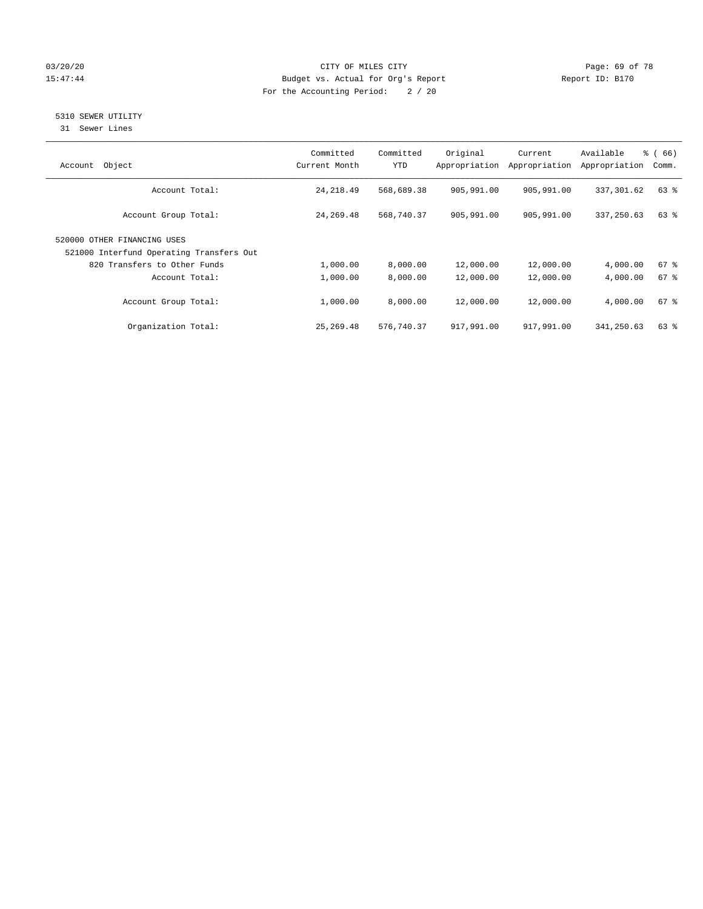CITY OF MILES CITY
Budget vs. Actual for Org's Report
For the Accounting Period: 2 / 20

## 5310 SEWER UTILITY

31 Sewer Lines

| Account Object | Committed Current Month | Committed YTD | Original Appropriation | Current Appropriation | Available Appropriation | % ( 66) Comm. |
|---|---|---|---|---|---|---|
| Account Total: | 24,218.49 | 568,689.38 | 905,991.00 | 905,991.00 | 337,301.62 | 63 % |
| Account Group Total: | 24,269.48 | 568,740.37 | 905,991.00 | 905,991.00 | 337,250.63 | 63 % |
| 520000 OTHER FINANCING USES | | | | | | |
| 521000 Interfund Operating Transfers Out | | | | | | |
| 820 Transfers to Other Funds | 1,000.00 | 8,000.00 | 12,000.00 | 12,000.00 | 4,000.00 | 67 % |
| Account Total: | 1,000.00 | 8,000.00 | 12,000.00 | 12,000.00 | 4,000.00 | 67 % |
| Account Group Total: | 1,000.00 | 8,000.00 | 12,000.00 | 12,000.00 | 4,000.00 | 67 % |
| Organization Total: | 25,269.48 | 576,740.37 | 917,991.00 | 917,991.00 | 341,250.63 | 63 % |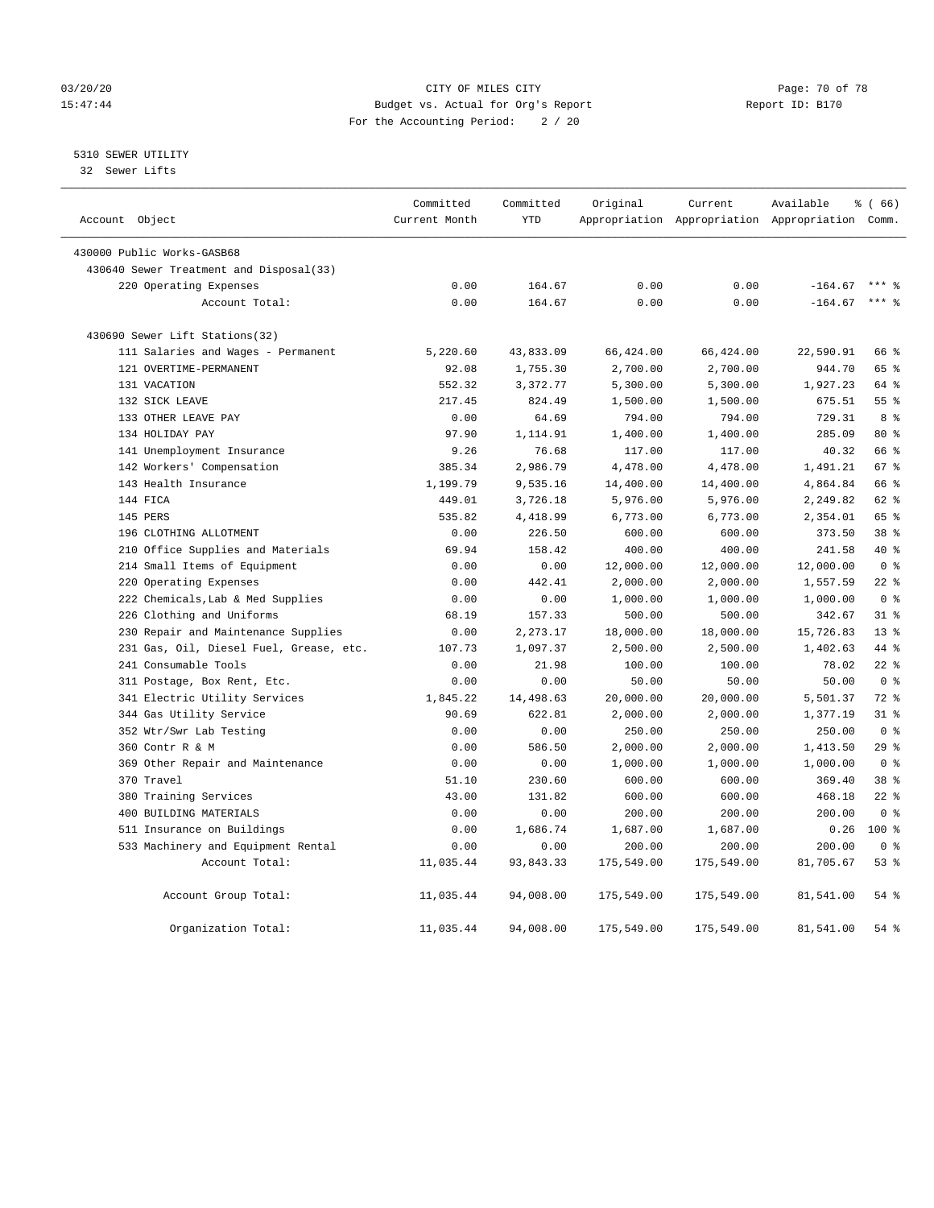CITY OF MILES CITY
Budget vs. Actual for Org's Report
For the Accounting Period: 2 / 20

03/20/20
15:47:44

Report ID: B170

## 5310 SEWER UTILITY

32 Sewer Lifts

| Account Object | Committed Current Month | Committed YTD | Original Appropriation | Current Appropriation | Available Appropriation | % ( 66) Comm. |
|---|---|---|---|---|---|---|
| 430000 Public Works-GASB68 | | | | | | |
| 430640 Sewer Treatment and Disposal(33) | | | | | | |
| 220 Operating Expenses | 0.00 | 164.67 | 0.00 | 0.00 | -164.67 | *** % |
| Account Total: | 0.00 | 164.67 | 0.00 | 0.00 | -164.67 | *** % |
| 430690 Sewer Lift Stations(32) | | | | | | |
| 111 Salaries and Wages - Permanent | 5,220.60 | 43,833.09 | 66,424.00 | 66,424.00 | 22,590.91 | 66 % |
| 121 OVERTIME-PERMANENT | 92.08 | 1,755.30 | 2,700.00 | 2,700.00 | 944.70 | 65 % |
| 131 VACATION | 552.32 | 3,372.77 | 5,300.00 | 5,300.00 | 1,927.23 | 64 % |
| 132 SICK LEAVE | 217.45 | 824.49 | 1,500.00 | 1,500.00 | 675.51 | 55 % |
| 133 OTHER LEAVE PAY | 0.00 | 64.69 | 794.00 | 794.00 | 729.31 | 8 % |
| 134 HOLIDAY PAY | 97.90 | 1,114.91 | 1,400.00 | 1,400.00 | 285.09 | 80 % |
| 141 Unemployment Insurance | 9.26 | 76.68 | 117.00 | 117.00 | 40.32 | 66 % |
| 142 Workers' Compensation | 385.34 | 2,986.79 | 4,478.00 | 4,478.00 | 1,491.21 | 67 % |
| 143 Health Insurance | 1,199.79 | 9,535.16 | 14,400.00 | 14,400.00 | 4,864.84 | 66 % |
| 144 FICA | 449.01 | 3,726.18 | 5,976.00 | 5,976.00 | 2,249.82 | 62 % |
| 145 PERS | 535.82 | 4,418.99 | 6,773.00 | 6,773.00 | 2,354.01 | 65 % |
| 196 CLOTHING ALLOTMENT | 0.00 | 226.50 | 600.00 | 600.00 | 373.50 | 38 % |
| 210 Office Supplies and Materials | 69.94 | 158.42 | 400.00 | 400.00 | 241.58 | 40 % |
| 214 Small Items of Equipment | 0.00 | 0.00 | 12,000.00 | 12,000.00 | 12,000.00 | 0 % |
| 220 Operating Expenses | 0.00 | 442.41 | 2,000.00 | 2,000.00 | 1,557.59 | 22 % |
| 222 Chemicals,Lab & Med Supplies | 0.00 | 0.00 | 1,000.00 | 1,000.00 | 1,000.00 | 0 % |
| 226 Clothing and Uniforms | 68.19 | 157.33 | 500.00 | 500.00 | 342.67 | 31 % |
| 230 Repair and Maintenance Supplies | 0.00 | 2,273.17 | 18,000.00 | 18,000.00 | 15,726.83 | 13 % |
| 231 Gas, Oil, Diesel Fuel, Grease, etc. | 107.73 | 1,097.37 | 2,500.00 | 2,500.00 | 1,402.63 | 44 % |
| 241 Consumable Tools | 0.00 | 21.98 | 100.00 | 100.00 | 78.02 | 22 % |
| 311 Postage, Box Rent, Etc. | 0.00 | 0.00 | 50.00 | 50.00 | 50.00 | 0 % |
| 341 Electric Utility Services | 1,845.22 | 14,498.63 | 20,000.00 | 20,000.00 | 5,501.37 | 72 % |
| 344 Gas Utility Service | 90.69 | 622.81 | 2,000.00 | 2,000.00 | 1,377.19 | 31 % |
| 352 Wtr/Swr Lab Testing | 0.00 | 0.00 | 250.00 | 250.00 | 250.00 | 0 % |
| 360 Contr R & M | 0.00 | 586.50 | 2,000.00 | 2,000.00 | 1,413.50 | 29 % |
| 369 Other Repair and Maintenance | 0.00 | 0.00 | 1,000.00 | 1,000.00 | 1,000.00 | 0 % |
| 370 Travel | 51.10 | 230.60 | 600.00 | 600.00 | 369.40 | 38 % |
| 380 Training Services | 43.00 | 131.82 | 600.00 | 600.00 | 468.18 | 22 % |
| 400 BUILDING MATERIALS | 0.00 | 0.00 | 200.00 | 200.00 | 200.00 | 0 % |
| 511 Insurance on Buildings | 0.00 | 1,686.74 | 1,687.00 | 1,687.00 | 0.26 | 100 % |
| 533 Machinery and Equipment Rental | 0.00 | 0.00 | 200.00 | 200.00 | 200.00 | 0 % |
| Account Total: | 11,035.44 | 93,843.33 | 175,549.00 | 175,549.00 | 81,705.67 | 53 % |
| Account Group Total: | 11,035.44 | 94,008.00 | 175,549.00 | 175,549.00 | 81,541.00 | 54 % |
| Organization Total: | 11,035.44 | 94,008.00 | 175,549.00 | 175,549.00 | 81,541.00 | 54 % |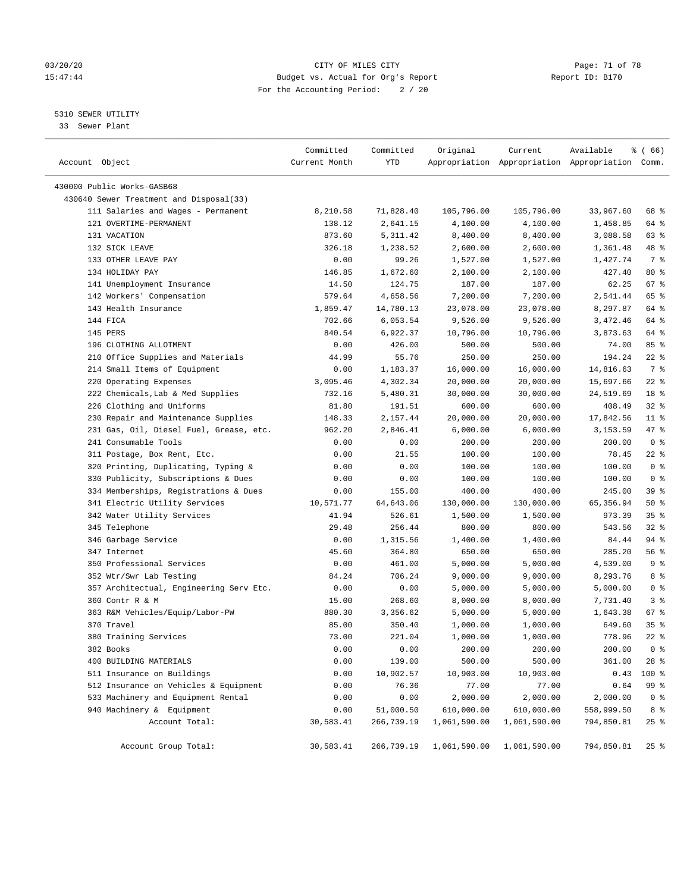CITY OF MILES CITY
Budget vs. Actual for Org's Report
For the Accounting Period: 2 / 20

5310 SEWER UTILITY
33 Sewer Plant

| Account Object | Committed Current Month | Committed YTD | Original Appropriation | Current Appropriation | Available Appropriation | % ( 66) Comm. |
|---|---|---|---|---|---|---|
| 430000 Public Works-GASB68 | | | | | | |
| 430640 Sewer Treatment and Disposal(33) | | | | | | |
| 111 Salaries and Wages - Permanent | 8,210.58 | 71,828.40 | 105,796.00 | 105,796.00 | 33,967.60 | 68 % |
| 121 OVERTIME-PERMANENT | 138.12 | 2,641.15 | 4,100.00 | 4,100.00 | 1,458.85 | 64 % |
| 131 VACATION | 873.60 | 5,311.42 | 8,400.00 | 8,400.00 | 3,088.58 | 63 % |
| 132 SICK LEAVE | 326.18 | 1,238.52 | 2,600.00 | 2,600.00 | 1,361.48 | 48 % |
| 133 OTHER LEAVE PAY | 0.00 | 99.26 | 1,527.00 | 1,527.00 | 1,427.74 | 7 % |
| 134 HOLIDAY PAY | 146.85 | 1,672.60 | 2,100.00 | 2,100.00 | 427.40 | 80 % |
| 141 Unemployment Insurance | 14.50 | 124.75 | 187.00 | 187.00 | 62.25 | 67 % |
| 142 Workers' Compensation | 579.64 | 4,658.56 | 7,200.00 | 7,200.00 | 2,541.44 | 65 % |
| 143 Health Insurance | 1,859.47 | 14,780.13 | 23,078.00 | 23,078.00 | 8,297.87 | 64 % |
| 144 FICA | 702.66 | 6,053.54 | 9,526.00 | 9,526.00 | 3,472.46 | 64 % |
| 145 PERS | 840.54 | 6,922.37 | 10,796.00 | 10,796.00 | 3,873.63 | 64 % |
| 196 CLOTHING ALLOTMENT | 0.00 | 426.00 | 500.00 | 500.00 | 74.00 | 85 % |
| 210 Office Supplies and Materials | 44.99 | 55.76 | 250.00 | 250.00 | 194.24 | 22 % |
| 214 Small Items of Equipment | 0.00 | 1,183.37 | 16,000.00 | 16,000.00 | 14,816.63 | 7 % |
| 220 Operating Expenses | 3,095.46 | 4,302.34 | 20,000.00 | 20,000.00 | 15,697.66 | 22 % |
| 222 Chemicals,Lab & Med Supplies | 732.16 | 5,480.31 | 30,000.00 | 30,000.00 | 24,519.69 | 18 % |
| 226 Clothing and Uniforms | 81.80 | 191.51 | 600.00 | 600.00 | 408.49 | 32 % |
| 230 Repair and Maintenance Supplies | 148.33 | 2,157.44 | 20,000.00 | 20,000.00 | 17,842.56 | 11 % |
| 231 Gas, Oil, Diesel Fuel, Grease, etc. | 962.20 | 2,846.41 | 6,000.00 | 6,000.00 | 3,153.59 | 47 % |
| 241 Consumable Tools | 0.00 | 0.00 | 200.00 | 200.00 | 200.00 | 0 % |
| 311 Postage, Box Rent, Etc. | 0.00 | 21.55 | 100.00 | 100.00 | 78.45 | 22 % |
| 320 Printing, Duplicating, Typing & | 0.00 | 0.00 | 100.00 | 100.00 | 100.00 | 0 % |
| 330 Publicity, Subscriptions & Dues | 0.00 | 0.00 | 100.00 | 100.00 | 100.00 | 0 % |
| 334 Memberships, Registrations & Dues | 0.00 | 155.00 | 400.00 | 400.00 | 245.00 | 39 % |
| 341 Electric Utility Services | 10,571.77 | 64,643.06 | 130,000.00 | 130,000.00 | 65,356.94 | 50 % |
| 342 Water Utility Services | 41.94 | 526.61 | 1,500.00 | 1,500.00 | 973.39 | 35 % |
| 345 Telephone | 29.48 | 256.44 | 800.00 | 800.00 | 543.56 | 32 % |
| 346 Garbage Service | 0.00 | 1,315.56 | 1,400.00 | 1,400.00 | 84.44 | 94 % |
| 347 Internet | 45.60 | 364.80 | 650.00 | 650.00 | 285.20 | 56 % |
| 350 Professional Services | 0.00 | 461.00 | 5,000.00 | 5,000.00 | 4,539.00 | 9 % |
| 352 Wtr/Swr Lab Testing | 84.24 | 706.24 | 9,000.00 | 9,000.00 | 8,293.76 | 8 % |
| 357 Architectual, Engineering Serv Etc. | 0.00 | 0.00 | 5,000.00 | 5,000.00 | 5,000.00 | 0 % |
| 360 Contr R & M | 15.00 | 268.60 | 8,000.00 | 8,000.00 | 7,731.40 | 3 % |
| 363 R&M Vehicles/Equip/Labor-PW | 880.30 | 3,356.62 | 5,000.00 | 5,000.00 | 1,643.38 | 67 % |
| 370 Travel | 85.00 | 350.40 | 1,000.00 | 1,000.00 | 649.60 | 35 % |
| 380 Training Services | 73.00 | 221.04 | 1,000.00 | 1,000.00 | 778.96 | 22 % |
| 382 Books | 0.00 | 0.00 | 200.00 | 200.00 | 200.00 | 0 % |
| 400 BUILDING MATERIALS | 0.00 | 139.00 | 500.00 | 500.00 | 361.00 | 28 % |
| 511 Insurance on Buildings | 0.00 | 10,902.57 | 10,903.00 | 10,903.00 | 0.43 | 100 % |
| 512 Insurance on Vehicles & Equipment | 0.00 | 76.36 | 77.00 | 77.00 | 0.64 | 99 % |
| 533 Machinery and Equipment Rental | 0.00 | 0.00 | 2,000.00 | 2,000.00 | 2,000.00 | 0 % |
| 940 Machinery & Equipment | 0.00 | 51,000.50 | 610,000.00 | 610,000.00 | 558,999.50 | 8 % |
| Account Total: | 30,583.41 | 266,739.19 | 1,061,590.00 | 1,061,590.00 | 794,850.81 | 25 % |
| Account Group Total: | 30,583.41 | 266,739.19 | 1,061,590.00 | 1,061,590.00 | 794,850.81 | 25 % |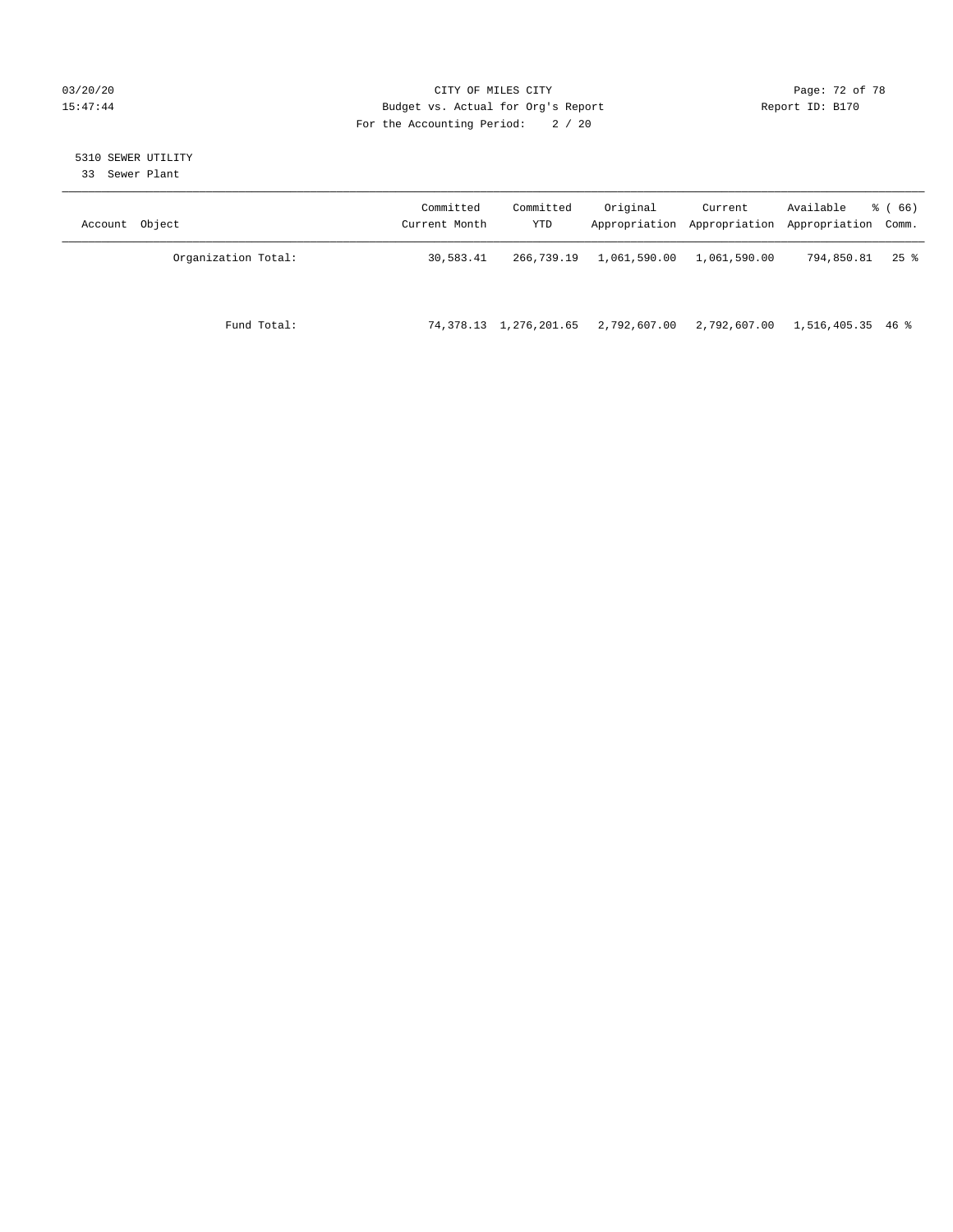5310 SEWER UTILITY
33 Sewer Plant

| Account Object | Committed Current Month | Committed YTD | Original Appropriation | Current Appropriation | Available Appropriation | % ( 66) Comm. |
|---|---|---|---|---|---|---|
| Organization Total: | 30,583.41 | 266,739.19 | 1,061,590.00 | 1,061,590.00 | 794,850.81 | 25 % |
| Fund Total: | 74,378.13 | 1,276,201.65 | 2,792,607.00 | 2,792,607.00 | 1,516,405.35 | 46 % |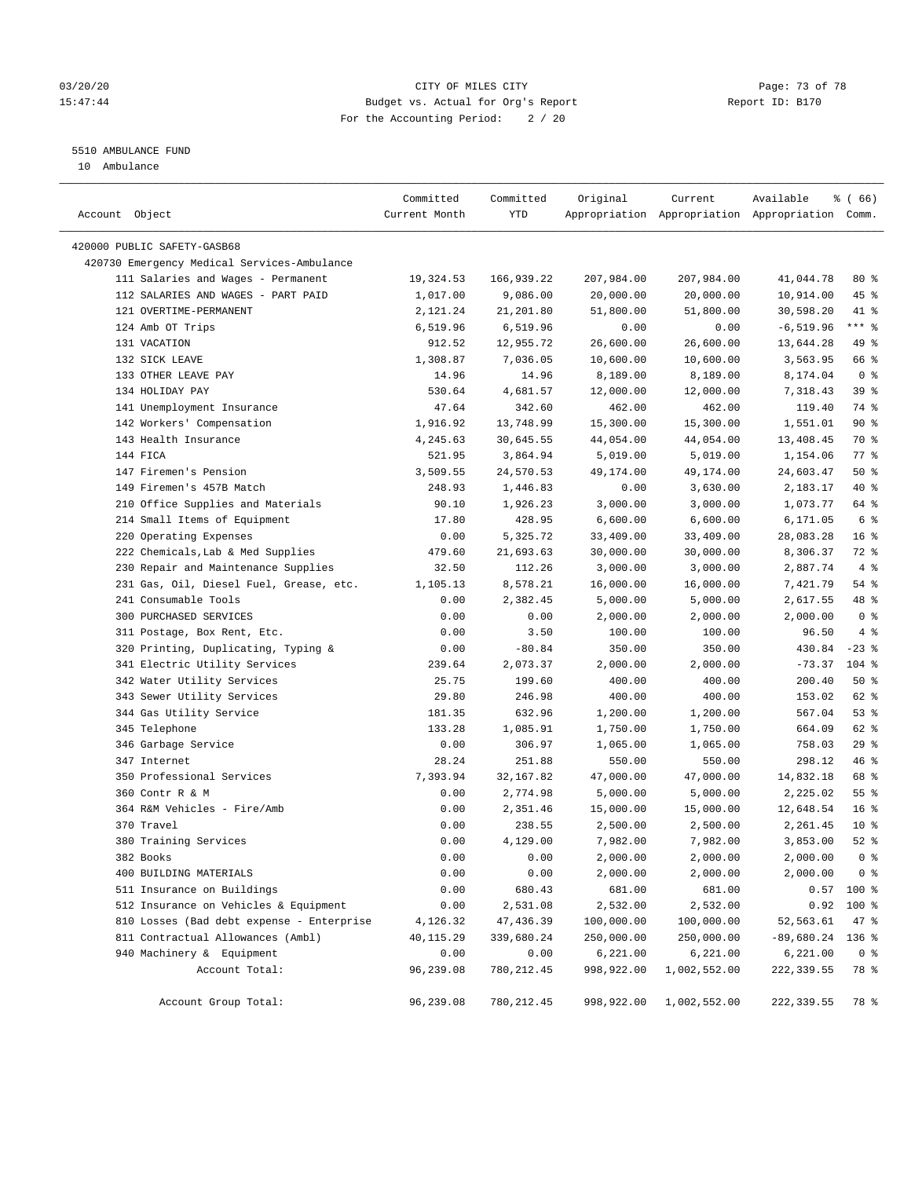03/20/20 CITY OF MILES CITY
15:47:44 Budget vs. Actual for Org's Report Report ID: B170
For the Accounting Period: 2 / 20

5510 AMBULANCE FUND
10 Ambulance

| Account Object | Committed Current Month | Committed YTD | Original Appropriation | Current Appropriation | Available Appropriation | % ( 66) Comm. |
|---|---|---|---|---|---|---|
| 420000 PUBLIC SAFETY-GASB68 | | | | | | |
| 420730 Emergency Medical Services-Ambulance | | | | | | |
| 111 Salaries and Wages - Permanent | 19,324.53 | 166,939.22 | 207,984.00 | 207,984.00 | 41,044.78 | 80 % |
| 112 SALARIES AND WAGES - PART PAID | 1,017.00 | 9,086.00 | 20,000.00 | 20,000.00 | 10,914.00 | 45 % |
| 121 OVERTIME-PERMANENT | 2,121.24 | 21,201.80 | 51,800.00 | 51,800.00 | 30,598.20 | 41 % |
| 124 Amb OT Trips | 6,519.96 | 6,519.96 | 0.00 | 0.00 | -6,519.96 | *** % |
| 131 VACATION | 912.52 | 12,955.72 | 26,600.00 | 26,600.00 | 13,644.28 | 49 % |
| 132 SICK LEAVE | 1,308.87 | 7,036.05 | 10,600.00 | 10,600.00 | 3,563.95 | 66 % |
| 133 OTHER LEAVE PAY | 14.96 | 14.96 | 8,189.00 | 8,189.00 | 8,174.04 | 0 % |
| 134 HOLIDAY PAY | 530.64 | 4,681.57 | 12,000.00 | 12,000.00 | 7,318.43 | 39 % |
| 141 Unemployment Insurance | 47.64 | 342.60 | 462.00 | 462.00 | 119.40 | 74 % |
| 142 Workers' Compensation | 1,916.92 | 13,748.99 | 15,300.00 | 15,300.00 | 1,551.01 | 90 % |
| 143 Health Insurance | 4,245.63 | 30,645.55 | 44,054.00 | 44,054.00 | 13,408.45 | 70 % |
| 144 FICA | 521.95 | 3,864.94 | 5,019.00 | 5,019.00 | 1,154.06 | 77 % |
| 147 Firemen's Pension | 3,509.55 | 24,570.53 | 49,174.00 | 49,174.00 | 24,603.47 | 50 % |
| 149 Firemen's 457B Match | 248.93 | 1,446.83 | 0.00 | 3,630.00 | 2,183.17 | 40 % |
| 210 Office Supplies and Materials | 90.10 | 1,926.23 | 3,000.00 | 3,000.00 | 1,073.77 | 64 % |
| 214 Small Items of Equipment | 17.80 | 428.95 | 6,600.00 | 6,600.00 | 6,171.05 | 6 % |
| 220 Operating Expenses | 0.00 | 5,325.72 | 33,409.00 | 33,409.00 | 28,083.28 | 16 % |
| 222 Chemicals,Lab & Med Supplies | 479.60 | 21,693.63 | 30,000.00 | 30,000.00 | 8,306.37 | 72 % |
| 230 Repair and Maintenance Supplies | 32.50 | 112.26 | 3,000.00 | 3,000.00 | 2,887.74 | 4 % |
| 231 Gas, Oil, Diesel Fuel, Grease, etc. | 1,105.13 | 8,578.21 | 16,000.00 | 16,000.00 | 7,421.79 | 54 % |
| 241 Consumable Tools | 0.00 | 2,382.45 | 5,000.00 | 5,000.00 | 2,617.55 | 48 % |
| 300 PURCHASED SERVICES | 0.00 | 0.00 | 2,000.00 | 2,000.00 | 2,000.00 | 0 % |
| 311 Postage, Box Rent, Etc. | 0.00 | 3.50 | 100.00 | 100.00 | 96.50 | 4 % |
| 320 Printing, Duplicating, Typing & | 0.00 | -80.84 | 350.00 | 350.00 | 430.84 | -23 % |
| 341 Electric Utility Services | 239.64 | 2,073.37 | 2,000.00 | 2,000.00 | -73.37 | 104 % |
| 342 Water Utility Services | 25.75 | 199.60 | 400.00 | 400.00 | 200.40 | 50 % |
| 343 Sewer Utility Services | 29.80 | 246.98 | 400.00 | 400.00 | 153.02 | 62 % |
| 344 Gas Utility Service | 181.35 | 632.96 | 1,200.00 | 1,200.00 | 567.04 | 53 % |
| 345 Telephone | 133.28 | 1,085.91 | 1,750.00 | 1,750.00 | 664.09 | 62 % |
| 346 Garbage Service | 0.00 | 306.97 | 1,065.00 | 1,065.00 | 758.03 | 29 % |
| 347 Internet | 28.24 | 251.88 | 550.00 | 550.00 | 298.12 | 46 % |
| 350 Professional Services | 7,393.94 | 32,167.82 | 47,000.00 | 47,000.00 | 14,832.18 | 68 % |
| 360 Contr R & M | 0.00 | 2,774.98 | 5,000.00 | 5,000.00 | 2,225.02 | 55 % |
| 364 R&M Vehicles - Fire/Amb | 0.00 | 2,351.46 | 15,000.00 | 15,000.00 | 12,648.54 | 16 % |
| 370 Travel | 0.00 | 238.55 | 2,500.00 | 2,500.00 | 2,261.45 | 10 % |
| 380 Training Services | 0.00 | 4,129.00 | 7,982.00 | 7,982.00 | 3,853.00 | 52 % |
| 382 Books | 0.00 | 0.00 | 2,000.00 | 2,000.00 | 2,000.00 | 0 % |
| 400 BUILDING MATERIALS | 0.00 | 0.00 | 2,000.00 | 2,000.00 | 2,000.00 | 0 % |
| 511 Insurance on Buildings | 0.00 | 680.43 | 681.00 | 681.00 | 0.57 | 100 % |
| 512 Insurance on Vehicles & Equipment | 0.00 | 2,531.08 | 2,532.00 | 2,532.00 | 0.92 | 100 % |
| 810 Losses (Bad debt expense - Enterprise | 4,126.32 | 47,436.39 | 100,000.00 | 100,000.00 | 52,563.61 | 47 % |
| 811 Contractual Allowances (Ambl) | 40,115.29 | 339,680.24 | 250,000.00 | 250,000.00 | -89,680.24 | 136 % |
| 940 Machinery & Equipment | 0.00 | 0.00 | 6,221.00 | 6,221.00 | 6,221.00 | 0 % |
| Account Total: | 96,239.08 | 780,212.45 | 998,922.00 | 1,002,552.00 | 222,339.55 | 78 % |
| Account Group Total: | 96,239.08 | 780,212.45 | 998,922.00 | 1,002,552.00 | 222,339.55 | 78 % |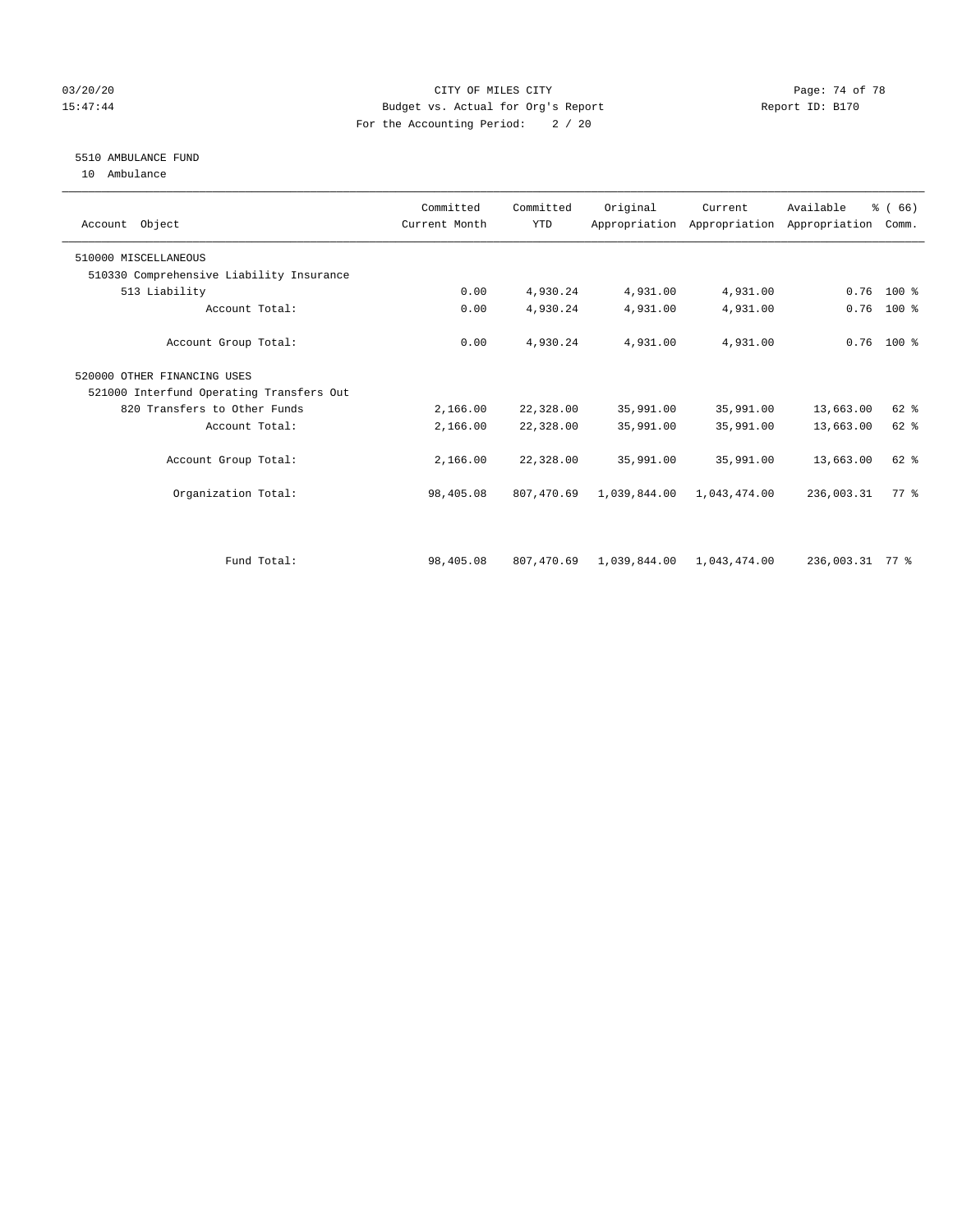CITY OF MILES CITY
Budget vs. Actual for Org's Report
For the Accounting Period: 2 / 20

03/20/20
15:47:44

Report ID: B170

5510 AMBULANCE FUND
10 Ambulance

| Account Object | Committed Current Month | Committed YTD | Original Appropriation | Current Appropriation | Available Appropriation | % ( 66) Comm. |
|---|---|---|---|---|---|---|
| 510000 MISCELLANEOUS | | | | | | |
| 510330 Comprehensive Liability Insurance | | | | | | |
| 513 Liability | 0.00 | 4,930.24 | 4,931.00 | 4,931.00 | 0.76 | 100 % |
| Account Total: | 0.00 | 4,930.24 | 4,931.00 | 4,931.00 | 0.76 | 100 % |
| Account Group Total: | 0.00 | 4,930.24 | 4,931.00 | 4,931.00 | 0.76 | 100 % |
| 520000 OTHER FINANCING USES | | | | | | |
| 521000 Interfund Operating Transfers Out | | | | | | |
| 820 Transfers to Other Funds | 2,166.00 | 22,328.00 | 35,991.00 | 35,991.00 | 13,663.00 | 62 % |
| Account Total: | 2,166.00 | 22,328.00 | 35,991.00 | 35,991.00 | 13,663.00 | 62 % |
| Account Group Total: | 2,166.00 | 22,328.00 | 35,991.00 | 35,991.00 | 13,663.00 | 62 % |
| Organization Total: | 98,405.08 | 807,470.69 | 1,039,844.00 | 1,043,474.00 | 236,003.31 | 77 % |
| Fund Total: | 98,405.08 | 807,470.69 | 1,039,844.00 | 1,043,474.00 | 236,003.31 | 77 % |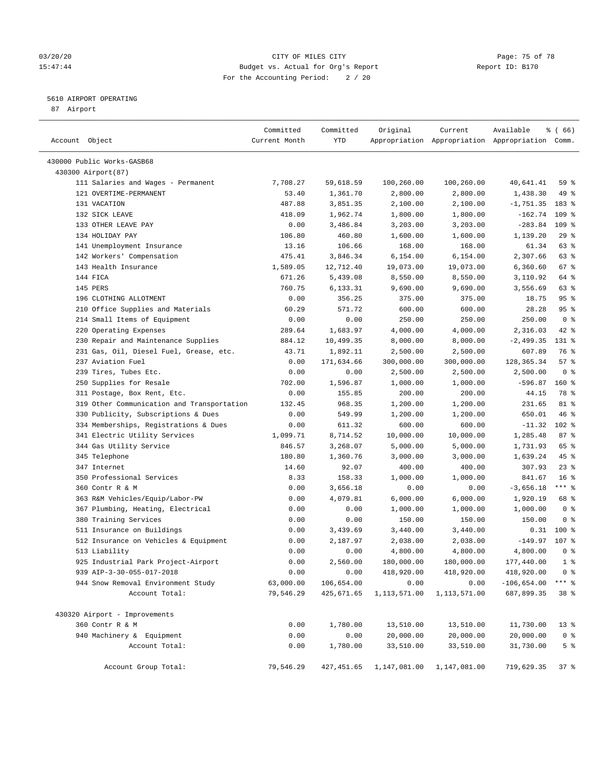CITY OF MILES CITY
Budget vs. Actual for Org's Report
For the Accounting Period: 2 / 20

03/20/20
15:47:44

Report ID: B170

5610 AIRPORT OPERATING
87 Airport

| Account Object | Committed Current Month | Committed YTD | Original Appropriation | Current Appropriation | Available Appropriation | % ( 66) Comm. |
|---|---|---|---|---|---|---|
| 430000 Public Works-GASB68 | | | | | | |
| 430300 Airport(87) | | | | | | |
| 111 Salaries and Wages - Permanent | 7,708.27 | 59,618.59 | 100,260.00 | 100,260.00 | 40,641.41 | 59 % |
| 121 OVERTIME-PERMANENT | 53.40 | 1,361.70 | 2,800.00 | 2,800.00 | 1,438.30 | 49 % |
| 131 VACATION | 487.88 | 3,851.35 | 2,100.00 | 2,100.00 | -1,751.35 | 183 % |
| 132 SICK LEAVE | 418.09 | 1,962.74 | 1,800.00 | 1,800.00 | -162.74 | 109 % |
| 133 OTHER LEAVE PAY | 0.00 | 3,486.84 | 3,203.00 | 3,203.00 | -283.84 | 109 % |
| 134 HOLIDAY PAY | 106.80 | 460.80 | 1,600.00 | 1,600.00 | 1,139.20 | 29 % |
| 141 Unemployment Insurance | 13.16 | 106.66 | 168.00 | 168.00 | 61.34 | 63 % |
| 142 Workers' Compensation | 475.41 | 3,846.34 | 6,154.00 | 6,154.00 | 2,307.66 | 63 % |
| 143 Health Insurance | 1,589.05 | 12,712.40 | 19,073.00 | 19,073.00 | 6,360.60 | 67 % |
| 144 FICA | 671.26 | 5,439.08 | 8,550.00 | 8,550.00 | 3,110.92 | 64 % |
| 145 PERS | 760.75 | 6,133.31 | 9,690.00 | 9,690.00 | 3,556.69 | 63 % |
| 196 CLOTHING ALLOTMENT | 0.00 | 356.25 | 375.00 | 375.00 | 18.75 | 95 % |
| 210 Office Supplies and Materials | 60.29 | 571.72 | 600.00 | 600.00 | 28.28 | 95 % |
| 214 Small Items of Equipment | 0.00 | 0.00 | 250.00 | 250.00 | 250.00 | 0 % |
| 220 Operating Expenses | 289.64 | 1,683.97 | 4,000.00 | 4,000.00 | 2,316.03 | 42 % |
| 230 Repair and Maintenance Supplies | 884.12 | 10,499.35 | 8,000.00 | 8,000.00 | -2,499.35 | 131 % |
| 231 Gas, Oil, Diesel Fuel, Grease, etc. | 43.71 | 1,892.11 | 2,500.00 | 2,500.00 | 607.89 | 76 % |
| 237 Aviation Fuel | 0.00 | 171,634.66 | 300,000.00 | 300,000.00 | 128,365.34 | 57 % |
| 239 Tires, Tubes Etc. | 0.00 | 0.00 | 2,500.00 | 2,500.00 | 2,500.00 | 0 % |
| 250 Supplies for Resale | 702.00 | 1,596.87 | 1,000.00 | 1,000.00 | -596.87 | 160 % |
| 311 Postage, Box Rent, Etc. | 0.00 | 155.85 | 200.00 | 200.00 | 44.15 | 78 % |
| 319 Other Communication and Transportation | 132.45 | 968.35 | 1,200.00 | 1,200.00 | 231.65 | 81 % |
| 330 Publicity, Subscriptions & Dues | 0.00 | 549.99 | 1,200.00 | 1,200.00 | 650.01 | 46 % |
| 334 Memberships, Registrations & Dues | 0.00 | 611.32 | 600.00 | 600.00 | -11.32 | 102 % |
| 341 Electric Utility Services | 1,099.71 | 8,714.52 | 10,000.00 | 10,000.00 | 1,285.48 | 87 % |
| 344 Gas Utility Service | 846.57 | 3,268.07 | 5,000.00 | 5,000.00 | 1,731.93 | 65 % |
| 345 Telephone | 180.80 | 1,360.76 | 3,000.00 | 3,000.00 | 1,639.24 | 45 % |
| 347 Internet | 14.60 | 92.07 | 400.00 | 400.00 | 307.93 | 23 % |
| 350 Professional Services | 8.33 | 158.33 | 1,000.00 | 1,000.00 | 841.67 | 16 % |
| 360 Contr R & M | 0.00 | 3,656.18 | 0.00 | 0.00 | -3,656.18 | *** % |
| 363 R&M Vehicles/Equip/Labor-PW | 0.00 | 4,079.81 | 6,000.00 | 6,000.00 | 1,920.19 | 68 % |
| 367 Plumbing, Heating, Electrical | 0.00 | 0.00 | 1,000.00 | 1,000.00 | 1,000.00 | 0 % |
| 380 Training Services | 0.00 | 0.00 | 150.00 | 150.00 | 150.00 | 0 % |
| 511 Insurance on Buildings | 0.00 | 3,439.69 | 3,440.00 | 3,440.00 | 0.31 | 100 % |
| 512 Insurance on Vehicles & Equipment | 0.00 | 2,187.97 | 2,038.00 | 2,038.00 | -149.97 | 107 % |
| 513 Liability | 0.00 | 0.00 | 4,800.00 | 4,800.00 | 4,800.00 | 0 % |
| 925 Industrial Park Project-Airport | 0.00 | 2,560.00 | 180,000.00 | 180,000.00 | 177,440.00 | 1 % |
| 939 AIP-3-30-055-017-2018 | 0.00 | 0.00 | 418,920.00 | 418,920.00 | 418,920.00 | 0 % |
| 944 Snow Removal Environment Study | 63,000.00 | 106,654.00 | 0.00 | 0.00 | -106,654.00 | *** % |
| Account Total: | 79,546.29 | 425,671.65 | 1,113,571.00 | 1,113,571.00 | 687,899.35 | 38 % |
| 430320 Airport - Improvements | | | | | | |
| 360 Contr R & M | 0.00 | 1,780.00 | 13,510.00 | 13,510.00 | 11,730.00 | 13 % |
| 940 Machinery & Equipment | 0.00 | 0.00 | 20,000.00 | 20,000.00 | 20,000.00 | 0 % |
| Account Total: | 0.00 | 1,780.00 | 33,510.00 | 33,510.00 | 31,730.00 | 5 % |
| Account Group Total: | 79,546.29 | 427,451.65 | 1,147,081.00 | 1,147,081.00 | 719,629.35 | 37 % |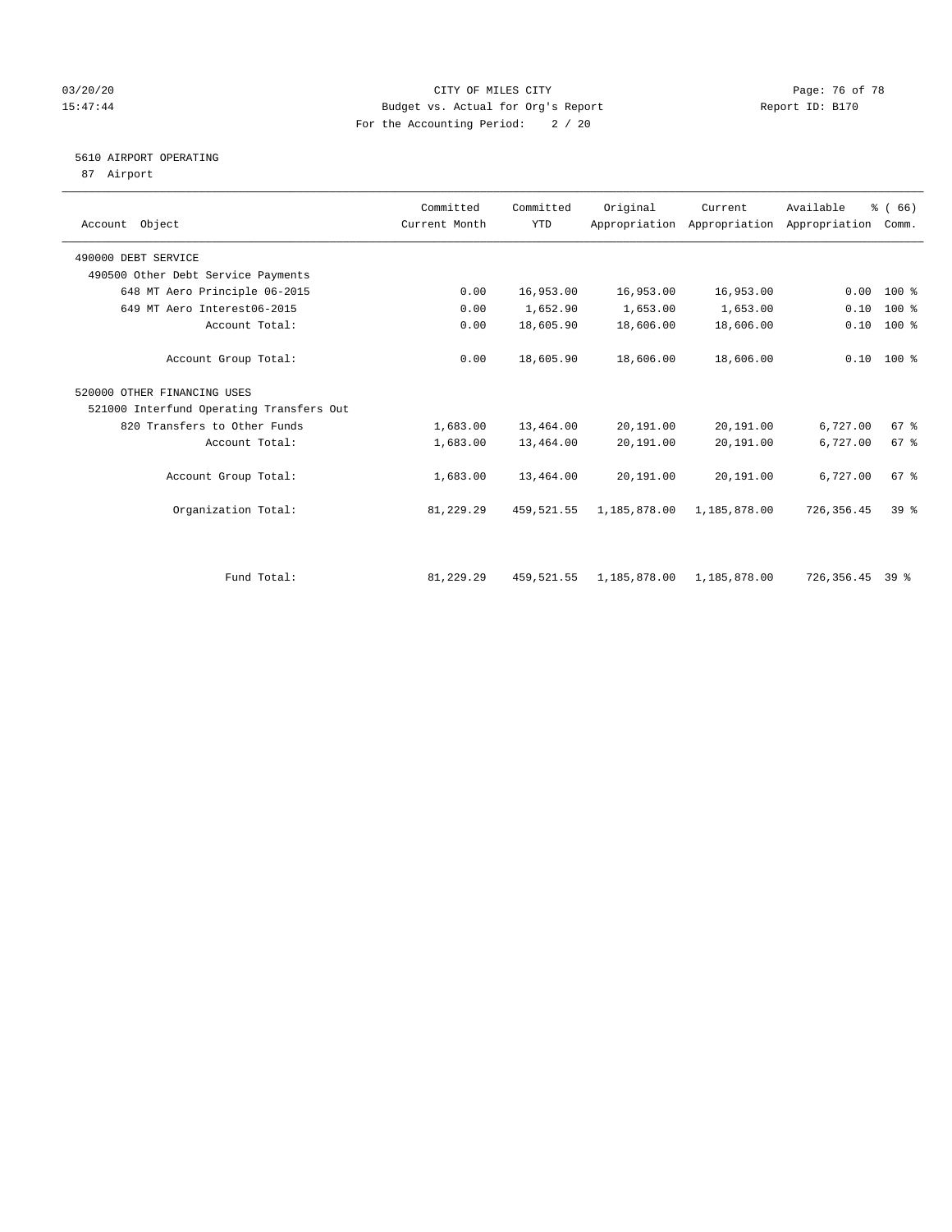CITY OF MILES CITY
Budget vs. Actual for Org's Report
For the Accounting Period: 2 / 20

5610 AIRPORT OPERATING
87 Airport

| Account Object | Committed Current Month | Committed YTD | Original Appropriation | Current Appropriation | Available Appropriation | % ( 66) Comm. |
|---|---|---|---|---|---|---|
| 490000 DEBT SERVICE | | | | | | |
| 490500 Other Debt Service Payments | | | | | | |
| 648 MT Aero Principle 06-2015 | 0.00 | 16,953.00 | 16,953.00 | 16,953.00 | 0.00 | 100 % |
| 649 MT Aero Interest06-2015 | 0.00 | 1,652.90 | 1,653.00 | 1,653.00 | 0.10 | 100 % |
| Account Total: | 0.00 | 18,605.90 | 18,606.00 | 18,606.00 | 0.10 | 100 % |
| Account Group Total: | 0.00 | 18,605.90 | 18,606.00 | 18,606.00 | 0.10 | 100 % |
| 520000 OTHER FINANCING USES | | | | | | |
| 521000 Interfund Operating Transfers Out | | | | | | |
| 820 Transfers to Other Funds | 1,683.00 | 13,464.00 | 20,191.00 | 20,191.00 | 6,727.00 | 67 % |
| Account Total: | 1,683.00 | 13,464.00 | 20,191.00 | 20,191.00 | 6,727.00 | 67 % |
| Account Group Total: | 1,683.00 | 13,464.00 | 20,191.00 | 20,191.00 | 6,727.00 | 67 % |
| Organization Total: | 81,229.29 | 459,521.55 | 1,185,878.00 | 1,185,878.00 | 726,356.45 | 39 % |
| Fund Total: | 81,229.29 | 459,521.55 | 1,185,878.00 | 1,185,878.00 | 726,356.45 | 39 % |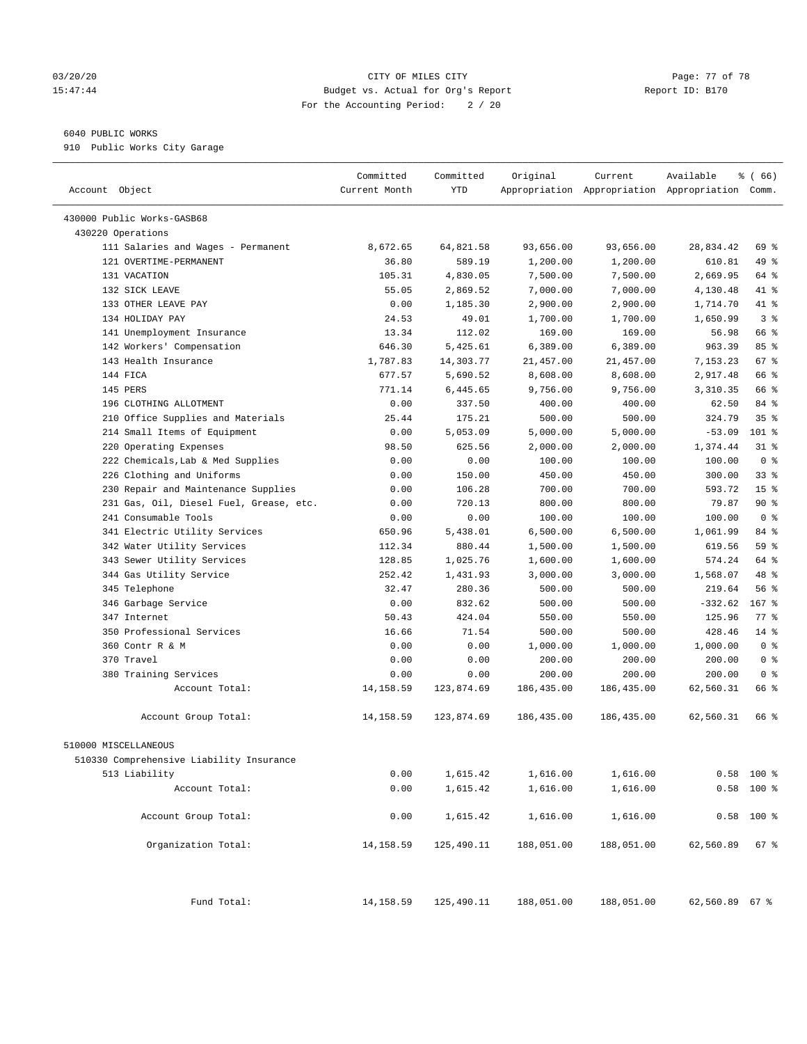CITY OF MILES CITY
Budget vs. Actual for Org's Report
For the Accounting Period: 2 / 20

03/20/20
15:47:44
Report ID: B170

6040 PUBLIC WORKS
910 Public Works City Garage

| Account Object | Committed Current Month | Committed YTD | Original Appropriation | Current Appropriation | Available Appropriation | % ( 66) Comm. |
|---|---|---|---|---|---|---|
| 430000 Public Works-GASB68 | | | | | | |
| 430220 Operations | | | | | | |
| 111 Salaries and Wages - Permanent | 8,672.65 | 64,821.58 | 93,656.00 | 93,656.00 | 28,834.42 | 69 % |
| 121 OVERTIME-PERMANENT | 36.80 | 589.19 | 1,200.00 | 1,200.00 | 610.81 | 49 % |
| 131 VACATION | 105.31 | 4,830.05 | 7,500.00 | 7,500.00 | 2,669.95 | 64 % |
| 132 SICK LEAVE | 55.05 | 2,869.52 | 7,000.00 | 7,000.00 | 4,130.48 | 41 % |
| 133 OTHER LEAVE PAY | 0.00 | 1,185.30 | 2,900.00 | 2,900.00 | 1,714.70 | 41 % |
| 134 HOLIDAY PAY | 24.53 | 49.01 | 1,700.00 | 1,700.00 | 1,650.99 | 3 % |
| 141 Unemployment Insurance | 13.34 | 112.02 | 169.00 | 169.00 | 56.98 | 66 % |
| 142 Workers' Compensation | 646.30 | 5,425.61 | 6,389.00 | 6,389.00 | 963.39 | 85 % |
| 143 Health Insurance | 1,787.83 | 14,303.77 | 21,457.00 | 21,457.00 | 7,153.23 | 67 % |
| 144 FICA | 677.57 | 5,690.52 | 8,608.00 | 8,608.00 | 2,917.48 | 66 % |
| 145 PERS | 771.14 | 6,445.65 | 9,756.00 | 9,756.00 | 3,310.35 | 66 % |
| 196 CLOTHING ALLOTMENT | 0.00 | 337.50 | 400.00 | 400.00 | 62.50 | 84 % |
| 210 Office Supplies and Materials | 25.44 | 175.21 | 500.00 | 500.00 | 324.79 | 35 % |
| 214 Small Items of Equipment | 0.00 | 5,053.09 | 5,000.00 | 5,000.00 | -53.09 | 101 % |
| 220 Operating Expenses | 98.50 | 625.56 | 2,000.00 | 2,000.00 | 1,374.44 | 31 % |
| 222 Chemicals,Lab & Med Supplies | 0.00 | 0.00 | 100.00 | 100.00 | 100.00 | 0 % |
| 226 Clothing and Uniforms | 0.00 | 150.00 | 450.00 | 450.00 | 300.00 | 33 % |
| 230 Repair and Maintenance Supplies | 0.00 | 106.28 | 700.00 | 700.00 | 593.72 | 15 % |
| 231 Gas, Oil, Diesel Fuel, Grease, etc. | 0.00 | 720.13 | 800.00 | 800.00 | 79.87 | 90 % |
| 241 Consumable Tools | 0.00 | 0.00 | 100.00 | 100.00 | 100.00 | 0 % |
| 341 Electric Utility Services | 650.96 | 5,438.01 | 6,500.00 | 6,500.00 | 1,061.99 | 84 % |
| 342 Water Utility Services | 112.34 | 880.44 | 1,500.00 | 1,500.00 | 619.56 | 59 % |
| 343 Sewer Utility Services | 128.85 | 1,025.76 | 1,600.00 | 1,600.00 | 574.24 | 64 % |
| 344 Gas Utility Service | 252.42 | 1,431.93 | 3,000.00 | 3,000.00 | 1,568.07 | 48 % |
| 345 Telephone | 32.47 | 280.36 | 500.00 | 500.00 | 219.64 | 56 % |
| 346 Garbage Service | 0.00 | 832.62 | 500.00 | 500.00 | -332.62 | 167 % |
| 347 Internet | 50.43 | 424.04 | 550.00 | 550.00 | 125.96 | 77 % |
| 350 Professional Services | 16.66 | 71.54 | 500.00 | 500.00 | 428.46 | 14 % |
| 360 Contr R & M | 0.00 | 0.00 | 1,000.00 | 1,000.00 | 1,000.00 | 0 % |
| 370 Travel | 0.00 | 0.00 | 200.00 | 200.00 | 200.00 | 0 % |
| 380 Training Services | 0.00 | 0.00 | 200.00 | 200.00 | 200.00 | 0 % |
| Account Total: | 14,158.59 | 123,874.69 | 186,435.00 | 186,435.00 | 62,560.31 | 66 % |
| Account Group Total: | 14,158.59 | 123,874.69 | 186,435.00 | 186,435.00 | 62,560.31 | 66 % |
| 510000 MISCELLANEOUS | | | | | | |
| 510330 Comprehensive Liability Insurance | | | | | | |
| 513 Liability | 0.00 | 1,615.42 | 1,616.00 | 1,616.00 | 0.58 | 100 % |
| Account Total: | 0.00 | 1,615.42 | 1,616.00 | 1,616.00 | 0.58 | 100 % |
| Account Group Total: | 0.00 | 1,615.42 | 1,616.00 | 1,616.00 | 0.58 | 100 % |
| Organization Total: | 14,158.59 | 125,490.11 | 188,051.00 | 188,051.00 | 62,560.89 | 67 % |
| Fund Total: | 14,158.59 | 125,490.11 | 188,051.00 | 188,051.00 | 62,560.89 | 67 % |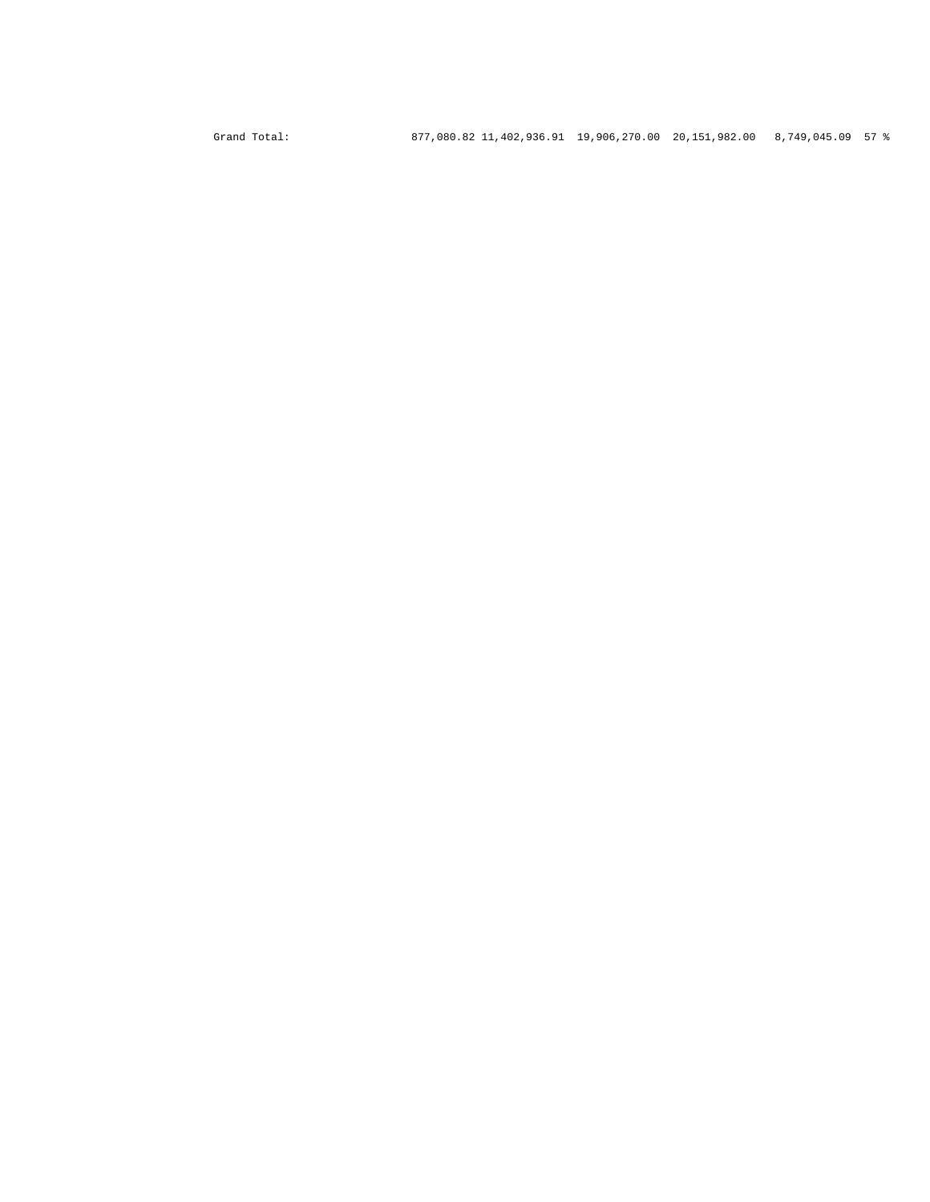| | | | | | | |
|---|---|---|---|---|---|---|
| Grand Total: | 877,080.82 | 11,402,936.91 | 19,906,270.00 | 20,151,982.00 | 8,749,045.09 | 57 % |